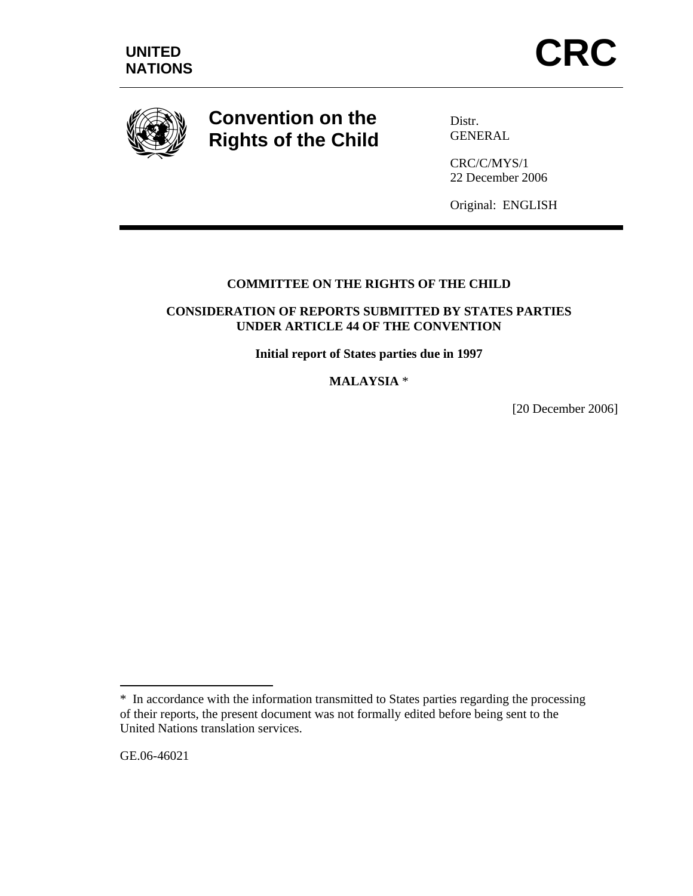UNITED NATIONS

# CRC

## Convention on the Rights of the Child

Distr.
GENERAL

CRC/C/MYS/1
22 December 2006

Original: ENGLISH

**COMMITTEE ON THE RIGHTS OF THE CHILD**

**CONSIDERATION OF REPORTS SUBMITTED BY STATES PARTIES UNDER ARTICLE 44 OF THE CONVENTION**

**Initial report of States parties due in 1997**

**MALAYSIA** *

[20 December 2006]

* In accordance with the information transmitted to States parties regarding the processing of their reports, the present document was not formally edited before being sent to the United Nations translation services.

GE.06-46021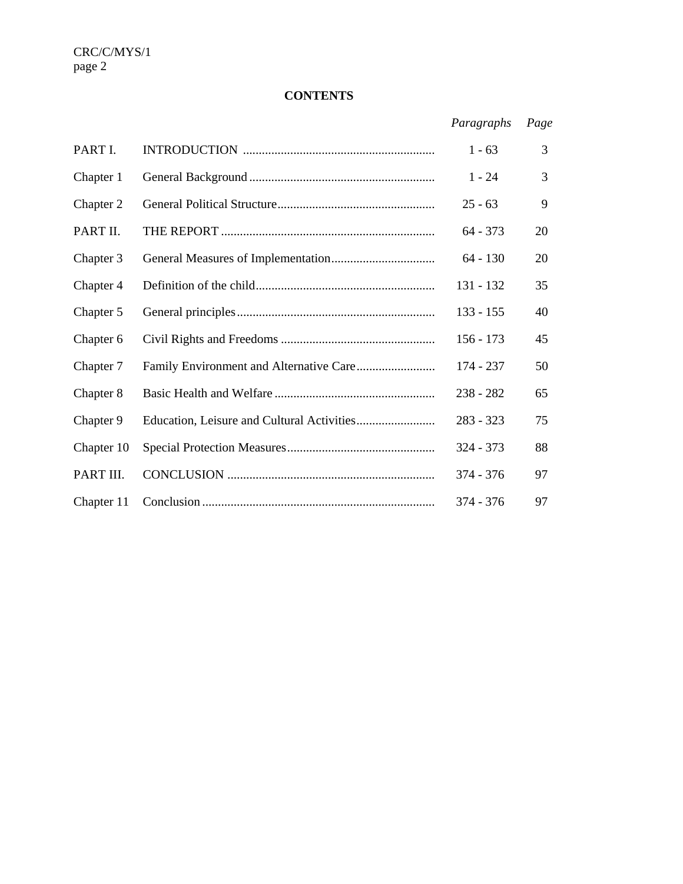**CONTENTS**

| | | *Paragraphs* | *Page* |
|---|---|---|---|
| PART I. | INTRODUCTION | 1 - 63 | 3 |
| Chapter 1 | General Background | 1 - 24 | 3 |
| Chapter 2 | General Political Structure | 25 - 63 | 9 |
| PART II. | THE REPORT | 64 - 373 | 20 |
| Chapter 3 | General Measures of Implementation | 64 - 130 | 20 |
| Chapter 4 | Definition of the child | 131 - 132 | 35 |
| Chapter 5 | General principles | 133 - 155 | 40 |
| Chapter 6 | Civil Rights and Freedoms | 156 - 173 | 45 |
| Chapter 7 | Family Environment and Alternative Care | 174 - 237 | 50 |
| Chapter 8 | Basic Health and Welfare | 238 - 282 | 65 |
| Chapter 9 | Education, Leisure and Cultural Activities | 283 - 323 | 75 |
| Chapter 10 | Special Protection Measures | 324 - 373 | 88 |
| PART III. | CONCLUSION | 374 - 376 | 97 |
| Chapter 11 | Conclusion | 374 - 376 | 97 |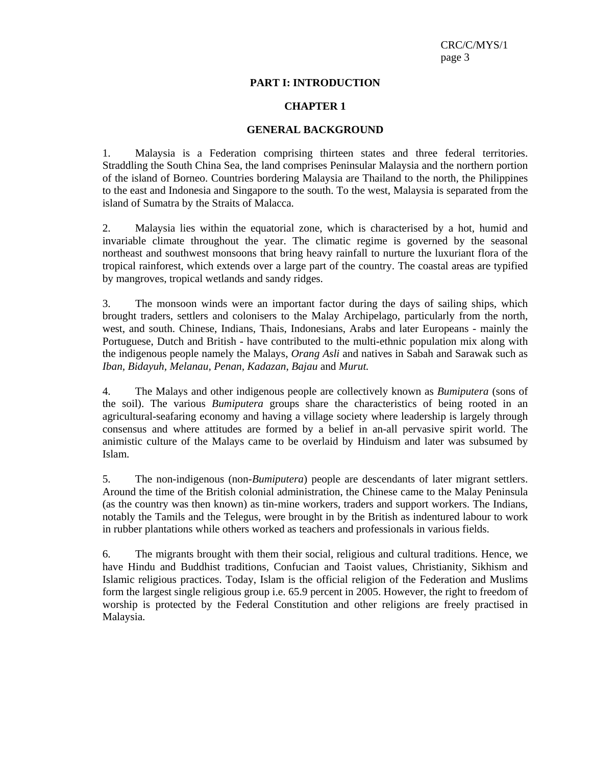# PART I: INTRODUCTION

## CHAPTER 1

## GENERAL BACKGROUND

1. Malaysia is a Federation comprising thirteen states and three federal territories. Straddling the South China Sea, the land comprises Peninsular Malaysia and the northern portion of the island of Borneo. Countries bordering Malaysia are Thailand to the north, the Philippines to the east and Indonesia and Singapore to the south. To the west, Malaysia is separated from the island of Sumatra by the Straits of Malacca.

2. Malaysia lies within the equatorial zone, which is characterised by a hot, humid and invariable climate throughout the year. The climatic regime is governed by the seasonal northeast and southwest monsoons that bring heavy rainfall to nurture the luxuriant flora of the tropical rainforest, which extends over a large part of the country. The coastal areas are typified by mangroves, tropical wetlands and sandy ridges.

3. The monsoon winds were an important factor during the days of sailing ships, which brought traders, settlers and colonisers to the Malay Archipelago, particularly from the north, west, and south. Chinese, Indians, Thais, Indonesians, Arabs and later Europeans - mainly the Portuguese, Dutch and British - have contributed to the multi-ethnic population mix along with the indigenous people namely the Malays, *Orang Asli* and natives in Sabah and Sarawak such as *Iban*, *Bidayuh*, *Melanau*, *Penan*, *Kadazan*, *Bajau* and *Murut.*

4. The Malays and other indigenous people are collectively known as *Bumiputera* (sons of the soil). The various *Bumiputera* groups share the characteristics of being rooted in an agricultural-seafaring economy and having a village society where leadership is largely through consensus and where attitudes are formed by a belief in an-all pervasive spirit world. The animistic culture of the Malays came to be overlaid by Hinduism and later was subsumed by Islam.

5. The non-indigenous (non-*Bumiputera*) people are descendants of later migrant settlers. Around the time of the British colonial administration, the Chinese came to the Malay Peninsula (as the country was then known) as tin-mine workers, traders and support workers. The Indians, notably the Tamils and the Telegus, were brought in by the British as indentured labour to work in rubber plantations while others worked as teachers and professionals in various fields.

6. The migrants brought with them their social, religious and cultural traditions. Hence, we have Hindu and Buddhist traditions, Confucian and Taoist values, Christianity, Sikhism and Islamic religious practices. Today, Islam is the official religion of the Federation and Muslims form the largest single religious group i.e. 65.9 percent in 2005. However, the right to freedom of worship is protected by the Federal Constitution and other religions are freely practised in Malaysia.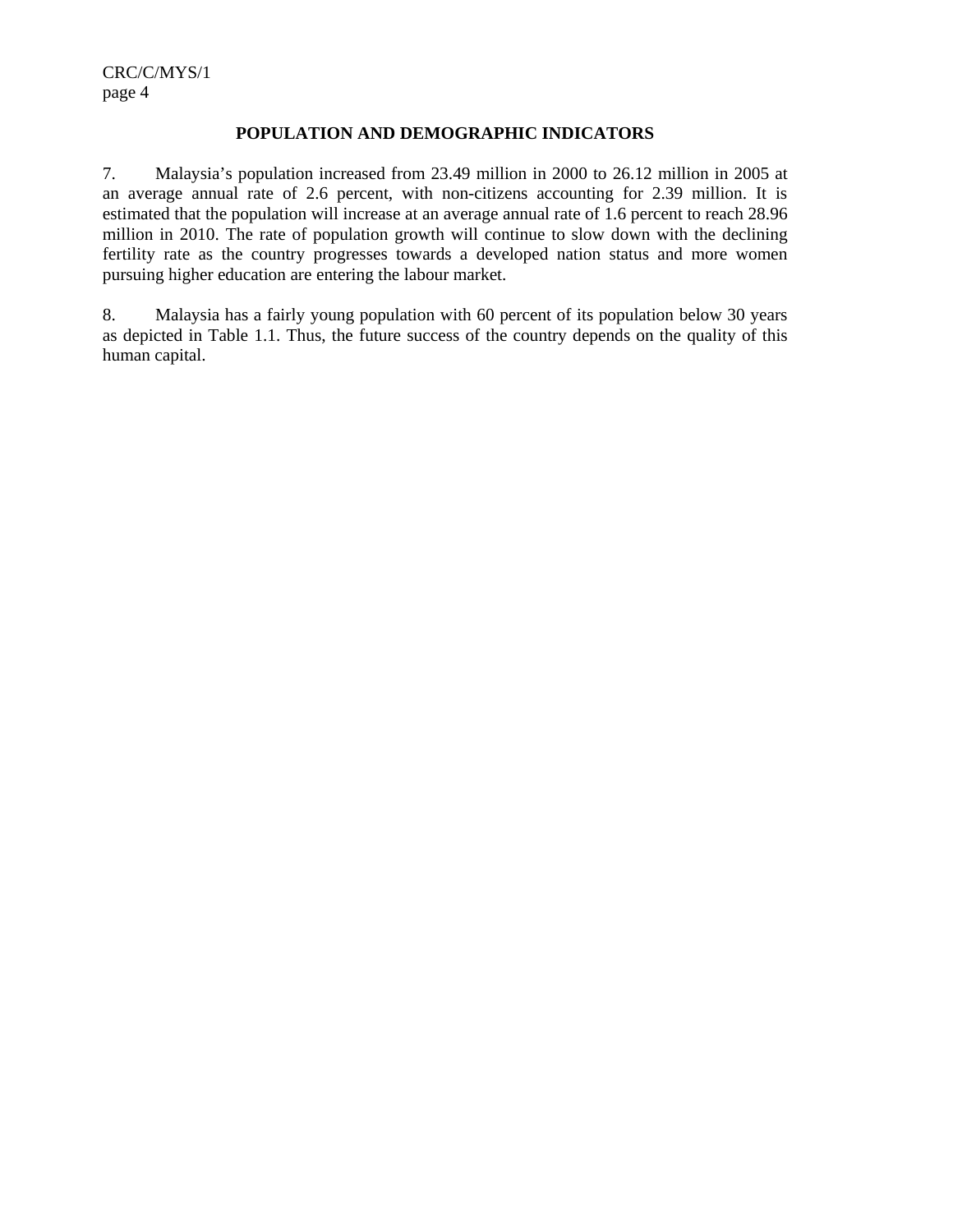## POPULATION AND DEMOGRAPHIC INDICATORS

7. Malaysia's population increased from 23.49 million in 2000 to 26.12 million in 2005 at an average annual rate of 2.6 percent, with non-citizens accounting for 2.39 million. It is estimated that the population will increase at an average annual rate of 1.6 percent to reach 28.96 million in 2010. The rate of population growth will continue to slow down with the declining fertility rate as the country progresses towards a developed nation status and more women pursuing higher education are entering the labour market.

8. Malaysia has a fairly young population with 60 percent of its population below 30 years as depicted in Table 1.1. Thus, the future success of the country depends on the quality of this human capital.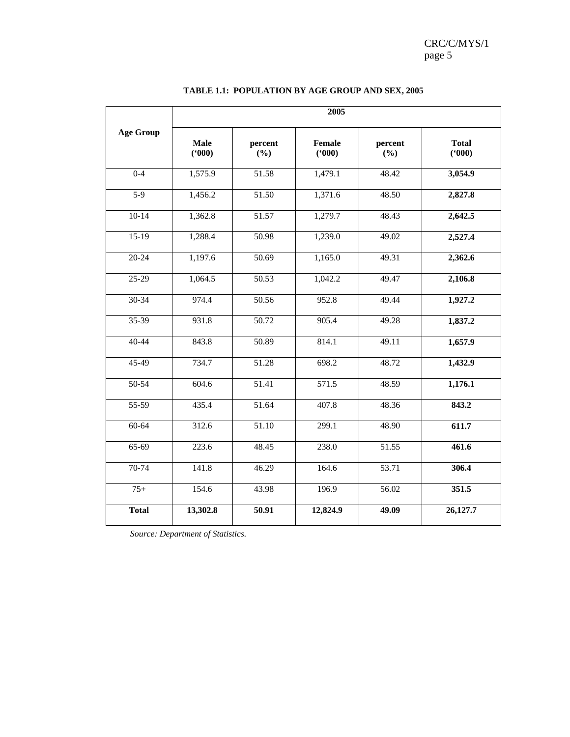**TABLE 1.1: POPULATION BY AGE GROUP AND SEX, 2005**

| Age Group | 2005 | | | | |
|---|---|---|---|---|---|
| | **Male ('000)** | **percent (%)** | **Female ('000)** | **percent (%)** | **Total ('000)** |
| 0-4 | 1,575.9 | 51.58 | 1,479.1 | 48.42 | **3,054.9** |
| 5-9 | 1,456.2 | 51.50 | 1,371.6 | 48.50 | **2,827.8** |
| 10-14 | 1,362.8 | 51.57 | 1,279.7 | 48.43 | **2,642.5** |
| 15-19 | 1,288.4 | 50.98 | 1,239.0 | 49.02 | **2,527.4** |
| 20-24 | 1,197.6 | 50.69 | 1,165.0 | 49.31 | **2,362.6** |
| 25-29 | 1,064.5 | 50.53 | 1,042.2 | 49.47 | **2,106.8** |
| 30-34 | 974.4 | 50.56 | 952.8 | 49.44 | **1,927.2** |
| 35-39 | 931.8 | 50.72 | 905.4 | 49.28 | **1,837.2** |
| 40-44 | 843.8 | 50.89 | 814.1 | 49.11 | **1,657.9** |
| 45-49 | 734.7 | 51.28 | 698.2 | 48.72 | **1,432.9** |
| 50-54 | 604.6 | 51.41 | 571.5 | 48.59 | **1,176.1** |
| 55-59 | 435.4 | 51.64 | 407.8 | 48.36 | **843.2** |
| 60-64 | 312.6 | 51.10 | 299.1 | 48.90 | **611.7** |
| 65-69 | 223.6 | 48.45 | 238.0 | 51.55 | **461.6** |
| 70-74 | 141.8 | 46.29 | 164.6 | 53.71 | **306.4** |
| 75+ | 154.6 | 43.98 | 196.9 | 56.02 | **351.5** |
| **Total** | **13,302.8** | **50.91** | **12,824.9** | **49.09** | **26,127.7** |

*Source: Department of Statistics.*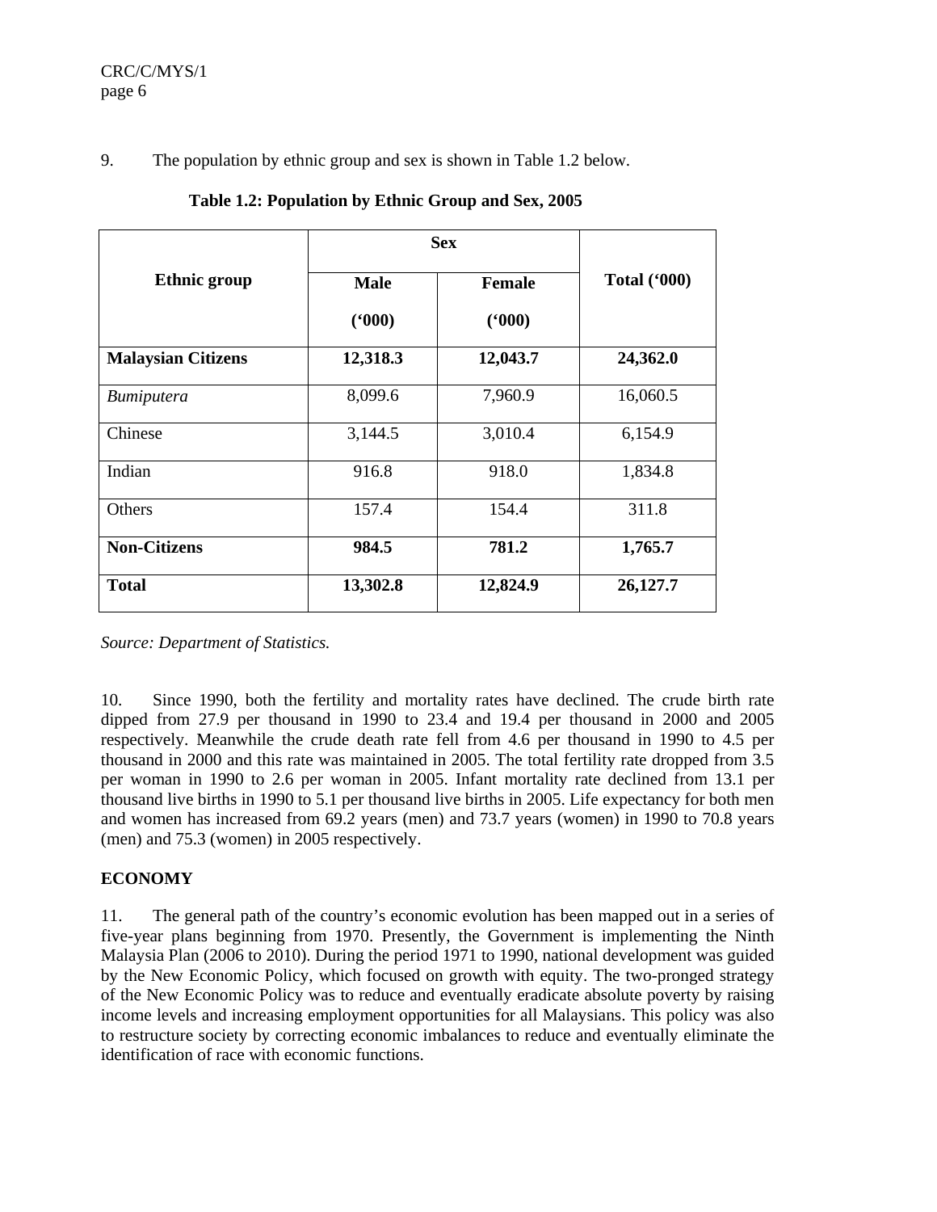9. The population by ethnic group and sex is shown in Table 1.2 below.

**Table 1.2: Population by Ethnic Group and Sex, 2005**

| Ethnic group | Sex | | Total ('000) |
|---|---|---|---|
| | Male ('000) | Female ('000) | |
| **Malaysian Citizens** | **12,318.3** | **12,043.7** | **24,362.0** |
| *Bumiputera* | 8,099.6 | 7,960.9 | 16,060.5 |
| Chinese | 3,144.5 | 3,010.4 | 6,154.9 |
| Indian | 916.8 | 918.0 | 1,834.8 |
| Others | 157.4 | 154.4 | 311.8 |
| **Non-Citizens** | **984.5** | **781.2** | **1,765.7** |
| **Total** | **13,302.8** | **12,824.9** | **26,127.7** |

*Source: Department of Statistics.*

10. Since 1990, both the fertility and mortality rates have declined. The crude birth rate dipped from 27.9 per thousand in 1990 to 23.4 and 19.4 per thousand in 2000 and 2005 respectively. Meanwhile the crude death rate fell from 4.6 per thousand in 1990 to 4.5 per thousand in 2000 and this rate was maintained in 2005. The total fertility rate dropped from 3.5 per woman in 1990 to 2.6 per woman in 2005. Infant mortality rate declined from 13.1 per thousand live births in 1990 to 5.1 per thousand live births in 2005. Life expectancy for both men and women has increased from 69.2 years (men) and 73.7 years (women) in 1990 to 70.8 years (men) and 75.3 (women) in 2005 respectively.

## ECONOMY

11. The general path of the country's economic evolution has been mapped out in a series of five-year plans beginning from 1970. Presently, the Government is implementing the Ninth Malaysia Plan (2006 to 2010). During the period 1971 to 1990, national development was guided by the New Economic Policy, which focused on growth with equity. The two-pronged strategy of the New Economic Policy was to reduce and eventually eradicate absolute poverty by raising income levels and increasing employment opportunities for all Malaysians. This policy was also to restructure society by correcting economic imbalances to reduce and eventually eliminate the identification of race with economic functions.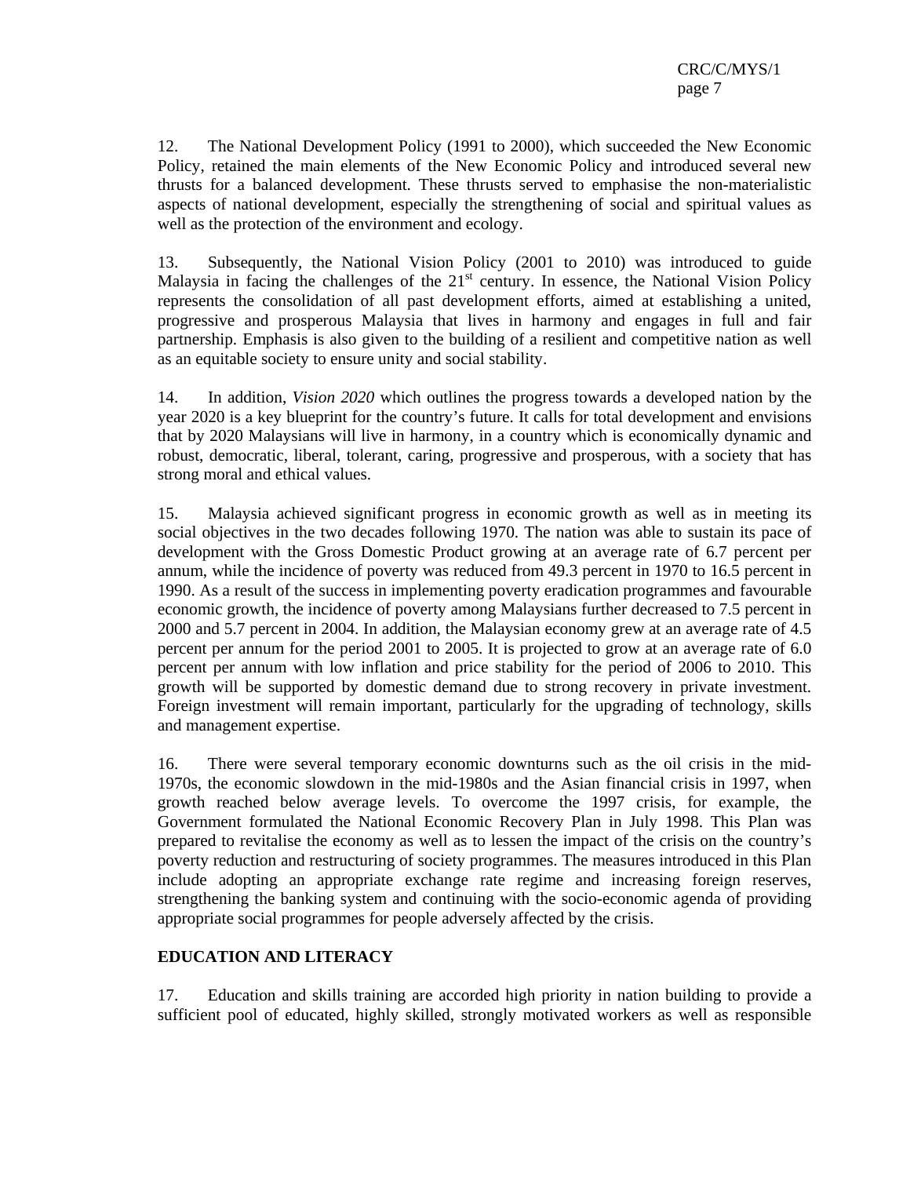12. The National Development Policy (1991 to 2000), which succeeded the New Economic Policy, retained the main elements of the New Economic Policy and introduced several new thrusts for a balanced development. These thrusts served to emphasise the non-materialistic aspects of national development, especially the strengthening of social and spiritual values as well as the protection of the environment and ecology.

13. Subsequently, the National Vision Policy (2001 to 2010) was introduced to guide Malaysia in facing the challenges of the 21st century. In essence, the National Vision Policy represents the consolidation of all past development efforts, aimed at establishing a united, progressive and prosperous Malaysia that lives in harmony and engages in full and fair partnership. Emphasis is also given to the building of a resilient and competitive nation as well as an equitable society to ensure unity and social stability.

14. In addition, *Vision 2020* which outlines the progress towards a developed nation by the year 2020 is a key blueprint for the country's future. It calls for total development and envisions that by 2020 Malaysians will live in harmony, in a country which is economically dynamic and robust, democratic, liberal, tolerant, caring, progressive and prosperous, with a society that has strong moral and ethical values.

15. Malaysia achieved significant progress in economic growth as well as in meeting its social objectives in the two decades following 1970. The nation was able to sustain its pace of development with the Gross Domestic Product growing at an average rate of 6.7 percent per annum, while the incidence of poverty was reduced from 49.3 percent in 1970 to 16.5 percent in 1990. As a result of the success in implementing poverty eradication programmes and favourable economic growth, the incidence of poverty among Malaysians further decreased to 7.5 percent in 2000 and 5.7 percent in 2004. In addition, the Malaysian economy grew at an average rate of 4.5 percent per annum for the period 2001 to 2005. It is projected to grow at an average rate of 6.0 percent per annum with low inflation and price stability for the period of 2006 to 2010. This growth will be supported by domestic demand due to strong recovery in private investment. Foreign investment will remain important, particularly for the upgrading of technology, skills and management expertise.

16. There were several temporary economic downturns such as the oil crisis in the mid-1970s, the economic slowdown in the mid-1980s and the Asian financial crisis in 1997, when growth reached below average levels. To overcome the 1997 crisis, for example, the Government formulated the National Economic Recovery Plan in July 1998. This Plan was prepared to revitalise the economy as well as to lessen the impact of the crisis on the country's poverty reduction and restructuring of society programmes. The measures introduced in this Plan include adopting an appropriate exchange rate regime and increasing foreign reserves, strengthening the banking system and continuing with the socio-economic agenda of providing appropriate social programmes for people adversely affected by the crisis.

## EDUCATION AND LITERACY

17. Education and skills training are accorded high priority in nation building to provide a sufficient pool of educated, highly skilled, strongly motivated workers as well as responsible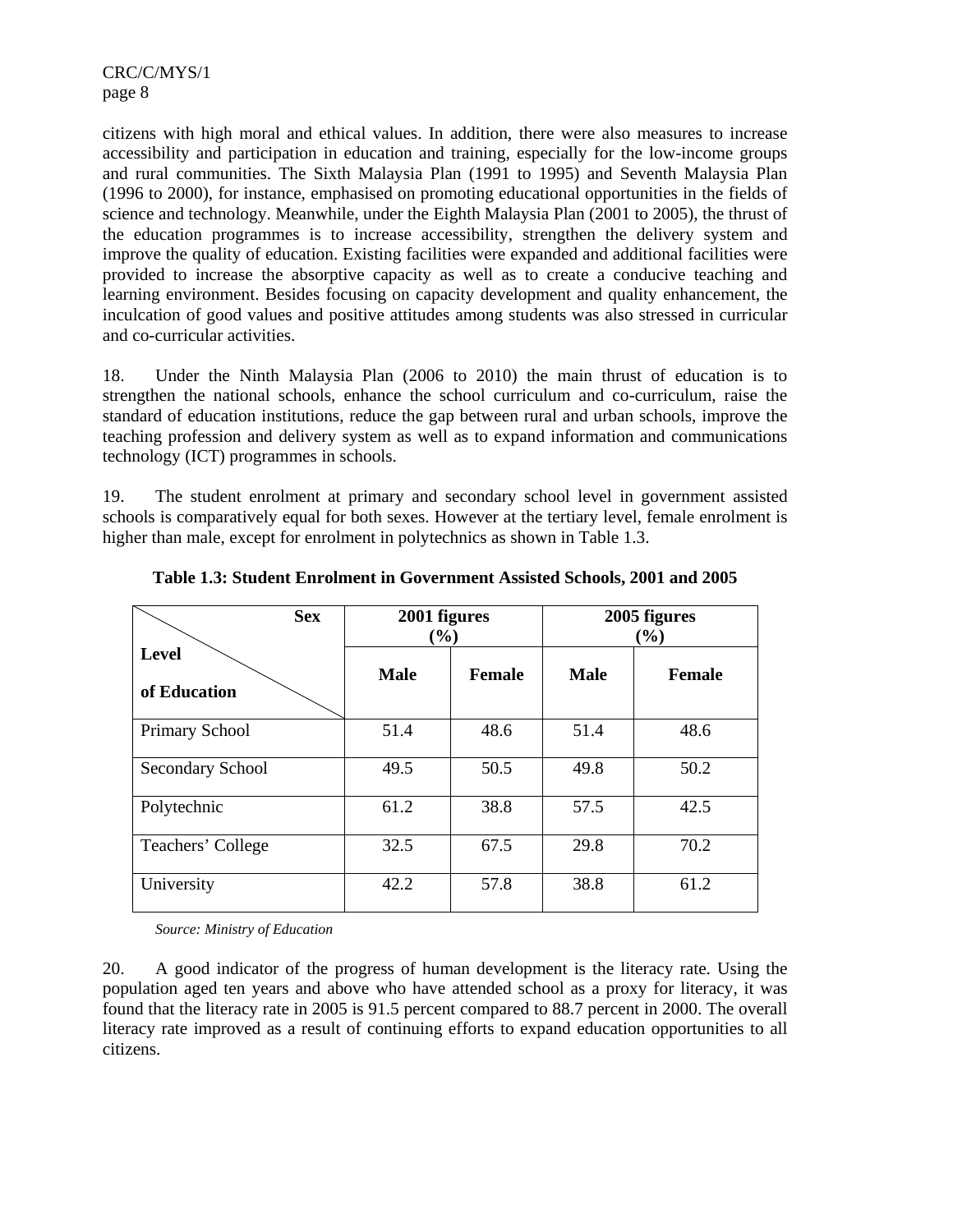citizens with high moral and ethical values. In addition, there were also measures to increase accessibility and participation in education and training, especially for the low-income groups and rural communities. The Sixth Malaysia Plan (1991 to 1995) and Seventh Malaysia Plan (1996 to 2000), for instance, emphasised on promoting educational opportunities in the fields of science and technology. Meanwhile, under the Eighth Malaysia Plan (2001 to 2005), the thrust of the education programmes is to increase accessibility, strengthen the delivery system and improve the quality of education. Existing facilities were expanded and additional facilities were provided to increase the absorptive capacity as well as to create a conducive teaching and learning environment. Besides focusing on capacity development and quality enhancement, the inculcation of good values and positive attitudes among students was also stressed in curricular and co-curricular activities.

18. Under the Ninth Malaysia Plan (2006 to 2010) the main thrust of education is to strengthen the national schools, enhance the school curriculum and co-curriculum, raise the standard of education institutions, reduce the gap between rural and urban schools, improve the teaching profession and delivery system as well as to expand information and communications technology (ICT) programmes in schools.

19. The student enrolment at primary and secondary school level in government assisted schools is comparatively equal for both sexes. However at the tertiary level, female enrolment is higher than male, except for enrolment in polytechnics as shown in Table 1.3.

**Table 1.3: Student Enrolment in Government Assisted Schools, 2001 and 2005**

| Sex / Level of Education | 2001 figures (%) | | 2005 figures (%) | |
|---|---|---|---|---|
| | **Male** | **Female** | **Male** | **Female** |
| Primary School | 51.4 | 48.6 | 51.4 | 48.6 |
| Secondary School | 49.5 | 50.5 | 49.8 | 50.2 |
| Polytechnic | 61.2 | 38.8 | 57.5 | 42.5 |
| Teachers' College | 32.5 | 67.5 | 29.8 | 70.2 |
| University | 42.2 | 57.8 | 38.8 | 61.2 |

*Source: Ministry of Education*

20. A good indicator of the progress of human development is the literacy rate. Using the population aged ten years and above who have attended school as a proxy for literacy, it was found that the literacy rate in 2005 is 91.5 percent compared to 88.7 percent in 2000. The overall literacy rate improved as a result of continuing efforts to expand education opportunities to all citizens.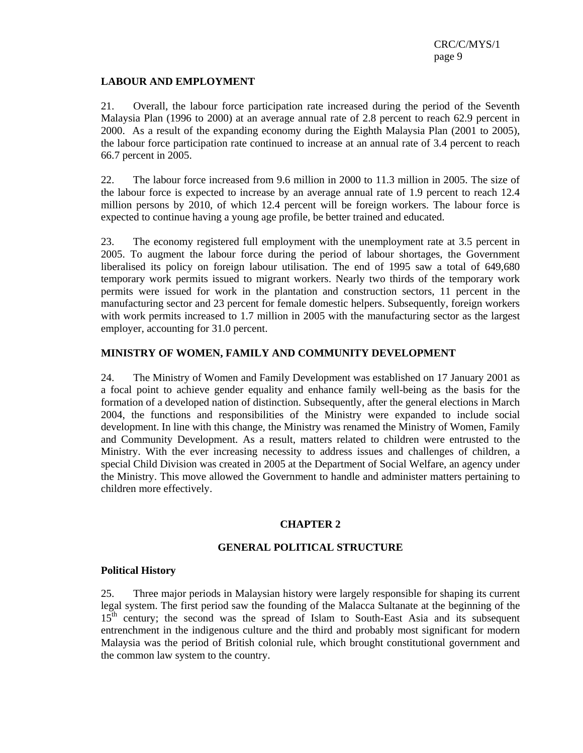**LABOUR AND EMPLOYMENT**

21. Overall, the labour force participation rate increased during the period of the Seventh Malaysia Plan (1996 to 2000) at an average annual rate of 2.8 percent to reach 62.9 percent in 2000. As a result of the expanding economy during the Eighth Malaysia Plan (2001 to 2005), the labour force participation rate continued to increase at an annual rate of 3.4 percent to reach 66.7 percent in 2005.

22. The labour force increased from 9.6 million in 2000 to 11.3 million in 2005. The size of the labour force is expected to increase by an average annual rate of 1.9 percent to reach 12.4 million persons by 2010, of which 12.4 percent will be foreign workers. The labour force is expected to continue having a young age profile, be better trained and educated.

23. The economy registered full employment with the unemployment rate at 3.5 percent in 2005. To augment the labour force during the period of labour shortages, the Government liberalised its policy on foreign labour utilisation. The end of 1995 saw a total of 649,680 temporary work permits issued to migrant workers. Nearly two thirds of the temporary work permits were issued for work in the plantation and construction sectors, 11 percent in the manufacturing sector and 23 percent for female domestic helpers. Subsequently, foreign workers with work permits increased to 1.7 million in 2005 with the manufacturing sector as the largest employer, accounting for 31.0 percent.

**MINISTRY OF WOMEN, FAMILY AND COMMUNITY DEVELOPMENT**

24. The Ministry of Women and Family Development was established on 17 January 2001 as a focal point to achieve gender equality and enhance family well-being as the basis for the formation of a developed nation of distinction. Subsequently, after the general elections in March 2004, the functions and responsibilities of the Ministry were expanded to include social development. In line with this change, the Ministry was renamed the Ministry of Women, Family and Community Development. As a result, matters related to children were entrusted to the Ministry. With the ever increasing necessity to address issues and challenges of children, a special Child Division was created in 2005 at the Department of Social Welfare, an agency under the Ministry. This move allowed the Government to handle and administer matters pertaining to children more effectively.

## CHAPTER 2

## GENERAL POLITICAL STRUCTURE

### Political History

25. Three major periods in Malaysian history were largely responsible for shaping its current legal system. The first period saw the founding of the Malacca Sultanate at the beginning of the 15th century; the second was the spread of Islam to South-East Asia and its subsequent entrenchment in the indigenous culture and the third and probably most significant for modern Malaysia was the period of British colonial rule, which brought constitutional government and the common law system to the country.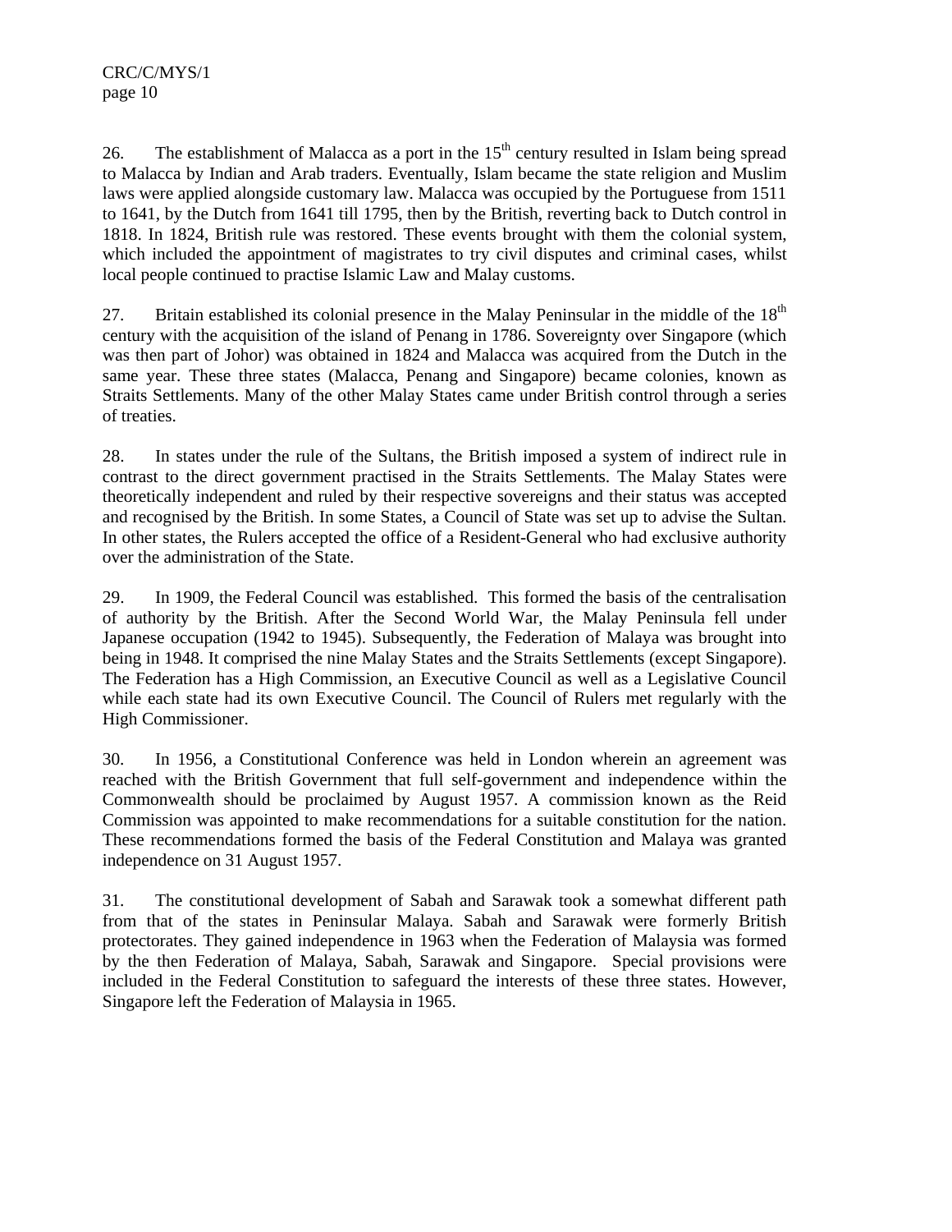26. The establishment of Malacca as a port in the 15th century resulted in Islam being spread to Malacca by Indian and Arab traders. Eventually, Islam became the state religion and Muslim laws were applied alongside customary law. Malacca was occupied by the Portuguese from 1511 to 1641, by the Dutch from 1641 till 1795, then by the British, reverting back to Dutch control in 1818. In 1824, British rule was restored. These events brought with them the colonial system, which included the appointment of magistrates to try civil disputes and criminal cases, whilst local people continued to practise Islamic Law and Malay customs.

27. Britain established its colonial presence in the Malay Peninsular in the middle of the 18th century with the acquisition of the island of Penang in 1786. Sovereignty over Singapore (which was then part of Johor) was obtained in 1824 and Malacca was acquired from the Dutch in the same year. These three states (Malacca, Penang and Singapore) became colonies, known as Straits Settlements. Many of the other Malay States came under British control through a series of treaties.

28. In states under the rule of the Sultans, the British imposed a system of indirect rule in contrast to the direct government practised in the Straits Settlements. The Malay States were theoretically independent and ruled by their respective sovereigns and their status was accepted and recognised by the British. In some States, a Council of State was set up to advise the Sultan. In other states, the Rulers accepted the office of a Resident-General who had exclusive authority over the administration of the State.

29. In 1909, the Federal Council was established. This formed the basis of the centralisation of authority by the British. After the Second World War, the Malay Peninsula fell under Japanese occupation (1942 to 1945). Subsequently, the Federation of Malaya was brought into being in 1948. It comprised the nine Malay States and the Straits Settlements (except Singapore). The Federation has a High Commission, an Executive Council as well as a Legislative Council while each state had its own Executive Council. The Council of Rulers met regularly with the High Commissioner.

30. In 1956, a Constitutional Conference was held in London wherein an agreement was reached with the British Government that full self-government and independence within the Commonwealth should be proclaimed by August 1957. A commission known as the Reid Commission was appointed to make recommendations for a suitable constitution for the nation. These recommendations formed the basis of the Federal Constitution and Malaya was granted independence on 31 August 1957.

31. The constitutional development of Sabah and Sarawak took a somewhat different path from that of the states in Peninsular Malaya. Sabah and Sarawak were formerly British protectorates. They gained independence in 1963 when the Federation of Malaysia was formed by the then Federation of Malaya, Sabah, Sarawak and Singapore. Special provisions were included in the Federal Constitution to safeguard the interests of these three states. However, Singapore left the Federation of Malaysia in 1965.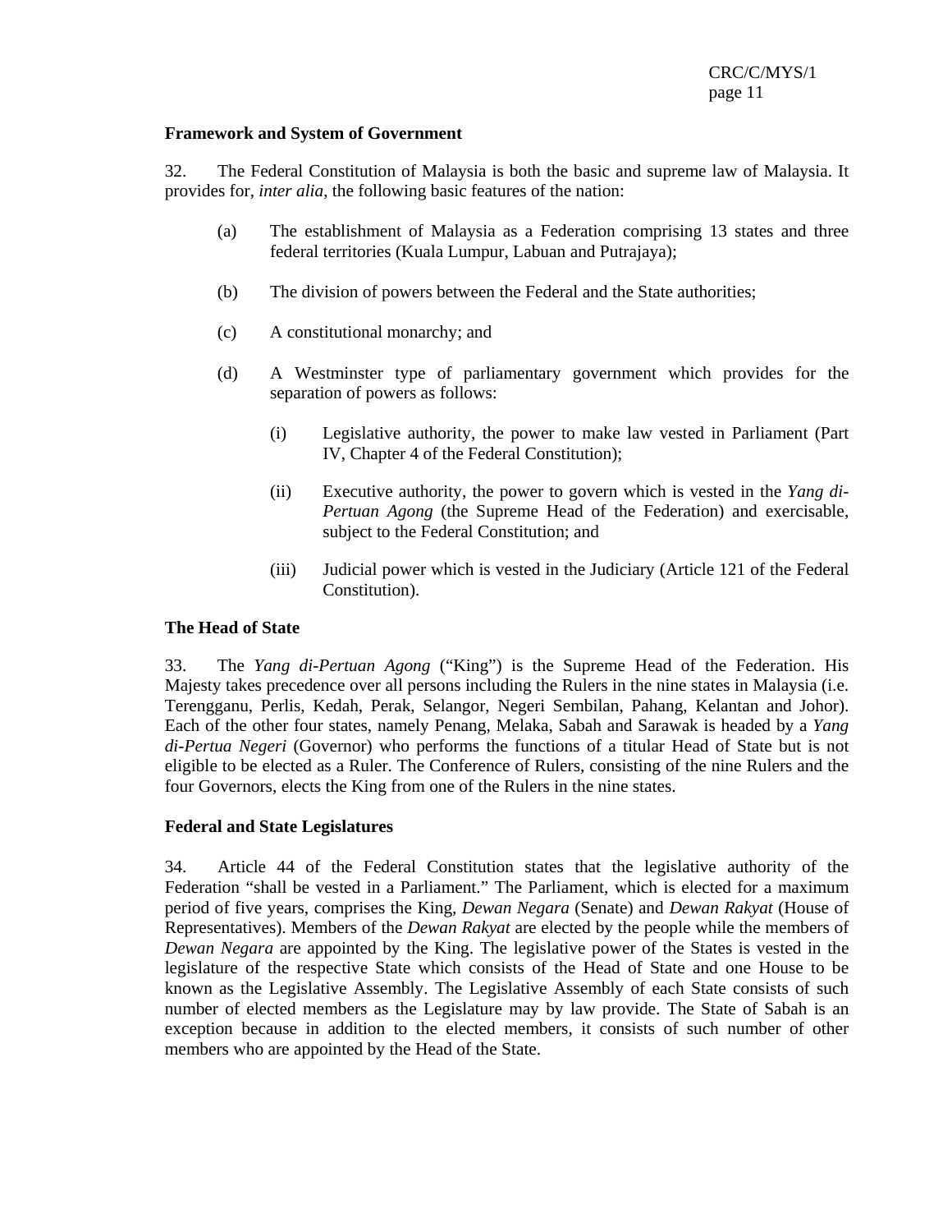**Framework and System of Government**

32. The Federal Constitution of Malaysia is both the basic and supreme law of Malaysia. It provides for, *inter alia*, the following basic features of the nation:

(a) The establishment of Malaysia as a Federation comprising 13 states and three federal territories (Kuala Lumpur, Labuan and Putrajaya);

(b) The division of powers between the Federal and the State authorities;

(c) A constitutional monarchy; and

(d) A Westminster type of parliamentary government which provides for the separation of powers as follows:

(i) Legislative authority, the power to make law vested in Parliament (Part IV, Chapter 4 of the Federal Constitution);

(ii) Executive authority, the power to govern which is vested in the *Yang di-Pertuan Agong* (the Supreme Head of the Federation) and exercisable, subject to the Federal Constitution; and

(iii) Judicial power which is vested in the Judiciary (Article 121 of the Federal Constitution).

**The Head of State**

33. The *Yang di-Pertuan Agong* ("King") is the Supreme Head of the Federation. His Majesty takes precedence over all persons including the Rulers in the nine states in Malaysia (i.e. Terengganu, Perlis, Kedah, Perak, Selangor, Negeri Sembilan, Pahang, Kelantan and Johor). Each of the other four states, namely Penang, Melaka, Sabah and Sarawak is headed by a *Yang di-Pertua Negeri* (Governor) who performs the functions of a titular Head of State but is not eligible to be elected as a Ruler. The Conference of Rulers, consisting of the nine Rulers and the four Governors, elects the King from one of the Rulers in the nine states.

**Federal and State Legislatures**

34. Article 44 of the Federal Constitution states that the legislative authority of the Federation "shall be vested in a Parliament." The Parliament, which is elected for a maximum period of five years, comprises the King, *Dewan Negara* (Senate) and *Dewan Rakyat* (House of Representatives). Members of the *Dewan Rakyat* are elected by the people while the members of *Dewan Negara* are appointed by the King. The legislative power of the States is vested in the legislature of the respective State which consists of the Head of State and one House to be known as the Legislative Assembly. The Legislative Assembly of each State consists of such number of elected members as the Legislature may by law provide. The State of Sabah is an exception because in addition to the elected members, it consists of such number of other members who are appointed by the Head of the State.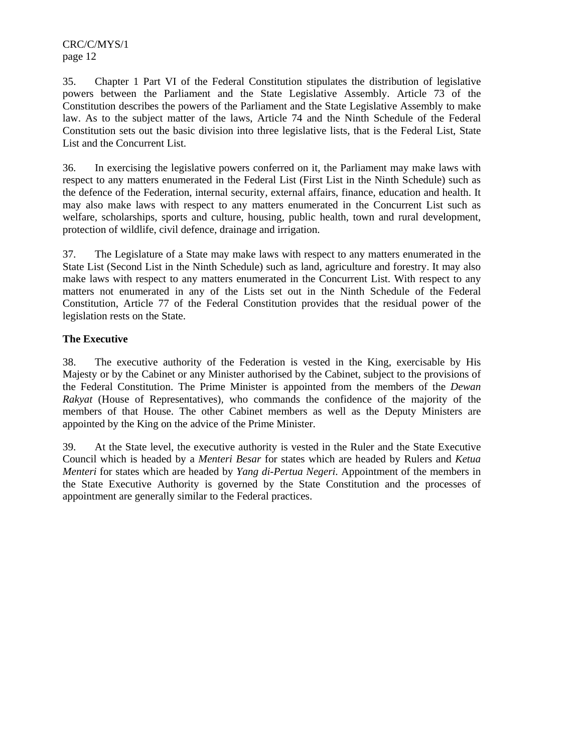35. Chapter 1 Part VI of the Federal Constitution stipulates the distribution of legislative powers between the Parliament and the State Legislative Assembly. Article 73 of the Constitution describes the powers of the Parliament and the State Legislative Assembly to make law. As to the subject matter of the laws, Article 74 and the Ninth Schedule of the Federal Constitution sets out the basic division into three legislative lists, that is the Federal List, State List and the Concurrent List.

36. In exercising the legislative powers conferred on it, the Parliament may make laws with respect to any matters enumerated in the Federal List (First List in the Ninth Schedule) such as the defence of the Federation, internal security, external affairs, finance, education and health. It may also make laws with respect to any matters enumerated in the Concurrent List such as welfare, scholarships, sports and culture, housing, public health, town and rural development, protection of wildlife, civil defence, drainage and irrigation.

37. The Legislature of a State may make laws with respect to any matters enumerated in the State List (Second List in the Ninth Schedule) such as land, agriculture and forestry. It may also make laws with respect to any matters enumerated in the Concurrent List. With respect to any matters not enumerated in any of the Lists set out in the Ninth Schedule of the Federal Constitution, Article 77 of the Federal Constitution provides that the residual power of the legislation rests on the State.

**The Executive**

38. The executive authority of the Federation is vested in the King, exercisable by His Majesty or by the Cabinet or any Minister authorised by the Cabinet, subject to the provisions of the Federal Constitution. The Prime Minister is appointed from the members of the *Dewan Rakyat* (House of Representatives), who commands the confidence of the majority of the members of that House. The other Cabinet members as well as the Deputy Ministers are appointed by the King on the advice of the Prime Minister.

39. At the State level, the executive authority is vested in the Ruler and the State Executive Council which is headed by a *Menteri Besar* for states which are headed by Rulers and *Ketua Menteri* for states which are headed by *Yang di-Pertua Negeri*. Appointment of the members in the State Executive Authority is governed by the State Constitution and the processes of appointment are generally similar to the Federal practices.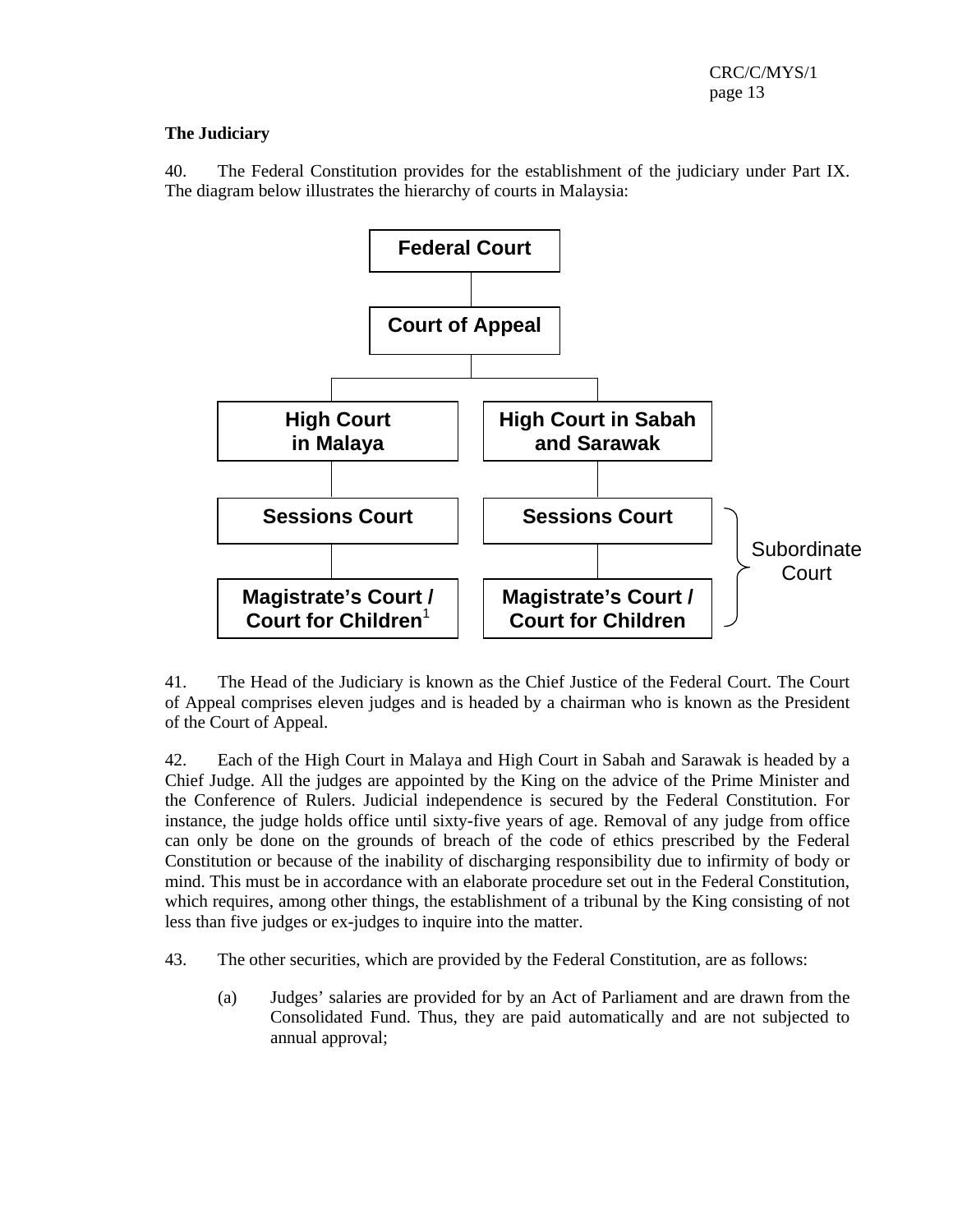**The Judiciary**

40. The Federal Constitution provides for the establishment of the judiciary under Part IX. The diagram below illustrates the hierarchy of courts in Malaysia:

Federal Court

Court of Appeal

High Court in Malaya

High Court in Sabah and Sarawak

Sessions Court

Sessions Court

Magistrate's Court / Court for Children[1]

Magistrate's Court / Court for Children

Subordinate Court

41. The Head of the Judiciary is known as the Chief Justice of the Federal Court. The Court of Appeal comprises eleven judges and is headed by a chairman who is known as the President of the Court of Appeal.

42. Each of the High Court in Malaya and High Court in Sabah and Sarawak is headed by a Chief Judge. All the judges are appointed by the King on the advice of the Prime Minister and the Conference of Rulers. Judicial independence is secured by the Federal Constitution. For instance, the judge holds office until sixty-five years of age. Removal of any judge from office can only be done on the grounds of breach of the code of ethics prescribed by the Federal Constitution or because of the inability of discharging responsibility due to infirmity of body or mind. This must be in accordance with an elaborate procedure set out in the Federal Constitution, which requires, among other things, the establishment of a tribunal by the King consisting of not less than five judges or ex-judges to inquire into the matter.

43. The other securities, which are provided by the Federal Constitution, are as follows:

(a) Judges' salaries are provided for by an Act of Parliament and are drawn from the Consolidated Fund. Thus, they are paid automatically and are not subjected to annual approval;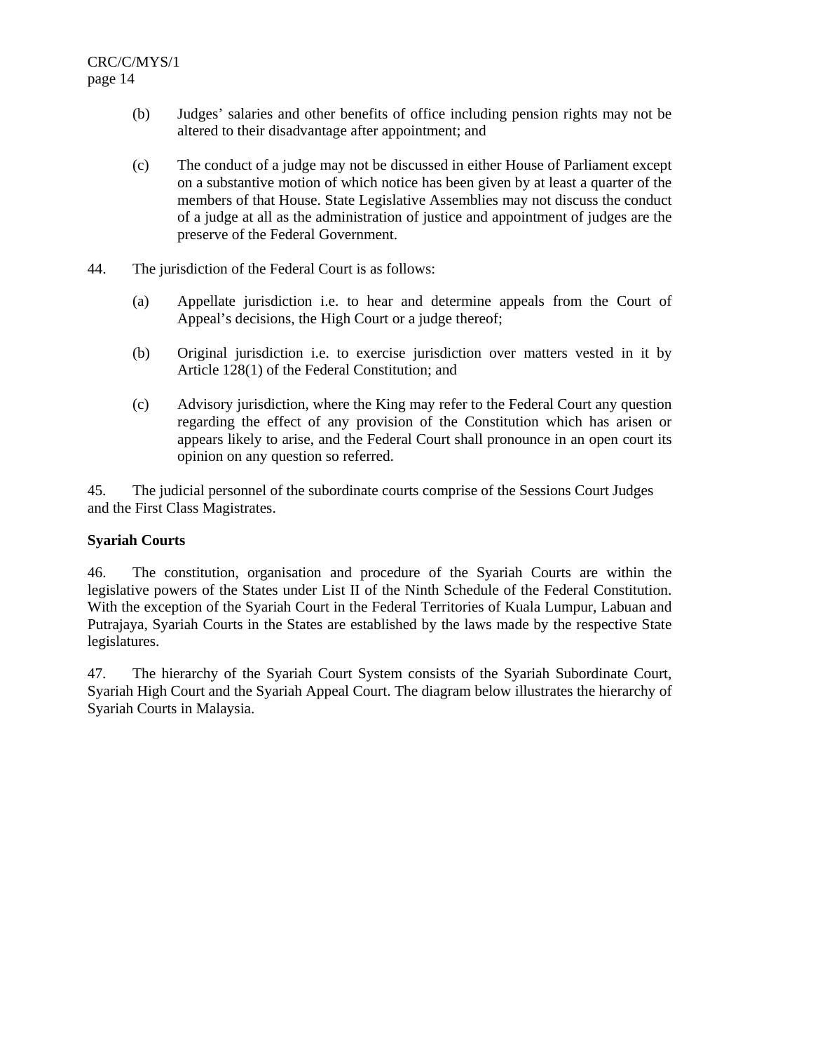(b) Judges' salaries and other benefits of office including pension rights may not be altered to their disadvantage after appointment; and

(c) The conduct of a judge may not be discussed in either House of Parliament except on a substantive motion of which notice has been given by at least a quarter of the members of that House. State Legislative Assemblies may not discuss the conduct of a judge at all as the administration of justice and appointment of judges are the preserve of the Federal Government.

44. The jurisdiction of the Federal Court is as follows:

(a) Appellate jurisdiction i.e. to hear and determine appeals from the Court of Appeal's decisions, the High Court or a judge thereof;

(b) Original jurisdiction i.e. to exercise jurisdiction over matters vested in it by Article 128(1) of the Federal Constitution; and

(c) Advisory jurisdiction, where the King may refer to the Federal Court any question regarding the effect of any provision of the Constitution which has arisen or appears likely to arise, and the Federal Court shall pronounce in an open court its opinion on any question so referred.

45. The judicial personnel of the subordinate courts comprise of the Sessions Court Judges and the First Class Magistrates.

**Syariah Courts**

46. The constitution, organisation and procedure of the Syariah Courts are within the legislative powers of the States under List II of the Ninth Schedule of the Federal Constitution. With the exception of the Syariah Court in the Federal Territories of Kuala Lumpur, Labuan and Putrajaya, Syariah Courts in the States are established by the laws made by the respective State legislatures.

47. The hierarchy of the Syariah Court System consists of the Syariah Subordinate Court, Syariah High Court and the Syariah Appeal Court. The diagram below illustrates the hierarchy of Syariah Courts in Malaysia.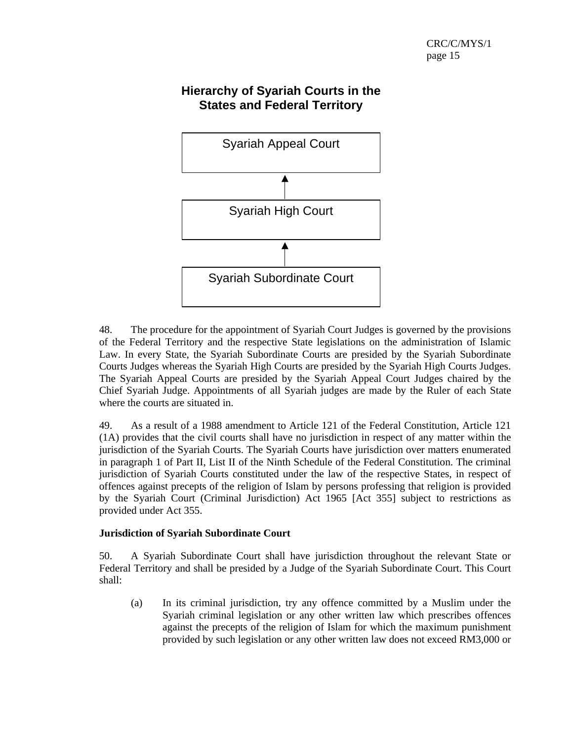**Hierarchy of Syariah Courts in the States and Federal Territory**

Syariah Appeal Court

Syariah High Court

Syariah Subordinate Court

48. The procedure for the appointment of Syariah Court Judges is governed by the provisions of the Federal Territory and the respective State legislations on the administration of Islamic Law. In every State, the Syariah Subordinate Courts are presided by the Syariah Subordinate Courts Judges whereas the Syariah High Courts are presided by the Syariah High Courts Judges. The Syariah Appeal Courts are presided by the Syariah Appeal Court Judges chaired by the Chief Syariah Judge. Appointments of all Syariah judges are made by the Ruler of each State where the courts are situated in.

49. As a result of a 1988 amendment to Article 121 of the Federal Constitution, Article 121 (1A) provides that the civil courts shall have no jurisdiction in respect of any matter within the jurisdiction of the Syariah Courts. The Syariah Courts have jurisdiction over matters enumerated in paragraph 1 of Part II, List II of the Ninth Schedule of the Federal Constitution. The criminal jurisdiction of Syariah Courts constituted under the law of the respective States, in respect of offences against precepts of the religion of Islam by persons professing that religion is provided by the Syariah Court (Criminal Jurisdiction) Act 1965 [Act 355] subject to restrictions as provided under Act 355.

**Jurisdiction of Syariah Subordinate Court**

50. A Syariah Subordinate Court shall have jurisdiction throughout the relevant State or Federal Territory and shall be presided by a Judge of the Syariah Subordinate Court. This Court shall:

(a) In its criminal jurisdiction, try any offence committed by a Muslim under the Syariah criminal legislation or any other written law which prescribes offences against the precepts of the religion of Islam for which the maximum punishment provided by such legislation or any other written law does not exceed RM3,000 or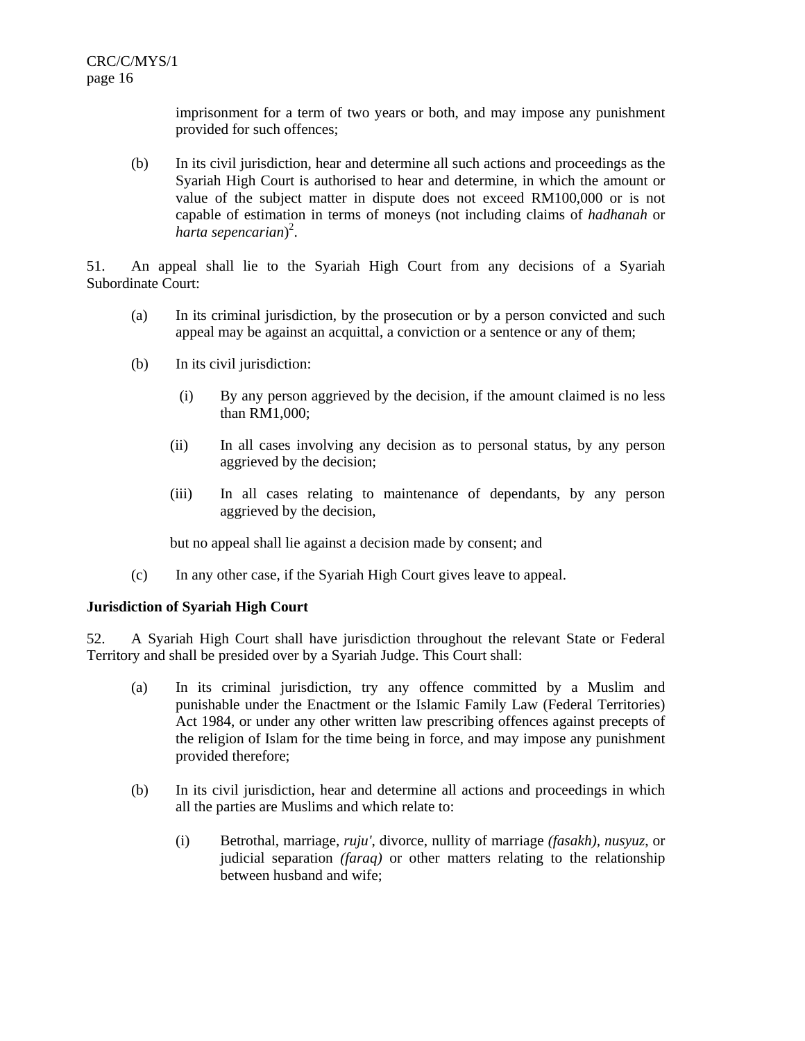imprisonment for a term of two years or both, and may impose any punishment provided for such offences;

(b) In its civil jurisdiction, hear and determine all such actions and proceedings as the Syariah High Court is authorised to hear and determine, in which the amount or value of the subject matter in dispute does not exceed RM100,000 or is not capable of estimation in terms of moneys (not including claims of *hadhanah* or *harta sepencarian*)[2].

51. An appeal shall lie to the Syariah High Court from any decisions of a Syariah Subordinate Court:

(a) In its criminal jurisdiction, by the prosecution or by a person convicted and such appeal may be against an acquittal, a conviction or a sentence or any of them;

(b) In its civil jurisdiction:

 (i) By any person aggrieved by the decision, if the amount claimed is no less than RM1,000;

 (ii) In all cases involving any decision as to personal status, by any person aggrieved by the decision;

 (iii) In all cases relating to maintenance of dependants, by any person aggrieved by the decision,

 but no appeal shall lie against a decision made by consent; and

(c) In any other case, if the Syariah High Court gives leave to appeal.

**Jurisdiction of Syariah High Court**

52. A Syariah High Court shall have jurisdiction throughout the relevant State or Federal Territory and shall be presided over by a Syariah Judge. This Court shall:

(a) In its criminal jurisdiction, try any offence committed by a Muslim and punishable under the Enactment or the Islamic Family Law (Federal Territories) Act 1984, or under any other written law prescribing offences against precepts of the religion of Islam for the time being in force, and may impose any punishment provided therefore;

(b) In its civil jurisdiction, hear and determine all actions and proceedings in which all the parties are Muslims and which relate to:

 (i) Betrothal, marriage, *ruju'*, divorce, nullity of marriage *(fasakh)*, *nusyuz*, or judicial separation *(faraq)* or other matters relating to the relationship between husband and wife;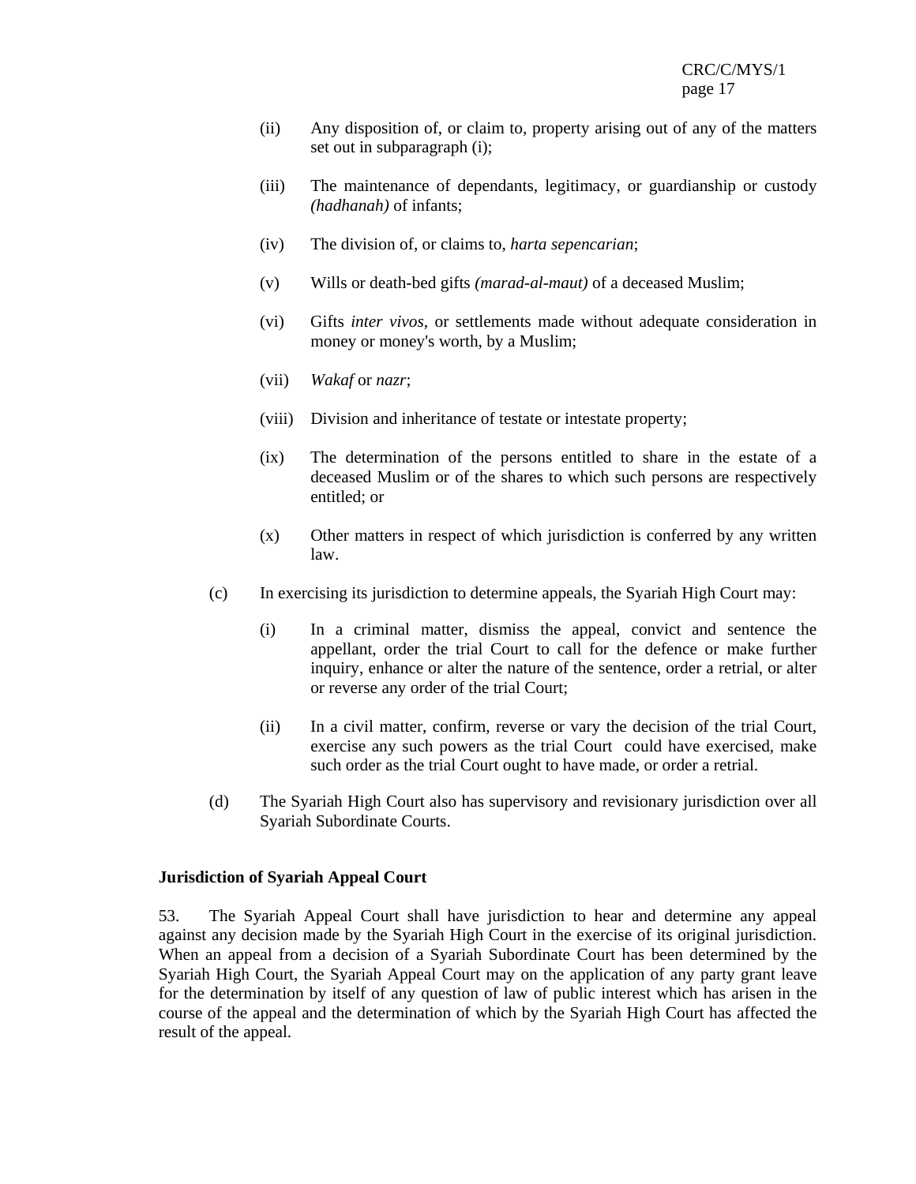(ii) Any disposition of, or claim to, property arising out of any of the matters set out in subparagraph (i);

(iii) The maintenance of dependants, legitimacy, or guardianship or custody *(hadhanah)* of infants;

(iv) The division of, or claims to, *harta sepencarian*;

(v) Wills or death-bed gifts *(marad-al-maut)* of a deceased Muslim;

(vi) Gifts *inter vivos*, or settlements made without adequate consideration in money or money's worth, by a Muslim;

(vii) *Wakaf* or *nazr*;

(viii) Division and inheritance of testate or intestate property;

(ix) The determination of the persons entitled to share in the estate of a deceased Muslim or of the shares to which such persons are respectively entitled; or

(x) Other matters in respect of which jurisdiction is conferred by any written law.

(c) In exercising its jurisdiction to determine appeals, the Syariah High Court may:

(i) In a criminal matter, dismiss the appeal, convict and sentence the appellant, order the trial Court to call for the defence or make further inquiry, enhance or alter the nature of the sentence, order a retrial, or alter or reverse any order of the trial Court;

(ii) In a civil matter, confirm, reverse or vary the decision of the trial Court, exercise any such powers as the trial Court could have exercised, make such order as the trial Court ought to have made, or order a retrial.

(d) The Syariah High Court also has supervisory and revisionary jurisdiction over all Syariah Subordinate Courts.

**Jurisdiction of Syariah Appeal Court**

53. The Syariah Appeal Court shall have jurisdiction to hear and determine any appeal against any decision made by the Syariah High Court in the exercise of its original jurisdiction. When an appeal from a decision of a Syariah Subordinate Court has been determined by the Syariah High Court, the Syariah Appeal Court may on the application of any party grant leave for the determination by itself of any question of law of public interest which has arisen in the course of the appeal and the determination of which by the Syariah High Court has affected the result of the appeal.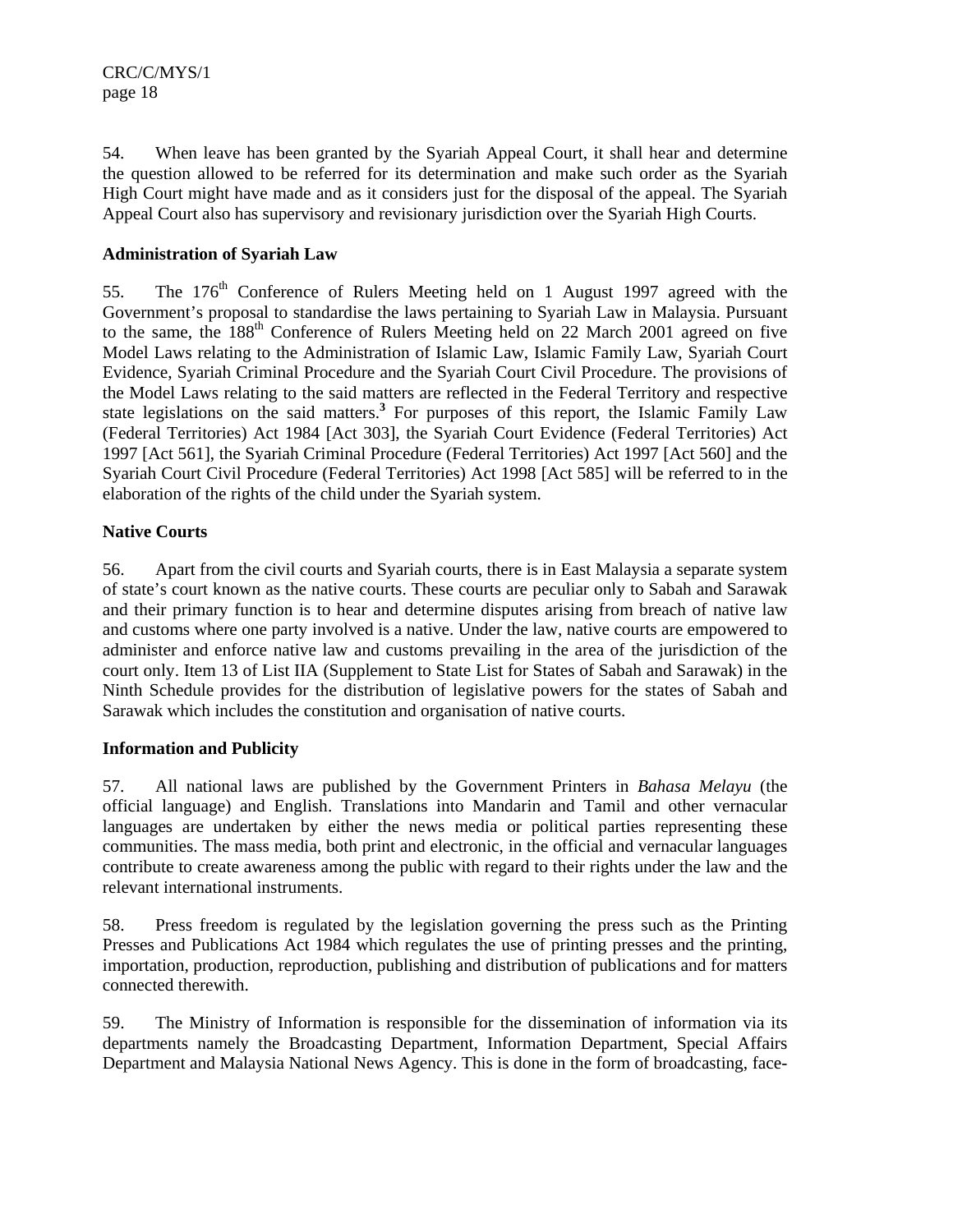54. When leave has been granted by the Syariah Appeal Court, it shall hear and determine the question allowed to be referred for its determination and make such order as the Syariah High Court might have made and as it considers just for the disposal of the appeal. The Syariah Appeal Court also has supervisory and revisionary jurisdiction over the Syariah High Courts.

**Administration of Syariah Law**

55. The 176th Conference of Rulers Meeting held on 1 August 1997 agreed with the Government's proposal to standardise the laws pertaining to Syariah Law in Malaysia. Pursuant to the same, the 188th Conference of Rulers Meeting held on 22 March 2001 agreed on five Model Laws relating to the Administration of Islamic Law, Islamic Family Law, Syariah Court Evidence, Syariah Criminal Procedure and the Syariah Court Civil Procedure. The provisions of the Model Laws relating to the said matters are reflected in the Federal Territory and respective state legislations on the said matters.[3] For purposes of this report, the Islamic Family Law (Federal Territories) Act 1984 [Act 303], the Syariah Court Evidence (Federal Territories) Act 1997 [Act 561], the Syariah Criminal Procedure (Federal Territories) Act 1997 [Act 560] and the Syariah Court Civil Procedure (Federal Territories) Act 1998 [Act 585] will be referred to in the elaboration of the rights of the child under the Syariah system.

**Native Courts**

56. Apart from the civil courts and Syariah courts, there is in East Malaysia a separate system of state's court known as the native courts. These courts are peculiar only to Sabah and Sarawak and their primary function is to hear and determine disputes arising from breach of native law and customs where one party involved is a native. Under the law, native courts are empowered to administer and enforce native law and customs prevailing in the area of the jurisdiction of the court only. Item 13 of List IIA (Supplement to State List for States of Sabah and Sarawak) in the Ninth Schedule provides for the distribution of legislative powers for the states of Sabah and Sarawak which includes the constitution and organisation of native courts.

**Information and Publicity**

57. All national laws are published by the Government Printers in *Bahasa Melayu* (the official language) and English. Translations into Mandarin and Tamil and other vernacular languages are undertaken by either the news media or political parties representing these communities. The mass media, both print and electronic, in the official and vernacular languages contribute to create awareness among the public with regard to their rights under the law and the relevant international instruments.

58. Press freedom is regulated by the legislation governing the press such as the Printing Presses and Publications Act 1984 which regulates the use of printing presses and the printing, importation, production, reproduction, publishing and distribution of publications and for matters connected therewith.

59. The Ministry of Information is responsible for the dissemination of information via its departments namely the Broadcasting Department, Information Department, Special Affairs Department and Malaysia National News Agency. This is done in the form of broadcasting, face-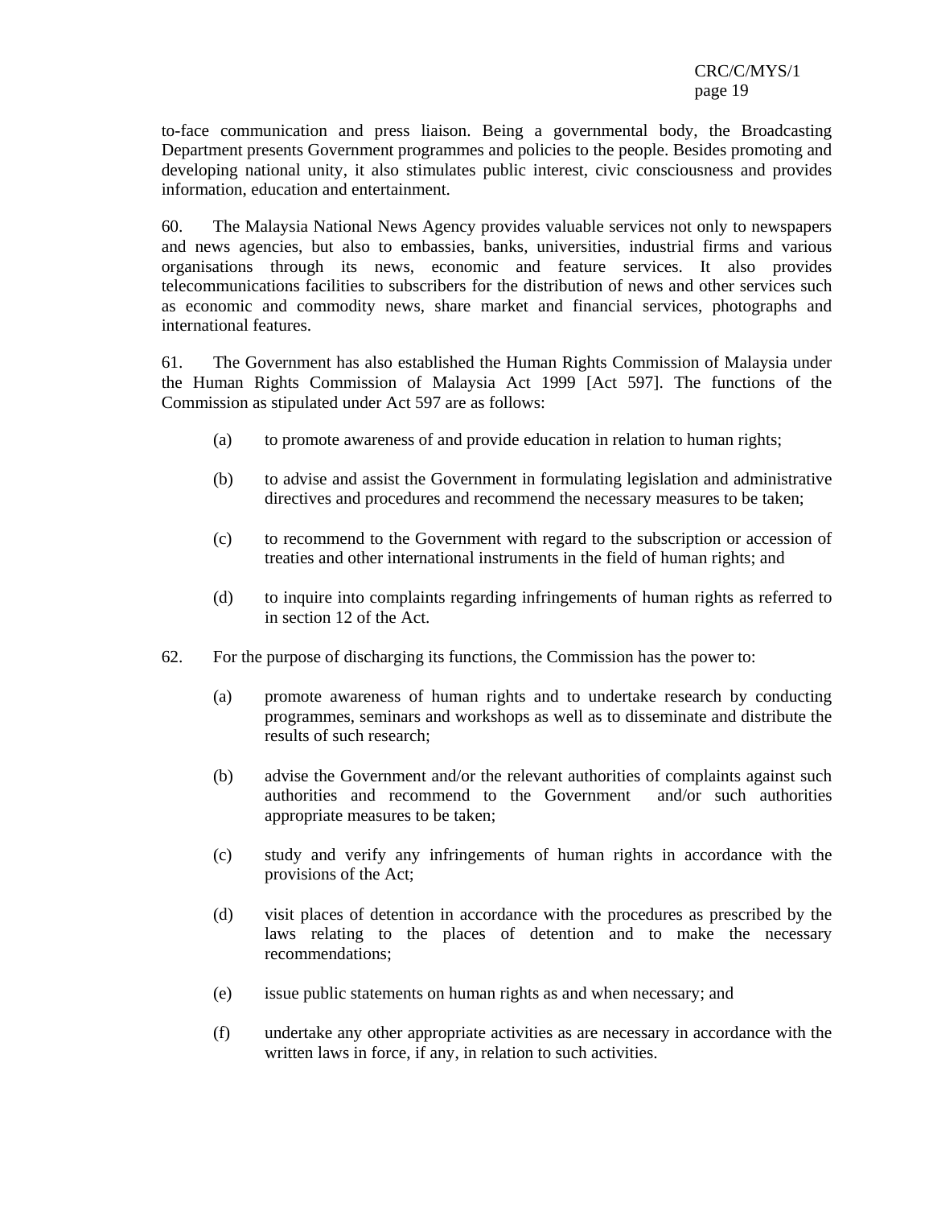to-face communication and press liaison. Being a governmental body, the Broadcasting Department presents Government programmes and policies to the people. Besides promoting and developing national unity, it also stimulates public interest, civic consciousness and provides information, education and entertainment.

60. The Malaysia National News Agency provides valuable services not only to newspapers and news agencies, but also to embassies, banks, universities, industrial firms and various organisations through its news, economic and feature services. It also provides telecommunications facilities to subscribers for the distribution of news and other services such as economic and commodity news, share market and financial services, photographs and international features.

61. The Government has also established the Human Rights Commission of Malaysia under the Human Rights Commission of Malaysia Act 1999 [Act 597]. The functions of the Commission as stipulated under Act 597 are as follows:

(a) to promote awareness of and provide education in relation to human rights;

(b) to advise and assist the Government in formulating legislation and administrative directives and procedures and recommend the necessary measures to be taken;

(c) to recommend to the Government with regard to the subscription or accession of treaties and other international instruments in the field of human rights; and

(d) to inquire into complaints regarding infringements of human rights as referred to in section 12 of the Act.

62. For the purpose of discharging its functions, the Commission has the power to:

(a) promote awareness of human rights and to undertake research by conducting programmes, seminars and workshops as well as to disseminate and distribute the results of such research;

(b) advise the Government and/or the relevant authorities of complaints against such authorities and recommend to the Government and/or such authorities appropriate measures to be taken;

(c) study and verify any infringements of human rights in accordance with the provisions of the Act;

(d) visit places of detention in accordance with the procedures as prescribed by the laws relating to the places of detention and to make the necessary recommendations;

(e) issue public statements on human rights as and when necessary; and

(f) undertake any other appropriate activities as are necessary in accordance with the written laws in force, if any, in relation to such activities.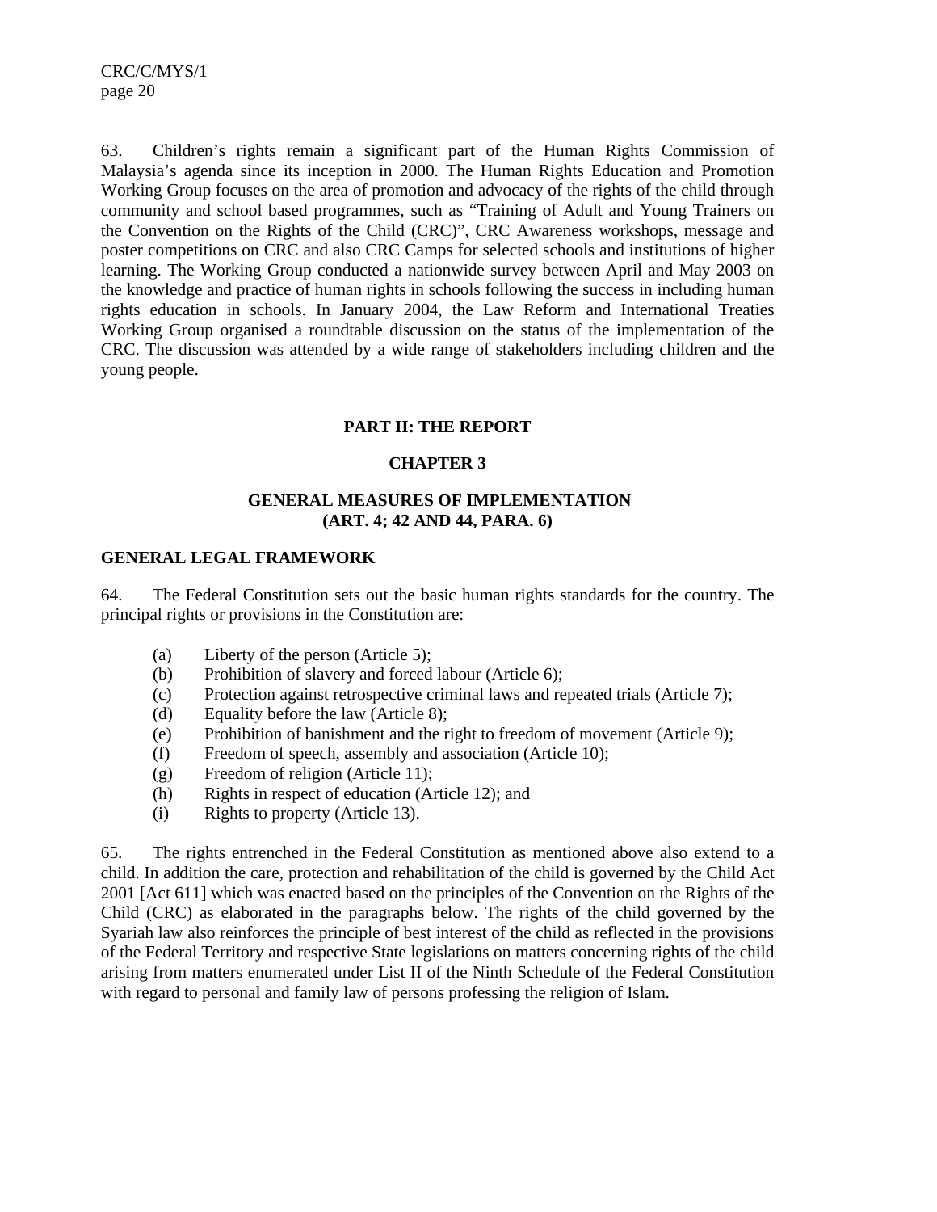63. Children's rights remain a significant part of the Human Rights Commission of Malaysia's agenda since its inception in 2000. The Human Rights Education and Promotion Working Group focuses on the area of promotion and advocacy of the rights of the child through community and school based programmes, such as "Training of Adult and Young Trainers on the Convention on the Rights of the Child (CRC)", CRC Awareness workshops, message and poster competitions on CRC and also CRC Camps for selected schools and institutions of higher learning. The Working Group conducted a nationwide survey between April and May 2003 on the knowledge and practice of human rights in schools following the success in including human rights education in schools. In January 2004, the Law Reform and International Treaties Working Group organised a roundtable discussion on the status of the implementation of the CRC. The discussion was attended by a wide range of stakeholders including children and the young people.

# PART II: THE REPORT

## CHAPTER 3

## GENERAL MEASURES OF IMPLEMENTATION (ART. 4; 42 AND 44, PARA. 6)

### GENERAL LEGAL FRAMEWORK

64. The Federal Constitution sets out the basic human rights standards for the country. The principal rights or provisions in the Constitution are:

(a) Liberty of the person (Article 5);
(b) Prohibition of slavery and forced labour (Article 6);
(c) Protection against retrospective criminal laws and repeated trials (Article 7);
(d) Equality before the law (Article 8);
(e) Prohibition of banishment and the right to freedom of movement (Article 9);
(f) Freedom of speech, assembly and association (Article 10);
(g) Freedom of religion (Article 11);
(h) Rights in respect of education (Article 12); and
(i) Rights to property (Article 13).

65. The rights entrenched in the Federal Constitution as mentioned above also extend to a child. In addition the care, protection and rehabilitation of the child is governed by the Child Act 2001 [Act 611] which was enacted based on the principles of the Convention on the Rights of the Child (CRC) as elaborated in the paragraphs below. The rights of the child governed by the Syariah law also reinforces the principle of best interest of the child as reflected in the provisions of the Federal Territory and respective State legislations on matters concerning rights of the child arising from matters enumerated under List II of the Ninth Schedule of the Federal Constitution with regard to personal and family law of persons professing the religion of Islam.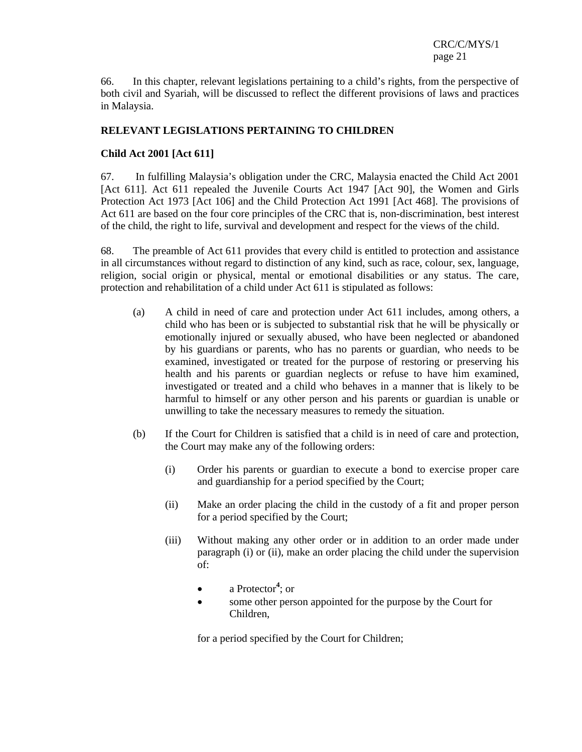66. In this chapter, relevant legislations pertaining to a child's rights, from the perspective of both civil and Syariah, will be discussed to reflect the different provisions of laws and practices in Malaysia.

## RELEVANT LEGISLATIONS PERTAINING TO CHILDREN

### Child Act 2001 [Act 611]

67. In fulfilling Malaysia's obligation under the CRC, Malaysia enacted the Child Act 2001 [Act 611]. Act 611 repealed the Juvenile Courts Act 1947 [Act 90], the Women and Girls Protection Act 1973 [Act 106] and the Child Protection Act 1991 [Act 468]. The provisions of Act 611 are based on the four core principles of the CRC that is, non-discrimination, best interest of the child, the right to life, survival and development and respect for the views of the child.

68. The preamble of Act 611 provides that every child is entitled to protection and assistance in all circumstances without regard to distinction of any kind, such as race, colour, sex, language, religion, social origin or physical, mental or emotional disabilities or any status. The care, protection and rehabilitation of a child under Act 611 is stipulated as follows:

(a) A child in need of care and protection under Act 611 includes, among others, a child who has been or is subjected to substantial risk that he will be physically or emotionally injured or sexually abused, who have been neglected or abandoned by his guardians or parents, who has no parents or guardian, who needs to be examined, investigated or treated for the purpose of restoring or preserving his health and his parents or guardian neglects or refuse to have him examined, investigated or treated and a child who behaves in a manner that is likely to be harmful to himself or any other person and his parents or guardian is unable or unwilling to take the necessary measures to remedy the situation.

(b) If the Court for Children is satisfied that a child is in need of care and protection, the Court may make any of the following orders:

(i) Order his parents or guardian to execute a bond to exercise proper care and guardianship for a period specified by the Court;

(ii) Make an order placing the child in the custody of a fit and proper person for a period specified by the Court;

(iii) Without making any other order or in addition to an order made under paragraph (i) or (ii), make an order placing the child under the supervision of:

- a Protector[4]; or
- some other person appointed for the purpose by the Court for Children,

for a period specified by the Court for Children;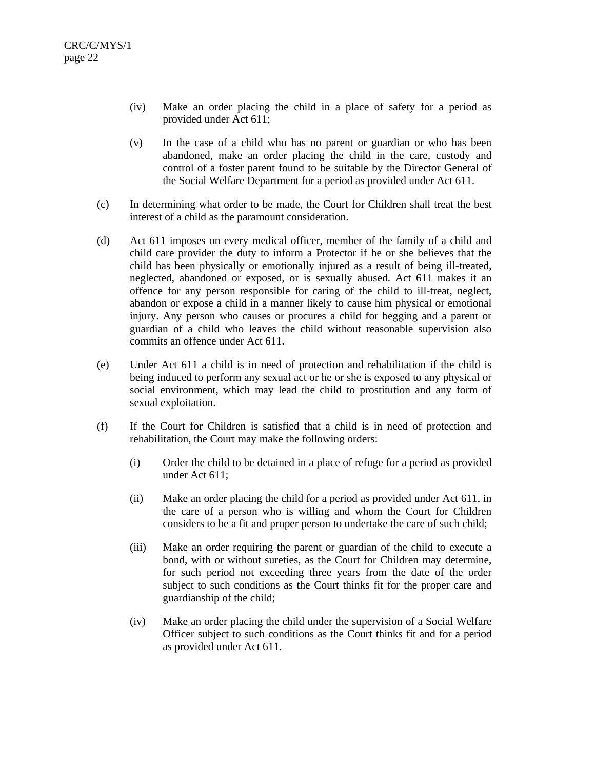(iv) Make an order placing the child in a place of safety for a period as provided under Act 611;

(v) In the case of a child who has no parent or guardian or who has been abandoned, make an order placing the child in the care, custody and control of a foster parent found to be suitable by the Director General of the Social Welfare Department for a period as provided under Act 611.

(c) In determining what order to be made, the Court for Children shall treat the best interest of a child as the paramount consideration.

(d) Act 611 imposes on every medical officer, member of the family of a child and child care provider the duty to inform a Protector if he or she believes that the child has been physically or emotionally injured as a result of being ill-treated, neglected, abandoned or exposed, or is sexually abused. Act 611 makes it an offence for any person responsible for caring of the child to ill-treat, neglect, abandon or expose a child in a manner likely to cause him physical or emotional injury. Any person who causes or procures a child for begging and a parent or guardian of a child who leaves the child without reasonable supervision also commits an offence under Act 611.

(e) Under Act 611 a child is in need of protection and rehabilitation if the child is being induced to perform any sexual act or he or she is exposed to any physical or social environment, which may lead the child to prostitution and any form of sexual exploitation.

(f) If the Court for Children is satisfied that a child is in need of protection and rehabilitation, the Court may make the following orders:

(i) Order the child to be detained in a place of refuge for a period as provided under Act 611;

(ii) Make an order placing the child for a period as provided under Act 611, in the care of a person who is willing and whom the Court for Children considers to be a fit and proper person to undertake the care of such child;

(iii) Make an order requiring the parent or guardian of the child to execute a bond, with or without sureties, as the Court for Children may determine, for such period not exceeding three years from the date of the order subject to such conditions as the Court thinks fit for the proper care and guardianship of the child;

(iv) Make an order placing the child under the supervision of a Social Welfare Officer subject to such conditions as the Court thinks fit and for a period as provided under Act 611.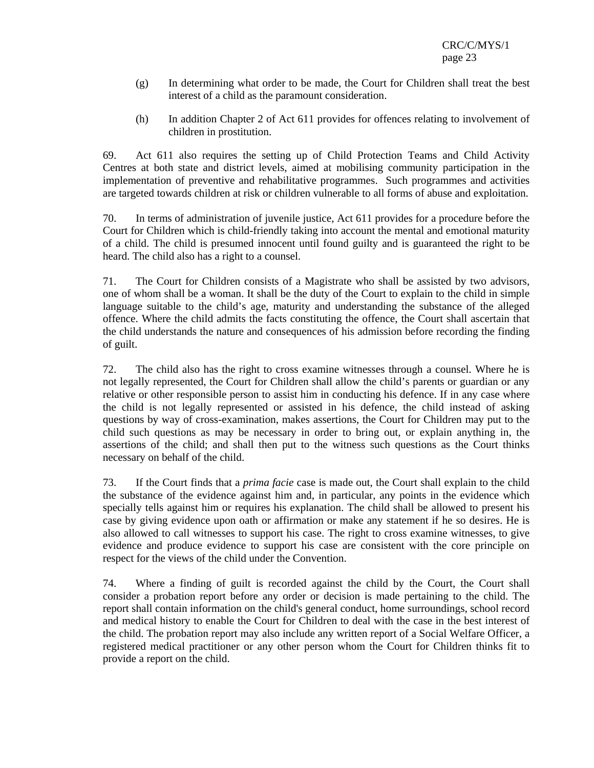(g) In determining what order to be made, the Court for Children shall treat the best interest of a child as the paramount consideration.

(h) In addition Chapter 2 of Act 611 provides for offences relating to involvement of children in prostitution.

69. Act 611 also requires the setting up of Child Protection Teams and Child Activity Centres at both state and district levels, aimed at mobilising community participation in the implementation of preventive and rehabilitative programmes. Such programmes and activities are targeted towards children at risk or children vulnerable to all forms of abuse and exploitation.

70. In terms of administration of juvenile justice, Act 611 provides for a procedure before the Court for Children which is child-friendly taking into account the mental and emotional maturity of a child. The child is presumed innocent until found guilty and is guaranteed the right to be heard. The child also has a right to a counsel.

71. The Court for Children consists of a Magistrate who shall be assisted by two advisors, one of whom shall be a woman. It shall be the duty of the Court to explain to the child in simple language suitable to the child's age, maturity and understanding the substance of the alleged offence. Where the child admits the facts constituting the offence, the Court shall ascertain that the child understands the nature and consequences of his admission before recording the finding of guilt.

72. The child also has the right to cross examine witnesses through a counsel. Where he is not legally represented, the Court for Children shall allow the child's parents or guardian or any relative or other responsible person to assist him in conducting his defence. If in any case where the child is not legally represented or assisted in his defence, the child instead of asking questions by way of cross-examination, makes assertions, the Court for Children may put to the child such questions as may be necessary in order to bring out, or explain anything in, the assertions of the child; and shall then put to the witness such questions as the Court thinks necessary on behalf of the child.

73. If the Court finds that a *prima facie* case is made out, the Court shall explain to the child the substance of the evidence against him and, in particular, any points in the evidence which specially tells against him or requires his explanation. The child shall be allowed to present his case by giving evidence upon oath or affirmation or make any statement if he so desires. He is also allowed to call witnesses to support his case. The right to cross examine witnesses, to give evidence and produce evidence to support his case are consistent with the core principle on respect for the views of the child under the Convention.

74. Where a finding of guilt is recorded against the child by the Court, the Court shall consider a probation report before any order or decision is made pertaining to the child. The report shall contain information on the child's general conduct, home surroundings, school record and medical history to enable the Court for Children to deal with the case in the best interest of the child. The probation report may also include any written report of a Social Welfare Officer, a registered medical practitioner or any other person whom the Court for Children thinks fit to provide a report on the child.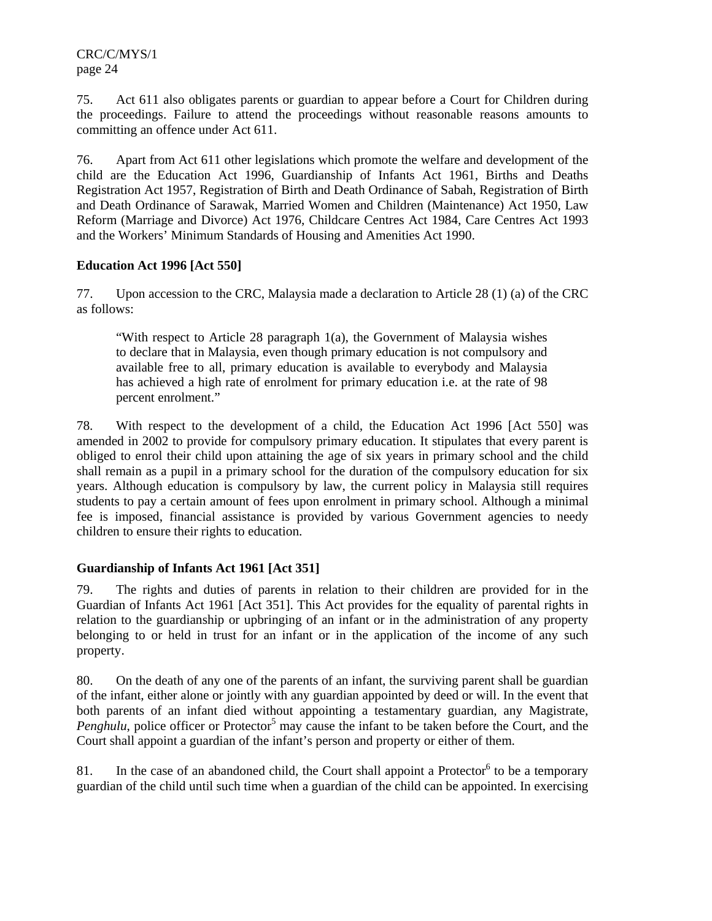75. Act 611 also obligates parents or guardian to appear before a Court for Children during the proceedings. Failure to attend the proceedings without reasonable reasons amounts to committing an offence under Act 611.

76. Apart from Act 611 other legislations which promote the welfare and development of the child are the Education Act 1996, Guardianship of Infants Act 1961, Births and Deaths Registration Act 1957, Registration of Birth and Death Ordinance of Sabah, Registration of Birth and Death Ordinance of Sarawak, Married Women and Children (Maintenance) Act 1950, Law Reform (Marriage and Divorce) Act 1976, Childcare Centres Act 1984, Care Centres Act 1993 and the Workers' Minimum Standards of Housing and Amenities Act 1990.

**Education Act 1996 [Act 550]**

77. Upon accession to the CRC, Malaysia made a declaration to Article 28 (1) (a) of the CRC as follows:

> "With respect to Article 28 paragraph 1(a), the Government of Malaysia wishes to declare that in Malaysia, even though primary education is not compulsory and available free to all, primary education is available to everybody and Malaysia has achieved a high rate of enrolment for primary education i.e. at the rate of 98 percent enrolment."

78. With respect to the development of a child, the Education Act 1996 [Act 550] was amended in 2002 to provide for compulsory primary education. It stipulates that every parent is obliged to enrol their child upon attaining the age of six years in primary school and the child shall remain as a pupil in a primary school for the duration of the compulsory education for six years. Although education is compulsory by law, the current policy in Malaysia still requires students to pay a certain amount of fees upon enrolment in primary school. Although a minimal fee is imposed, financial assistance is provided by various Government agencies to needy children to ensure their rights to education.

**Guardianship of Infants Act 1961 [Act 351]**

79. The rights and duties of parents in relation to their children are provided for in the Guardian of Infants Act 1961 [Act 351]. This Act provides for the equality of parental rights in relation to the guardianship or upbringing of an infant or in the administration of any property belonging to or held in trust for an infant or in the application of the income of any such property.

80. On the death of any one of the parents of an infant, the surviving parent shall be guardian of the infant, either alone or jointly with any guardian appointed by deed or will. In the event that both parents of an infant died without appointing a testamentary guardian, any Magistrate, *Penghulu*, police officer or Protector[5] may cause the infant to be taken before the Court, and the Court shall appoint a guardian of the infant's person and property or either of them.

81. In the case of an abandoned child, the Court shall appoint a Protector[6] to be a temporary guardian of the child until such time when a guardian of the child can be appointed. In exercising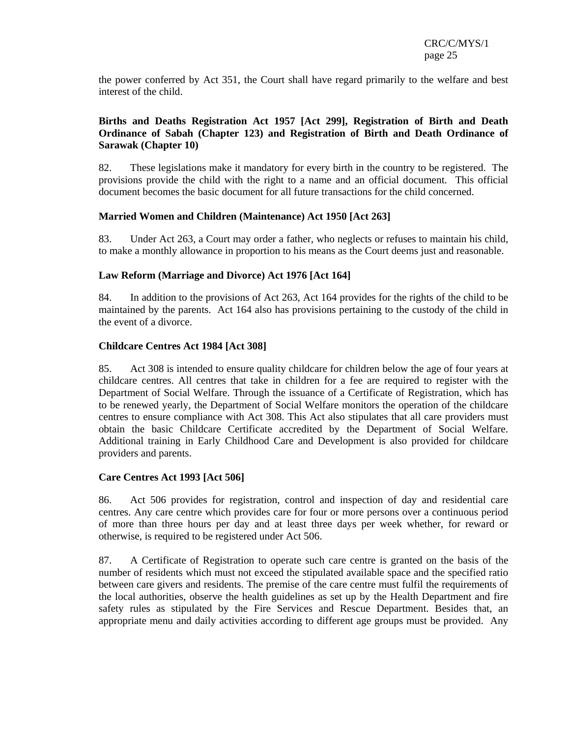the power conferred by Act 351, the Court shall have regard primarily to the welfare and best interest of the child.

**Births and Deaths Registration Act 1957 [Act 299], Registration of Birth and Death Ordinance of Sabah (Chapter 123) and Registration of Birth and Death Ordinance of Sarawak (Chapter 10)**

82. These legislations make it mandatory for every birth in the country to be registered. The provisions provide the child with the right to a name and an official document. This official document becomes the basic document for all future transactions for the child concerned.

**Married Women and Children (Maintenance) Act 1950 [Act 263]**

83. Under Act 263, a Court may order a father, who neglects or refuses to maintain his child, to make a monthly allowance in proportion to his means as the Court deems just and reasonable.

**Law Reform (Marriage and Divorce) Act 1976 [Act 164]**

84. In addition to the provisions of Act 263, Act 164 provides for the rights of the child to be maintained by the parents. Act 164 also has provisions pertaining to the custody of the child in the event of a divorce.

**Childcare Centres Act 1984 [Act 308]**

85. Act 308 is intended to ensure quality childcare for children below the age of four years at childcare centres. All centres that take in children for a fee are required to register with the Department of Social Welfare. Through the issuance of a Certificate of Registration, which has to be renewed yearly, the Department of Social Welfare monitors the operation of the childcare centres to ensure compliance with Act 308. This Act also stipulates that all care providers must obtain the basic Childcare Certificate accredited by the Department of Social Welfare. Additional training in Early Childhood Care and Development is also provided for childcare providers and parents.

**Care Centres Act 1993 [Act 506]**

86. Act 506 provides for registration, control and inspection of day and residential care centres. Any care centre which provides care for four or more persons over a continuous period of more than three hours per day and at least three days per week whether, for reward or otherwise, is required to be registered under Act 506.

87. A Certificate of Registration to operate such care centre is granted on the basis of the number of residents which must not exceed the stipulated available space and the specified ratio between care givers and residents. The premise of the care centre must fulfil the requirements of the local authorities, observe the health guidelines as set up by the Health Department and fire safety rules as stipulated by the Fire Services and Rescue Department. Besides that, an appropriate menu and daily activities according to different age groups must be provided. Any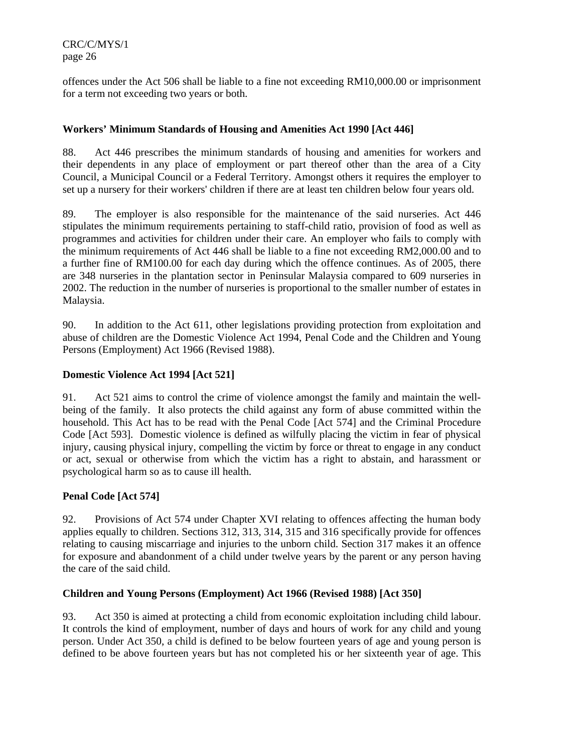offences under the Act 506 shall be liable to a fine not exceeding RM10,000.00 or imprisonment for a term not exceeding two years or both.

**Workers' Minimum Standards of Housing and Amenities Act 1990 [Act 446]**

88. Act 446 prescribes the minimum standards of housing and amenities for workers and their dependents in any place of employment or part thereof other than the area of a City Council, a Municipal Council or a Federal Territory. Amongst others it requires the employer to set up a nursery for their workers' children if there are at least ten children below four years old.

89. The employer is also responsible for the maintenance of the said nurseries. Act 446 stipulates the minimum requirements pertaining to staff-child ratio, provision of food as well as programmes and activities for children under their care. An employer who fails to comply with the minimum requirements of Act 446 shall be liable to a fine not exceeding RM2,000.00 and to a further fine of RM100.00 for each day during which the offence continues. As of 2005, there are 348 nurseries in the plantation sector in Peninsular Malaysia compared to 609 nurseries in 2002. The reduction in the number of nurseries is proportional to the smaller number of estates in Malaysia.

90. In addition to the Act 611, other legislations providing protection from exploitation and abuse of children are the Domestic Violence Act 1994, Penal Code and the Children and Young Persons (Employment) Act 1966 (Revised 1988).

**Domestic Violence Act 1994 [Act 521]**

91. Act 521 aims to control the crime of violence amongst the family and maintain the well-being of the family. It also protects the child against any form of abuse committed within the household. This Act has to be read with the Penal Code [Act 574] and the Criminal Procedure Code [Act 593]. Domestic violence is defined as wilfully placing the victim in fear of physical injury, causing physical injury, compelling the victim by force or threat to engage in any conduct or act, sexual or otherwise from which the victim has a right to abstain, and harassment or psychological harm so as to cause ill health.

**Penal Code [Act 574]**

92. Provisions of Act 574 under Chapter XVI relating to offences affecting the human body applies equally to children. Sections 312, 313, 314, 315 and 316 specifically provide for offences relating to causing miscarriage and injuries to the unborn child. Section 317 makes it an offence for exposure and abandonment of a child under twelve years by the parent or any person having the care of the said child.

**Children and Young Persons (Employment) Act 1966 (Revised 1988) [Act 350]**

93. Act 350 is aimed at protecting a child from economic exploitation including child labour. It controls the kind of employment, number of days and hours of work for any child and young person. Under Act 350, a child is defined to be below fourteen years of age and young person is defined to be above fourteen years but has not completed his or her sixteenth year of age. This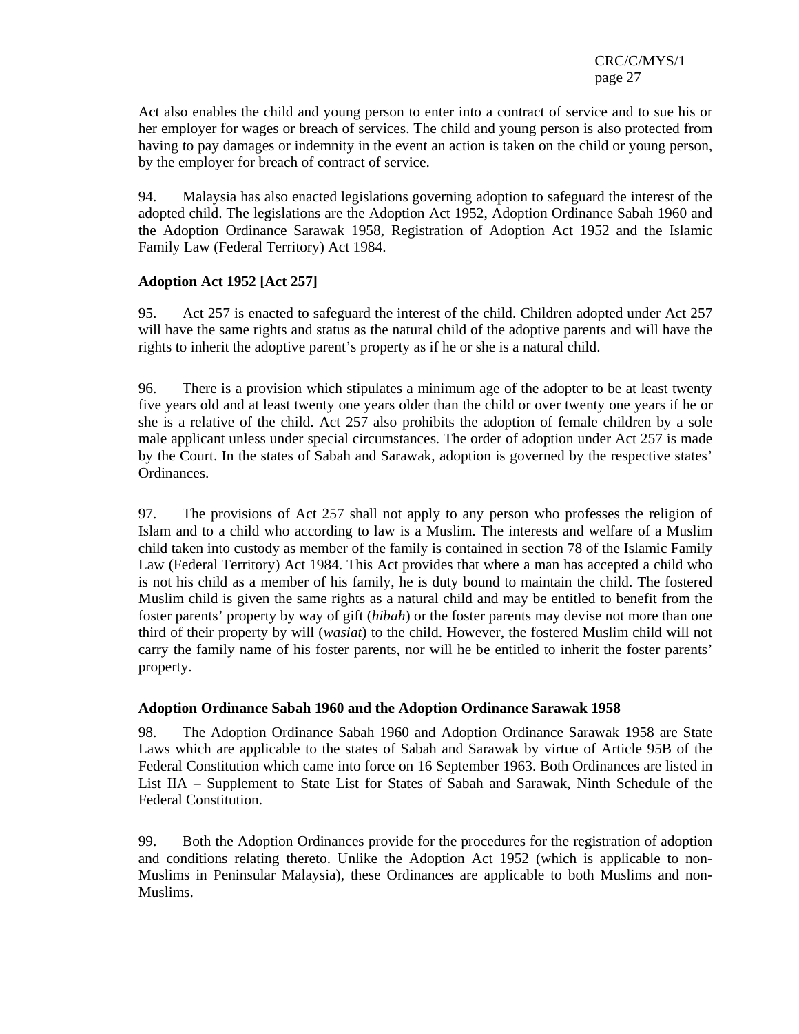Act also enables the child and young person to enter into a contract of service and to sue his or her employer for wages or breach of services. The child and young person is also protected from having to pay damages or indemnity in the event an action is taken on the child or young person, by the employer for breach of contract of service.

94. Malaysia has also enacted legislations governing adoption to safeguard the interest of the adopted child. The legislations are the Adoption Act 1952, Adoption Ordinance Sabah 1960 and the Adoption Ordinance Sarawak 1958, Registration of Adoption Act 1952 and the Islamic Family Law (Federal Territory) Act 1984.

**Adoption Act 1952 [Act 257]**

95. Act 257 is enacted to safeguard the interest of the child. Children adopted under Act 257 will have the same rights and status as the natural child of the adoptive parents and will have the rights to inherit the adoptive parent's property as if he or she is a natural child.

96. There is a provision which stipulates a minimum age of the adopter to be at least twenty five years old and at least twenty one years older than the child or over twenty one years if he or she is a relative of the child. Act 257 also prohibits the adoption of female children by a sole male applicant unless under special circumstances. The order of adoption under Act 257 is made by the Court. In the states of Sabah and Sarawak, adoption is governed by the respective states' Ordinances.

97. The provisions of Act 257 shall not apply to any person who professes the religion of Islam and to a child who according to law is a Muslim. The interests and welfare of a Muslim child taken into custody as member of the family is contained in section 78 of the Islamic Family Law (Federal Territory) Act 1984. This Act provides that where a man has accepted a child who is not his child as a member of his family, he is duty bound to maintain the child. The fostered Muslim child is given the same rights as a natural child and may be entitled to benefit from the foster parents' property by way of gift (*hibah*) or the foster parents may devise not more than one third of their property by will (*wasiat*) to the child. However, the fostered Muslim child will not carry the family name of his foster parents, nor will he be entitled to inherit the foster parents' property.

**Adoption Ordinance Sabah 1960 and the Adoption Ordinance Sarawak 1958**

98. The Adoption Ordinance Sabah 1960 and Adoption Ordinance Sarawak 1958 are State Laws which are applicable to the states of Sabah and Sarawak by virtue of Article 95B of the Federal Constitution which came into force on 16 September 1963. Both Ordinances are listed in List IIA – Supplement to State List for States of Sabah and Sarawak, Ninth Schedule of the Federal Constitution.

99. Both the Adoption Ordinances provide for the procedures for the registration of adoption and conditions relating thereto. Unlike the Adoption Act 1952 (which is applicable to non-Muslims in Peninsular Malaysia), these Ordinances are applicable to both Muslims and non-Muslims.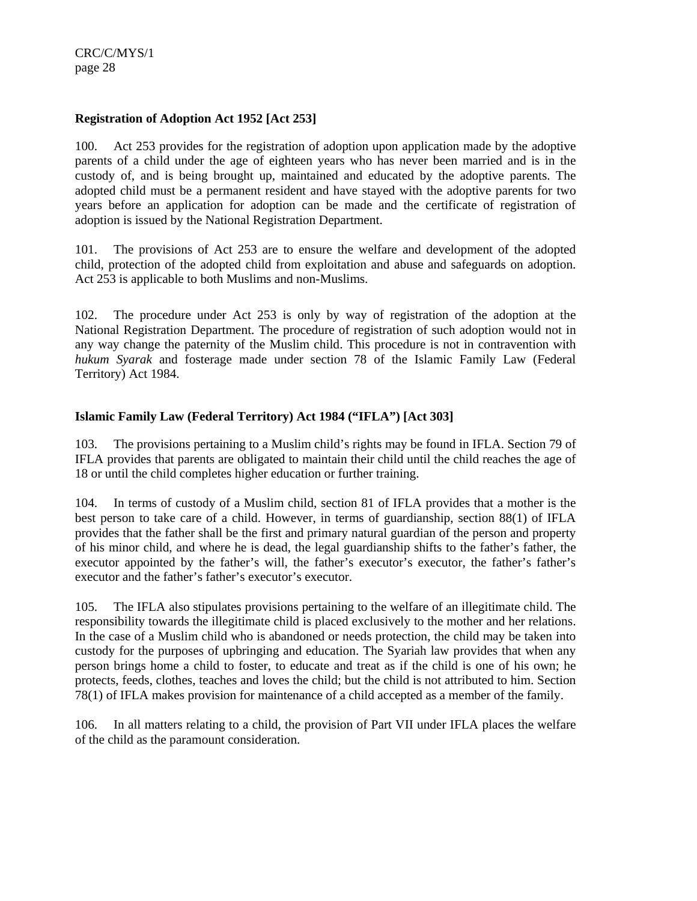**Registration of Adoption Act 1952 [Act 253]**

100. Act 253 provides for the registration of adoption upon application made by the adoptive parents of a child under the age of eighteen years who has never been married and is in the custody of, and is being brought up, maintained and educated by the adoptive parents. The adopted child must be a permanent resident and have stayed with the adoptive parents for two years before an application for adoption can be made and the certificate of registration of adoption is issued by the National Registration Department.

101. The provisions of Act 253 are to ensure the welfare and development of the adopted child, protection of the adopted child from exploitation and abuse and safeguards on adoption. Act 253 is applicable to both Muslims and non-Muslims.

102. The procedure under Act 253 is only by way of registration of the adoption at the National Registration Department. The procedure of registration of such adoption would not in any way change the paternity of the Muslim child. This procedure is not in contravention with *hukum Syarak* and fosterage made under section 78 of the Islamic Family Law (Federal Territory) Act 1984.

**Islamic Family Law (Federal Territory) Act 1984 ("IFLA") [Act 303]**

103. The provisions pertaining to a Muslim child's rights may be found in IFLA. Section 79 of IFLA provides that parents are obligated to maintain their child until the child reaches the age of 18 or until the child completes higher education or further training.

104. In terms of custody of a Muslim child, section 81 of IFLA provides that a mother is the best person to take care of a child. However, in terms of guardianship, section 88(1) of IFLA provides that the father shall be the first and primary natural guardian of the person and property of his minor child, and where he is dead, the legal guardianship shifts to the father's father, the executor appointed by the father's will, the father's executor's executor, the father's father's executor and the father's father's executor's executor.

105. The IFLA also stipulates provisions pertaining to the welfare of an illegitimate child. The responsibility towards the illegitimate child is placed exclusively to the mother and her relations. In the case of a Muslim child who is abandoned or needs protection, the child may be taken into custody for the purposes of upbringing and education. The Syariah law provides that when any person brings home a child to foster, to educate and treat as if the child is one of his own; he protects, feeds, clothes, teaches and loves the child; but the child is not attributed to him. Section 78(1) of IFLA makes provision for maintenance of a child accepted as a member of the family.

106. In all matters relating to a child, the provision of Part VII under IFLA places the welfare of the child as the paramount consideration.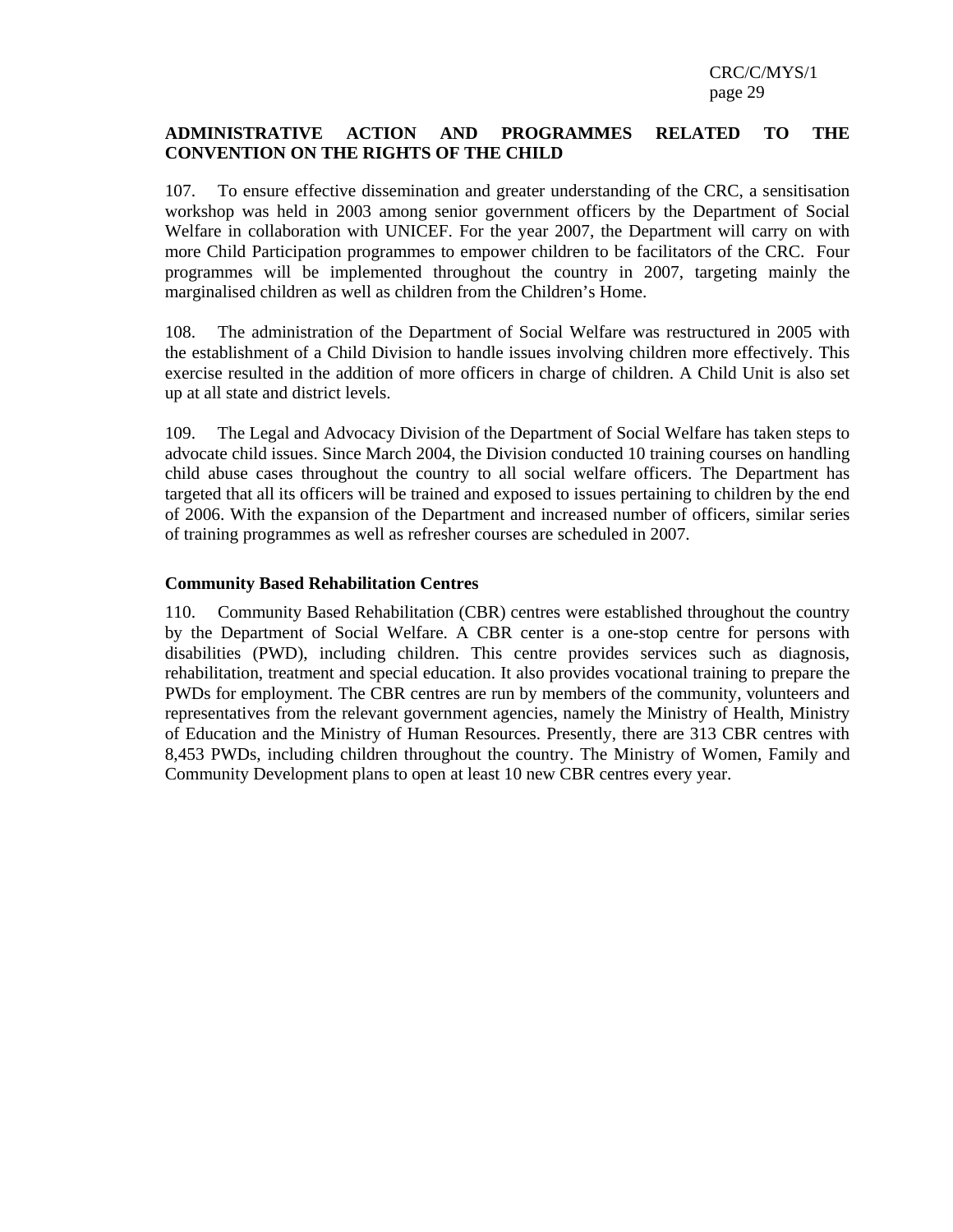## ADMINISTRATIVE ACTION AND PROGRAMMES RELATED TO THE CONVENTION ON THE RIGHTS OF THE CHILD

107. To ensure effective dissemination and greater understanding of the CRC, a sensitisation workshop was held in 2003 among senior government officers by the Department of Social Welfare in collaboration with UNICEF. For the year 2007, the Department will carry on with more Child Participation programmes to empower children to be facilitators of the CRC. Four programmes will be implemented throughout the country in 2007, targeting mainly the marginalised children as well as children from the Children's Home.

108. The administration of the Department of Social Welfare was restructured in 2005 with the establishment of a Child Division to handle issues involving children more effectively. This exercise resulted in the addition of more officers in charge of children. A Child Unit is also set up at all state and district levels.

109. The Legal and Advocacy Division of the Department of Social Welfare has taken steps to advocate child issues. Since March 2004, the Division conducted 10 training courses on handling child abuse cases throughout the country to all social welfare officers. The Department has targeted that all its officers will be trained and exposed to issues pertaining to children by the end of 2006. With the expansion of the Department and increased number of officers, similar series of training programmes as well as refresher courses are scheduled in 2007.

### Community Based Rehabilitation Centres

110. Community Based Rehabilitation (CBR) centres were established throughout the country by the Department of Social Welfare. A CBR center is a one-stop centre for persons with disabilities (PWD), including children. This centre provides services such as diagnosis, rehabilitation, treatment and special education. It also provides vocational training to prepare the PWDs for employment. The CBR centres are run by members of the community, volunteers and representatives from the relevant government agencies, namely the Ministry of Health, Ministry of Education and the Ministry of Human Resources. Presently, there are 313 CBR centres with 8,453 PWDs, including children throughout the country. The Ministry of Women, Family and Community Development plans to open at least 10 new CBR centres every year.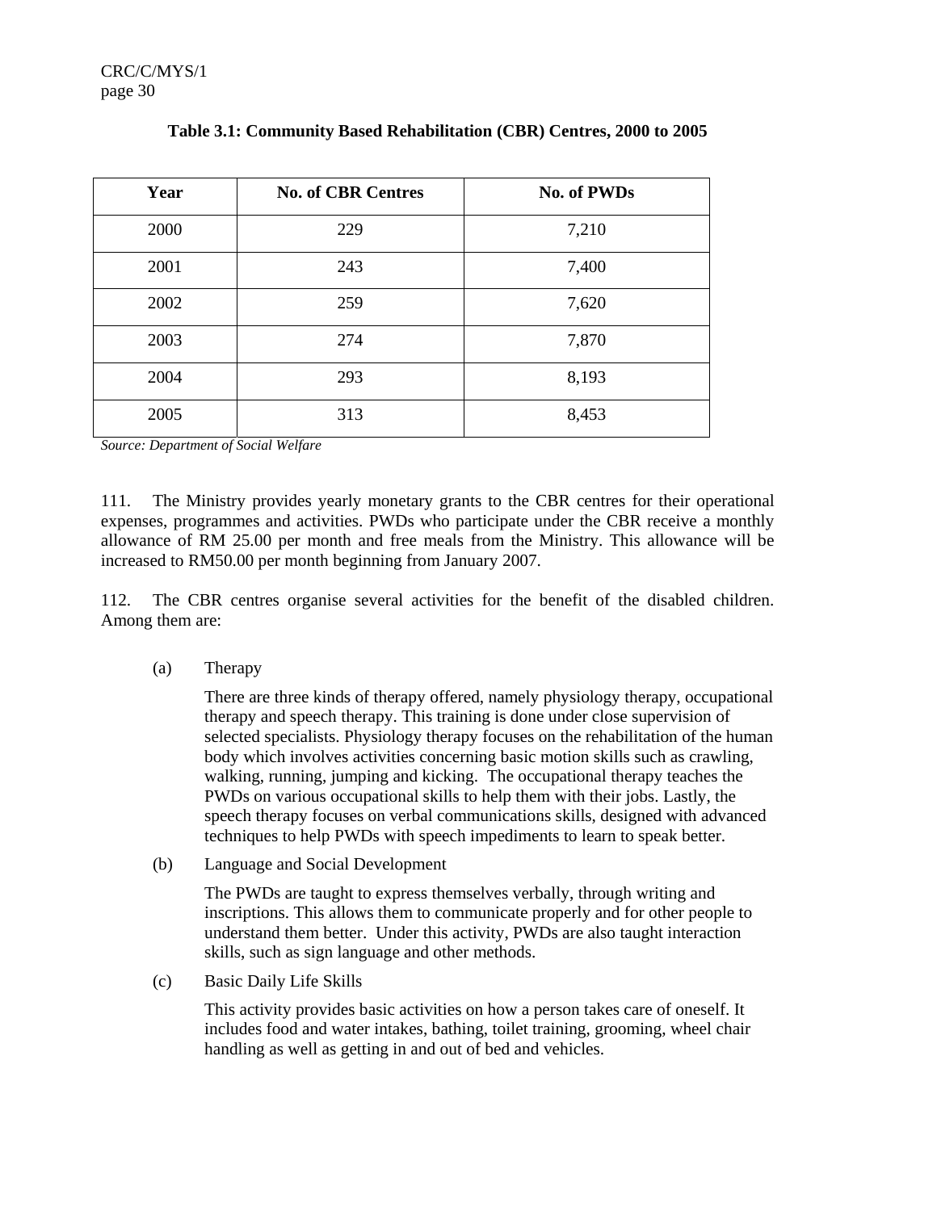**Table 3.1: Community Based Rehabilitation (CBR) Centres, 2000 to 2005**

| Year | No. of CBR Centres | No. of PWDs |
|---|---|---|
| 2000 | 229 | 7,210 |
| 2001 | 243 | 7,400 |
| 2002 | 259 | 7,620 |
| 2003 | 274 | 7,870 |
| 2004 | 293 | 8,193 |
| 2005 | 313 | 8,453 |

*Source: Department of Social Welfare*

111. The Ministry provides yearly monetary grants to the CBR centres for their operational expenses, programmes and activities. PWDs who participate under the CBR receive a monthly allowance of RM 25.00 per month and free meals from the Ministry. This allowance will be increased to RM50.00 per month beginning from January 2007.

112. The CBR centres organise several activities for the benefit of the disabled children. Among them are:

(a) Therapy

There are three kinds of therapy offered, namely physiology therapy, occupational therapy and speech therapy. This training is done under close supervision of selected specialists. Physiology therapy focuses on the rehabilitation of the human body which involves activities concerning basic motion skills such as crawling, walking, running, jumping and kicking. The occupational therapy teaches the PWDs on various occupational skills to help them with their jobs. Lastly, the speech therapy focuses on verbal communications skills, designed with advanced techniques to help PWDs with speech impediments to learn to speak better.

(b) Language and Social Development

The PWDs are taught to express themselves verbally, through writing and inscriptions. This allows them to communicate properly and for other people to understand them better. Under this activity, PWDs are also taught interaction skills, such as sign language and other methods.

(c) Basic Daily Life Skills

This activity provides basic activities on how a person takes care of oneself. It includes food and water intakes, bathing, toilet training, grooming, wheel chair handling as well as getting in and out of bed and vehicles.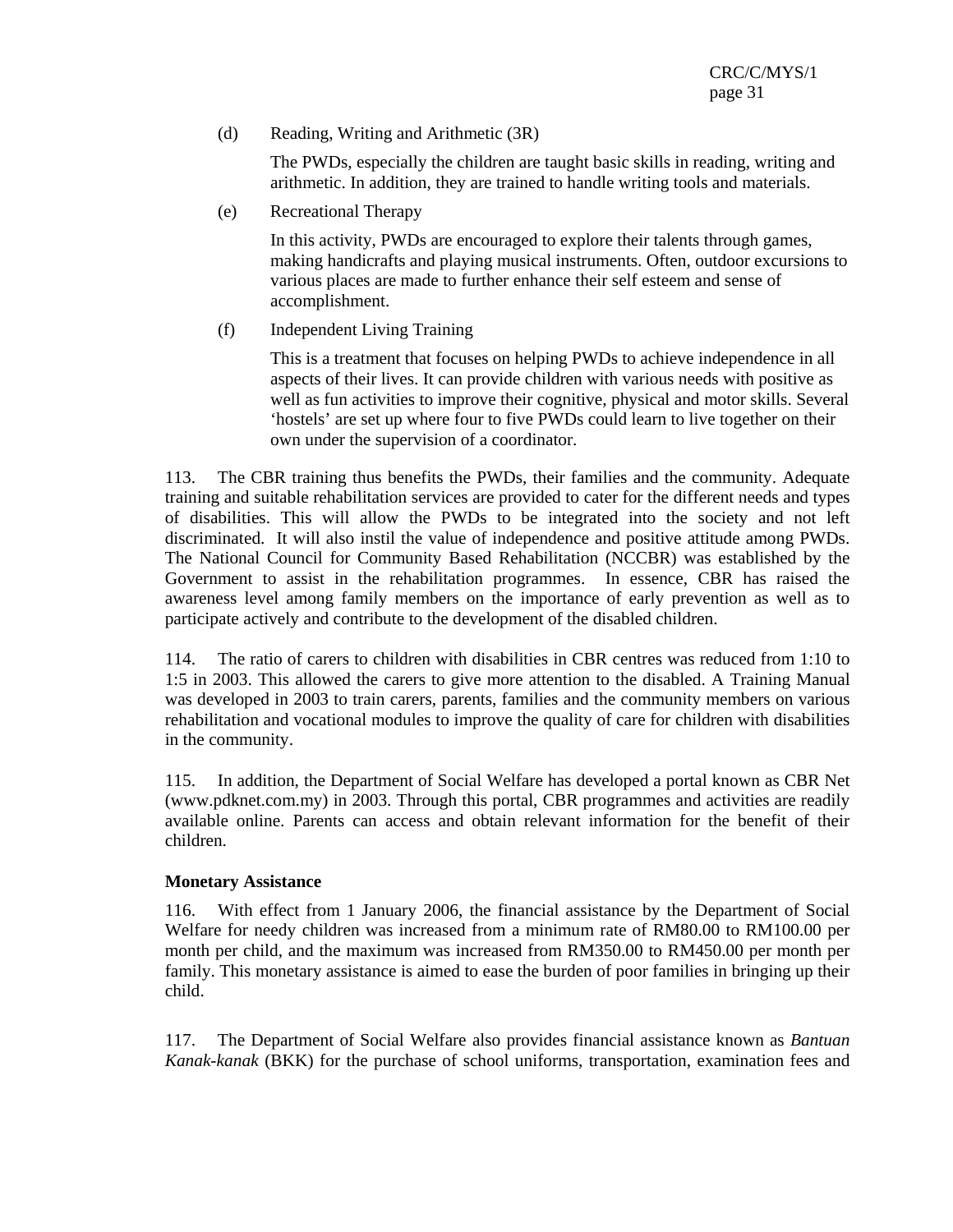(d) Reading, Writing and Arithmetic (3R)

The PWDs, especially the children are taught basic skills in reading, writing and arithmetic. In addition, they are trained to handle writing tools and materials.

(e) Recreational Therapy

In this activity, PWDs are encouraged to explore their talents through games, making handicrafts and playing musical instruments. Often, outdoor excursions to various places are made to further enhance their self esteem and sense of accomplishment.

(f) Independent Living Training

This is a treatment that focuses on helping PWDs to achieve independence in all aspects of their lives. It can provide children with various needs with positive as well as fun activities to improve their cognitive, physical and motor skills. Several 'hostels' are set up where four to five PWDs could learn to live together on their own under the supervision of a coordinator.

113. The CBR training thus benefits the PWDs, their families and the community. Adequate training and suitable rehabilitation services are provided to cater for the different needs and types of disabilities. This will allow the PWDs to be integrated into the society and not left discriminated. It will also instil the value of independence and positive attitude among PWDs. The National Council for Community Based Rehabilitation (NCCBR) was established by the Government to assist in the rehabilitation programmes. In essence, CBR has raised the awareness level among family members on the importance of early prevention as well as to participate actively and contribute to the development of the disabled children.

114. The ratio of carers to children with disabilities in CBR centres was reduced from 1:10 to 1:5 in 2003. This allowed the carers to give more attention to the disabled. A Training Manual was developed in 2003 to train carers, parents, families and the community members on various rehabilitation and vocational modules to improve the quality of care for children with disabilities in the community.

115. In addition, the Department of Social Welfare has developed a portal known as CBR Net (www.pdknet.com.my) in 2003. Through this portal, CBR programmes and activities are readily available online. Parents can access and obtain relevant information for the benefit of their children.

**Monetary Assistance**

116. With effect from 1 January 2006, the financial assistance by the Department of Social Welfare for needy children was increased from a minimum rate of RM80.00 to RM100.00 per month per child, and the maximum was increased from RM350.00 to RM450.00 per month per family. This monetary assistance is aimed to ease the burden of poor families in bringing up their child.

117. The Department of Social Welfare also provides financial assistance known as *Bantuan Kanak-kanak* (BKK) for the purchase of school uniforms, transportation, examination fees and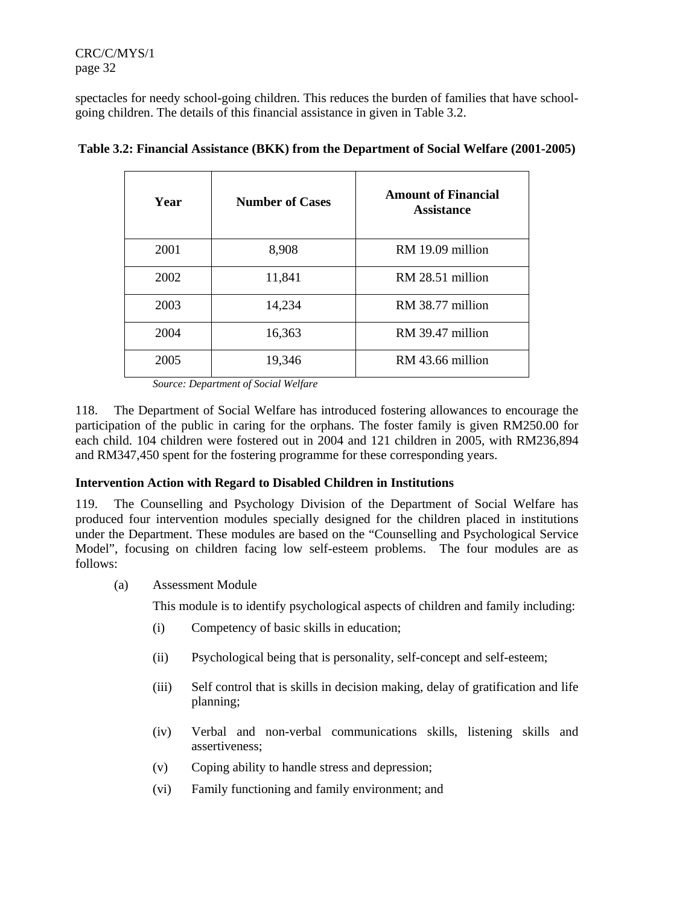spectacles for needy school-going children. This reduces the burden of families that have school-going children. The details of this financial assistance in given in Table 3.2.

**Table 3.2: Financial Assistance (BKK) from the Department of Social Welfare (2001-2005)**

| Year | Number of Cases | Amount of Financial Assistance |
|---|---|---|
| 2001 | 8,908 | RM 19.09 million |
| 2002 | 11,841 | RM 28.51 million |
| 2003 | 14,234 | RM 38.77 million |
| 2004 | 16,363 | RM 39.47 million |
| 2005 | 19,346 | RM 43.66 million |

*Source: Department of Social Welfare*

118. The Department of Social Welfare has introduced fostering allowances to encourage the participation of the public in caring for the orphans. The foster family is given RM250.00 for each child. 104 children were fostered out in 2004 and 121 children in 2005, with RM236,894 and RM347,450 spent for the fostering programme for these corresponding years.

**Intervention Action with Regard to Disabled Children in Institutions**

119. The Counselling and Psychology Division of the Department of Social Welfare has produced four intervention modules specially designed for the children placed in institutions under the Department. These modules are based on the "Counselling and Psychological Service Model", focusing on children facing low self-esteem problems. The four modules are as follows:

(a) Assessment Module

This module is to identify psychological aspects of children and family including:

(i) Competency of basic skills in education;

(ii) Psychological being that is personality, self-concept and self-esteem;

(iii) Self control that is skills in decision making, delay of gratification and life planning;

(iv) Verbal and non-verbal communications skills, listening skills and assertiveness;

(v) Coping ability to handle stress and depression;

(vi) Family functioning and family environment; and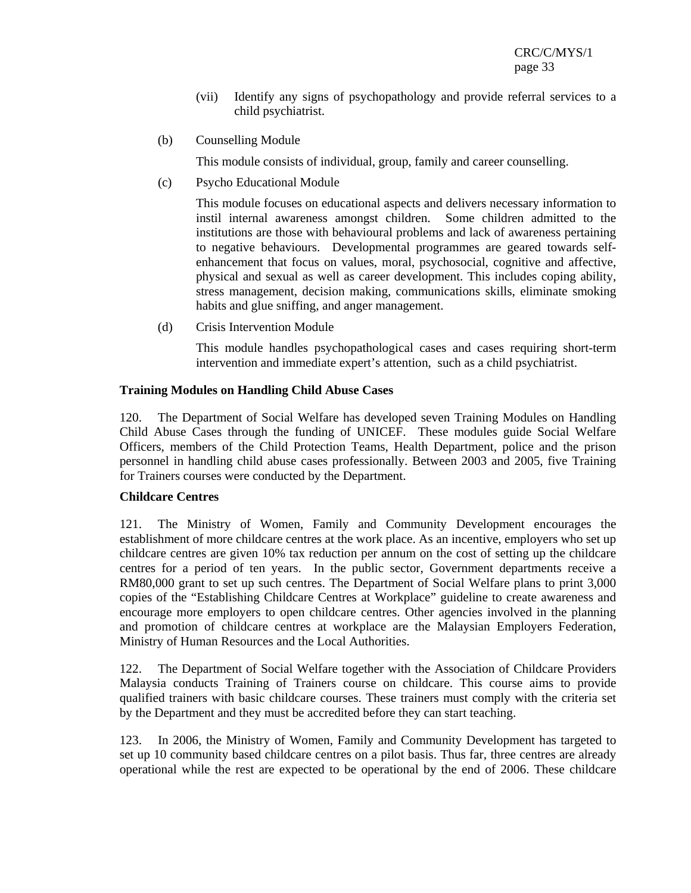(vii) Identify any signs of psychopathology and provide referral services to a child psychiatrist.

(b) Counselling Module

This module consists of individual, group, family and career counselling.

(c) Psycho Educational Module

This module focuses on educational aspects and delivers necessary information to instil internal awareness amongst children. Some children admitted to the institutions are those with behavioural problems and lack of awareness pertaining to negative behaviours. Developmental programmes are geared towards self-enhancement that focus on values, moral, psychosocial, cognitive and affective, physical and sexual as well as career development. This includes coping ability, stress management, decision making, communications skills, eliminate smoking habits and glue sniffing, and anger management.

(d) Crisis Intervention Module

This module handles psychopathological cases and cases requiring short-term intervention and immediate expert's attention, such as a child psychiatrist.

**Training Modules on Handling Child Abuse Cases**

120. The Department of Social Welfare has developed seven Training Modules on Handling Child Abuse Cases through the funding of UNICEF. These modules guide Social Welfare Officers, members of the Child Protection Teams, Health Department, police and the prison personnel in handling child abuse cases professionally. Between 2003 and 2005, five Training for Trainers courses were conducted by the Department.

**Childcare Centres**

121. The Ministry of Women, Family and Community Development encourages the establishment of more childcare centres at the work place. As an incentive, employers who set up childcare centres are given 10% tax reduction per annum on the cost of setting up the childcare centres for a period of ten years. In the public sector, Government departments receive a RM80,000 grant to set up such centres. The Department of Social Welfare plans to print 3,000 copies of the "Establishing Childcare Centres at Workplace" guideline to create awareness and encourage more employers to open childcare centres. Other agencies involved in the planning and promotion of childcare centres at workplace are the Malaysian Employers Federation, Ministry of Human Resources and the Local Authorities.

122. The Department of Social Welfare together with the Association of Childcare Providers Malaysia conducts Training of Trainers course on childcare. This course aims to provide qualified trainers with basic childcare courses. These trainers must comply with the criteria set by the Department and they must be accredited before they can start teaching.

123. In 2006, the Ministry of Women, Family and Community Development has targeted to set up 10 community based childcare centres on a pilot basis. Thus far, three centres are already operational while the rest are expected to be operational by the end of 2006. These childcare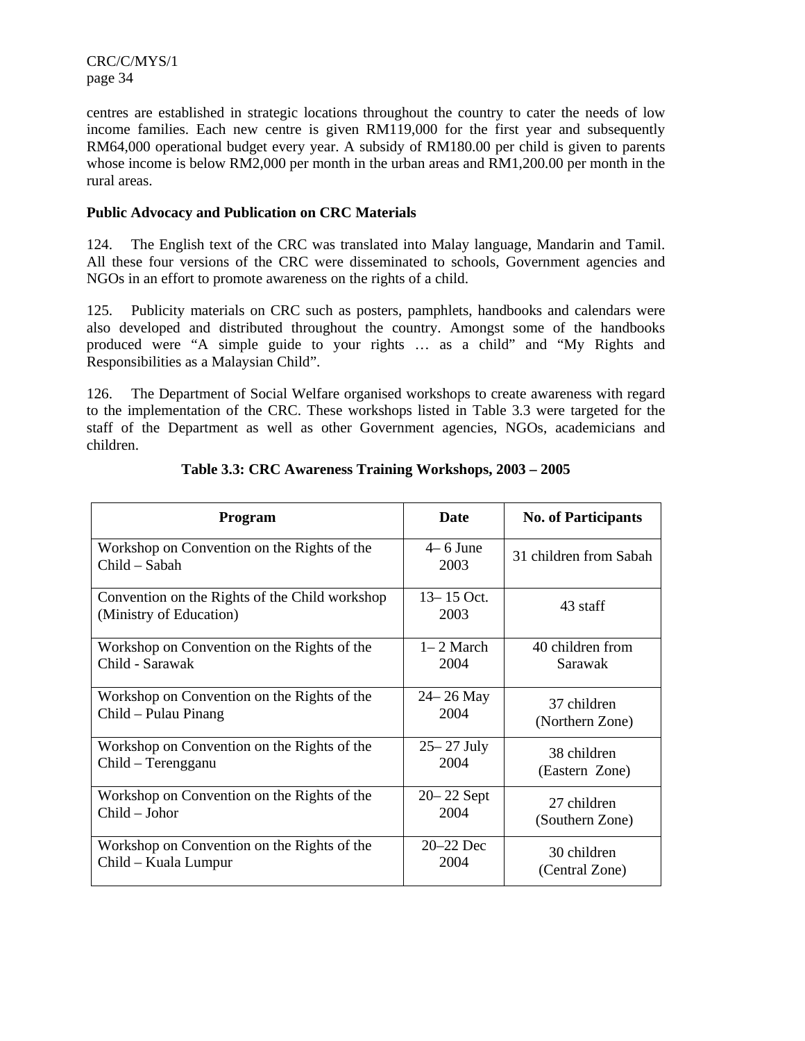centres are established in strategic locations throughout the country to cater the needs of low income families. Each new centre is given RM119,000 for the first year and subsequently RM64,000 operational budget every year. A subsidy of RM180.00 per child is given to parents whose income is below RM2,000 per month in the urban areas and RM1,200.00 per month in the rural areas.

**Public Advocacy and Publication on CRC Materials**

124. The English text of the CRC was translated into Malay language, Mandarin and Tamil. All these four versions of the CRC were disseminated to schools, Government agencies and NGOs in an effort to promote awareness on the rights of a child.

125. Publicity materials on CRC such as posters, pamphlets, handbooks and calendars were also developed and distributed throughout the country. Amongst some of the handbooks produced were "A simple guide to your rights … as a child" and "My Rights and Responsibilities as a Malaysian Child".

126. The Department of Social Welfare organised workshops to create awareness with regard to the implementation of the CRC. These workshops listed in Table 3.3 were targeted for the staff of the Department as well as other Government agencies, NGOs, academicians and children.

**Table 3.3: CRC Awareness Training Workshops, 2003 – 2005**

| Program | Date | No. of Participants |
|---|---|---|
| Workshop on Convention on the Rights of the Child – Sabah | 4– 6 June 2003 | 31 children from Sabah |
| Convention on the Rights of the Child workshop (Ministry of Education) | 13– 15 Oct. 2003 | 43 staff |
| Workshop on Convention on the Rights of the Child - Sarawak | 1– 2 March 2004 | 40 children from Sarawak |
| Workshop on Convention on the Rights of the Child – Pulau Pinang | 24– 26 May 2004 | 37 children (Northern Zone) |
| Workshop on Convention on the Rights of the Child – Terengganu | 25– 27 July 2004 | 38 children (Eastern Zone) |
| Workshop on Convention on the Rights of the Child – Johor | 20– 22 Sept 2004 | 27 children (Southern Zone) |
| Workshop on Convention on the Rights of the Child – Kuala Lumpur | 20–22 Dec 2004 | 30 children (Central Zone) |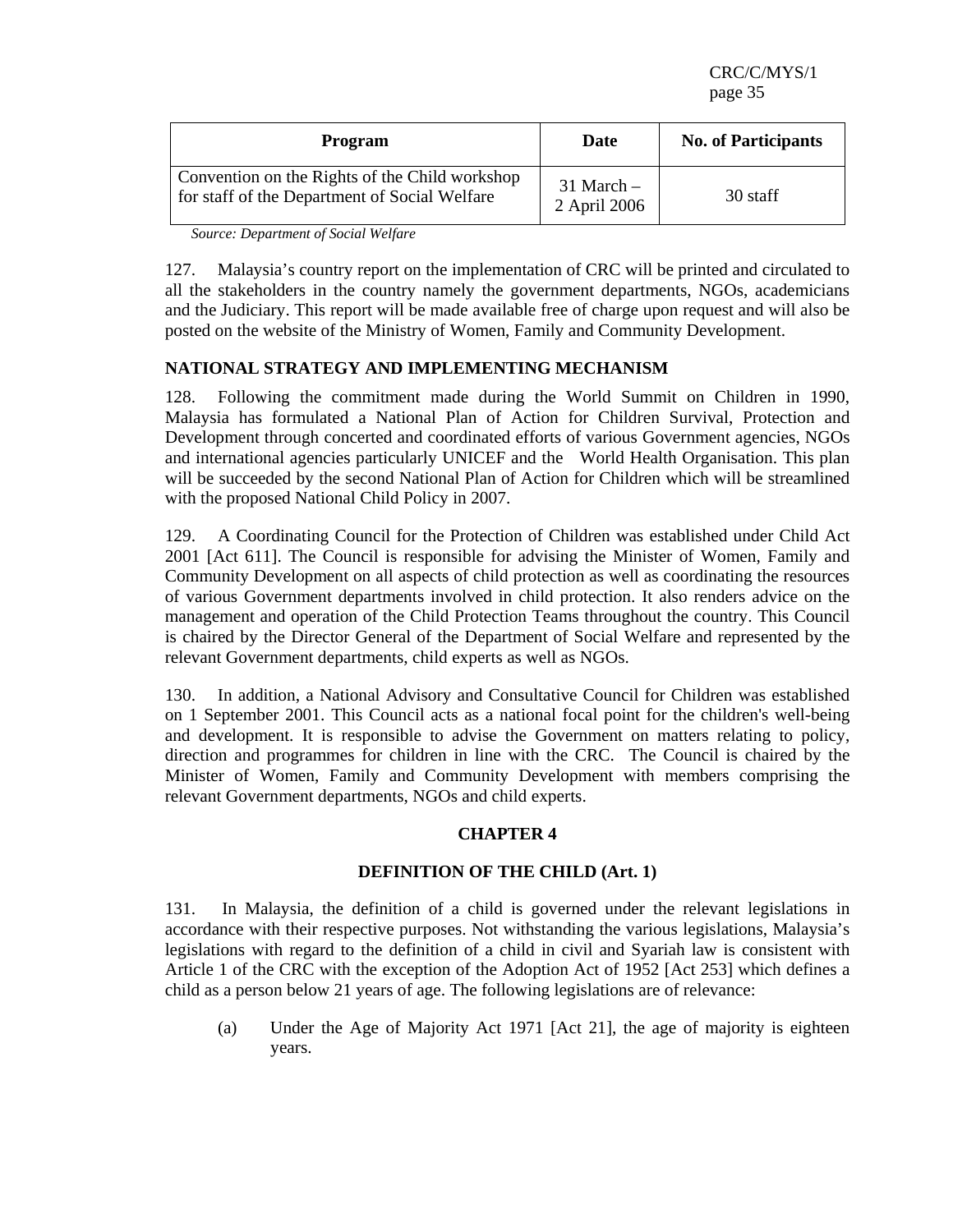| Program | Date | No. of Participants |
| --- | --- | --- |
| Convention on the Rights of the Child workshop for staff of the Department of Social Welfare | 31 March – 2 April 2006 | 30 staff |

*Source: Department of Social Welfare*

127. Malaysia's country report on the implementation of CRC will be printed and circulated to all the stakeholders in the country namely the government departments, NGOs, academicians and the Judiciary. This report will be made available free of charge upon request and will also be posted on the website of the Ministry of Women, Family and Community Development.

**NATIONAL STRATEGY AND IMPLEMENTING MECHANISM**

128. Following the commitment made during the World Summit on Children in 1990, Malaysia has formulated a National Plan of Action for Children Survival, Protection and Development through concerted and coordinated efforts of various Government agencies, NGOs and international agencies particularly UNICEF and the World Health Organisation. This plan will be succeeded by the second National Plan of Action for Children which will be streamlined with the proposed National Child Policy in 2007.

129. A Coordinating Council for the Protection of Children was established under Child Act 2001 [Act 611]. The Council is responsible for advising the Minister of Women, Family and Community Development on all aspects of child protection as well as coordinating the resources of various Government departments involved in child protection. It also renders advice on the management and operation of the Child Protection Teams throughout the country. This Council is chaired by the Director General of the Department of Social Welfare and represented by the relevant Government departments, child experts as well as NGOs.

130. In addition, a National Advisory and Consultative Council for Children was established on 1 September 2001. This Council acts as a national focal point for the children's well-being and development. It is responsible to advise the Government on matters relating to policy, direction and programmes for children in line with the CRC. The Council is chaired by the Minister of Women, Family and Community Development with members comprising the relevant Government departments, NGOs and child experts.

## CHAPTER 4

## DEFINITION OF THE CHILD (Art. 1)

131. In Malaysia, the definition of a child is governed under the relevant legislations in accordance with their respective purposes. Not withstanding the various legislations, Malaysia's legislations with regard to the definition of a child in civil and Syariah law is consistent with Article 1 of the CRC with the exception of the Adoption Act of 1952 [Act 253] which defines a child as a person below 21 years of age. The following legislations are of relevance:

(a) Under the Age of Majority Act 1971 [Act 21], the age of majority is eighteen years.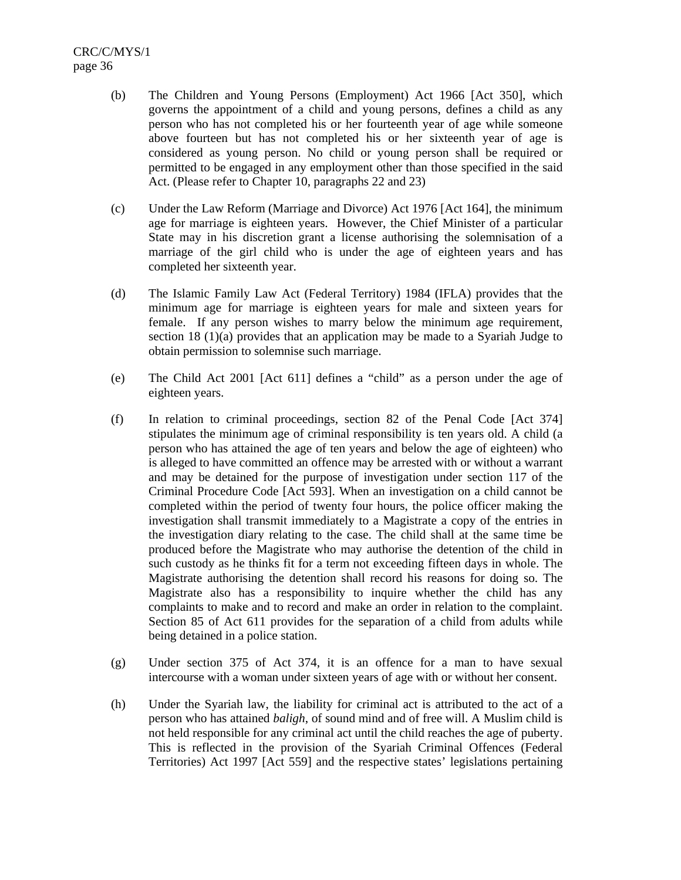(b) The Children and Young Persons (Employment) Act 1966 [Act 350], which governs the appointment of a child and young persons, defines a child as any person who has not completed his or her fourteenth year of age while someone above fourteen but has not completed his or her sixteenth year of age is considered as young person. No child or young person shall be required or permitted to be engaged in any employment other than those specified in the said Act. (Please refer to Chapter 10, paragraphs 22 and 23)

(c) Under the Law Reform (Marriage and Divorce) Act 1976 [Act 164], the minimum age for marriage is eighteen years. However, the Chief Minister of a particular State may in his discretion grant a license authorising the solemnisation of a marriage of the girl child who is under the age of eighteen years and has completed her sixteenth year.

(d) The Islamic Family Law Act (Federal Territory) 1984 (IFLA) provides that the minimum age for marriage is eighteen years for male and sixteen years for female. If any person wishes to marry below the minimum age requirement, section 18 (1)(a) provides that an application may be made to a Syariah Judge to obtain permission to solemnise such marriage.

(e) The Child Act 2001 [Act 611] defines a "child" as a person under the age of eighteen years.

(f) In relation to criminal proceedings, section 82 of the Penal Code [Act 374] stipulates the minimum age of criminal responsibility is ten years old. A child (a person who has attained the age of ten years and below the age of eighteen) who is alleged to have committed an offence may be arrested with or without a warrant and may be detained for the purpose of investigation under section 117 of the Criminal Procedure Code [Act 593]. When an investigation on a child cannot be completed within the period of twenty four hours, the police officer making the investigation shall transmit immediately to a Magistrate a copy of the entries in the investigation diary relating to the case. The child shall at the same time be produced before the Magistrate who may authorise the detention of the child in such custody as he thinks fit for a term not exceeding fifteen days in whole. The Magistrate authorising the detention shall record his reasons for doing so. The Magistrate also has a responsibility to inquire whether the child has any complaints to make and to record and make an order in relation to the complaint. Section 85 of Act 611 provides for the separation of a child from adults while being detained in a police station.

(g) Under section 375 of Act 374, it is an offence for a man to have sexual intercourse with a woman under sixteen years of age with or without her consent.

(h) Under the Syariah law, the liability for criminal act is attributed to the act of a person who has attained *baligh*, of sound mind and of free will. A Muslim child is not held responsible for any criminal act until the child reaches the age of puberty. This is reflected in the provision of the Syariah Criminal Offences (Federal Territories) Act 1997 [Act 559] and the respective states' legislations pertaining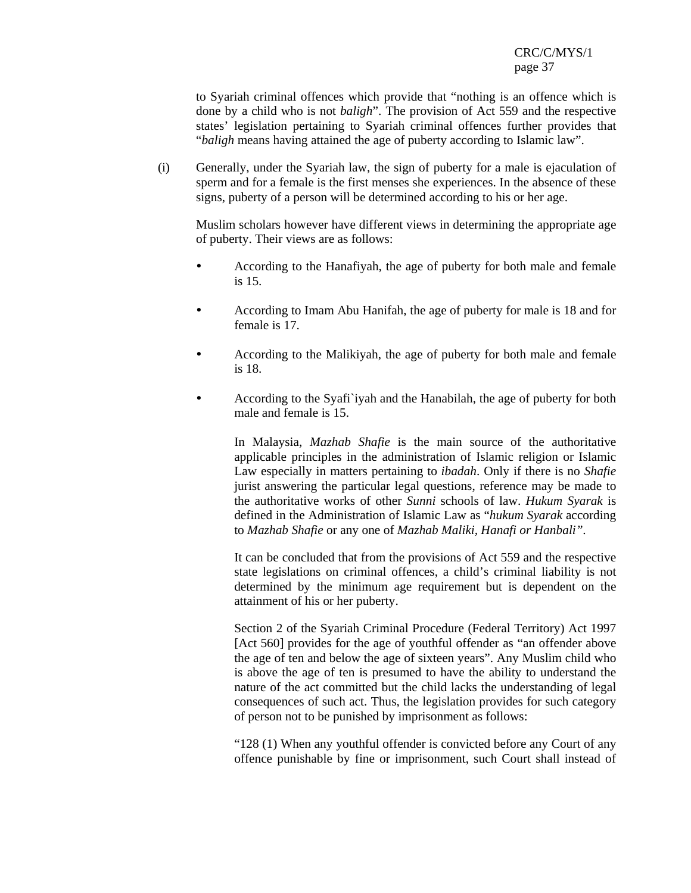to Syariah criminal offences which provide that "nothing is an offence which is done by a child who is not *baligh*". The provision of Act 559 and the respective states' legislation pertaining to Syariah criminal offences further provides that "*baligh* means having attained the age of puberty according to Islamic law".

(i) Generally, under the Syariah law, the sign of puberty for a male is ejaculation of sperm and for a female is the first menses she experiences. In the absence of these signs, puberty of a person will be determined according to his or her age.

Muslim scholars however have different views in determining the appropriate age of puberty. Their views are as follows:

- According to the Hanafiyah, the age of puberty for both male and female is 15.
- According to Imam Abu Hanifah, the age of puberty for male is 18 and for female is 17.
- According to the Malikiyah, the age of puberty for both male and female is 18.
- According to the Syafi`iyah and the Hanabilah, the age of puberty for both male and female is 15.

In Malaysia, *Mazhab Shafie* is the main source of the authoritative applicable principles in the administration of Islamic religion or Islamic Law especially in matters pertaining to *ibadah*. Only if there is no *Shafie* jurist answering the particular legal questions, reference may be made to the authoritative works of other *Sunni* schools of law. *Hukum Syarak* is defined in the Administration of Islamic Law as "*hukum Syarak* according to *Mazhab Shafie* or any one of *Mazhab Maliki, Hanafi or Hanbali".*

It can be concluded that from the provisions of Act 559 and the respective state legislations on criminal offences, a child's criminal liability is not determined by the minimum age requirement but is dependent on the attainment of his or her puberty.

Section 2 of the Syariah Criminal Procedure (Federal Territory) Act 1997 [Act 560] provides for the age of youthful offender as "an offender above the age of ten and below the age of sixteen years". Any Muslim child who is above the age of ten is presumed to have the ability to understand the nature of the act committed but the child lacks the understanding of legal consequences of such act. Thus, the legislation provides for such category of person not to be punished by imprisonment as follows:

"128 (1) When any youthful offender is convicted before any Court of any offence punishable by fine or imprisonment, such Court shall instead of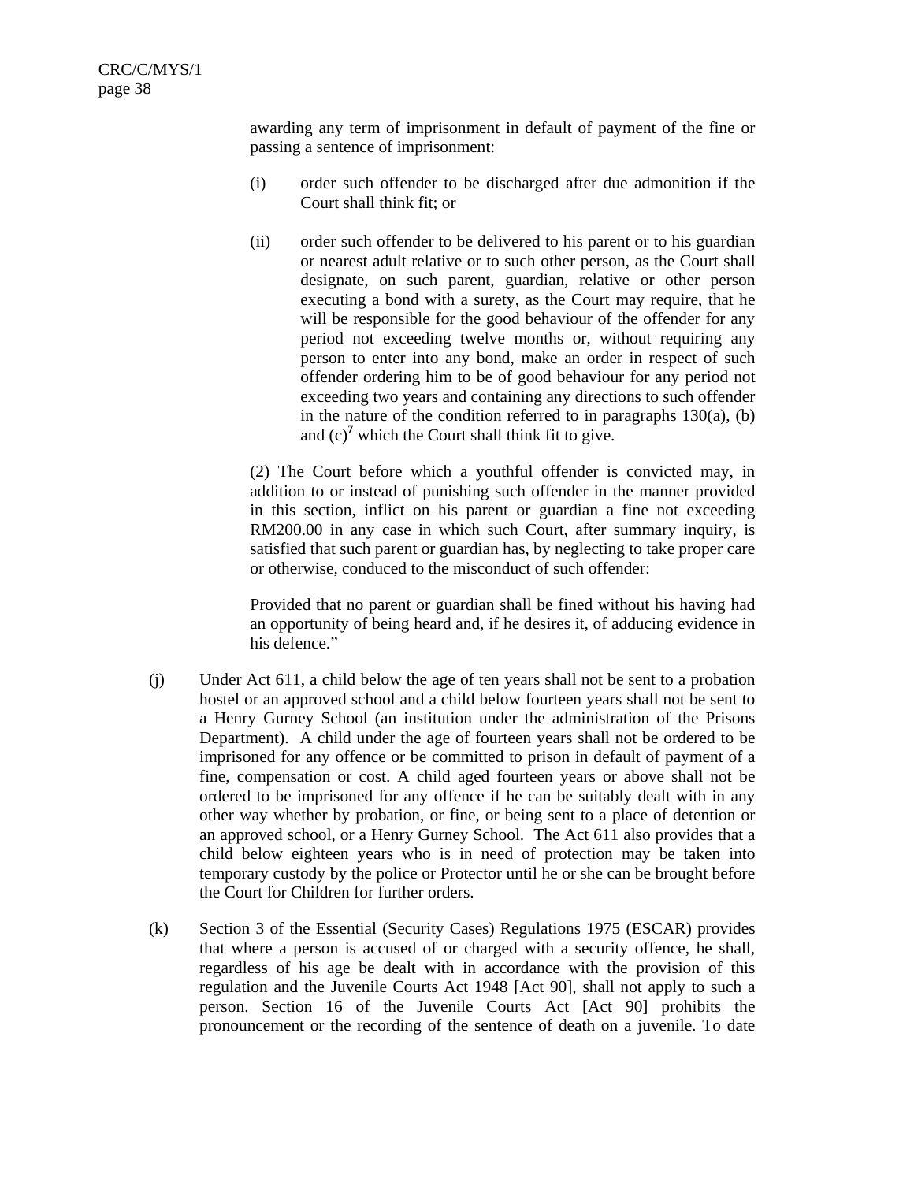awarding any term of imprisonment in default of payment of the fine or passing a sentence of imprisonment:

(i) order such offender to be discharged after due admonition if the Court shall think fit; or

(ii) order such offender to be delivered to his parent or to his guardian or nearest adult relative or to such other person, as the Court shall designate, on such parent, guardian, relative or other person executing a bond with a surety, as the Court may require, that he will be responsible for the good behaviour of the offender for any period not exceeding twelve months or, without requiring any person to enter into any bond, make an order in respect of such offender ordering him to be of good behaviour for any period not exceeding two years and containing any directions to such offender in the nature of the condition referred to in paragraphs 130(a), (b) and (c)[7] which the Court shall think fit to give.

(2) The Court before which a youthful offender is convicted may, in addition to or instead of punishing such offender in the manner provided in this section, inflict on his parent or guardian a fine not exceeding RM200.00 in any case in which such Court, after summary inquiry, is satisfied that such parent or guardian has, by neglecting to take proper care or otherwise, conduced to the misconduct of such offender:

Provided that no parent or guardian shall be fined without his having had an opportunity of being heard and, if he desires it, of adducing evidence in his defence."

(j) Under Act 611, a child below the age of ten years shall not be sent to a probation hostel or an approved school and a child below fourteen years shall not be sent to a Henry Gurney School (an institution under the administration of the Prisons Department). A child under the age of fourteen years shall not be ordered to be imprisoned for any offence or be committed to prison in default of payment of a fine, compensation or cost. A child aged fourteen years or above shall not be ordered to be imprisoned for any offence if he can be suitably dealt with in any other way whether by probation, or fine, or being sent to a place of detention or an approved school, or a Henry Gurney School. The Act 611 also provides that a child below eighteen years who is in need of protection may be taken into temporary custody by the police or Protector until he or she can be brought before the Court for Children for further orders.

(k) Section 3 of the Essential (Security Cases) Regulations 1975 (ESCAR) provides that where a person is accused of or charged with a security offence, he shall, regardless of his age be dealt with in accordance with the provision of this regulation and the Juvenile Courts Act 1948 [Act 90], shall not apply to such a person. Section 16 of the Juvenile Courts Act [Act 90] prohibits the pronouncement or the recording of the sentence of death on a juvenile. To date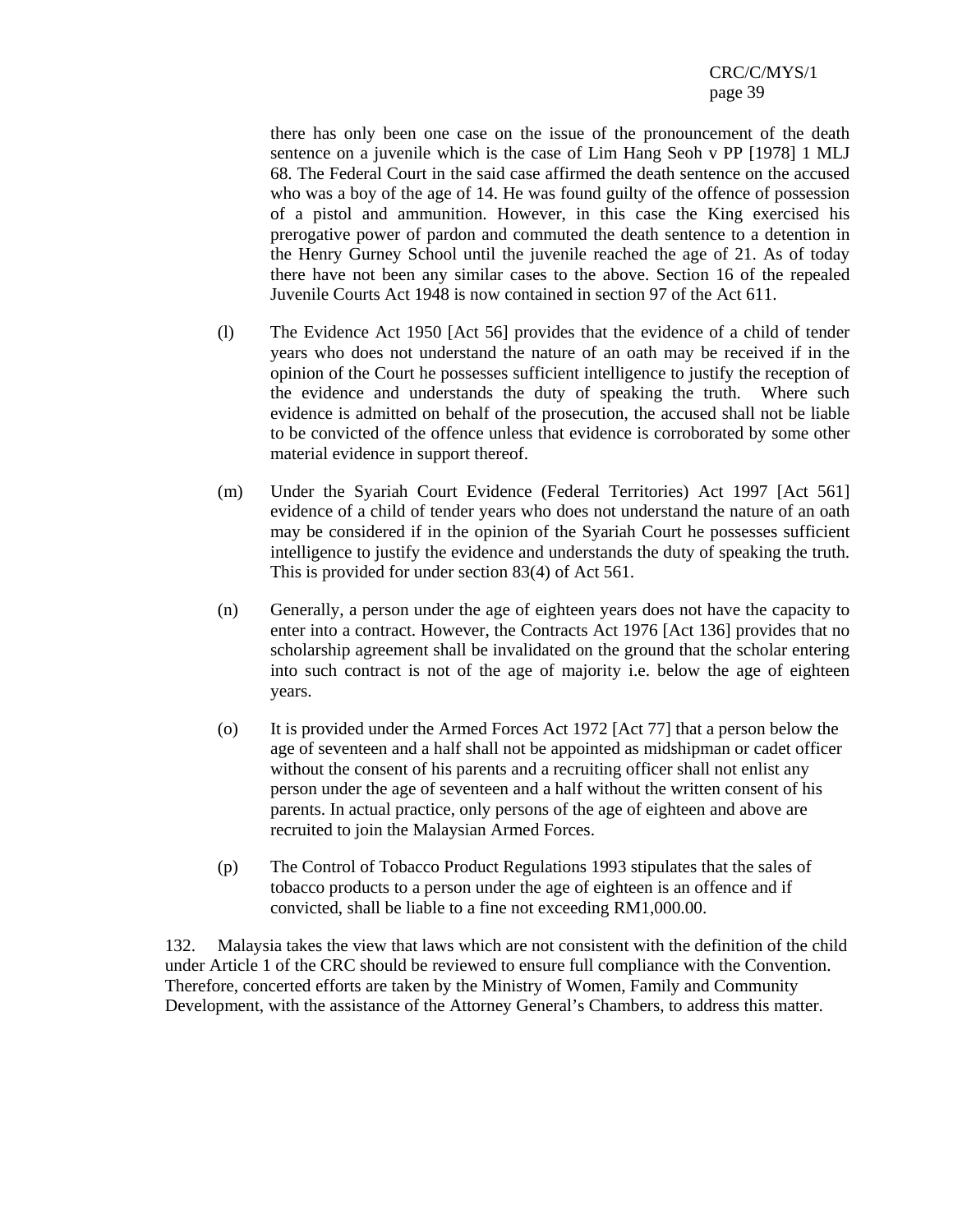there has only been one case on the issue of the pronouncement of the death sentence on a juvenile which is the case of Lim Hang Seoh v PP [1978] 1 MLJ 68. The Federal Court in the said case affirmed the death sentence on the accused who was a boy of the age of 14. He was found guilty of the offence of possession of a pistol and ammunition. However, in this case the King exercised his prerogative power of pardon and commuted the death sentence to a detention in the Henry Gurney School until the juvenile reached the age of 21. As of today there have not been any similar cases to the above. Section 16 of the repealed Juvenile Courts Act 1948 is now contained in section 97 of the Act 611.

(l) The Evidence Act 1950 [Act 56] provides that the evidence of a child of tender years who does not understand the nature of an oath may be received if in the opinion of the Court he possesses sufficient intelligence to justify the reception of the evidence and understands the duty of speaking the truth. Where such evidence is admitted on behalf of the prosecution, the accused shall not be liable to be convicted of the offence unless that evidence is corroborated by some other material evidence in support thereof.

(m) Under the Syariah Court Evidence (Federal Territories) Act 1997 [Act 561] evidence of a child of tender years who does not understand the nature of an oath may be considered if in the opinion of the Syariah Court he possesses sufficient intelligence to justify the evidence and understands the duty of speaking the truth. This is provided for under section 83(4) of Act 561.

(n) Generally, a person under the age of eighteen years does not have the capacity to enter into a contract. However, the Contracts Act 1976 [Act 136] provides that no scholarship agreement shall be invalidated on the ground that the scholar entering into such contract is not of the age of majority i.e. below the age of eighteen years.

(o) It is provided under the Armed Forces Act 1972 [Act 77] that a person below the age of seventeen and a half shall not be appointed as midshipman or cadet officer without the consent of his parents and a recruiting officer shall not enlist any person under the age of seventeen and a half without the written consent of his parents. In actual practice, only persons of the age of eighteen and above are recruited to join the Malaysian Armed Forces.

(p) The Control of Tobacco Product Regulations 1993 stipulates that the sales of tobacco products to a person under the age of eighteen is an offence and if convicted, shall be liable to a fine not exceeding RM1,000.00.

132. Malaysia takes the view that laws which are not consistent with the definition of the child under Article 1 of the CRC should be reviewed to ensure full compliance with the Convention. Therefore, concerted efforts are taken by the Ministry of Women, Family and Community Development, with the assistance of the Attorney General's Chambers, to address this matter.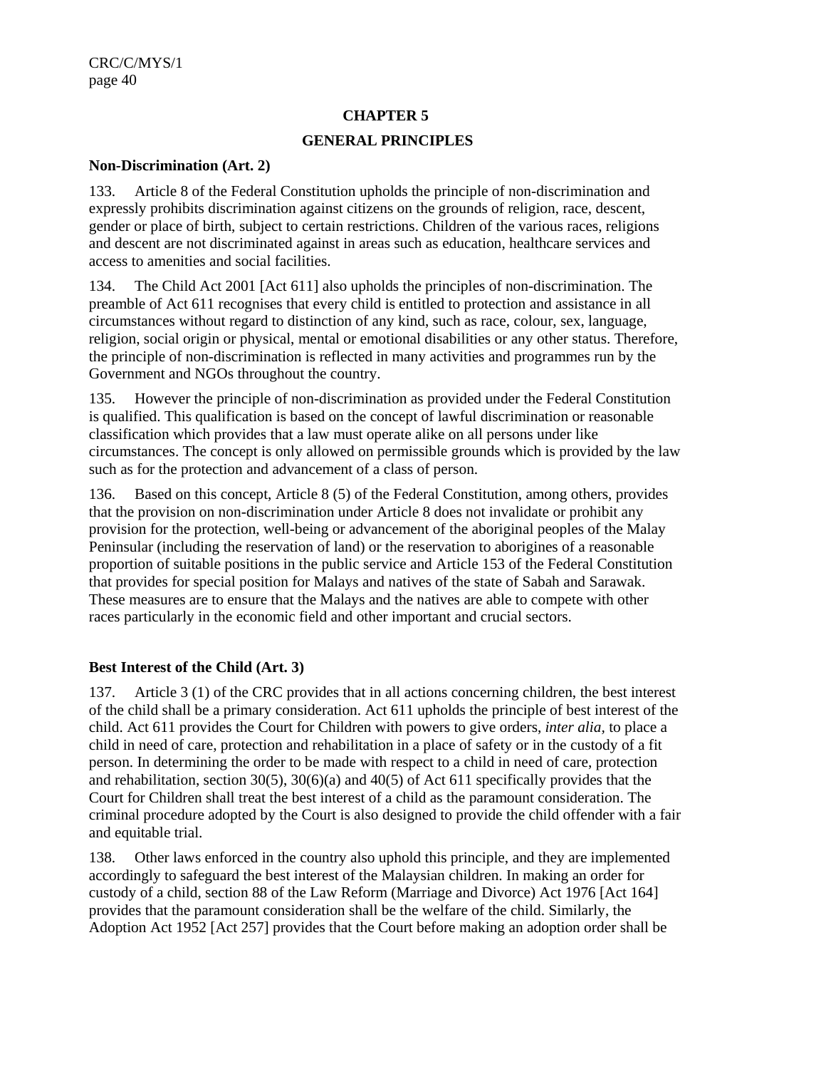## CHAPTER 5

## GENERAL PRINCIPLES

### Non-Discrimination (Art. 2)

133. Article 8 of the Federal Constitution upholds the principle of non-discrimination and expressly prohibits discrimination against citizens on the grounds of religion, race, descent, gender or place of birth, subject to certain restrictions. Children of the various races, religions and descent are not discriminated against in areas such as education, healthcare services and access to amenities and social facilities.

134. The Child Act 2001 [Act 611] also upholds the principles of non-discrimination. The preamble of Act 611 recognises that every child is entitled to protection and assistance in all circumstances without regard to distinction of any kind, such as race, colour, sex, language, religion, social origin or physical, mental or emotional disabilities or any other status. Therefore, the principle of non-discrimination is reflected in many activities and programmes run by the Government and NGOs throughout the country.

135. However the principle of non-discrimination as provided under the Federal Constitution is qualified. This qualification is based on the concept of lawful discrimination or reasonable classification which provides that a law must operate alike on all persons under like circumstances. The concept is only allowed on permissible grounds which is provided by the law such as for the protection and advancement of a class of person.

136. Based on this concept, Article 8 (5) of the Federal Constitution, among others, provides that the provision on non-discrimination under Article 8 does not invalidate or prohibit any provision for the protection, well-being or advancement of the aboriginal peoples of the Malay Peninsular (including the reservation of land) or the reservation to aborigines of a reasonable proportion of suitable positions in the public service and Article 153 of the Federal Constitution that provides for special position for Malays and natives of the state of Sabah and Sarawak. These measures are to ensure that the Malays and the natives are able to compete with other races particularly in the economic field and other important and crucial sectors.

### Best Interest of the Child (Art. 3)

137. Article 3 (1) of the CRC provides that in all actions concerning children, the best interest of the child shall be a primary consideration. Act 611 upholds the principle of best interest of the child. Act 611 provides the Court for Children with powers to give orders, *inter alia,* to place a child in need of care, protection and rehabilitation in a place of safety or in the custody of a fit person. In determining the order to be made with respect to a child in need of care, protection and rehabilitation, section 30(5), 30(6)(a) and 40(5) of Act 611 specifically provides that the Court for Children shall treat the best interest of a child as the paramount consideration. The criminal procedure adopted by the Court is also designed to provide the child offender with a fair and equitable trial.

138. Other laws enforced in the country also uphold this principle, and they are implemented accordingly to safeguard the best interest of the Malaysian children. In making an order for custody of a child, section 88 of the Law Reform (Marriage and Divorce) Act 1976 [Act 164] provides that the paramount consideration shall be the welfare of the child. Similarly, the Adoption Act 1952 [Act 257] provides that the Court before making an adoption order shall be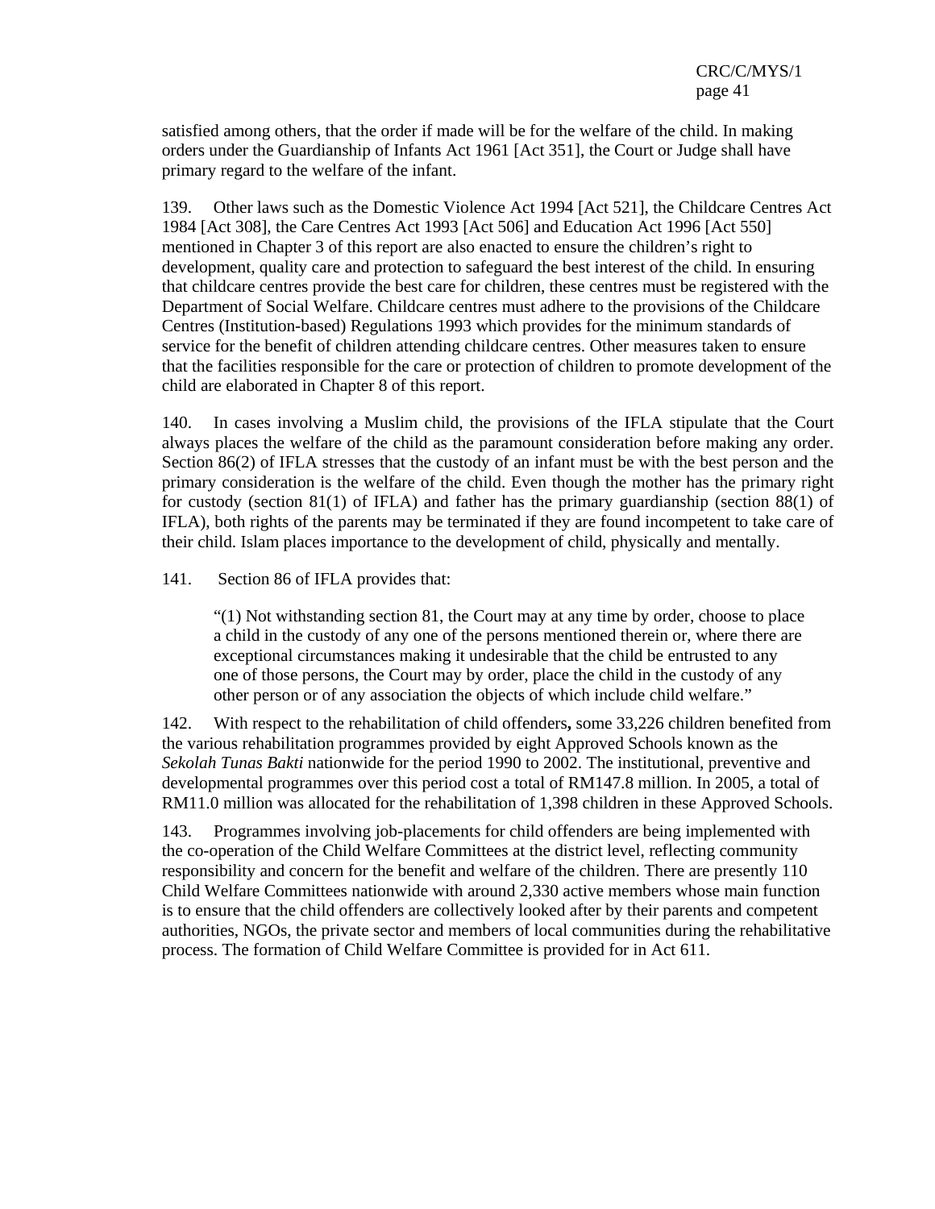satisfied among others, that the order if made will be for the welfare of the child. In making orders under the Guardianship of Infants Act 1961 [Act 351], the Court or Judge shall have primary regard to the welfare of the infant.

139. Other laws such as the Domestic Violence Act 1994 [Act 521], the Childcare Centres Act 1984 [Act 308], the Care Centres Act 1993 [Act 506] and Education Act 1996 [Act 550] mentioned in Chapter 3 of this report are also enacted to ensure the children's right to development, quality care and protection to safeguard the best interest of the child. In ensuring that childcare centres provide the best care for children, these centres must be registered with the Department of Social Welfare. Childcare centres must adhere to the provisions of the Childcare Centres (Institution-based) Regulations 1993 which provides for the minimum standards of service for the benefit of children attending childcare centres. Other measures taken to ensure that the facilities responsible for the care or protection of children to promote development of the child are elaborated in Chapter 8 of this report.

140. In cases involving a Muslim child, the provisions of the IFLA stipulate that the Court always places the welfare of the child as the paramount consideration before making any order. Section 86(2) of IFLA stresses that the custody of an infant must be with the best person and the primary consideration is the welfare of the child. Even though the mother has the primary right for custody (section 81(1) of IFLA) and father has the primary guardianship (section 88(1) of IFLA), both rights of the parents may be terminated if they are found incompetent to take care of their child. Islam places importance to the development of child, physically and mentally.

141. Section 86 of IFLA provides that:

> "(1) Not withstanding section 81, the Court may at any time by order, choose to place a child in the custody of any one of the persons mentioned therein or, where there are exceptional circumstances making it undesirable that the child be entrusted to any one of those persons, the Court may by order, place the child in the custody of any other person or of any association the objects of which include child welfare."

142. With respect to the rehabilitation of child offenders**,** some 33,226 children benefited from the various rehabilitation programmes provided by eight Approved Schools known as the *Sekolah Tunas Bakti* nationwide for the period 1990 to 2002. The institutional, preventive and developmental programmes over this period cost a total of RM147.8 million. In 2005, a total of RM11.0 million was allocated for the rehabilitation of 1,398 children in these Approved Schools.

143. Programmes involving job-placements for child offenders are being implemented with the co-operation of the Child Welfare Committees at the district level, reflecting community responsibility and concern for the benefit and welfare of the children. There are presently 110 Child Welfare Committees nationwide with around 2,330 active members whose main function is to ensure that the child offenders are collectively looked after by their parents and competent authorities, NGOs, the private sector and members of local communities during the rehabilitative process. The formation of Child Welfare Committee is provided for in Act 611.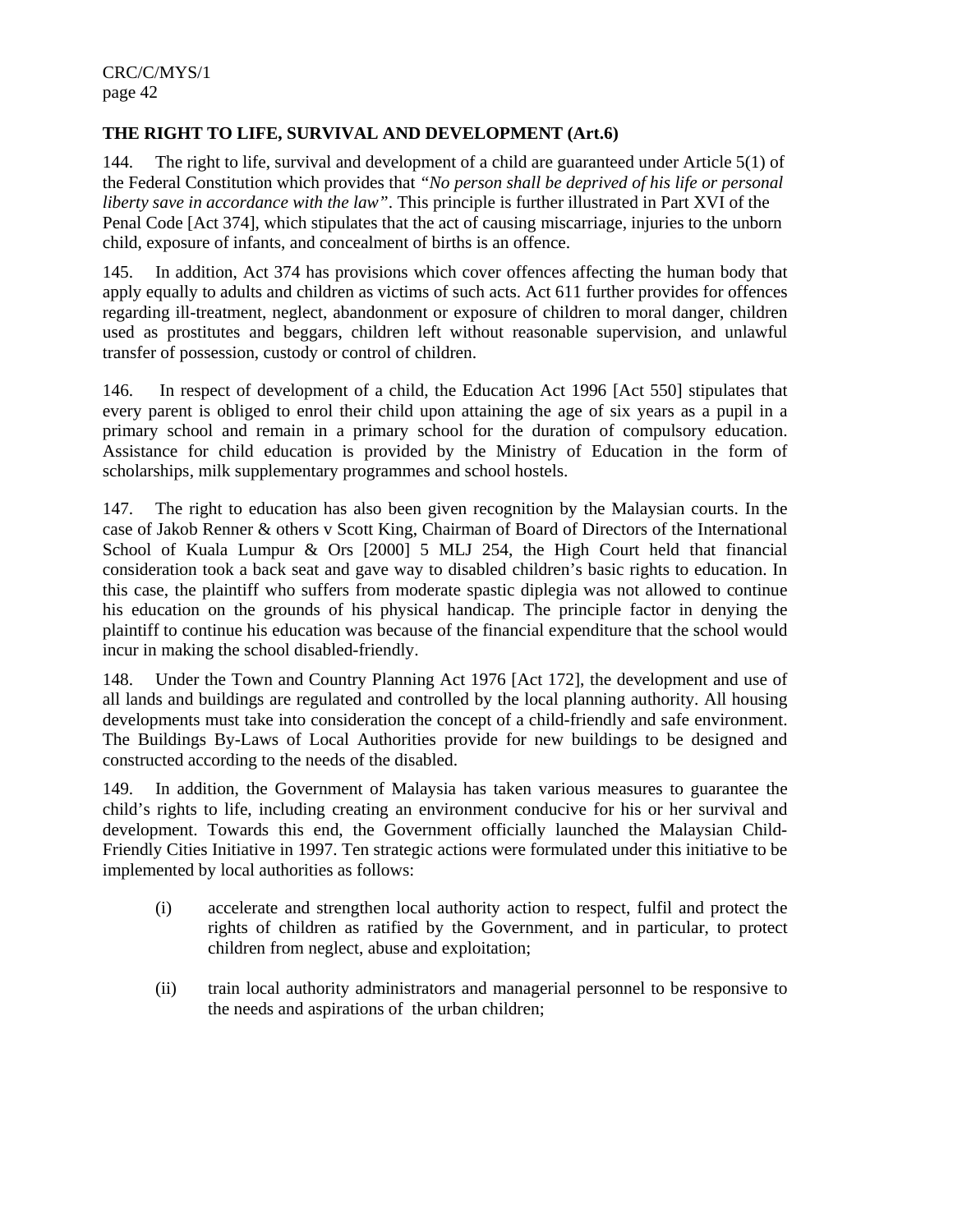### THE RIGHT TO LIFE, SURVIVAL AND DEVELOPMENT (Art.6)

144. The right to life, survival and development of a child are guaranteed under Article 5(1) of the Federal Constitution which provides that *"No person shall be deprived of his life or personal liberty save in accordance with the law"*. This principle is further illustrated in Part XVI of the Penal Code [Act 374], which stipulates that the act of causing miscarriage, injuries to the unborn child, exposure of infants, and concealment of births is an offence.

145. In addition, Act 374 has provisions which cover offences affecting the human body that apply equally to adults and children as victims of such acts. Act 611 further provides for offences regarding ill-treatment, neglect, abandonment or exposure of children to moral danger, children used as prostitutes and beggars, children left without reasonable supervision, and unlawful transfer of possession, custody or control of children.

146. In respect of development of a child, the Education Act 1996 [Act 550] stipulates that every parent is obliged to enrol their child upon attaining the age of six years as a pupil in a primary school and remain in a primary school for the duration of compulsory education. Assistance for child education is provided by the Ministry of Education in the form of scholarships, milk supplementary programmes and school hostels.

147. The right to education has also been given recognition by the Malaysian courts. In the case of Jakob Renner & others v Scott King, Chairman of Board of Directors of the International School of Kuala Lumpur & Ors [2000] 5 MLJ 254, the High Court held that financial consideration took a back seat and gave way to disabled children's basic rights to education. In this case, the plaintiff who suffers from moderate spastic diplegia was not allowed to continue his education on the grounds of his physical handicap. The principle factor in denying the plaintiff to continue his education was because of the financial expenditure that the school would incur in making the school disabled-friendly.

148. Under the Town and Country Planning Act 1976 [Act 172], the development and use of all lands and buildings are regulated and controlled by the local planning authority. All housing developments must take into consideration the concept of a child-friendly and safe environment. The Buildings By-Laws of Local Authorities provide for new buildings to be designed and constructed according to the needs of the disabled.

149. In addition, the Government of Malaysia has taken various measures to guarantee the child's rights to life, including creating an environment conducive for his or her survival and development. Towards this end, the Government officially launched the Malaysian Child-Friendly Cities Initiative in 1997. Ten strategic actions were formulated under this initiative to be implemented by local authorities as follows:

(i) accelerate and strengthen local authority action to respect, fulfil and protect the rights of children as ratified by the Government, and in particular, to protect children from neglect, abuse and exploitation;

(ii) train local authority administrators and managerial personnel to be responsive to the needs and aspirations of the urban children;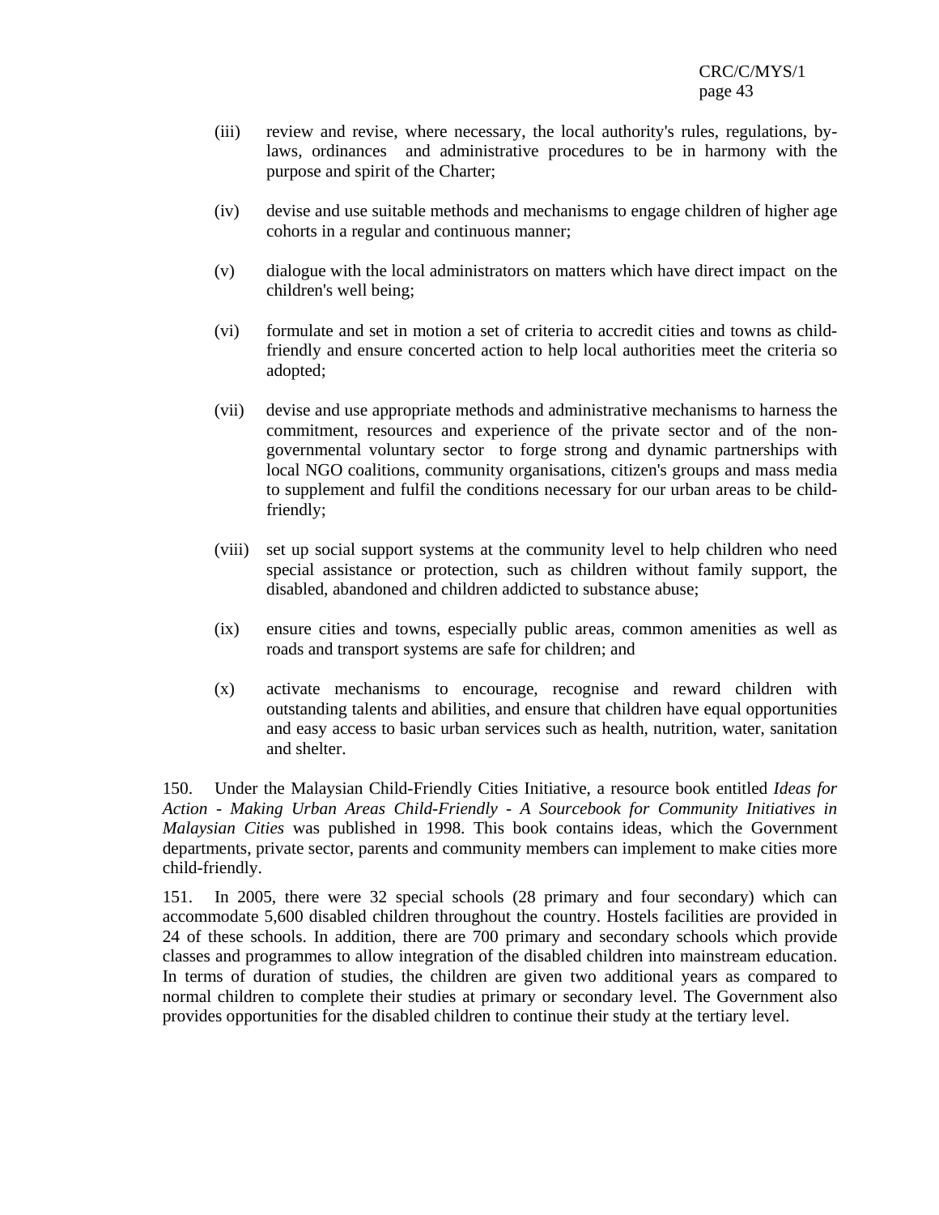(iii) review and revise, where necessary, the local authority's rules, regulations, by-laws, ordinances and administrative procedures to be in harmony with the purpose and spirit of the Charter;

(iv) devise and use suitable methods and mechanisms to engage children of higher age cohorts in a regular and continuous manner;

(v) dialogue with the local administrators on matters which have direct impact on the children's well being;

(vi) formulate and set in motion a set of criteria to accredit cities and towns as child-friendly and ensure concerted action to help local authorities meet the criteria so adopted;

(vii) devise and use appropriate methods and administrative mechanisms to harness the commitment, resources and experience of the private sector and of the non-governmental voluntary sector to forge strong and dynamic partnerships with local NGO coalitions, community organisations, citizen's groups and mass media to supplement and fulfil the conditions necessary for our urban areas to be child-friendly;

(viii) set up social support systems at the community level to help children who need special assistance or protection, such as children without family support, the disabled, abandoned and children addicted to substance abuse;

(ix) ensure cities and towns, especially public areas, common amenities as well as roads and transport systems are safe for children; and

(x) activate mechanisms to encourage, recognise and reward children with outstanding talents and abilities, and ensure that children have equal opportunities and easy access to basic urban services such as health, nutrition, water, sanitation and shelter.

150. Under the Malaysian Child-Friendly Cities Initiative, a resource book entitled *Ideas for Action - Making Urban Areas Child-Friendly - A Sourcebook for Community Initiatives in Malaysian Cities* was published in 1998. This book contains ideas, which the Government departments, private sector, parents and community members can implement to make cities more child-friendly.

151. In 2005, there were 32 special schools (28 primary and four secondary) which can accommodate 5,600 disabled children throughout the country. Hostels facilities are provided in 24 of these schools. In addition, there are 700 primary and secondary schools which provide classes and programmes to allow integration of the disabled children into mainstream education. In terms of duration of studies, the children are given two additional years as compared to normal children to complete their studies at primary or secondary level. The Government also provides opportunities for the disabled children to continue their study at the tertiary level.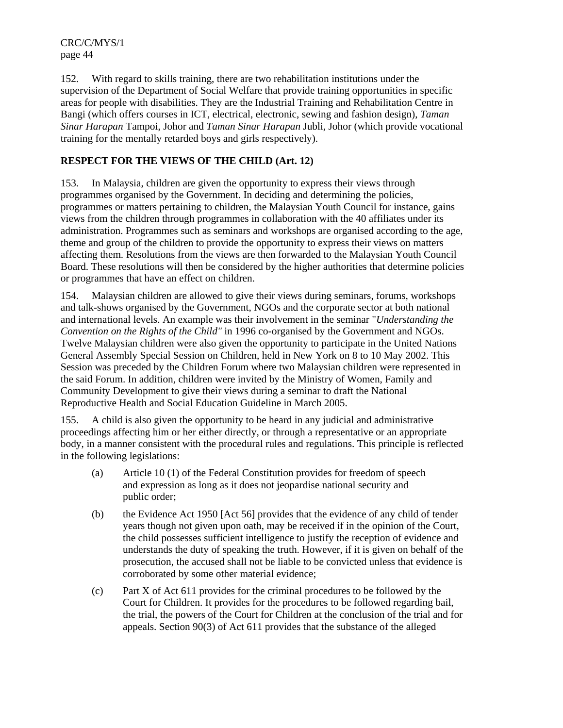152. With regard to skills training, there are two rehabilitation institutions under the supervision of the Department of Social Welfare that provide training opportunities in specific areas for people with disabilities. They are the Industrial Training and Rehabilitation Centre in Bangi (which offers courses in ICT, electrical, electronic, sewing and fashion design), *Taman Sinar Harapan* Tampoi, Johor and *Taman Sinar Harapan* Jubli, Johor (which provide vocational training for the mentally retarded boys and girls respectively).

## RESPECT FOR THE VIEWS OF THE CHILD (Art. 12)

153. In Malaysia, children are given the opportunity to express their views through programmes organised by the Government. In deciding and determining the policies, programmes or matters pertaining to children, the Malaysian Youth Council for instance, gains views from the children through programmes in collaboration with the 40 affiliates under its administration. Programmes such as seminars and workshops are organised according to the age, theme and group of the children to provide the opportunity to express their views on matters affecting them. Resolutions from the views are then forwarded to the Malaysian Youth Council Board. These resolutions will then be considered by the higher authorities that determine policies or programmes that have an effect on children.

154. Malaysian children are allowed to give their views during seminars, forums, workshops and talk-shows organised by the Government, NGOs and the corporate sector at both national and international levels. An example was their involvement in the seminar "*Understanding the Convention on the Rights of the Child"* in 1996 co-organised by the Government and NGOs. Twelve Malaysian children were also given the opportunity to participate in the United Nations General Assembly Special Session on Children, held in New York on 8 to 10 May 2002. This Session was preceded by the Children Forum where two Malaysian children were represented in the said Forum. In addition, children were invited by the Ministry of Women, Family and Community Development to give their views during a seminar to draft the National Reproductive Health and Social Education Guideline in March 2005.

155. A child is also given the opportunity to be heard in any judicial and administrative proceedings affecting him or her either directly, or through a representative or an appropriate body, in a manner consistent with the procedural rules and regulations. This principle is reflected in the following legislations:

(a) Article 10 (1) of the Federal Constitution provides for freedom of speech and expression as long as it does not jeopardise national security and public order;

(b) the Evidence Act 1950 [Act 56] provides that the evidence of any child of tender years though not given upon oath, may be received if in the opinion of the Court, the child possesses sufficient intelligence to justify the reception of evidence and understands the duty of speaking the truth. However, if it is given on behalf of the prosecution, the accused shall not be liable to be convicted unless that evidence is corroborated by some other material evidence;

(c) Part X of Act 611 provides for the criminal procedures to be followed by the Court for Children. It provides for the procedures to be followed regarding bail, the trial, the powers of the Court for Children at the conclusion of the trial and for appeals. Section 90(3) of Act 611 provides that the substance of the alleged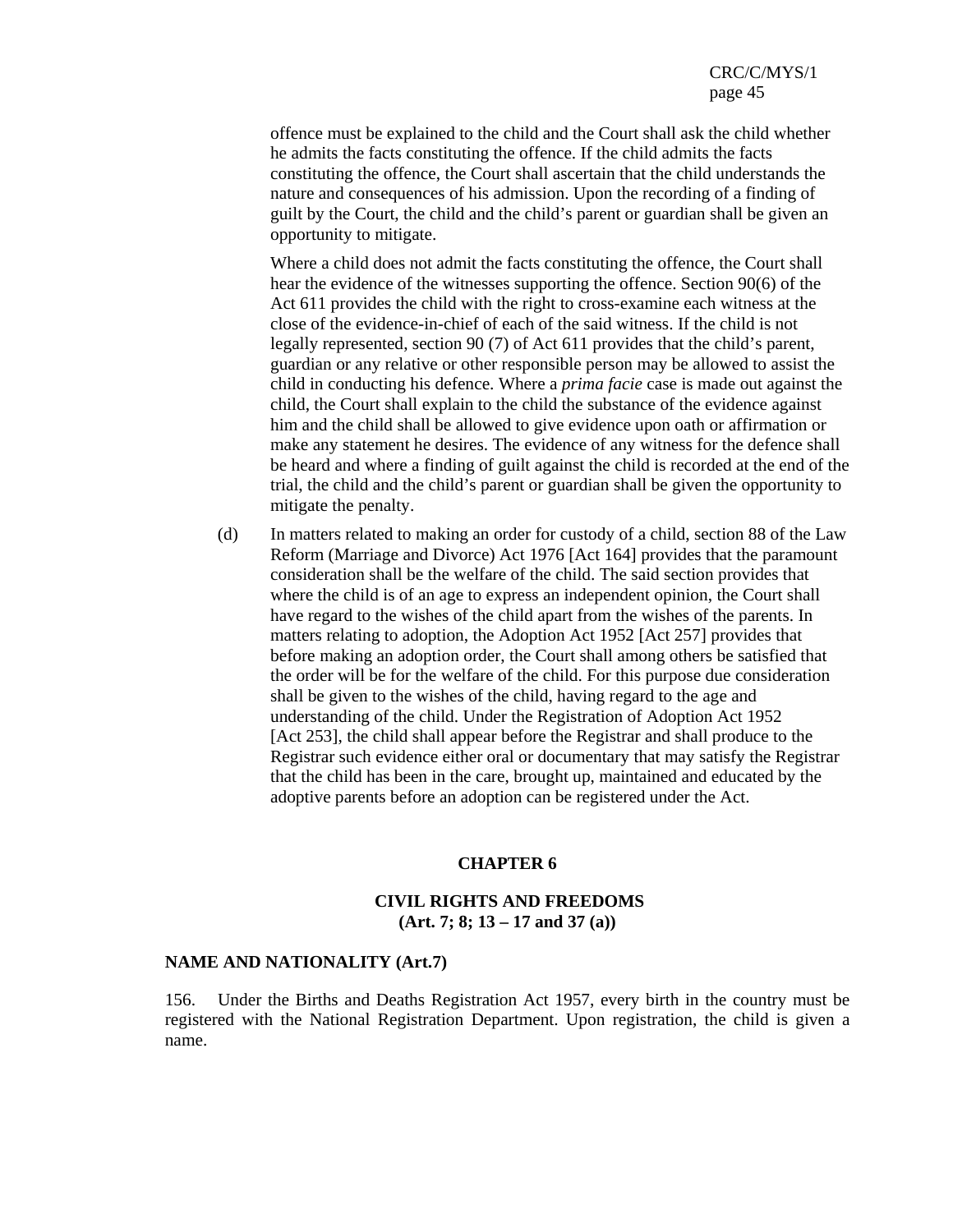offence must be explained to the child and the Court shall ask the child whether he admits the facts constituting the offence. If the child admits the facts constituting the offence, the Court shall ascertain that the child understands the nature and consequences of his admission. Upon the recording of a finding of guilt by the Court, the child and the child's parent or guardian shall be given an opportunity to mitigate.

Where a child does not admit the facts constituting the offence, the Court shall hear the evidence of the witnesses supporting the offence. Section 90(6) of the Act 611 provides the child with the right to cross-examine each witness at the close of the evidence-in-chief of each of the said witness. If the child is not legally represented, section 90 (7) of Act 611 provides that the child's parent, guardian or any relative or other responsible person may be allowed to assist the child in conducting his defence. Where a *prima facie* case is made out against the child, the Court shall explain to the child the substance of the evidence against him and the child shall be allowed to give evidence upon oath or affirmation or make any statement he desires. The evidence of any witness for the defence shall be heard and where a finding of guilt against the child is recorded at the end of the trial, the child and the child's parent or guardian shall be given the opportunity to mitigate the penalty.

(d) In matters related to making an order for custody of a child, section 88 of the Law Reform (Marriage and Divorce) Act 1976 [Act 164] provides that the paramount consideration shall be the welfare of the child. The said section provides that where the child is of an age to express an independent opinion, the Court shall have regard to the wishes of the child apart from the wishes of the parents. In matters relating to adoption, the Adoption Act 1952 [Act 257] provides that before making an adoption order, the Court shall among others be satisfied that the order will be for the welfare of the child. For this purpose due consideration shall be given to the wishes of the child, having regard to the age and understanding of the child. Under the Registration of Adoption Act 1952 [Act 253], the child shall appear before the Registrar and shall produce to the Registrar such evidence either oral or documentary that may satisfy the Registrar that the child has been in the care, brought up, maintained and educated by the adoptive parents before an adoption can be registered under the Act.

# CHAPTER 6

## CIVIL RIGHTS AND FREEDOMS (Art. 7; 8; 13 – 17 and 37 (a))

### NAME AND NATIONALITY (Art.7)

156. Under the Births and Deaths Registration Act 1957, every birth in the country must be registered with the National Registration Department. Upon registration, the child is given a name.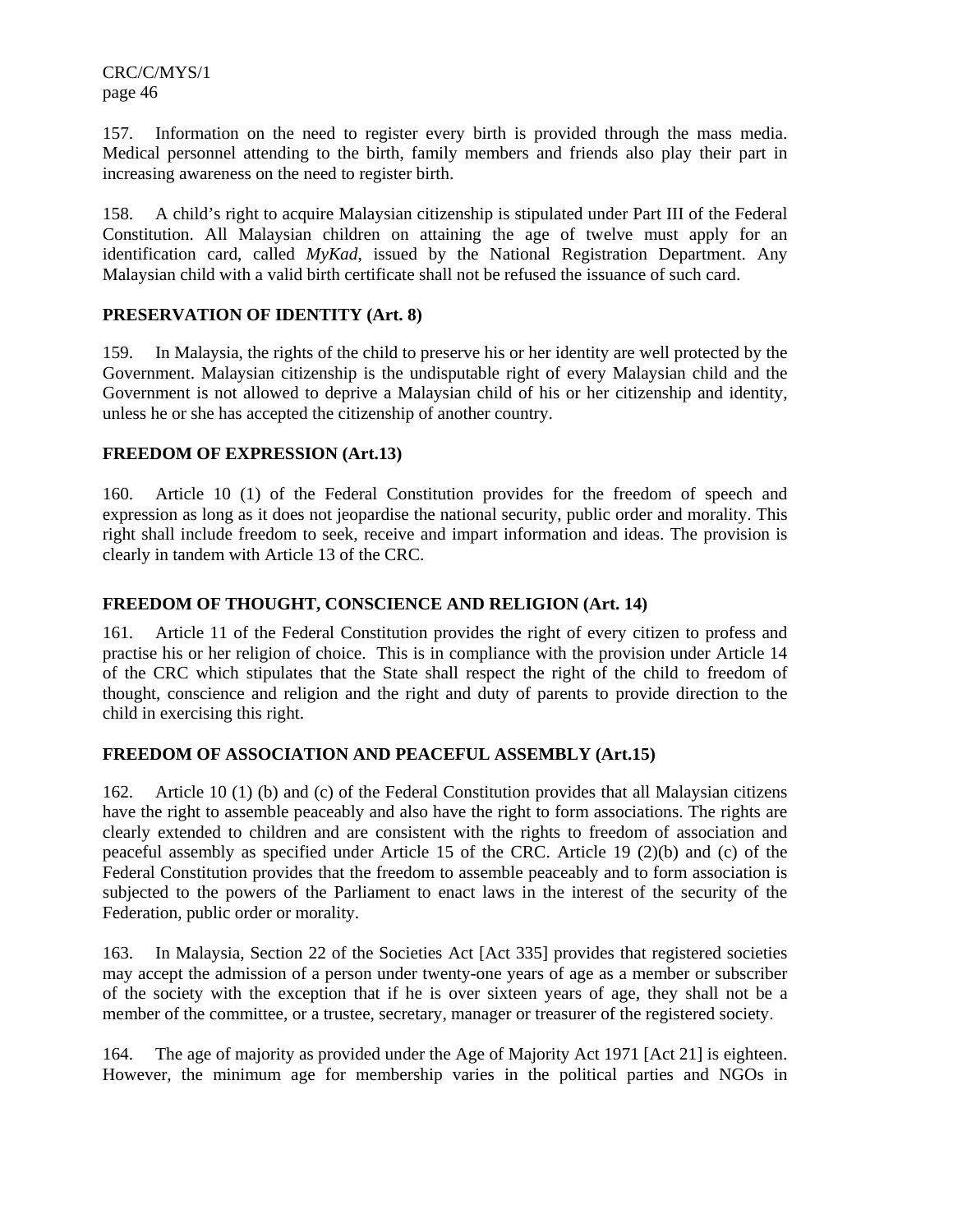157. Information on the need to register every birth is provided through the mass media. Medical personnel attending to the birth, family members and friends also play their part in increasing awareness on the need to register birth.

158. A child's right to acquire Malaysian citizenship is stipulated under Part III of the Federal Constitution. All Malaysian children on attaining the age of twelve must apply for an identification card, called *MyKad*, issued by the National Registration Department. Any Malaysian child with a valid birth certificate shall not be refused the issuance of such card.

**PRESERVATION OF IDENTITY (Art. 8)**

159. In Malaysia, the rights of the child to preserve his or her identity are well protected by the Government. Malaysian citizenship is the undisputable right of every Malaysian child and the Government is not allowed to deprive a Malaysian child of his or her citizenship and identity, unless he or she has accepted the citizenship of another country.

**FREEDOM OF EXPRESSION (Art.13)**

160. Article 10 (1) of the Federal Constitution provides for the freedom of speech and expression as long as it does not jeopardise the national security, public order and morality. This right shall include freedom to seek, receive and impart information and ideas. The provision is clearly in tandem with Article 13 of the CRC.

**FREEDOM OF THOUGHT, CONSCIENCE AND RELIGION (Art. 14)**

161. Article 11 of the Federal Constitution provides the right of every citizen to profess and practise his or her religion of choice. This is in compliance with the provision under Article 14 of the CRC which stipulates that the State shall respect the right of the child to freedom of thought, conscience and religion and the right and duty of parents to provide direction to the child in exercising this right.

**FREEDOM OF ASSOCIATION AND PEACEFUL ASSEMBLY (Art.15)**

162. Article 10 (1) (b) and (c) of the Federal Constitution provides that all Malaysian citizens have the right to assemble peaceably and also have the right to form associations. The rights are clearly extended to children and are consistent with the rights to freedom of association and peaceful assembly as specified under Article 15 of the CRC. Article 19 (2)(b) and (c) of the Federal Constitution provides that the freedom to assemble peaceably and to form association is subjected to the powers of the Parliament to enact laws in the interest of the security of the Federation, public order or morality.

163. In Malaysia, Section 22 of the Societies Act [Act 335] provides that registered societies may accept the admission of a person under twenty-one years of age as a member or subscriber of the society with the exception that if he is over sixteen years of age, they shall not be a member of the committee, or a trustee, secretary, manager or treasurer of the registered society.

164. The age of majority as provided under the Age of Majority Act 1971 [Act 21] is eighteen. However, the minimum age for membership varies in the political parties and NGOs in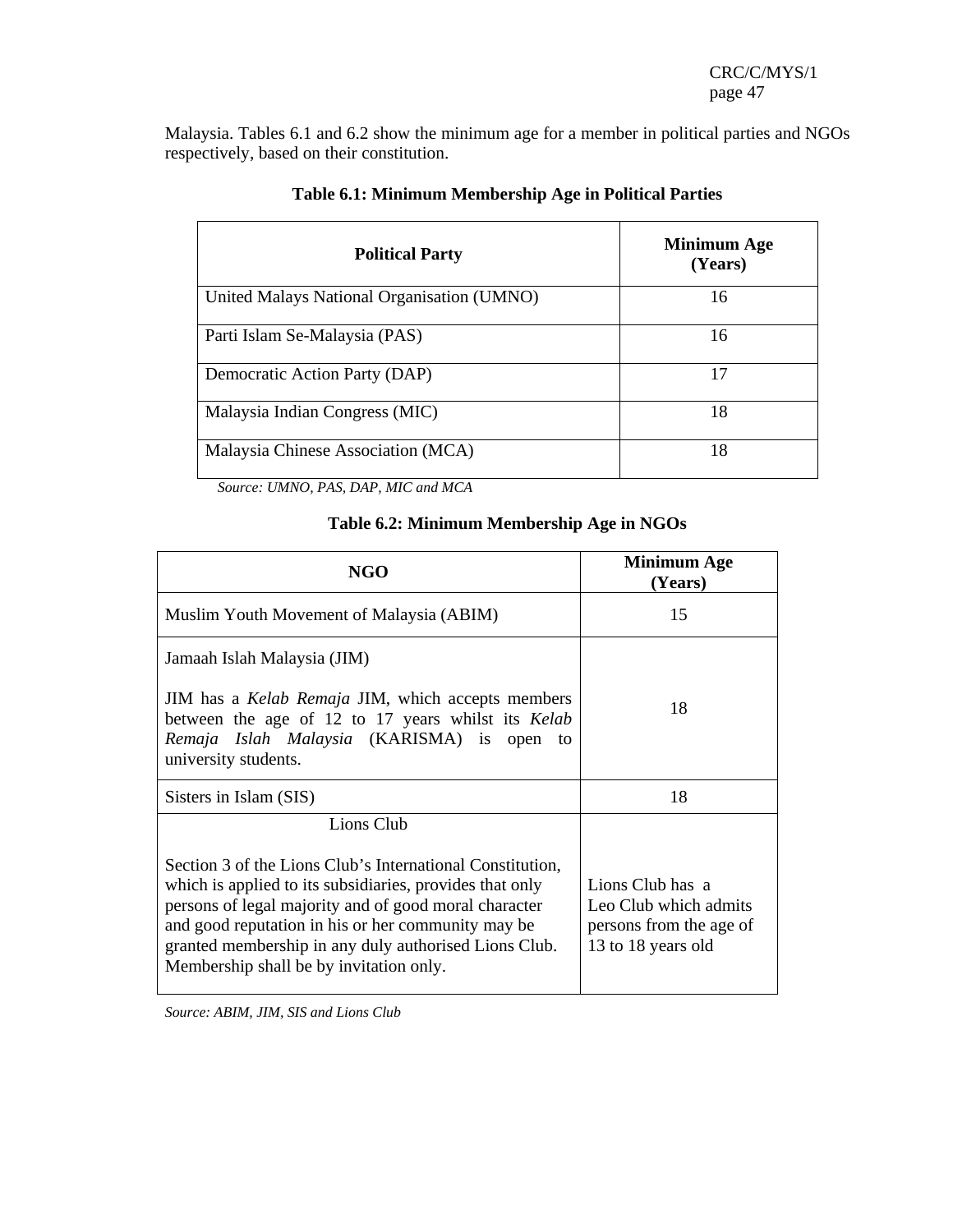Malaysia. Tables 6.1 and 6.2 show the minimum age for a member in political parties and NGOs respectively, based on their constitution.

**Table 6.1: Minimum Membership Age in Political Parties**

| Political Party | Minimum Age (Years) |
|---|---|
| United Malays National Organisation (UMNO) | 16 |
| Parti Islam Se-Malaysia (PAS) | 16 |
| Democratic Action Party (DAP) | 17 |
| Malaysia Indian Congress (MIC) | 18 |
| Malaysia Chinese Association (MCA) | 18 |

*Source: UMNO, PAS, DAP, MIC and MCA*

**Table 6.2: Minimum Membership Age in NGOs**

| NGO | Minimum Age (Years) |
|---|---|
| Muslim Youth Movement of Malaysia (ABIM) | 15 |
| Jamaah Islah Malaysia (JIM)<br><br>JIM has a *Kelab Remaja* JIM, which accepts members between the age of 12 to 17 years whilst its *Kelab Remaja Islah Malaysia* (KARISMA) is open to university students. | 18 |
| Sisters in Islam (SIS) | 18 |
| Lions Club<br><br>Section 3 of the Lions Club's International Constitution, which is applied to its subsidiaries, provides that only persons of legal majority and of good moral character and good reputation in his or her community may be granted membership in any duly authorised Lions Club. Membership shall be by invitation only. | Lions Club has a Leo Club which admits persons from the age of 13 to 18 years old |

*Source: ABIM, JIM, SIS and Lions Club*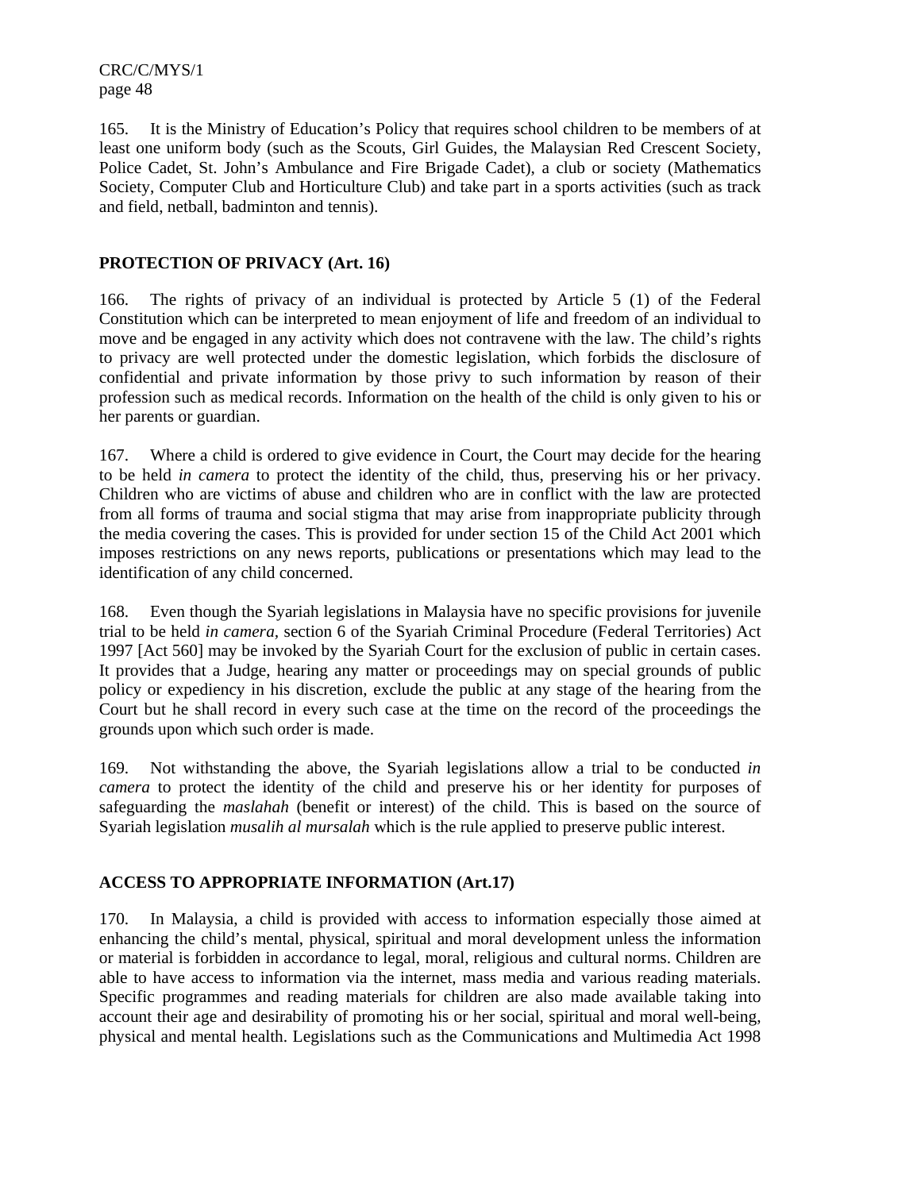165. It is the Ministry of Education's Policy that requires school children to be members of at least one uniform body (such as the Scouts, Girl Guides, the Malaysian Red Crescent Society, Police Cadet, St. John's Ambulance and Fire Brigade Cadet), a club or society (Mathematics Society, Computer Club and Horticulture Club) and take part in a sports activities (such as track and field, netball, badminton and tennis).

## PROTECTION OF PRIVACY (Art. 16)

166. The rights of privacy of an individual is protected by Article 5 (1) of the Federal Constitution which can be interpreted to mean enjoyment of life and freedom of an individual to move and be engaged in any activity which does not contravene with the law. The child's rights to privacy are well protected under the domestic legislation, which forbids the disclosure of confidential and private information by those privy to such information by reason of their profession such as medical records. Information on the health of the child is only given to his or her parents or guardian.

167. Where a child is ordered to give evidence in Court, the Court may decide for the hearing to be held *in camera* to protect the identity of the child, thus, preserving his or her privacy. Children who are victims of abuse and children who are in conflict with the law are protected from all forms of trauma and social stigma that may arise from inappropriate publicity through the media covering the cases. This is provided for under section 15 of the Child Act 2001 which imposes restrictions on any news reports, publications or presentations which may lead to the identification of any child concerned.

168. Even though the Syariah legislations in Malaysia have no specific provisions for juvenile trial to be held *in camera*, section 6 of the Syariah Criminal Procedure (Federal Territories) Act 1997 [Act 560] may be invoked by the Syariah Court for the exclusion of public in certain cases. It provides that a Judge, hearing any matter or proceedings may on special grounds of public policy or expediency in his discretion, exclude the public at any stage of the hearing from the Court but he shall record in every such case at the time on the record of the proceedings the grounds upon which such order is made.

169. Not withstanding the above, the Syariah legislations allow a trial to be conducted *in camera* to protect the identity of the child and preserve his or her identity for purposes of safeguarding the *maslahah* (benefit or interest) of the child. This is based on the source of Syariah legislation *musalih al mursalah* which is the rule applied to preserve public interest.

## ACCESS TO APPROPRIATE INFORMATION (Art.17)

170. In Malaysia, a child is provided with access to information especially those aimed at enhancing the child's mental, physical, spiritual and moral development unless the information or material is forbidden in accordance to legal, moral, religious and cultural norms. Children are able to have access to information via the internet, mass media and various reading materials. Specific programmes and reading materials for children are also made available taking into account their age and desirability of promoting his or her social, spiritual and moral well-being, physical and mental health. Legislations such as the Communications and Multimedia Act 1998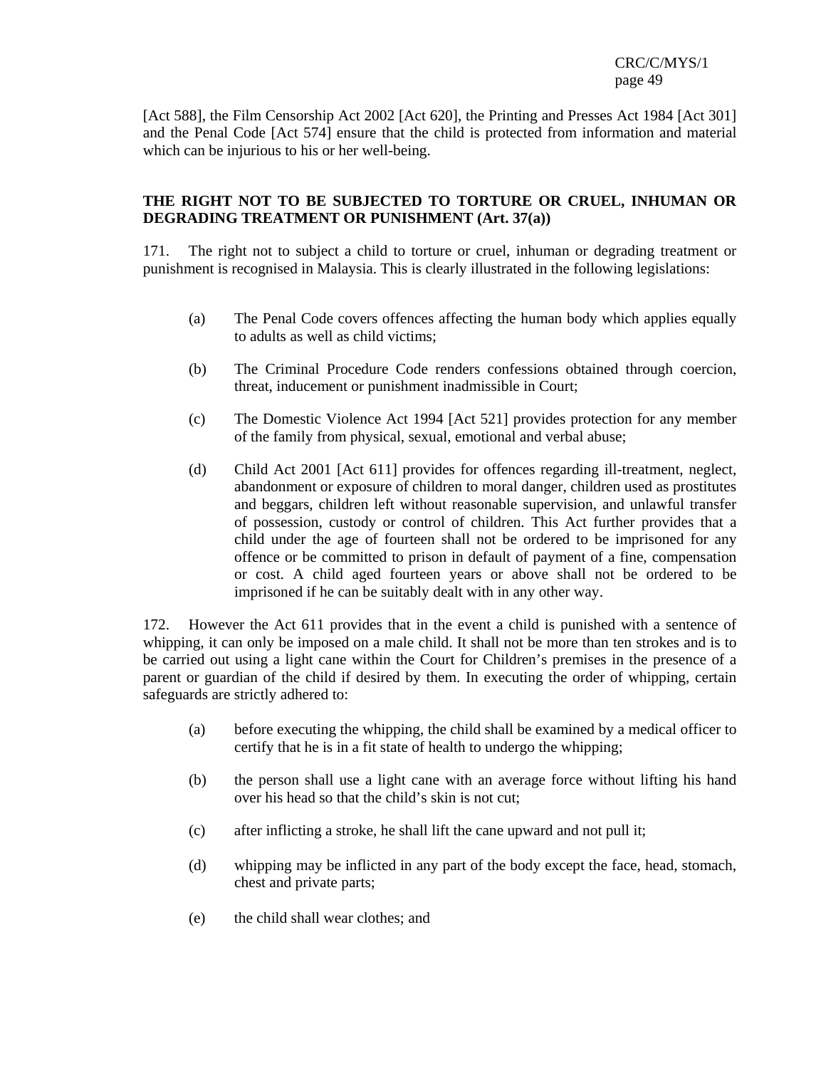[Act 588], the Film Censorship Act 2002 [Act 620], the Printing and Presses Act 1984 [Act 301] and the Penal Code [Act 574] ensure that the child is protected from information and material which can be injurious to his or her well-being.

**THE RIGHT NOT TO BE SUBJECTED TO TORTURE OR CRUEL, INHUMAN OR DEGRADING TREATMENT OR PUNISHMENT (Art. 37(a))**

171. The right not to subject a child to torture or cruel, inhuman or degrading treatment or punishment is recognised in Malaysia. This is clearly illustrated in the following legislations:

(a) The Penal Code covers offences affecting the human body which applies equally to adults as well as child victims;

(b) The Criminal Procedure Code renders confessions obtained through coercion, threat, inducement or punishment inadmissible in Court;

(c) The Domestic Violence Act 1994 [Act 521] provides protection for any member of the family from physical, sexual, emotional and verbal abuse;

(d) Child Act 2001 [Act 611] provides for offences regarding ill-treatment, neglect, abandonment or exposure of children to moral danger, children used as prostitutes and beggars, children left without reasonable supervision, and unlawful transfer of possession, custody or control of children. This Act further provides that a child under the age of fourteen shall not be ordered to be imprisoned for any offence or be committed to prison in default of payment of a fine, compensation or cost. A child aged fourteen years or above shall not be ordered to be imprisoned if he can be suitably dealt with in any other way.

172. However the Act 611 provides that in the event a child is punished with a sentence of whipping, it can only be imposed on a male child. It shall not be more than ten strokes and is to be carried out using a light cane within the Court for Children's premises in the presence of a parent or guardian of the child if desired by them. In executing the order of whipping, certain safeguards are strictly adhered to:

(a) before executing the whipping, the child shall be examined by a medical officer to certify that he is in a fit state of health to undergo the whipping;

(b) the person shall use a light cane with an average force without lifting his hand over his head so that the child's skin is not cut;

(c) after inflicting a stroke, he shall lift the cane upward and not pull it;

(d) whipping may be inflicted in any part of the body except the face, head, stomach, chest and private parts;

(e) the child shall wear clothes; and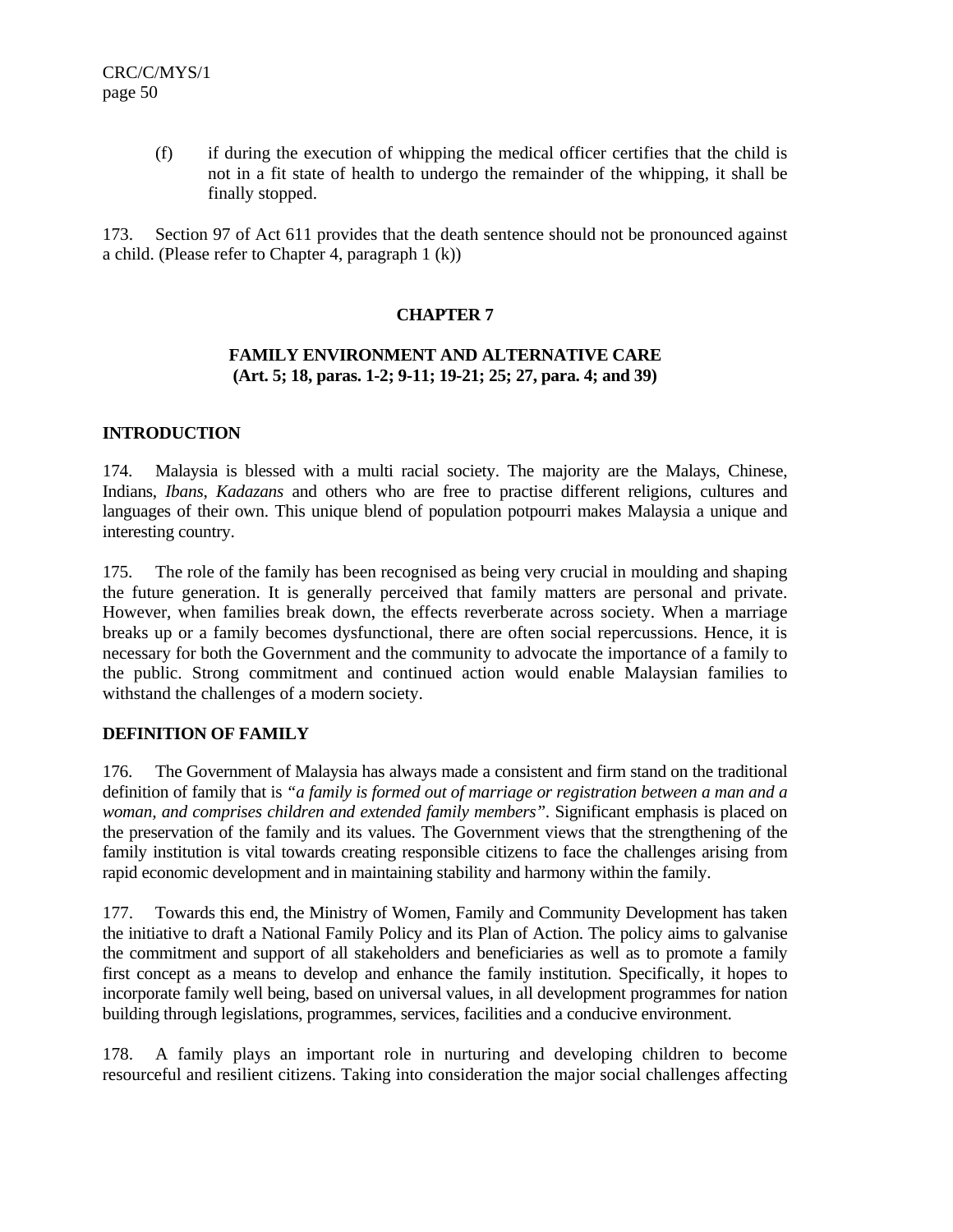(f) if during the execution of whipping the medical officer certifies that the child is not in a fit state of health to undergo the remainder of the whipping, it shall be finally stopped.

173. Section 97 of Act 611 provides that the death sentence should not be pronounced against a child. (Please refer to Chapter 4, paragraph 1 (k))

## CHAPTER 7

### FAMILY ENVIRONMENT AND ALTERNATIVE CARE (Art. 5; 18, paras. 1-2; 9-11; 19-21; 25; 27, para. 4; and 39)

### INTRODUCTION

174. Malaysia is blessed with a multi racial society. The majority are the Malays, Chinese, Indians, *Ibans*, *Kadazans* and others who are free to practise different religions, cultures and languages of their own. This unique blend of population potpourri makes Malaysia a unique and interesting country.

175. The role of the family has been recognised as being very crucial in moulding and shaping the future generation. It is generally perceived that family matters are personal and private. However, when families break down, the effects reverberate across society. When a marriage breaks up or a family becomes dysfunctional, there are often social repercussions. Hence, it is necessary for both the Government and the community to advocate the importance of a family to the public. Strong commitment and continued action would enable Malaysian families to withstand the challenges of a modern society.

### DEFINITION OF FAMILY

176. The Government of Malaysia has always made a consistent and firm stand on the traditional definition of family that is *"a family is formed out of marriage or registration between a man and a woman, and comprises children and extended family members"*. Significant emphasis is placed on the preservation of the family and its values. The Government views that the strengthening of the family institution is vital towards creating responsible citizens to face the challenges arising from rapid economic development and in maintaining stability and harmony within the family.

177. Towards this end, the Ministry of Women, Family and Community Development has taken the initiative to draft a National Family Policy and its Plan of Action. The policy aims to galvanise the commitment and support of all stakeholders and beneficiaries as well as to promote a family first concept as a means to develop and enhance the family institution. Specifically, it hopes to incorporate family well being, based on universal values, in all development programmes for nation building through legislations, programmes, services, facilities and a conducive environment.

178. A family plays an important role in nurturing and developing children to become resourceful and resilient citizens. Taking into consideration the major social challenges affecting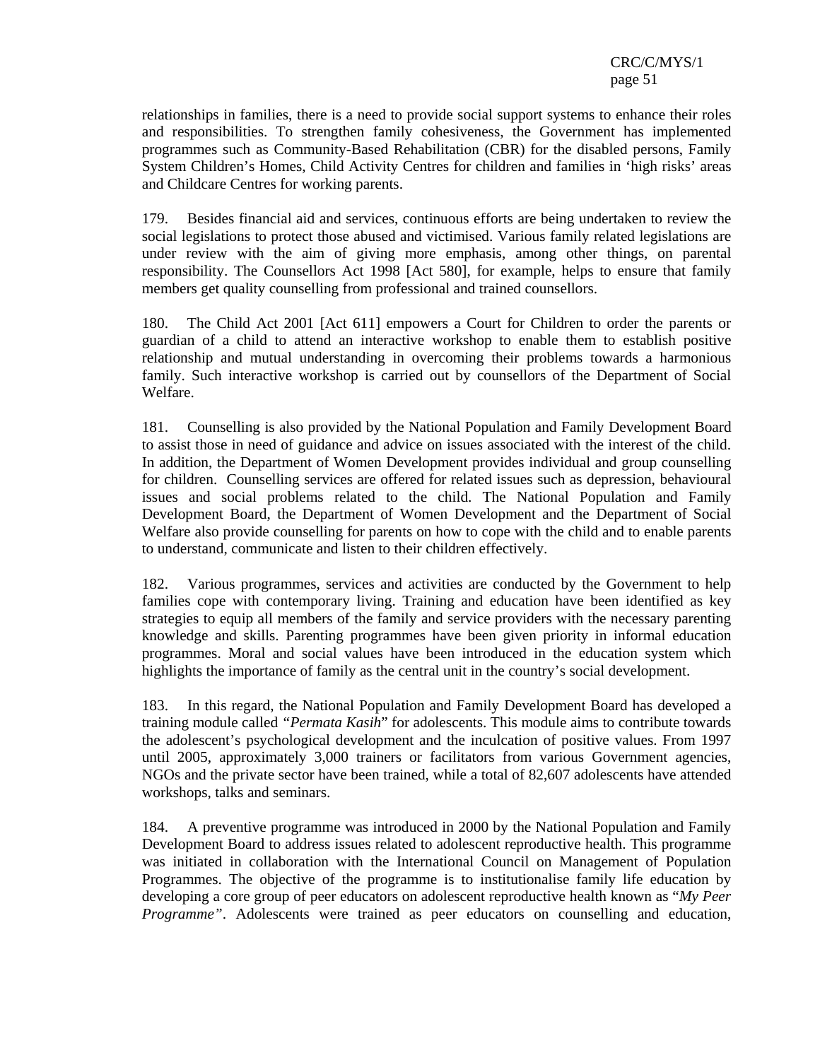relationships in families, there is a need to provide social support systems to enhance their roles and responsibilities. To strengthen family cohesiveness, the Government has implemented programmes such as Community-Based Rehabilitation (CBR) for the disabled persons, Family System Children's Homes, Child Activity Centres for children and families in 'high risks' areas and Childcare Centres for working parents.

179. Besides financial aid and services, continuous efforts are being undertaken to review the social legislations to protect those abused and victimised. Various family related legislations are under review with the aim of giving more emphasis, among other things, on parental responsibility. The Counsellors Act 1998 [Act 580], for example, helps to ensure that family members get quality counselling from professional and trained counsellors.

180. The Child Act 2001 [Act 611] empowers a Court for Children to order the parents or guardian of a child to attend an interactive workshop to enable them to establish positive relationship and mutual understanding in overcoming their problems towards a harmonious family. Such interactive workshop is carried out by counsellors of the Department of Social Welfare.

181. Counselling is also provided by the National Population and Family Development Board to assist those in need of guidance and advice on issues associated with the interest of the child. In addition, the Department of Women Development provides individual and group counselling for children. Counselling services are offered for related issues such as depression, behavioural issues and social problems related to the child. The National Population and Family Development Board, the Department of Women Development and the Department of Social Welfare also provide counselling for parents on how to cope with the child and to enable parents to understand, communicate and listen to their children effectively.

182. Various programmes, services and activities are conducted by the Government to help families cope with contemporary living. Training and education have been identified as key strategies to equip all members of the family and service providers with the necessary parenting knowledge and skills. Parenting programmes have been given priority in informal education programmes. Moral and social values have been introduced in the education system which highlights the importance of family as the central unit in the country's social development.

183. In this regard, the National Population and Family Development Board has developed a training module called *"Permata Kasih*" for adolescents. This module aims to contribute towards the adolescent's psychological development and the inculcation of positive values. From 1997 until 2005, approximately 3,000 trainers or facilitators from various Government agencies, NGOs and the private sector have been trained, while a total of 82,607 adolescents have attended workshops, talks and seminars.

184. A preventive programme was introduced in 2000 by the National Population and Family Development Board to address issues related to adolescent reproductive health. This programme was initiated in collaboration with the International Council on Management of Population Programmes. The objective of the programme is to institutionalise family life education by developing a core group of peer educators on adolescent reproductive health known as "*My Peer Programme"*. Adolescents were trained as peer educators on counselling and education,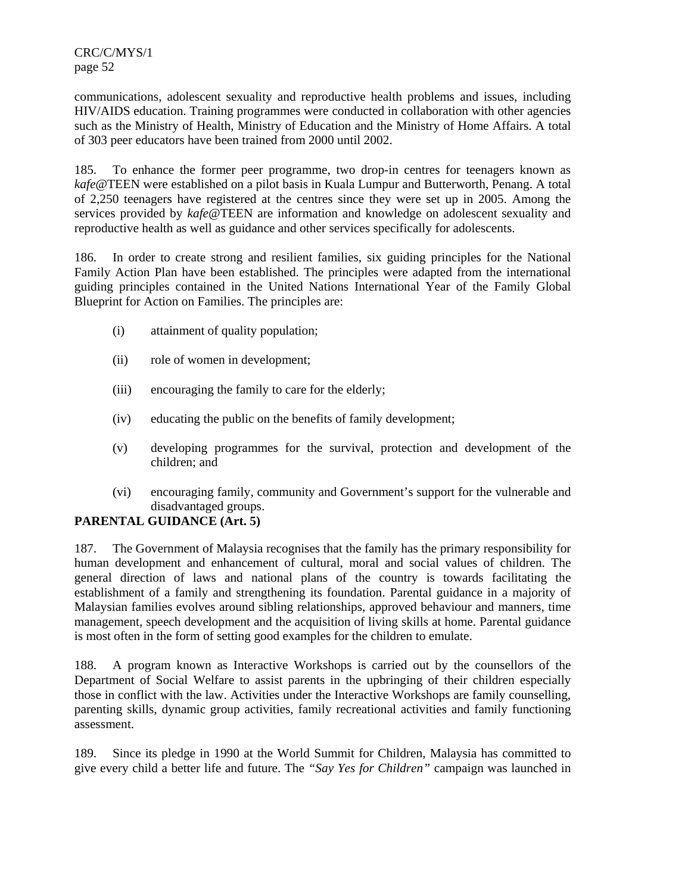communications, adolescent sexuality and reproductive health problems and issues, including HIV/AIDS education. Training programmes were conducted in collaboration with other agencies such as the Ministry of Health, Ministry of Education and the Ministry of Home Affairs. A total of 303 peer educators have been trained from 2000 until 2002.

185. To enhance the former peer programme, two drop-in centres for teenagers known as *kafe*@TEEN were established on a pilot basis in Kuala Lumpur and Butterworth, Penang. A total of 2,250 teenagers have registered at the centres since they were set up in 2005. Among the services provided by *kafe*@TEEN are information and knowledge on adolescent sexuality and reproductive health as well as guidance and other services specifically for adolescents.

186. In order to create strong and resilient families, six guiding principles for the National Family Action Plan have been established. The principles were adapted from the international guiding principles contained in the United Nations International Year of the Family Global Blueprint for Action on Families. The principles are:

(i) attainment of quality population;

(ii) role of women in development;

(iii) encouraging the family to care for the elderly;

(iv) educating the public on the benefits of family development;

(v) developing programmes for the survival, protection and development of the children; and

(vi) encouraging family, community and Government's support for the vulnerable and disadvantaged groups.

**PARENTAL GUIDANCE (Art. 5)**

187. The Government of Malaysia recognises that the family has the primary responsibility for human development and enhancement of cultural, moral and social values of children. The general direction of laws and national plans of the country is towards facilitating the establishment of a family and strengthening its foundation. Parental guidance in a majority of Malaysian families evolves around sibling relationships, approved behaviour and manners, time management, speech development and the acquisition of living skills at home. Parental guidance is most often in the form of setting good examples for the children to emulate.

188. A program known as Interactive Workshops is carried out by the counsellors of the Department of Social Welfare to assist parents in the upbringing of their children especially those in conflict with the law. Activities under the Interactive Workshops are family counselling, parenting skills, dynamic group activities, family recreational activities and family functioning assessment.

189. Since its pledge in 1990 at the World Summit for Children, Malaysia has committed to give every child a better life and future. The *"Say Yes for Children"* campaign was launched in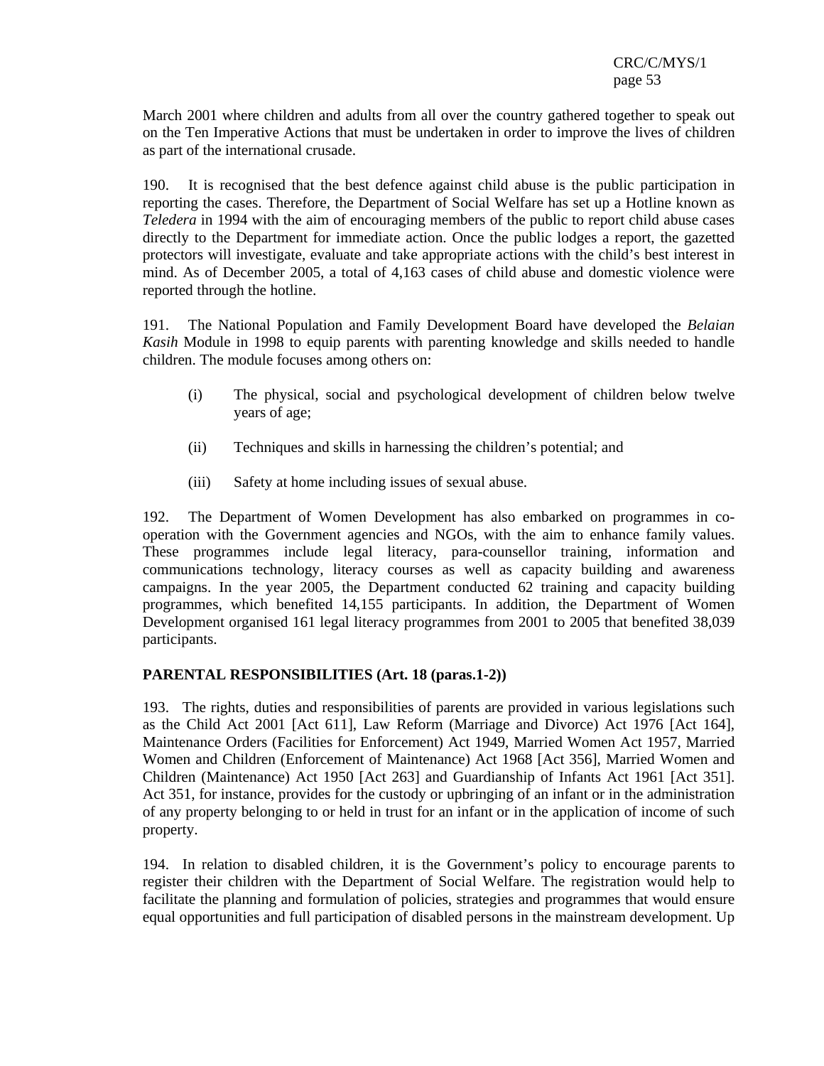March 2001 where children and adults from all over the country gathered together to speak out on the Ten Imperative Actions that must be undertaken in order to improve the lives of children as part of the international crusade.

190. It is recognised that the best defence against child abuse is the public participation in reporting the cases. Therefore, the Department of Social Welfare has set up a Hotline known as *Teledera* in 1994 with the aim of encouraging members of the public to report child abuse cases directly to the Department for immediate action. Once the public lodges a report, the gazetted protectors will investigate, evaluate and take appropriate actions with the child's best interest in mind. As of December 2005, a total of 4,163 cases of child abuse and domestic violence were reported through the hotline.

191. The National Population and Family Development Board have developed the *Belaian Kasih* Module in 1998 to equip parents with parenting knowledge and skills needed to handle children. The module focuses among others on:

(i) The physical, social and psychological development of children below twelve years of age;

(ii) Techniques and skills in harnessing the children's potential; and

(iii) Safety at home including issues of sexual abuse.

192. The Department of Women Development has also embarked on programmes in co-operation with the Government agencies and NGOs, with the aim to enhance family values. These programmes include legal literacy, para-counsellor training, information and communications technology, literacy courses as well as capacity building and awareness campaigns. In the year 2005, the Department conducted 62 training and capacity building programmes, which benefited 14,155 participants. In addition, the Department of Women Development organised 161 legal literacy programmes from 2001 to 2005 that benefited 38,039 participants.

**PARENTAL RESPONSIBILITIES (Art. 18 (paras.1-2))**

193. The rights, duties and responsibilities of parents are provided in various legislations such as the Child Act 2001 [Act 611], Law Reform (Marriage and Divorce) Act 1976 [Act 164], Maintenance Orders (Facilities for Enforcement) Act 1949, Married Women Act 1957, Married Women and Children (Enforcement of Maintenance) Act 1968 [Act 356], Married Women and Children (Maintenance) Act 1950 [Act 263] and Guardianship of Infants Act 1961 [Act 351]. Act 351, for instance, provides for the custody or upbringing of an infant or in the administration of any property belonging to or held in trust for an infant or in the application of income of such property.

194. In relation to disabled children, it is the Government's policy to encourage parents to register their children with the Department of Social Welfare. The registration would help to facilitate the planning and formulation of policies, strategies and programmes that would ensure equal opportunities and full participation of disabled persons in the mainstream development. Up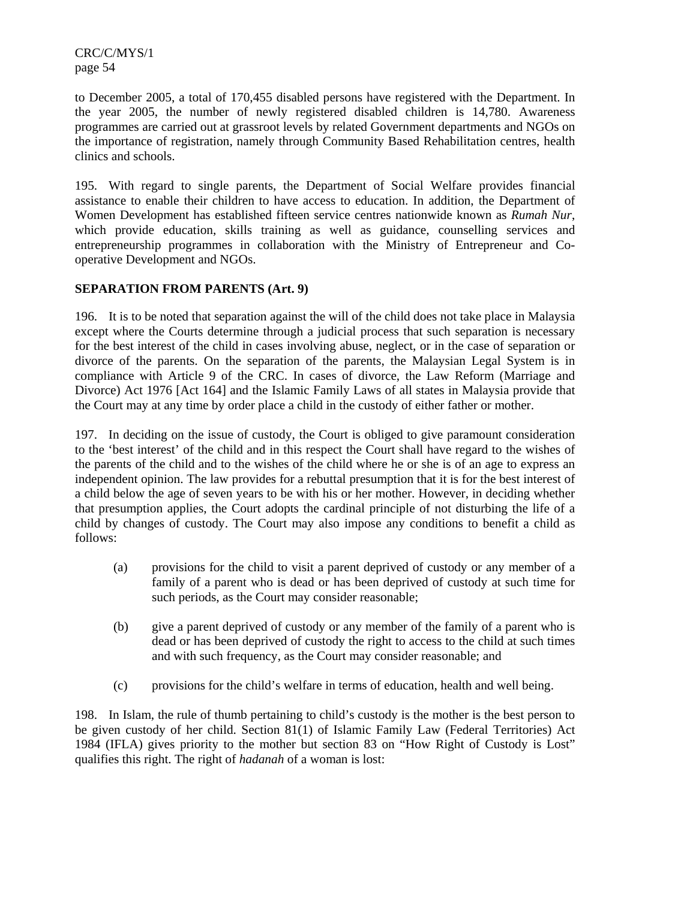to December 2005, a total of 170,455 disabled persons have registered with the Department. In the year 2005, the number of newly registered disabled children is 14,780. Awareness programmes are carried out at grassroot levels by related Government departments and NGOs on the importance of registration, namely through Community Based Rehabilitation centres, health clinics and schools.

195. With regard to single parents, the Department of Social Welfare provides financial assistance to enable their children to have access to education. In addition, the Department of Women Development has established fifteen service centres nationwide known as *Rumah Nur*, which provide education, skills training as well as guidance, counselling services and entrepreneurship programmes in collaboration with the Ministry of Entrepreneur and Co-operative Development and NGOs.

## SEPARATION FROM PARENTS (Art. 9)

196. It is to be noted that separation against the will of the child does not take place in Malaysia except where the Courts determine through a judicial process that such separation is necessary for the best interest of the child in cases involving abuse, neglect, or in the case of separation or divorce of the parents. On the separation of the parents, the Malaysian Legal System is in compliance with Article 9 of the CRC. In cases of divorce, the Law Reform (Marriage and Divorce) Act 1976 [Act 164] and the Islamic Family Laws of all states in Malaysia provide that the Court may at any time by order place a child in the custody of either father or mother.

197. In deciding on the issue of custody, the Court is obliged to give paramount consideration to the 'best interest' of the child and in this respect the Court shall have regard to the wishes of the parents of the child and to the wishes of the child where he or she is of an age to express an independent opinion. The law provides for a rebuttal presumption that it is for the best interest of a child below the age of seven years to be with his or her mother. However, in deciding whether that presumption applies, the Court adopts the cardinal principle of not disturbing the life of a child by changes of custody. The Court may also impose any conditions to benefit a child as follows:

(a) provisions for the child to visit a parent deprived of custody or any member of a family of a parent who is dead or has been deprived of custody at such time for such periods, as the Court may consider reasonable;

(b) give a parent deprived of custody or any member of the family of a parent who is dead or has been deprived of custody the right to access to the child at such times and with such frequency, as the Court may consider reasonable; and

(c) provisions for the child's welfare in terms of education, health and well being.

198. In Islam, the rule of thumb pertaining to child's custody is the mother is the best person to be given custody of her child. Section 81(1) of Islamic Family Law (Federal Territories) Act 1984 (IFLA) gives priority to the mother but section 83 on "How Right of Custody is Lost" qualifies this right. The right of *hadanah* of a woman is lost: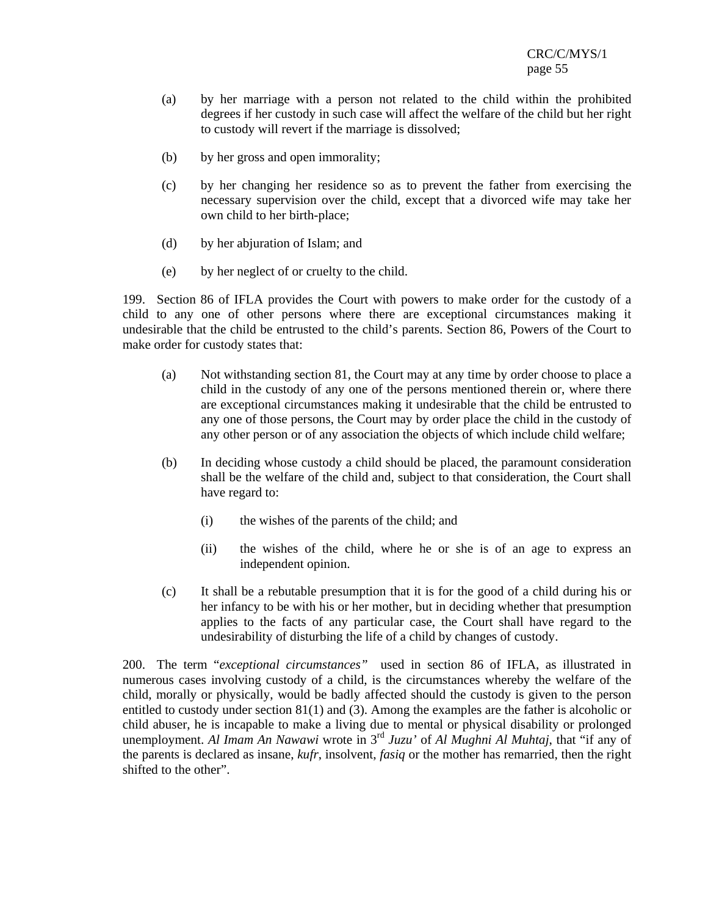(a) by her marriage with a person not related to the child within the prohibited degrees if her custody in such case will affect the welfare of the child but her right to custody will revert if the marriage is dissolved;

(b) by her gross and open immorality;

(c) by her changing her residence so as to prevent the father from exercising the necessary supervision over the child, except that a divorced wife may take her own child to her birth-place;

(d) by her abjuration of Islam; and

(e) by her neglect of or cruelty to the child.

199. Section 86 of IFLA provides the Court with powers to make order for the custody of a child to any one of other persons where there are exceptional circumstances making it undesirable that the child be entrusted to the child's parents. Section 86, Powers of the Court to make order for custody states that:

(a) Not withstanding section 81, the Court may at any time by order choose to place a child in the custody of any one of the persons mentioned therein or, where there are exceptional circumstances making it undesirable that the child be entrusted to any one of those persons, the Court may by order place the child in the custody of any other person or of any association the objects of which include child welfare;

(b) In deciding whose custody a child should be placed, the paramount consideration shall be the welfare of the child and, subject to that consideration, the Court shall have regard to:

   (i) the wishes of the parents of the child; and

   (ii) the wishes of the child, where he or she is of an age to express an independent opinion.

(c) It shall be a rebutable presumption that it is for the good of a child during his or her infancy to be with his or her mother, but in deciding whether that presumption applies to the facts of any particular case, the Court shall have regard to the undesirability of disturbing the life of a child by changes of custody.

200. The term "*exceptional circumstances"* used in section 86 of IFLA, as illustrated in numerous cases involving custody of a child, is the circumstances whereby the welfare of the child, morally or physically, would be badly affected should the custody is given to the person entitled to custody under section 81(1) and (3). Among the examples are the father is alcoholic or child abuser, he is incapable to make a living due to mental or physical disability or prolonged unemployment. *Al Imam An Nawawi* wrote in 3rd *Juzu'* of *Al Mughni Al Muhtaj*, that "if any of the parents is declared as insane, *kufr*, insolvent, *fasiq* or the mother has remarried, then the right shifted to the other".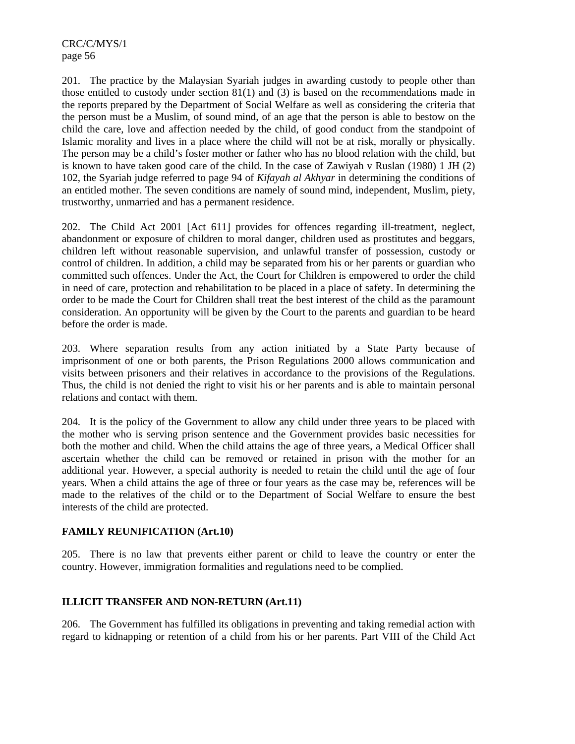201. The practice by the Malaysian Syariah judges in awarding custody to people other than those entitled to custody under section 81(1) and (3) is based on the recommendations made in the reports prepared by the Department of Social Welfare as well as considering the criteria that the person must be a Muslim, of sound mind, of an age that the person is able to bestow on the child the care, love and affection needed by the child, of good conduct from the standpoint of Islamic morality and lives in a place where the child will not be at risk, morally or physically. The person may be a child's foster mother or father who has no blood relation with the child, but is known to have taken good care of the child. In the case of Zawiyah v Ruslan (1980) 1 JH (2) 102, the Syariah judge referred to page 94 of *Kifayah al Akhyar* in determining the conditions of an entitled mother. The seven conditions are namely of sound mind, independent, Muslim, piety, trustworthy, unmarried and has a permanent residence.

202. The Child Act 2001 [Act 611] provides for offences regarding ill-treatment, neglect, abandonment or exposure of children to moral danger, children used as prostitutes and beggars, children left without reasonable supervision, and unlawful transfer of possession, custody or control of children. In addition, a child may be separated from his or her parents or guardian who committed such offences. Under the Act, the Court for Children is empowered to order the child in need of care, protection and rehabilitation to be placed in a place of safety. In determining the order to be made the Court for Children shall treat the best interest of the child as the paramount consideration. An opportunity will be given by the Court to the parents and guardian to be heard before the order is made.

203. Where separation results from any action initiated by a State Party because of imprisonment of one or both parents, the Prison Regulations 2000 allows communication and visits between prisoners and their relatives in accordance to the provisions of the Regulations. Thus, the child is not denied the right to visit his or her parents and is able to maintain personal relations and contact with them.

204. It is the policy of the Government to allow any child under three years to be placed with the mother who is serving prison sentence and the Government provides basic necessities for both the mother and child. When the child attains the age of three years, a Medical Officer shall ascertain whether the child can be removed or retained in prison with the mother for an additional year. However, a special authority is needed to retain the child until the age of four years. When a child attains the age of three or four years as the case may be, references will be made to the relatives of the child or to the Department of Social Welfare to ensure the best interests of the child are protected.

**FAMILY REUNIFICATION (Art.10)**

205. There is no law that prevents either parent or child to leave the country or enter the country. However, immigration formalities and regulations need to be complied.

**ILLICIT TRANSFER AND NON-RETURN (Art.11)**

206. The Government has fulfilled its obligations in preventing and taking remedial action with regard to kidnapping or retention of a child from his or her parents. Part VIII of the Child Act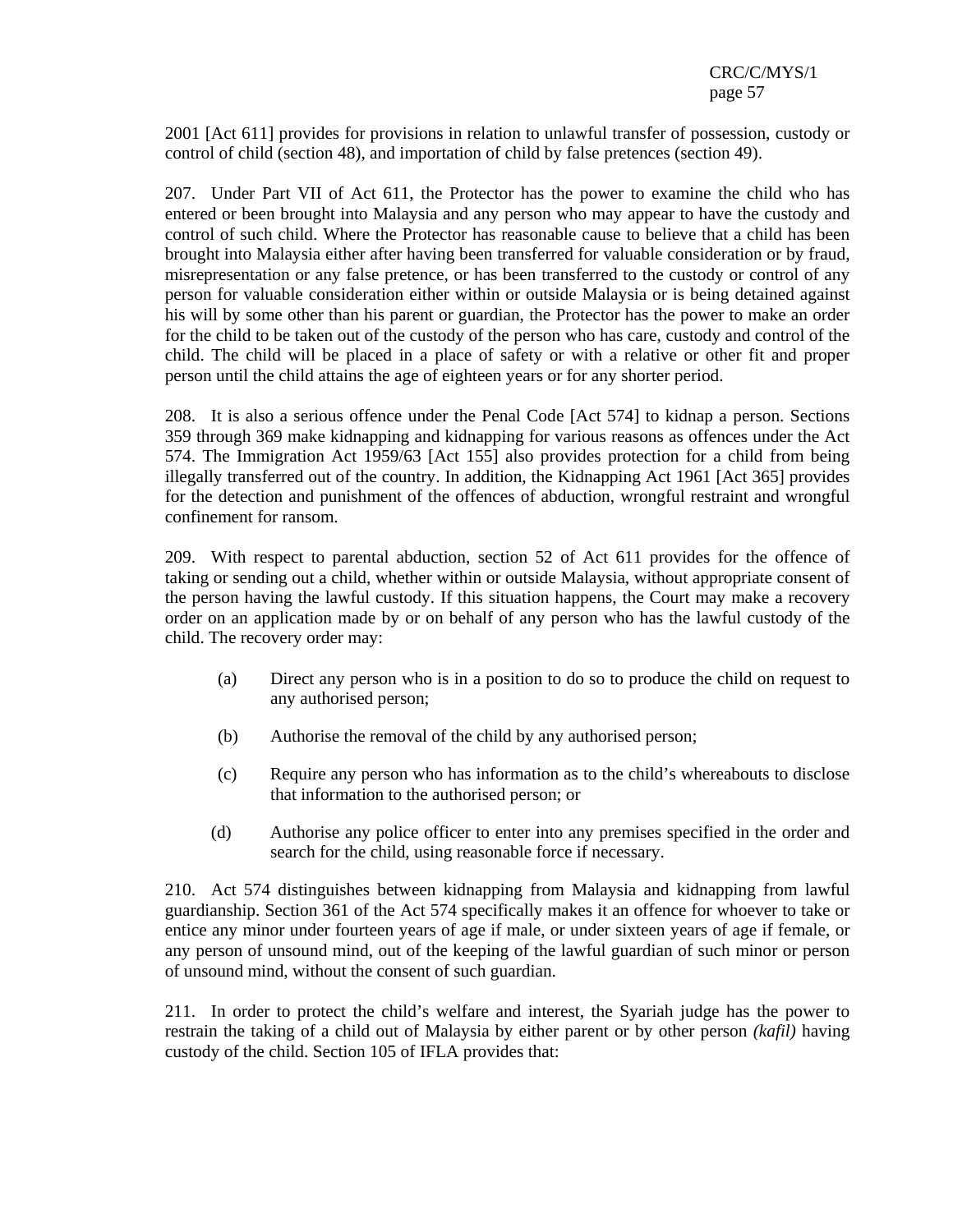2001 [Act 611] provides for provisions in relation to unlawful transfer of possession, custody or control of child (section 48), and importation of child by false pretences (section 49).

207. Under Part VII of Act 611, the Protector has the power to examine the child who has entered or been brought into Malaysia and any person who may appear to have the custody and control of such child. Where the Protector has reasonable cause to believe that a child has been brought into Malaysia either after having been transferred for valuable consideration or by fraud, misrepresentation or any false pretence, or has been transferred to the custody or control of any person for valuable consideration either within or outside Malaysia or is being detained against his will by some other than his parent or guardian, the Protector has the power to make an order for the child to be taken out of the custody of the person who has care, custody and control of the child. The child will be placed in a place of safety or with a relative or other fit and proper person until the child attains the age of eighteen years or for any shorter period.

208. It is also a serious offence under the Penal Code [Act 574] to kidnap a person. Sections 359 through 369 make kidnapping and kidnapping for various reasons as offences under the Act 574. The Immigration Act 1959/63 [Act 155] also provides protection for a child from being illegally transferred out of the country. In addition, the Kidnapping Act 1961 [Act 365] provides for the detection and punishment of the offences of abduction, wrongful restraint and wrongful confinement for ransom.

209. With respect to parental abduction, section 52 of Act 611 provides for the offence of taking or sending out a child, whether within or outside Malaysia, without appropriate consent of the person having the lawful custody. If this situation happens, the Court may make a recovery order on an application made by or on behalf of any person who has the lawful custody of the child. The recovery order may:

(a) Direct any person who is in a position to do so to produce the child on request to any authorised person;

(b) Authorise the removal of the child by any authorised person;

(c) Require any person who has information as to the child's whereabouts to disclose that information to the authorised person; or

(d) Authorise any police officer to enter into any premises specified in the order and search for the child, using reasonable force if necessary.

210. Act 574 distinguishes between kidnapping from Malaysia and kidnapping from lawful guardianship. Section 361 of the Act 574 specifically makes it an offence for whoever to take or entice any minor under fourteen years of age if male, or under sixteen years of age if female, or any person of unsound mind, out of the keeping of the lawful guardian of such minor or person of unsound mind, without the consent of such guardian.

211. In order to protect the child's welfare and interest, the Syariah judge has the power to restrain the taking of a child out of Malaysia by either parent or by other person *(kafil)* having custody of the child. Section 105 of IFLA provides that: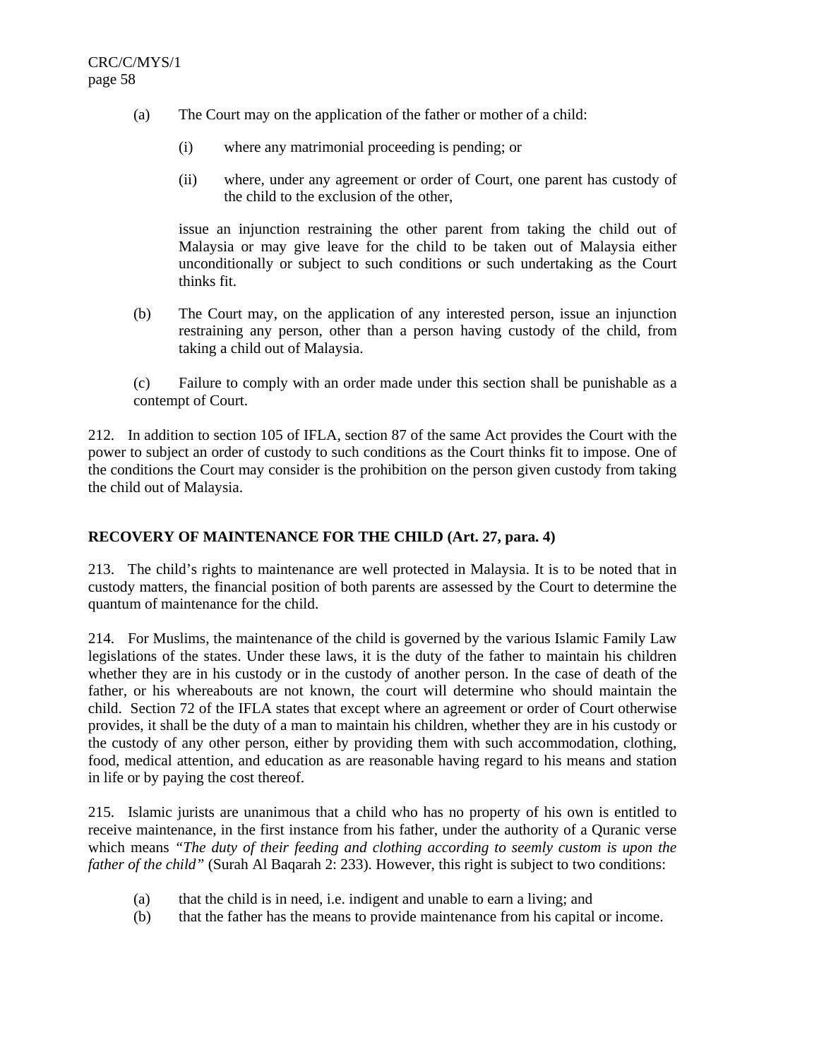(a) The Court may on the application of the father or mother of a child:

  (i) where any matrimonial proceeding is pending; or

  (ii) where, under any agreement or order of Court, one parent has custody of the child to the exclusion of the other,

issue an injunction restraining the other parent from taking the child out of Malaysia or may give leave for the child to be taken out of Malaysia either unconditionally or subject to such conditions or such undertaking as the Court thinks fit.

(b) The Court may, on the application of any interested person, issue an injunction restraining any person, other than a person having custody of the child, from taking a child out of Malaysia.

(c) Failure to comply with an order made under this section shall be punishable as a contempt of Court.

212. In addition to section 105 of IFLA, section 87 of the same Act provides the Court with the power to subject an order of custody to such conditions as the Court thinks fit to impose. One of the conditions the Court may consider is the prohibition on the person given custody from taking the child out of Malaysia.

## RECOVERY OF MAINTENANCE FOR THE CHILD (Art. 27, para. 4)

213. The child's rights to maintenance are well protected in Malaysia. It is to be noted that in custody matters, the financial position of both parents are assessed by the Court to determine the quantum of maintenance for the child.

214. For Muslims, the maintenance of the child is governed by the various Islamic Family Law legislations of the states. Under these laws, it is the duty of the father to maintain his children whether they are in his custody or in the custody of another person. In the case of death of the father, or his whereabouts are not known, the court will determine who should maintain the child. Section 72 of the IFLA states that except where an agreement or order of Court otherwise provides, it shall be the duty of a man to maintain his children, whether they are in his custody or the custody of any other person, either by providing them with such accommodation, clothing, food, medical attention, and education as are reasonable having regard to his means and station in life or by paying the cost thereof.

215. Islamic jurists are unanimous that a child who has no property of his own is entitled to receive maintenance, in the first instance from his father, under the authority of a Quranic verse which means *"The duty of their feeding and clothing according to seemly custom is upon the father of the child"* (Surah Al Baqarah 2: 233). However, this right is subject to two conditions:

(a) that the child is in need, i.e. indigent and unable to earn a living; and
(b) that the father has the means to provide maintenance from his capital or income.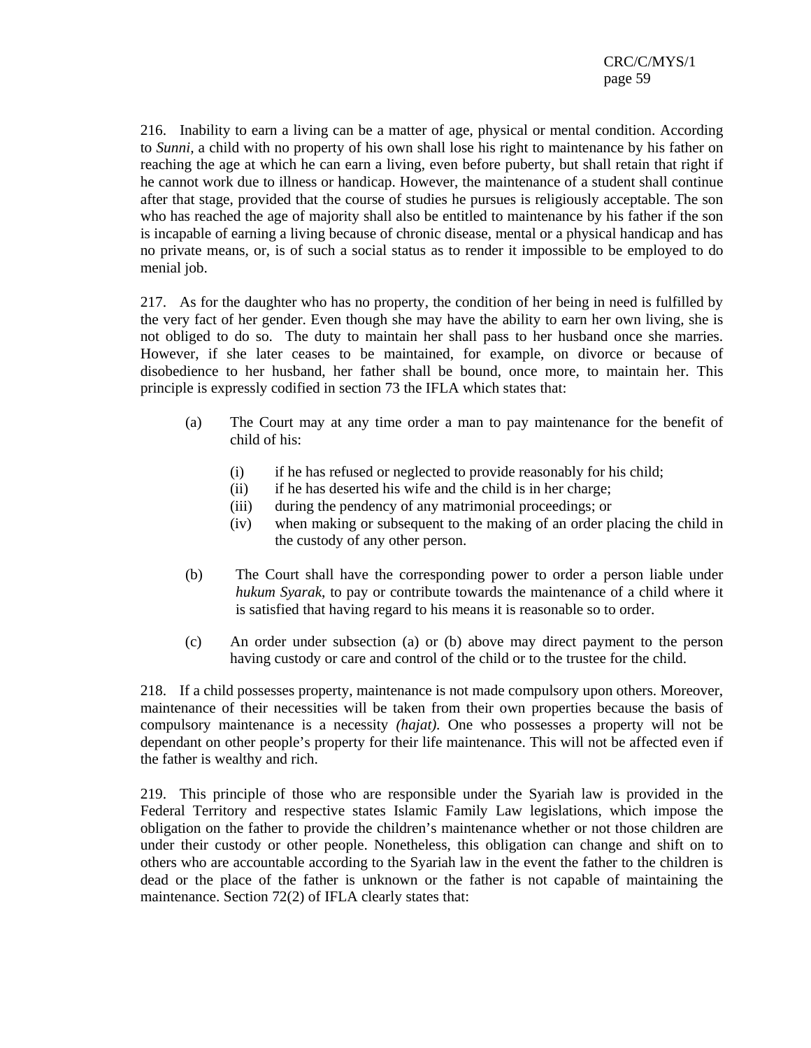216. Inability to earn a living can be a matter of age, physical or mental condition. According to *Sunni*, a child with no property of his own shall lose his right to maintenance by his father on reaching the age at which he can earn a living, even before puberty, but shall retain that right if he cannot work due to illness or handicap. However, the maintenance of a student shall continue after that stage, provided that the course of studies he pursues is religiously acceptable. The son who has reached the age of majority shall also be entitled to maintenance by his father if the son is incapable of earning a living because of chronic disease, mental or a physical handicap and has no private means, or, is of such a social status as to render it impossible to be employed to do menial job.

217. As for the daughter who has no property, the condition of her being in need is fulfilled by the very fact of her gender. Even though she may have the ability to earn her own living, she is not obliged to do so. The duty to maintain her shall pass to her husband once she marries. However, if she later ceases to be maintained, for example, on divorce or because of disobedience to her husband, her father shall be bound, once more, to maintain her. This principle is expressly codified in section 73 the IFLA which states that:

(a) The Court may at any time order a man to pay maintenance for the benefit of child of his:

   (i) if he has refused or neglected to provide reasonably for his child;
   (ii) if he has deserted his wife and the child is in her charge;
   (iii) during the pendency of any matrimonial proceedings; or
   (iv) when making or subsequent to the making of an order placing the child in the custody of any other person.

(b) The Court shall have the corresponding power to order a person liable under *hukum Syarak*, to pay or contribute towards the maintenance of a child where it is satisfied that having regard to his means it is reasonable so to order.

(c) An order under subsection (a) or (b) above may direct payment to the person having custody or care and control of the child or to the trustee for the child.

218. If a child possesses property, maintenance is not made compulsory upon others. Moreover, maintenance of their necessities will be taken from their own properties because the basis of compulsory maintenance is a necessity *(hajat)*. One who possesses a property will not be dependant on other people's property for their life maintenance. This will not be affected even if the father is wealthy and rich.

219. This principle of those who are responsible under the Syariah law is provided in the Federal Territory and respective states Islamic Family Law legislations, which impose the obligation on the father to provide the children's maintenance whether or not those children are under their custody or other people. Nonetheless, this obligation can change and shift on to others who are accountable according to the Syariah law in the event the father to the children is dead or the place of the father is unknown or the father is not capable of maintaining the maintenance. Section 72(2) of IFLA clearly states that: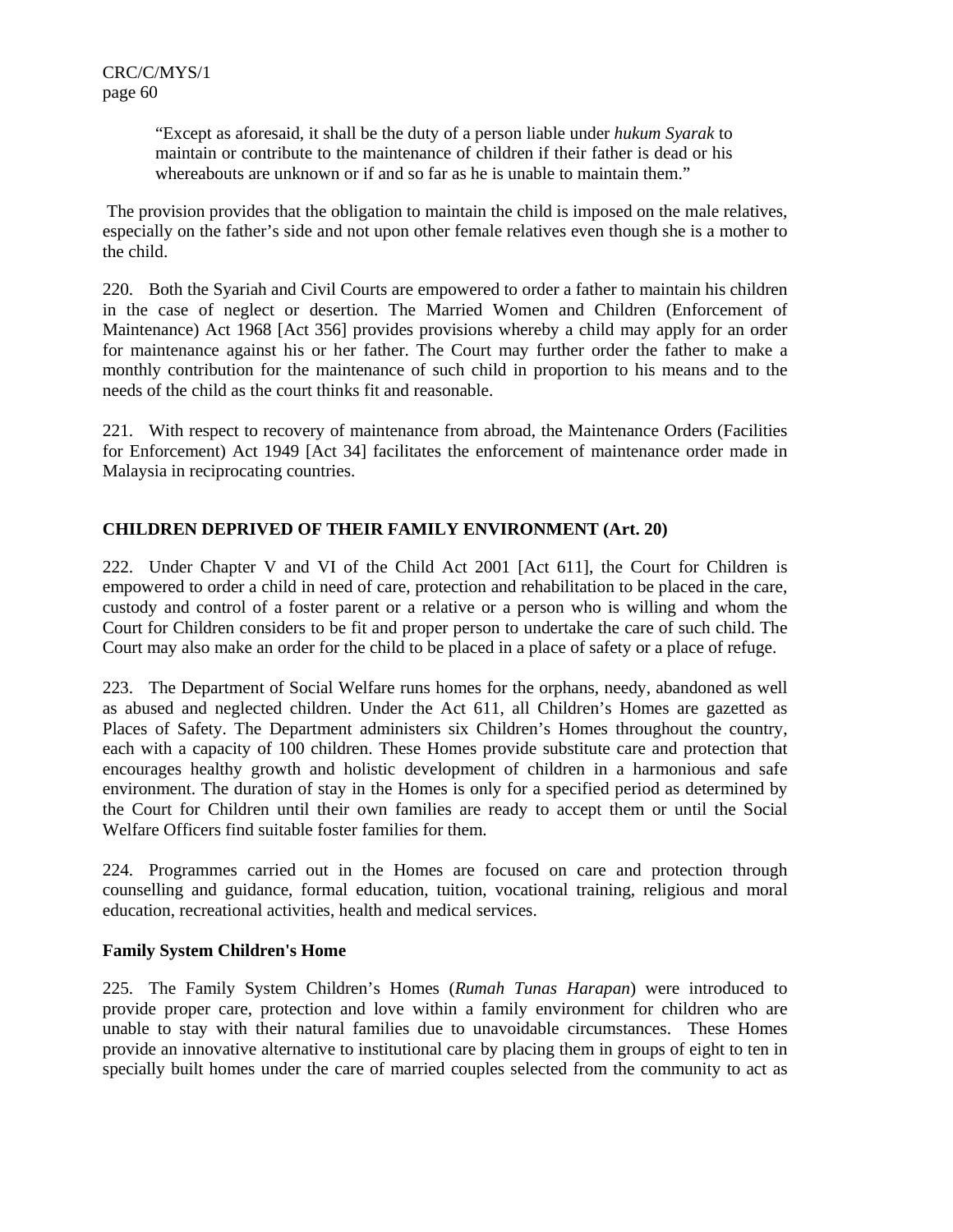> "Except as aforesaid, it shall be the duty of a person liable under *hukum Syarak* to maintain or contribute to the maintenance of children if their father is dead or his whereabouts are unknown or if and so far as he is unable to maintain them."

The provision provides that the obligation to maintain the child is imposed on the male relatives, especially on the father's side and not upon other female relatives even though she is a mother to the child.

220. Both the Syariah and Civil Courts are empowered to order a father to maintain his children in the case of neglect or desertion. The Married Women and Children (Enforcement of Maintenance) Act 1968 [Act 356] provides provisions whereby a child may apply for an order for maintenance against his or her father. The Court may further order the father to make a monthly contribution for the maintenance of such child in proportion to his means and to the needs of the child as the court thinks fit and reasonable.

221. With respect to recovery of maintenance from abroad, the Maintenance Orders (Facilities for Enforcement) Act 1949 [Act 34] facilitates the enforcement of maintenance order made in Malaysia in reciprocating countries.

## CHILDREN DEPRIVED OF THEIR FAMILY ENVIRONMENT (Art. 20)

222. Under Chapter V and VI of the Child Act 2001 [Act 611], the Court for Children is empowered to order a child in need of care, protection and rehabilitation to be placed in the care, custody and control of a foster parent or a relative or a person who is willing and whom the Court for Children considers to be fit and proper person to undertake the care of such child. The Court may also make an order for the child to be placed in a place of safety or a place of refuge.

223. The Department of Social Welfare runs homes for the orphans, needy, abandoned as well as abused and neglected children. Under the Act 611, all Children's Homes are gazetted as Places of Safety. The Department administers six Children's Homes throughout the country, each with a capacity of 100 children. These Homes provide substitute care and protection that encourages healthy growth and holistic development of children in a harmonious and safe environment. The duration of stay in the Homes is only for a specified period as determined by the Court for Children until their own families are ready to accept them or until the Social Welfare Officers find suitable foster families for them.

224. Programmes carried out in the Homes are focused on care and protection through counselling and guidance, formal education, tuition, vocational training, religious and moral education, recreational activities, health and medical services.

### Family System Children's Home

225. The Family System Children's Homes (*Rumah Tunas Harapan*) were introduced to provide proper care, protection and love within a family environment for children who are unable to stay with their natural families due to unavoidable circumstances. These Homes provide an innovative alternative to institutional care by placing them in groups of eight to ten in specially built homes under the care of married couples selected from the community to act as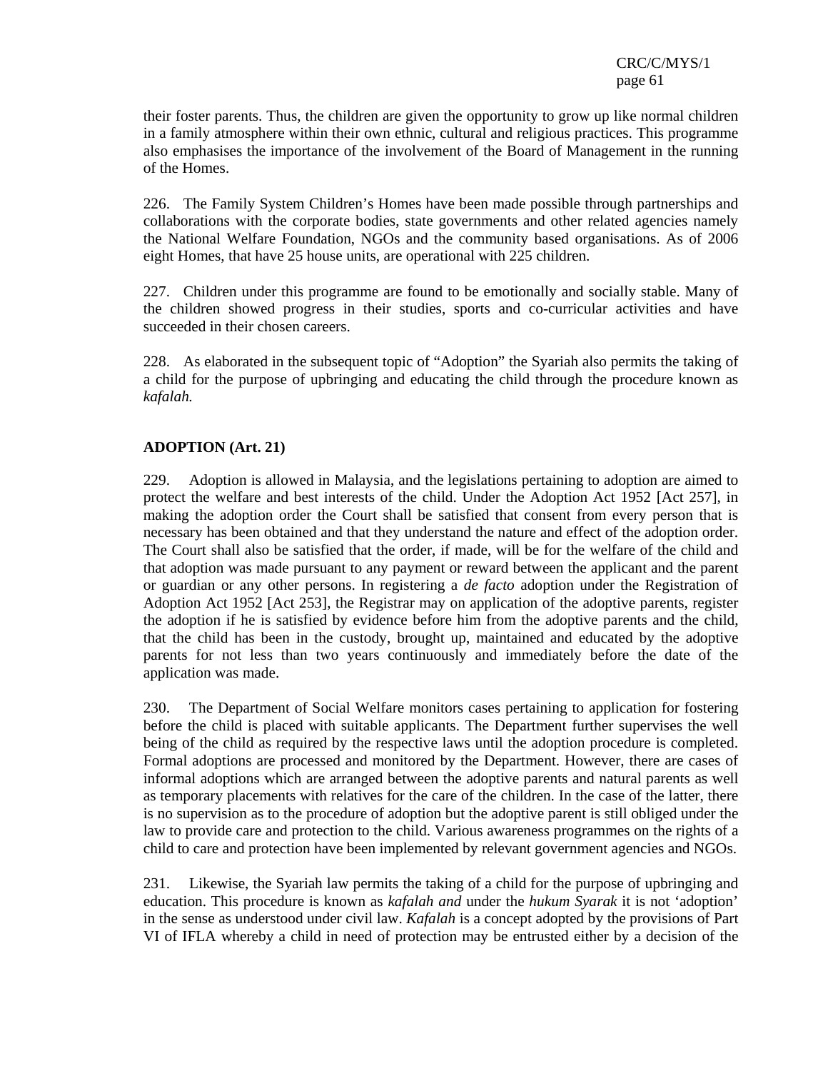their foster parents. Thus, the children are given the opportunity to grow up like normal children in a family atmosphere within their own ethnic, cultural and religious practices. This programme also emphasises the importance of the involvement of the Board of Management in the running of the Homes.

226. The Family System Children's Homes have been made possible through partnerships and collaborations with the corporate bodies, state governments and other related agencies namely the National Welfare Foundation, NGOs and the community based organisations. As of 2006 eight Homes, that have 25 house units, are operational with 225 children.

227. Children under this programme are found to be emotionally and socially stable. Many of the children showed progress in their studies, sports and co-curricular activities and have succeeded in their chosen careers.

228. As elaborated in the subsequent topic of "Adoption" the Syariah also permits the taking of a child for the purpose of upbringing and educating the child through the procedure known as *kafalah.*

**ADOPTION (Art. 21)**

229. Adoption is allowed in Malaysia, and the legislations pertaining to adoption are aimed to protect the welfare and best interests of the child. Under the Adoption Act 1952 [Act 257], in making the adoption order the Court shall be satisfied that consent from every person that is necessary has been obtained and that they understand the nature and effect of the adoption order. The Court shall also be satisfied that the order, if made, will be for the welfare of the child and that adoption was made pursuant to any payment or reward between the applicant and the parent or guardian or any other persons. In registering a *de facto* adoption under the Registration of Adoption Act 1952 [Act 253], the Registrar may on application of the adoptive parents, register the adoption if he is satisfied by evidence before him from the adoptive parents and the child, that the child has been in the custody, brought up, maintained and educated by the adoptive parents for not less than two years continuously and immediately before the date of the application was made.

230. The Department of Social Welfare monitors cases pertaining to application for fostering before the child is placed with suitable applicants. The Department further supervises the well being of the child as required by the respective laws until the adoption procedure is completed. Formal adoptions are processed and monitored by the Department. However, there are cases of informal adoptions which are arranged between the adoptive parents and natural parents as well as temporary placements with relatives for the care of the children. In the case of the latter, there is no supervision as to the procedure of adoption but the adoptive parent is still obliged under the law to provide care and protection to the child. Various awareness programmes on the rights of a child to care and protection have been implemented by relevant government agencies and NGOs.

231. Likewise, the Syariah law permits the taking of a child for the purpose of upbringing and education. This procedure is known as *kafalah and* under the *hukum Syarak* it is not 'adoption' in the sense as understood under civil law. *Kafalah* is a concept adopted by the provisions of Part VI of IFLA whereby a child in need of protection may be entrusted either by a decision of the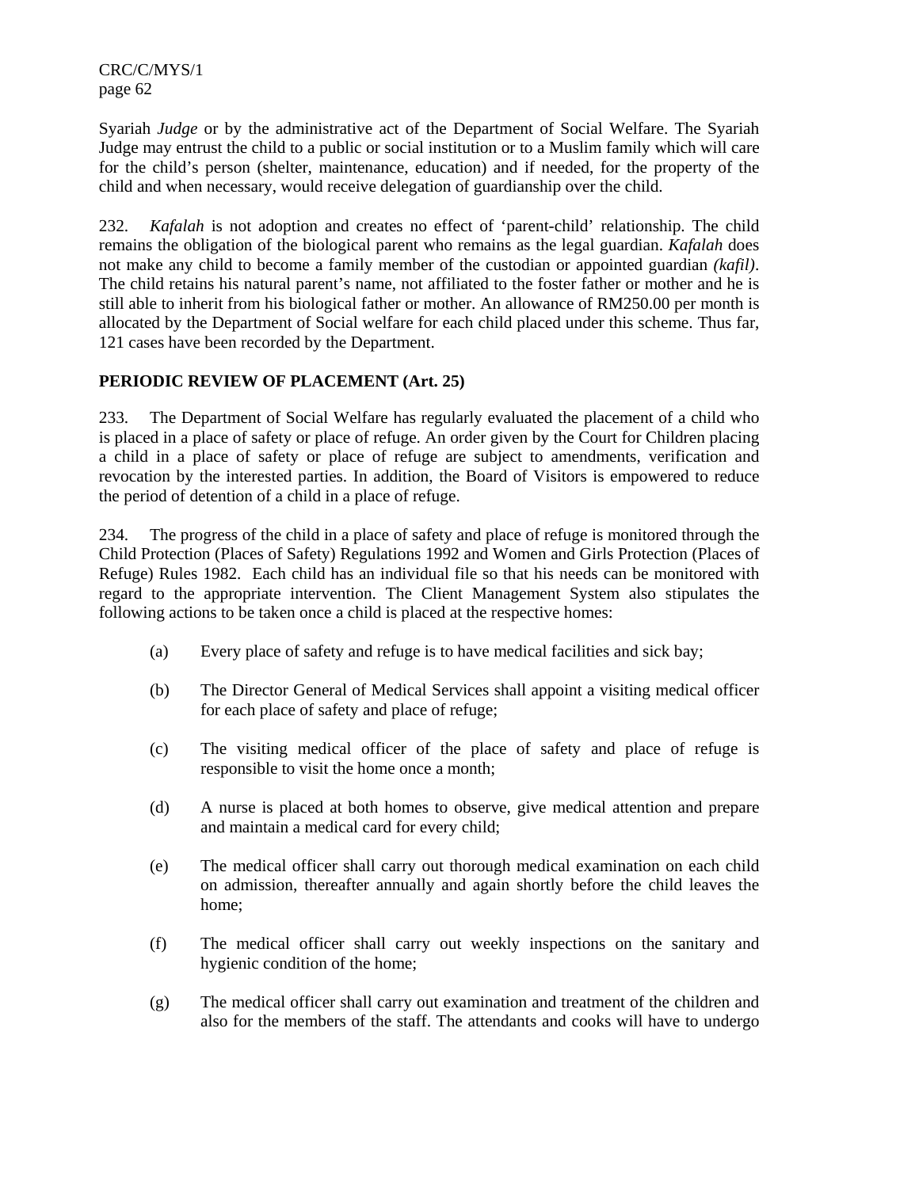Syariah *Judge* or by the administrative act of the Department of Social Welfare. The Syariah Judge may entrust the child to a public or social institution or to a Muslim family which will care for the child's person (shelter, maintenance, education) and if needed, for the property of the child and when necessary, would receive delegation of guardianship over the child.

232. *Kafalah* is not adoption and creates no effect of 'parent-child' relationship. The child remains the obligation of the biological parent who remains as the legal guardian. *Kafalah* does not make any child to become a family member of the custodian or appointed guardian *(kafil)*. The child retains his natural parent's name, not affiliated to the foster father or mother and he is still able to inherit from his biological father or mother. An allowance of RM250.00 per month is allocated by the Department of Social welfare for each child placed under this scheme. Thus far, 121 cases have been recorded by the Department.

**PERIODIC REVIEW OF PLACEMENT (Art. 25)**

233. The Department of Social Welfare has regularly evaluated the placement of a child who is placed in a place of safety or place of refuge. An order given by the Court for Children placing a child in a place of safety or place of refuge are subject to amendments, verification and revocation by the interested parties. In addition, the Board of Visitors is empowered to reduce the period of detention of a child in a place of refuge.

234. The progress of the child in a place of safety and place of refuge is monitored through the Child Protection (Places of Safety) Regulations 1992 and Women and Girls Protection (Places of Refuge) Rules 1982. Each child has an individual file so that his needs can be monitored with regard to the appropriate intervention. The Client Management System also stipulates the following actions to be taken once a child is placed at the respective homes:

(a) Every place of safety and refuge is to have medical facilities and sick bay;

(b) The Director General of Medical Services shall appoint a visiting medical officer for each place of safety and place of refuge;

(c) The visiting medical officer of the place of safety and place of refuge is responsible to visit the home once a month;

(d) A nurse is placed at both homes to observe, give medical attention and prepare and maintain a medical card for every child;

(e) The medical officer shall carry out thorough medical examination on each child on admission, thereafter annually and again shortly before the child leaves the home;

(f) The medical officer shall carry out weekly inspections on the sanitary and hygienic condition of the home;

(g) The medical officer shall carry out examination and treatment of the children and also for the members of the staff. The attendants and cooks will have to undergo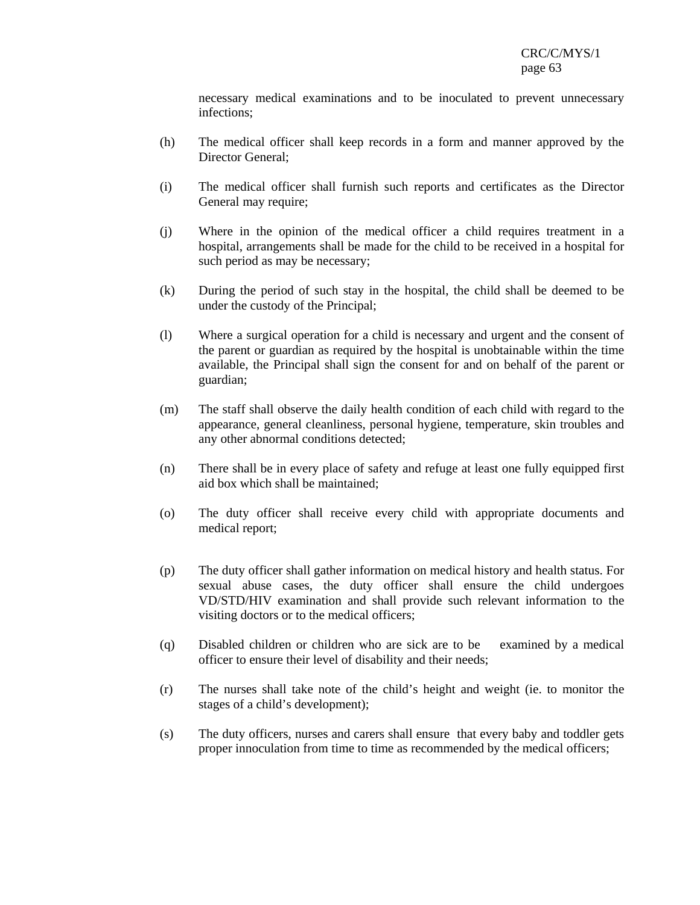necessary medical examinations and to be inoculated to prevent unnecessary infections;

(h) The medical officer shall keep records in a form and manner approved by the Director General;

(i) The medical officer shall furnish such reports and certificates as the Director General may require;

(j) Where in the opinion of the medical officer a child requires treatment in a hospital, arrangements shall be made for the child to be received in a hospital for such period as may be necessary;

(k) During the period of such stay in the hospital, the child shall be deemed to be under the custody of the Principal;

(l) Where a surgical operation for a child is necessary and urgent and the consent of the parent or guardian as required by the hospital is unobtainable within the time available, the Principal shall sign the consent for and on behalf of the parent or guardian;

(m) The staff shall observe the daily health condition of each child with regard to the appearance, general cleanliness, personal hygiene, temperature, skin troubles and any other abnormal conditions detected;

(n) There shall be in every place of safety and refuge at least one fully equipped first aid box which shall be maintained;

(o) The duty officer shall receive every child with appropriate documents and medical report;

(p) The duty officer shall gather information on medical history and health status. For sexual abuse cases, the duty officer shall ensure the child undergoes VD/STD/HIV examination and shall provide such relevant information to the visiting doctors or to the medical officers;

(q) Disabled children or children who are sick are to be examined by a medical officer to ensure their level of disability and their needs;

(r) The nurses shall take note of the child's height and weight (ie. to monitor the stages of a child's development);

(s) The duty officers, nurses and carers shall ensure that every baby and toddler gets proper innoculation from time to time as recommended by the medical officers;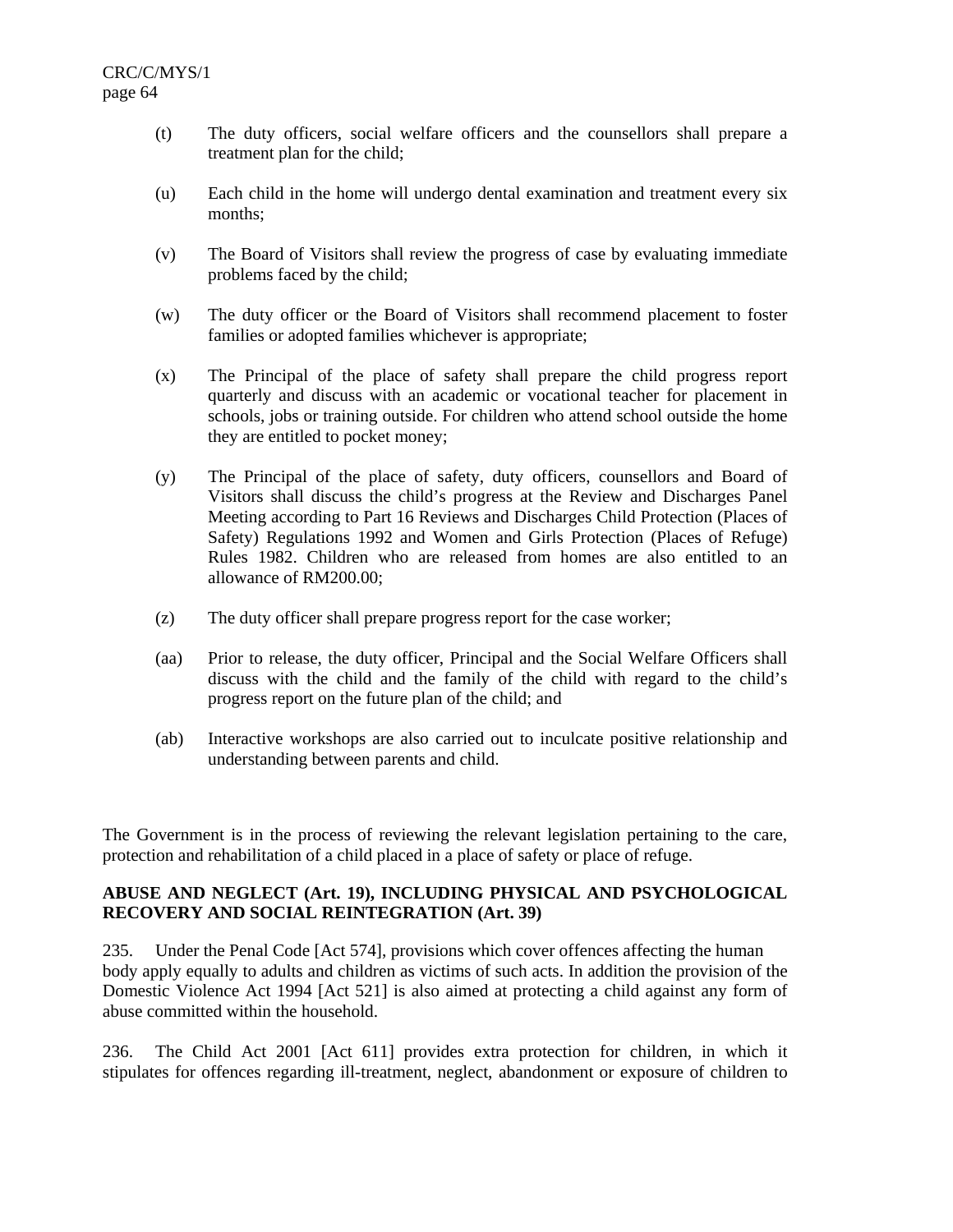(t) The duty officers, social welfare officers and the counsellors shall prepare a treatment plan for the child;

(u) Each child in the home will undergo dental examination and treatment every six months;

(v) The Board of Visitors shall review the progress of case by evaluating immediate problems faced by the child;

(w) The duty officer or the Board of Visitors shall recommend placement to foster families or adopted families whichever is appropriate;

(x) The Principal of the place of safety shall prepare the child progress report quarterly and discuss with an academic or vocational teacher for placement in schools, jobs or training outside. For children who attend school outside the home they are entitled to pocket money;

(y) The Principal of the place of safety, duty officers, counsellors and Board of Visitors shall discuss the child's progress at the Review and Discharges Panel Meeting according to Part 16 Reviews and Discharges Child Protection (Places of Safety) Regulations 1992 and Women and Girls Protection (Places of Refuge) Rules 1982. Children who are released from homes are also entitled to an allowance of RM200.00;

(z) The duty officer shall prepare progress report for the case worker;

(aa) Prior to release, the duty officer, Principal and the Social Welfare Officers shall discuss with the child and the family of the child with regard to the child's progress report on the future plan of the child; and

(ab) Interactive workshops are also carried out to inculcate positive relationship and understanding between parents and child.

The Government is in the process of reviewing the relevant legislation pertaining to the care, protection and rehabilitation of a child placed in a place of safety or place of refuge.

**ABUSE AND NEGLECT (Art. 19), INCLUDING PHYSICAL AND PSYCHOLOGICAL RECOVERY AND SOCIAL REINTEGRATION (Art. 39)**

235. Under the Penal Code [Act 574], provisions which cover offences affecting the human body apply equally to adults and children as victims of such acts. In addition the provision of the Domestic Violence Act 1994 [Act 521] is also aimed at protecting a child against any form of abuse committed within the household.

236. The Child Act 2001 [Act 611] provides extra protection for children, in which it stipulates for offences regarding ill-treatment, neglect, abandonment or exposure of children to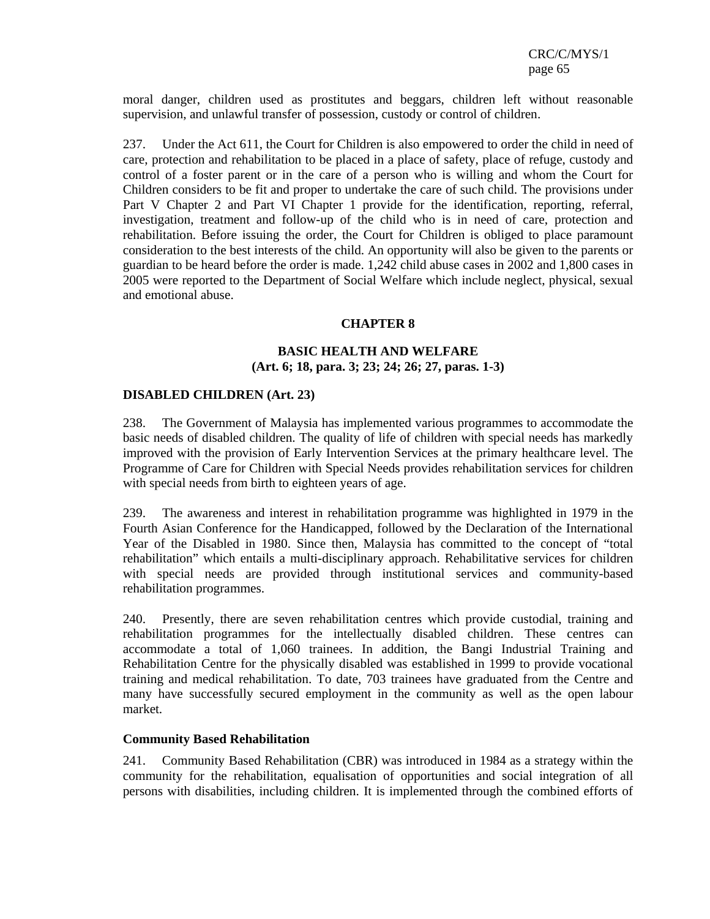moral danger, children used as prostitutes and beggars, children left without reasonable supervision, and unlawful transfer of possession, custody or control of children.

237. Under the Act 611, the Court for Children is also empowered to order the child in need of care, protection and rehabilitation to be placed in a place of safety, place of refuge, custody and control of a foster parent or in the care of a person who is willing and whom the Court for Children considers to be fit and proper to undertake the care of such child. The provisions under Part V Chapter 2 and Part VI Chapter 1 provide for the identification, reporting, referral, investigation, treatment and follow-up of the child who is in need of care, protection and rehabilitation. Before issuing the order, the Court for Children is obliged to place paramount consideration to the best interests of the child. An opportunity will also be given to the parents or guardian to be heard before the order is made. 1,242 child abuse cases in 2002 and 1,800 cases in 2005 were reported to the Department of Social Welfare which include neglect, physical, sexual and emotional abuse.

## CHAPTER 8

## BASIC HEALTH AND WELFARE
## (Art. 6; 18, para. 3; 23; 24; 26; 27, paras. 1-3)

### DISABLED CHILDREN (Art. 23)

238. The Government of Malaysia has implemented various programmes to accommodate the basic needs of disabled children. The quality of life of children with special needs has markedly improved with the provision of Early Intervention Services at the primary healthcare level. The Programme of Care for Children with Special Needs provides rehabilitation services for children with special needs from birth to eighteen years of age.

239. The awareness and interest in rehabilitation programme was highlighted in 1979 in the Fourth Asian Conference for the Handicapped, followed by the Declaration of the International Year of the Disabled in 1980. Since then, Malaysia has committed to the concept of "total rehabilitation" which entails a multi-disciplinary approach. Rehabilitative services for children with special needs are provided through institutional services and community-based rehabilitation programmes.

240. Presently, there are seven rehabilitation centres which provide custodial, training and rehabilitation programmes for the intellectually disabled children. These centres can accommodate a total of 1,060 trainees. In addition, the Bangi Industrial Training and Rehabilitation Centre for the physically disabled was established in 1999 to provide vocational training and medical rehabilitation. To date, 703 trainees have graduated from the Centre and many have successfully secured employment in the community as well as the open labour market.

#### Community Based Rehabilitation

241. Community Based Rehabilitation (CBR) was introduced in 1984 as a strategy within the community for the rehabilitation, equalisation of opportunities and social integration of all persons with disabilities, including children. It is implemented through the combined efforts of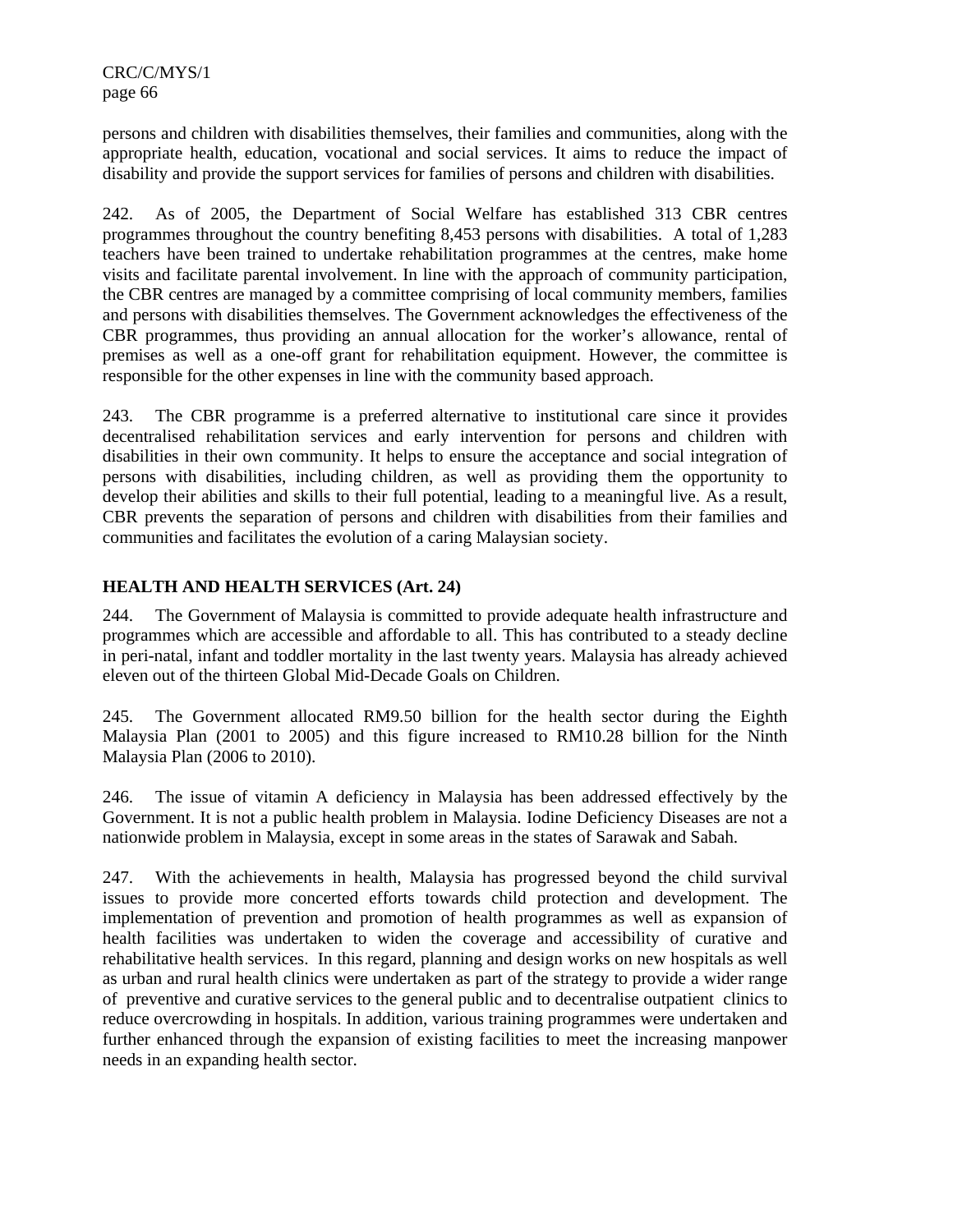persons and children with disabilities themselves, their families and communities, along with the appropriate health, education, vocational and social services. It aims to reduce the impact of disability and provide the support services for families of persons and children with disabilities.

242. As of 2005, the Department of Social Welfare has established 313 CBR centres programmes throughout the country benefiting 8,453 persons with disabilities. A total of 1,283 teachers have been trained to undertake rehabilitation programmes at the centres, make home visits and facilitate parental involvement. In line with the approach of community participation, the CBR centres are managed by a committee comprising of local community members, families and persons with disabilities themselves. The Government acknowledges the effectiveness of the CBR programmes, thus providing an annual allocation for the worker's allowance, rental of premises as well as a one-off grant for rehabilitation equipment. However, the committee is responsible for the other expenses in line with the community based approach.

243. The CBR programme is a preferred alternative to institutional care since it provides decentralised rehabilitation services and early intervention for persons and children with disabilities in their own community. It helps to ensure the acceptance and social integration of persons with disabilities, including children, as well as providing them the opportunity to develop their abilities and skills to their full potential, leading to a meaningful live. As a result, CBR prevents the separation of persons and children with disabilities from their families and communities and facilitates the evolution of a caring Malaysian society.

## HEALTH AND HEALTH SERVICES (Art. 24)

244. The Government of Malaysia is committed to provide adequate health infrastructure and programmes which are accessible and affordable to all. This has contributed to a steady decline in peri-natal, infant and toddler mortality in the last twenty years. Malaysia has already achieved eleven out of the thirteen Global Mid-Decade Goals on Children.

245. The Government allocated RM9.50 billion for the health sector during the Eighth Malaysia Plan (2001 to 2005) and this figure increased to RM10.28 billion for the Ninth Malaysia Plan (2006 to 2010).

246. The issue of vitamin A deficiency in Malaysia has been addressed effectively by the Government. It is not a public health problem in Malaysia. Iodine Deficiency Diseases are not a nationwide problem in Malaysia, except in some areas in the states of Sarawak and Sabah.

247. With the achievements in health, Malaysia has progressed beyond the child survival issues to provide more concerted efforts towards child protection and development. The implementation of prevention and promotion of health programmes as well as expansion of health facilities was undertaken to widen the coverage and accessibility of curative and rehabilitative health services. In this regard, planning and design works on new hospitals as well as urban and rural health clinics were undertaken as part of the strategy to provide a wider range of preventive and curative services to the general public and to decentralise outpatient clinics to reduce overcrowding in hospitals. In addition, various training programmes were undertaken and further enhanced through the expansion of existing facilities to meet the increasing manpower needs in an expanding health sector.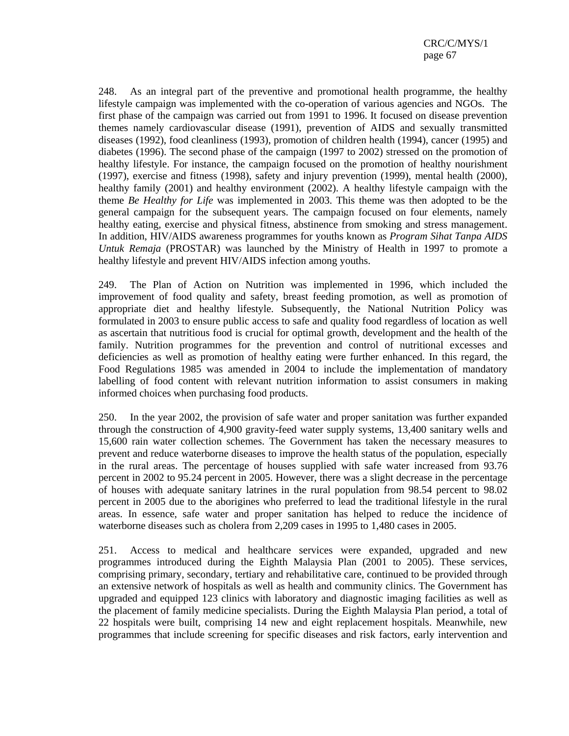248. As an integral part of the preventive and promotional health programme, the healthy lifestyle campaign was implemented with the co-operation of various agencies and NGOs. The first phase of the campaign was carried out from 1991 to 1996. It focused on disease prevention themes namely cardiovascular disease (1991), prevention of AIDS and sexually transmitted diseases (1992), food cleanliness (1993), promotion of children health (1994), cancer (1995) and diabetes (1996). The second phase of the campaign (1997 to 2002) stressed on the promotion of healthy lifestyle. For instance, the campaign focused on the promotion of healthy nourishment (1997), exercise and fitness (1998), safety and injury prevention (1999), mental health (2000), healthy family (2001) and healthy environment (2002). A healthy lifestyle campaign with the theme *Be Healthy for Life* was implemented in 2003. This theme was then adopted to be the general campaign for the subsequent years. The campaign focused on four elements, namely healthy eating, exercise and physical fitness, abstinence from smoking and stress management. In addition, HIV/AIDS awareness programmes for youths known as *Program Sihat Tanpa AIDS Untuk Remaja* (PROSTAR) was launched by the Ministry of Health in 1997 to promote a healthy lifestyle and prevent HIV/AIDS infection among youths.

249. The Plan of Action on Nutrition was implemented in 1996, which included the improvement of food quality and safety, breast feeding promotion, as well as promotion of appropriate diet and healthy lifestyle. Subsequently, the National Nutrition Policy was formulated in 2003 to ensure public access to safe and quality food regardless of location as well as ascertain that nutritious food is crucial for optimal growth, development and the health of the family. Nutrition programmes for the prevention and control of nutritional excesses and deficiencies as well as promotion of healthy eating were further enhanced. In this regard, the Food Regulations 1985 was amended in 2004 to include the implementation of mandatory labelling of food content with relevant nutrition information to assist consumers in making informed choices when purchasing food products.

250. In the year 2002, the provision of safe water and proper sanitation was further expanded through the construction of 4,900 gravity-feed water supply systems, 13,400 sanitary wells and 15,600 rain water collection schemes. The Government has taken the necessary measures to prevent and reduce waterborne diseases to improve the health status of the population, especially in the rural areas. The percentage of houses supplied with safe water increased from 93.76 percent in 2002 to 95.24 percent in 2005. However, there was a slight decrease in the percentage of houses with adequate sanitary latrines in the rural population from 98.54 percent to 98.02 percent in 2005 due to the aborigines who preferred to lead the traditional lifestyle in the rural areas. In essence, safe water and proper sanitation has helped to reduce the incidence of waterborne diseases such as cholera from 2,209 cases in 1995 to 1,480 cases in 2005.

251. Access to medical and healthcare services were expanded, upgraded and new programmes introduced during the Eighth Malaysia Plan (2001 to 2005). These services, comprising primary, secondary, tertiary and rehabilitative care, continued to be provided through an extensive network of hospitals as well as health and community clinics. The Government has upgraded and equipped 123 clinics with laboratory and diagnostic imaging facilities as well as the placement of family medicine specialists. During the Eighth Malaysia Plan period, a total of 22 hospitals were built, comprising 14 new and eight replacement hospitals. Meanwhile, new programmes that include screening for specific diseases and risk factors, early intervention and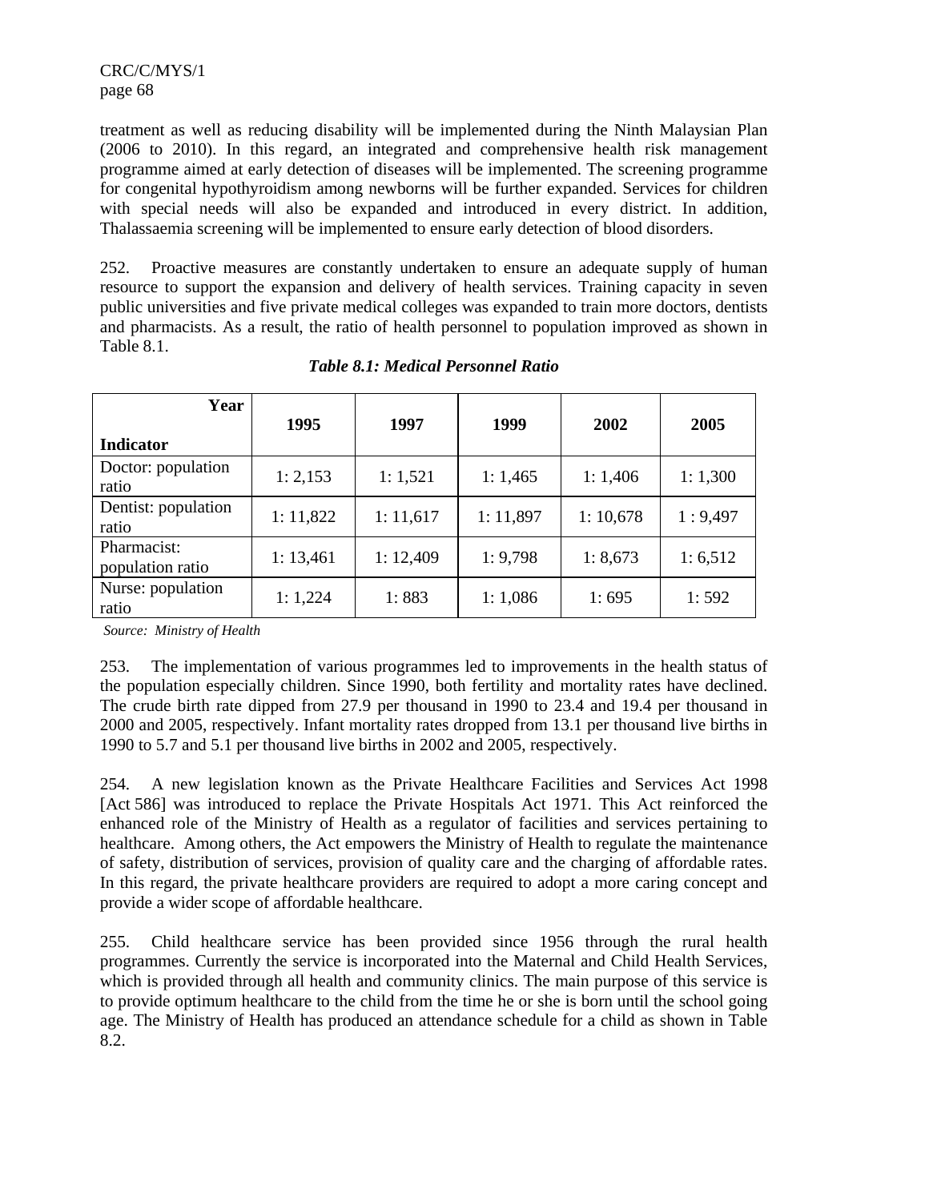treatment as well as reducing disability will be implemented during the Ninth Malaysian Plan (2006 to 2010). In this regard, an integrated and comprehensive health risk management programme aimed at early detection of diseases will be implemented. The screening programme for congenital hypothyroidism among newborns will be further expanded. Services for children with special needs will also be expanded and introduced in every district. In addition, Thalassaemia screening will be implemented to ensure early detection of blood disorders.

252. Proactive measures are constantly undertaken to ensure an adequate supply of human resource to support the expansion and delivery of health services. Training capacity in seven public universities and five private medical colleges was expanded to train more doctors, dentists and pharmacists. As a result, the ratio of health personnel to population improved as shown in Table 8.1.

***Table 8.1: Medical Personnel Ratio***

| Year / Indicator | 1995 | 1997 | 1999 | 2002 | 2005 |
|---|---|---|---|---|---|
| Doctor: population ratio | 1: 2,153 | 1: 1,521 | 1: 1,465 | 1: 1,406 | 1: 1,300 |
| Dentist: population ratio | 1: 11,822 | 1: 11,617 | 1: 11,897 | 1: 10,678 | 1 : 9,497 |
| Pharmacist: population ratio | 1: 13,461 | 1: 12,409 | 1: 9,798 | 1: 8,673 | 1: 6,512 |
| Nurse: population ratio | 1: 1,224 | 1: 883 | 1: 1,086 | 1: 695 | 1: 592 |

*Source: Ministry of Health*

253. The implementation of various programmes led to improvements in the health status of the population especially children. Since 1990, both fertility and mortality rates have declined. The crude birth rate dipped from 27.9 per thousand in 1990 to 23.4 and 19.4 per thousand in 2000 and 2005, respectively. Infant mortality rates dropped from 13.1 per thousand live births in 1990 to 5.7 and 5.1 per thousand live births in 2002 and 2005, respectively.

254. A new legislation known as the Private Healthcare Facilities and Services Act 1998 [Act 586] was introduced to replace the Private Hospitals Act 1971. This Act reinforced the enhanced role of the Ministry of Health as a regulator of facilities and services pertaining to healthcare. Among others, the Act empowers the Ministry of Health to regulate the maintenance of safety, distribution of services, provision of quality care and the charging of affordable rates. In this regard, the private healthcare providers are required to adopt a more caring concept and provide a wider scope of affordable healthcare.

255. Child healthcare service has been provided since 1956 through the rural health programmes. Currently the service is incorporated into the Maternal and Child Health Services, which is provided through all health and community clinics. The main purpose of this service is to provide optimum healthcare to the child from the time he or she is born until the school going age. The Ministry of Health has produced an attendance schedule for a child as shown in Table 8.2.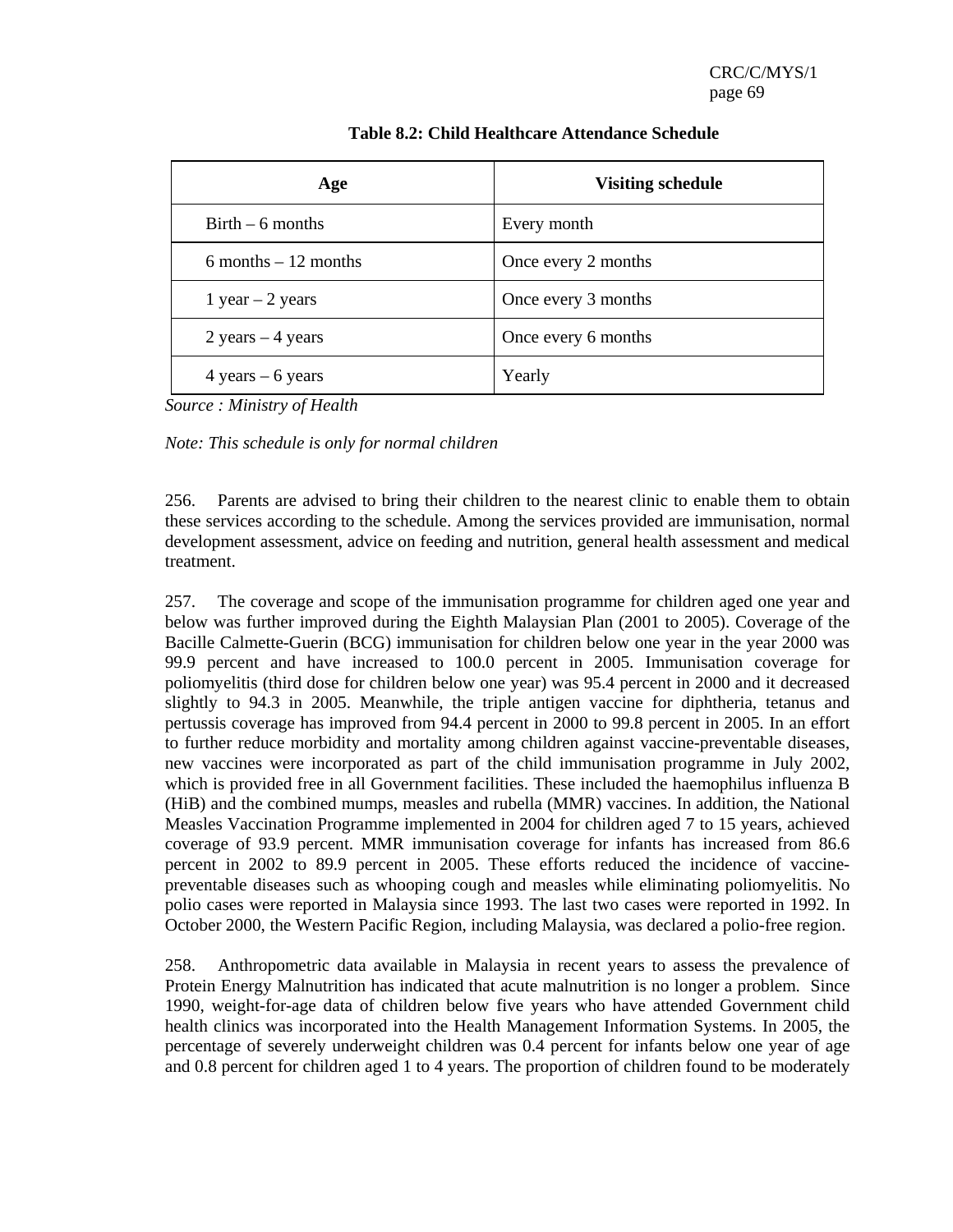**Table 8.2: Child Healthcare Attendance Schedule**

| Age | Visiting schedule |
|---|---|
| Birth – 6 months | Every month |
| 6 months – 12 months | Once every 2 months |
| 1 year – 2 years | Once every 3 months |
| 2 years – 4 years | Once every 6 months |
| 4 years – 6 years | Yearly |

*Source : Ministry of Health*

*Note: This schedule is only for normal children*

256. Parents are advised to bring their children to the nearest clinic to enable them to obtain these services according to the schedule. Among the services provided are immunisation, normal development assessment, advice on feeding and nutrition, general health assessment and medical treatment.

257. The coverage and scope of the immunisation programme for children aged one year and below was further improved during the Eighth Malaysian Plan (2001 to 2005). Coverage of the Bacille Calmette-Guerin (BCG) immunisation for children below one year in the year 2000 was 99.9 percent and have increased to 100.0 percent in 2005. Immunisation coverage for poliomyelitis (third dose for children below one year) was 95.4 percent in 2000 and it decreased slightly to 94.3 in 2005. Meanwhile, the triple antigen vaccine for diphtheria, tetanus and pertussis coverage has improved from 94.4 percent in 2000 to 99.8 percent in 2005. In an effort to further reduce morbidity and mortality among children against vaccine-preventable diseases, new vaccines were incorporated as part of the child immunisation programme in July 2002, which is provided free in all Government facilities. These included the haemophilus influenza B (HiB) and the combined mumps, measles and rubella (MMR) vaccines. In addition, the National Measles Vaccination Programme implemented in 2004 for children aged 7 to 15 years, achieved coverage of 93.9 percent. MMR immunisation coverage for infants has increased from 86.6 percent in 2002 to 89.9 percent in 2005. These efforts reduced the incidence of vaccine-preventable diseases such as whooping cough and measles while eliminating poliomyelitis. No polio cases were reported in Malaysia since 1993. The last two cases were reported in 1992. In October 2000, the Western Pacific Region, including Malaysia, was declared a polio-free region.

258. Anthropometric data available in Malaysia in recent years to assess the prevalence of Protein Energy Malnutrition has indicated that acute malnutrition is no longer a problem. Since 1990, weight-for-age data of children below five years who have attended Government child health clinics was incorporated into the Health Management Information Systems. In 2005, the percentage of severely underweight children was 0.4 percent for infants below one year of age and 0.8 percent for children aged 1 to 4 years. The proportion of children found to be moderately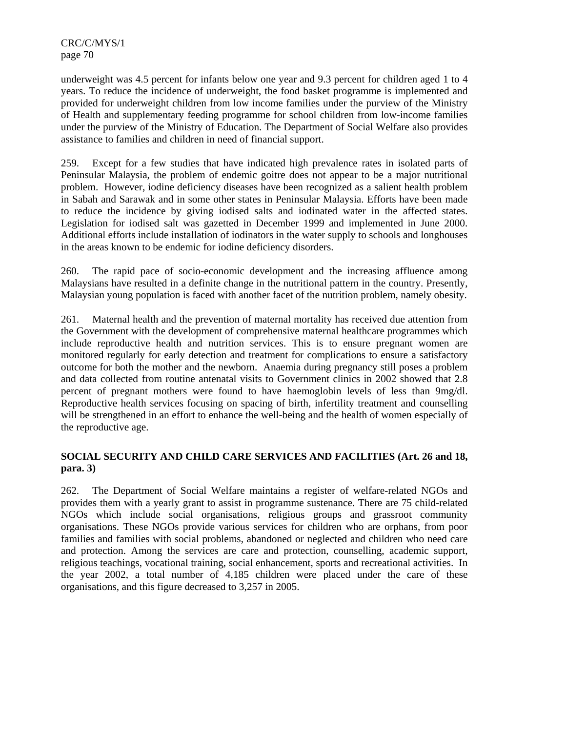underweight was 4.5 percent for infants below one year and 9.3 percent for children aged 1 to 4 years. To reduce the incidence of underweight, the food basket programme is implemented and provided for underweight children from low income families under the purview of the Ministry of Health and supplementary feeding programme for school children from low-income families under the purview of the Ministry of Education. The Department of Social Welfare also provides assistance to families and children in need of financial support.

259. Except for a few studies that have indicated high prevalence rates in isolated parts of Peninsular Malaysia, the problem of endemic goitre does not appear to be a major nutritional problem. However, iodine deficiency diseases have been recognized as a salient health problem in Sabah and Sarawak and in some other states in Peninsular Malaysia. Efforts have been made to reduce the incidence by giving iodised salts and iodinated water in the affected states. Legislation for iodised salt was gazetted in December 1999 and implemented in June 2000. Additional efforts include installation of iodinators in the water supply to schools and longhouses in the areas known to be endemic for iodine deficiency disorders.

260. The rapid pace of socio-economic development and the increasing affluence among Malaysians have resulted in a definite change in the nutritional pattern in the country. Presently, Malaysian young population is faced with another facet of the nutrition problem, namely obesity.

261. Maternal health and the prevention of maternal mortality has received due attention from the Government with the development of comprehensive maternal healthcare programmes which include reproductive health and nutrition services. This is to ensure pregnant women are monitored regularly for early detection and treatment for complications to ensure a satisfactory outcome for both the mother and the newborn. Anaemia during pregnancy still poses a problem and data collected from routine antenatal visits to Government clinics in 2002 showed that 2.8 percent of pregnant mothers were found to have haemoglobin levels of less than 9mg/dl. Reproductive health services focusing on spacing of birth, infertility treatment and counselling will be strengthened in an effort to enhance the well-being and the health of women especially of the reproductive age.

## SOCIAL SECURITY AND CHILD CARE SERVICES AND FACILITIES (Art. 26 and 18, para. 3)

262. The Department of Social Welfare maintains a register of welfare-related NGOs and provides them with a yearly grant to assist in programme sustenance. There are 75 child-related NGOs which include social organisations, religious groups and grassroot community organisations. These NGOs provide various services for children who are orphans, from poor families and families with social problems, abandoned or neglected and children who need care and protection. Among the services are care and protection, counselling, academic support, religious teachings, vocational training, social enhancement, sports and recreational activities. In the year 2002, a total number of 4,185 children were placed under the care of these organisations, and this figure decreased to 3,257 in 2005.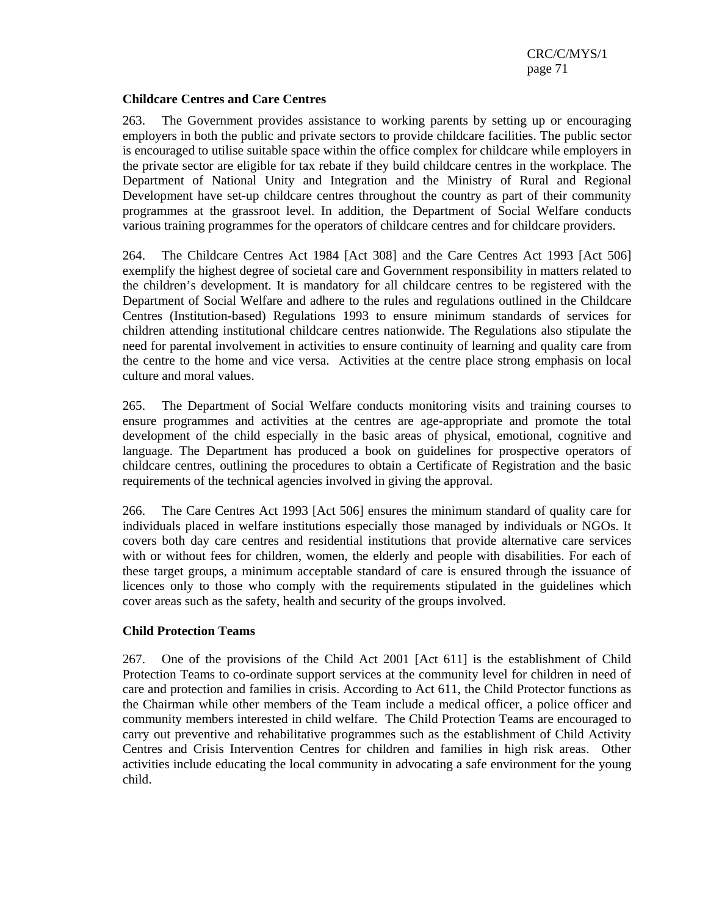**Childcare Centres and Care Centres**

263. The Government provides assistance to working parents by setting up or encouraging employers in both the public and private sectors to provide childcare facilities. The public sector is encouraged to utilise suitable space within the office complex for childcare while employers in the private sector are eligible for tax rebate if they build childcare centres in the workplace. The Department of National Unity and Integration and the Ministry of Rural and Regional Development have set-up childcare centres throughout the country as part of their community programmes at the grassroot level. In addition, the Department of Social Welfare conducts various training programmes for the operators of childcare centres and for childcare providers.

264. The Childcare Centres Act 1984 [Act 308] and the Care Centres Act 1993 [Act 506] exemplify the highest degree of societal care and Government responsibility in matters related to the children's development. It is mandatory for all childcare centres to be registered with the Department of Social Welfare and adhere to the rules and regulations outlined in the Childcare Centres (Institution-based) Regulations 1993 to ensure minimum standards of services for children attending institutional childcare centres nationwide. The Regulations also stipulate the need for parental involvement in activities to ensure continuity of learning and quality care from the centre to the home and vice versa. Activities at the centre place strong emphasis on local culture and moral values.

265. The Department of Social Welfare conducts monitoring visits and training courses to ensure programmes and activities at the centres are age-appropriate and promote the total development of the child especially in the basic areas of physical, emotional, cognitive and language. The Department has produced a book on guidelines for prospective operators of childcare centres, outlining the procedures to obtain a Certificate of Registration and the basic requirements of the technical agencies involved in giving the approval.

266. The Care Centres Act 1993 [Act 506] ensures the minimum standard of quality care for individuals placed in welfare institutions especially those managed by individuals or NGOs. It covers both day care centres and residential institutions that provide alternative care services with or without fees for children, women, the elderly and people with disabilities. For each of these target groups, a minimum acceptable standard of care is ensured through the issuance of licences only to those who comply with the requirements stipulated in the guidelines which cover areas such as the safety, health and security of the groups involved.

**Child Protection Teams**

267. One of the provisions of the Child Act 2001 [Act 611] is the establishment of Child Protection Teams to co-ordinate support services at the community level for children in need of care and protection and families in crisis. According to Act 611, the Child Protector functions as the Chairman while other members of the Team include a medical officer, a police officer and community members interested in child welfare. The Child Protection Teams are encouraged to carry out preventive and rehabilitative programmes such as the establishment of Child Activity Centres and Crisis Intervention Centres for children and families in high risk areas. Other activities include educating the local community in advocating a safe environment for the young child.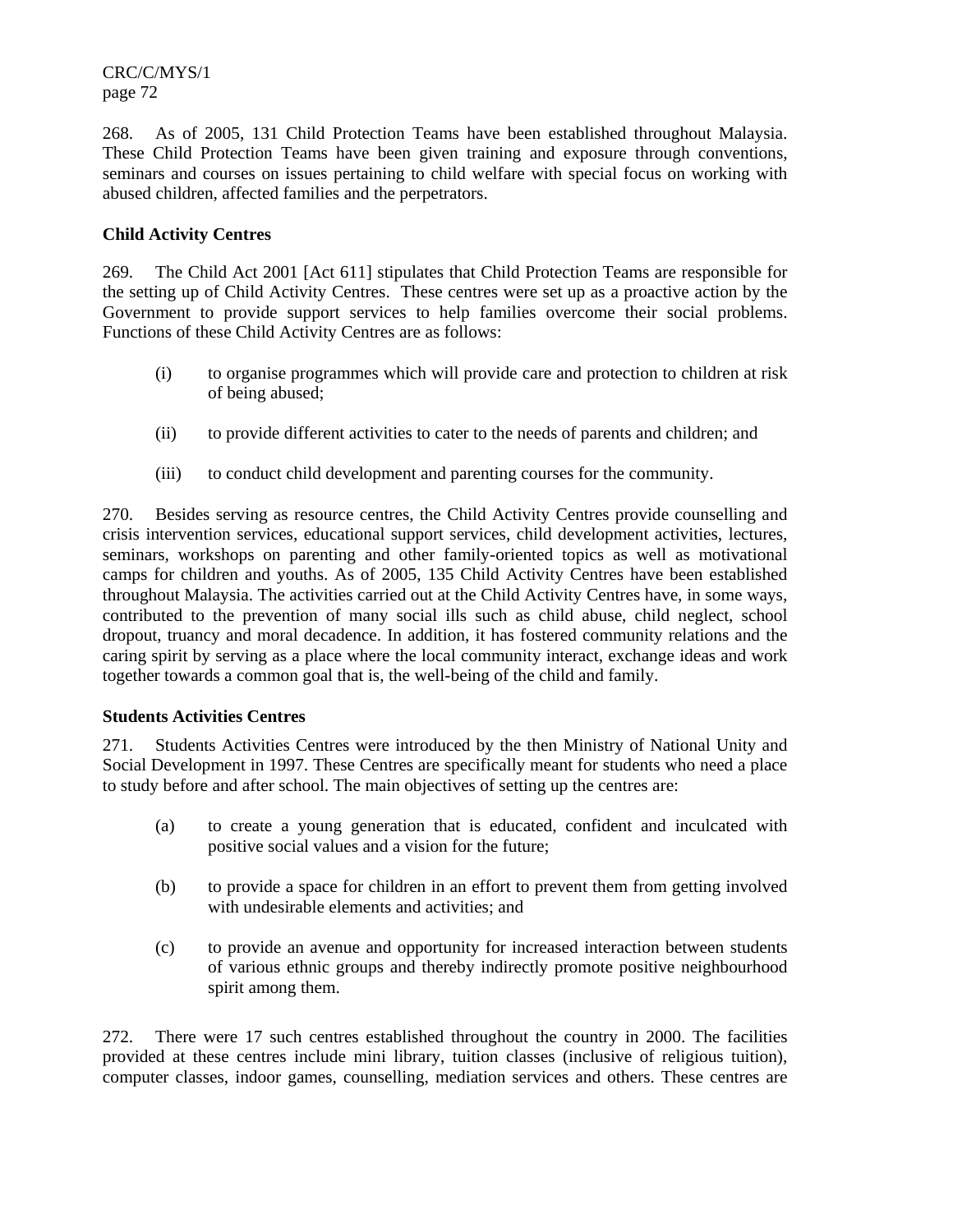268. As of 2005, 131 Child Protection Teams have been established throughout Malaysia. These Child Protection Teams have been given training and exposure through conventions, seminars and courses on issues pertaining to child welfare with special focus on working with abused children, affected families and the perpetrators.

**Child Activity Centres**

269. The Child Act 2001 [Act 611] stipulates that Child Protection Teams are responsible for the setting up of Child Activity Centres. These centres were set up as a proactive action by the Government to provide support services to help families overcome their social problems. Functions of these Child Activity Centres are as follows:

(i) to organise programmes which will provide care and protection to children at risk of being abused;

(ii) to provide different activities to cater to the needs of parents and children; and

(iii) to conduct child development and parenting courses for the community.

270. Besides serving as resource centres, the Child Activity Centres provide counselling and crisis intervention services, educational support services, child development activities, lectures, seminars, workshops on parenting and other family-oriented topics as well as motivational camps for children and youths. As of 2005, 135 Child Activity Centres have been established throughout Malaysia. The activities carried out at the Child Activity Centres have, in some ways, contributed to the prevention of many social ills such as child abuse, child neglect, school dropout, truancy and moral decadence. In addition, it has fostered community relations and the caring spirit by serving as a place where the local community interact, exchange ideas and work together towards a common goal that is, the well-being of the child and family.

**Students Activities Centres**

271. Students Activities Centres were introduced by the then Ministry of National Unity and Social Development in 1997. These Centres are specifically meant for students who need a place to study before and after school. The main objectives of setting up the centres are:

(a) to create a young generation that is educated, confident and inculcated with positive social values and a vision for the future;

(b) to provide a space for children in an effort to prevent them from getting involved with undesirable elements and activities; and

(c) to provide an avenue and opportunity for increased interaction between students of various ethnic groups and thereby indirectly promote positive neighbourhood spirit among them.

272. There were 17 such centres established throughout the country in 2000. The facilities provided at these centres include mini library, tuition classes (inclusive of religious tuition), computer classes, indoor games, counselling, mediation services and others. These centres are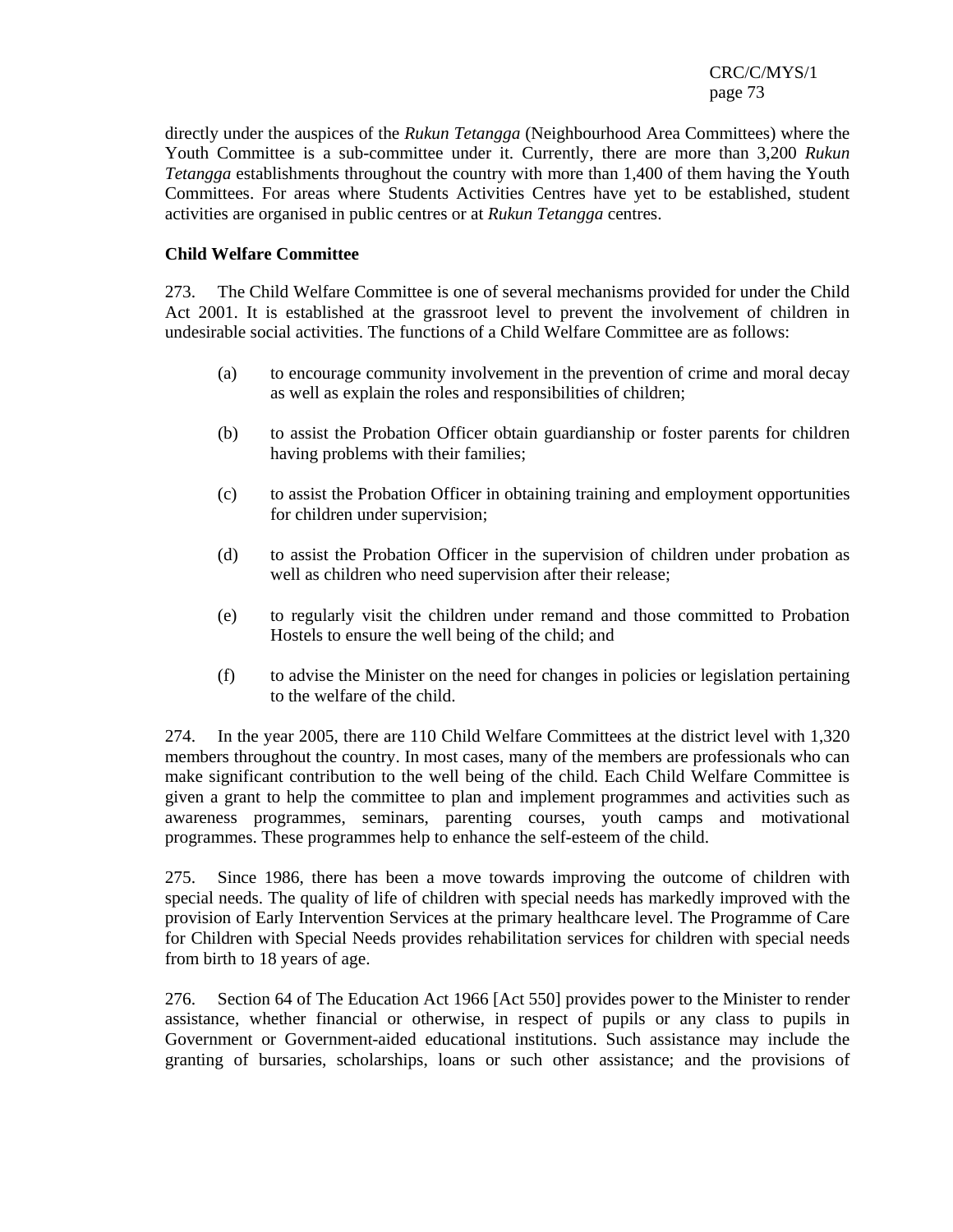directly under the auspices of the *Rukun Tetangga* (Neighbourhood Area Committees) where the Youth Committee is a sub-committee under it. Currently, there are more than 3,200 *Rukun Tetangga* establishments throughout the country with more than 1,400 of them having the Youth Committees. For areas where Students Activities Centres have yet to be established, student activities are organised in public centres or at *Rukun Tetangga* centres.

**Child Welfare Committee**

273. The Child Welfare Committee is one of several mechanisms provided for under the Child Act 2001. It is established at the grassroot level to prevent the involvement of children in undesirable social activities. The functions of a Child Welfare Committee are as follows:

(a) to encourage community involvement in the prevention of crime and moral decay as well as explain the roles and responsibilities of children;

(b) to assist the Probation Officer obtain guardianship or foster parents for children having problems with their families;

(c) to assist the Probation Officer in obtaining training and employment opportunities for children under supervision;

(d) to assist the Probation Officer in the supervision of children under probation as well as children who need supervision after their release;

(e) to regularly visit the children under remand and those committed to Probation Hostels to ensure the well being of the child; and

(f) to advise the Minister on the need for changes in policies or legislation pertaining to the welfare of the child.

274. In the year 2005, there are 110 Child Welfare Committees at the district level with 1,320 members throughout the country. In most cases, many of the members are professionals who can make significant contribution to the well being of the child. Each Child Welfare Committee is given a grant to help the committee to plan and implement programmes and activities such as awareness programmes, seminars, parenting courses, youth camps and motivational programmes. These programmes help to enhance the self-esteem of the child.

275. Since 1986, there has been a move towards improving the outcome of children with special needs. The quality of life of children with special needs has markedly improved with the provision of Early Intervention Services at the primary healthcare level. The Programme of Care for Children with Special Needs provides rehabilitation services for children with special needs from birth to 18 years of age.

276. Section 64 of The Education Act 1966 [Act 550] provides power to the Minister to render assistance, whether financial or otherwise, in respect of pupils or any class to pupils in Government or Government-aided educational institutions. Such assistance may include the granting of bursaries, scholarships, loans or such other assistance; and the provisions of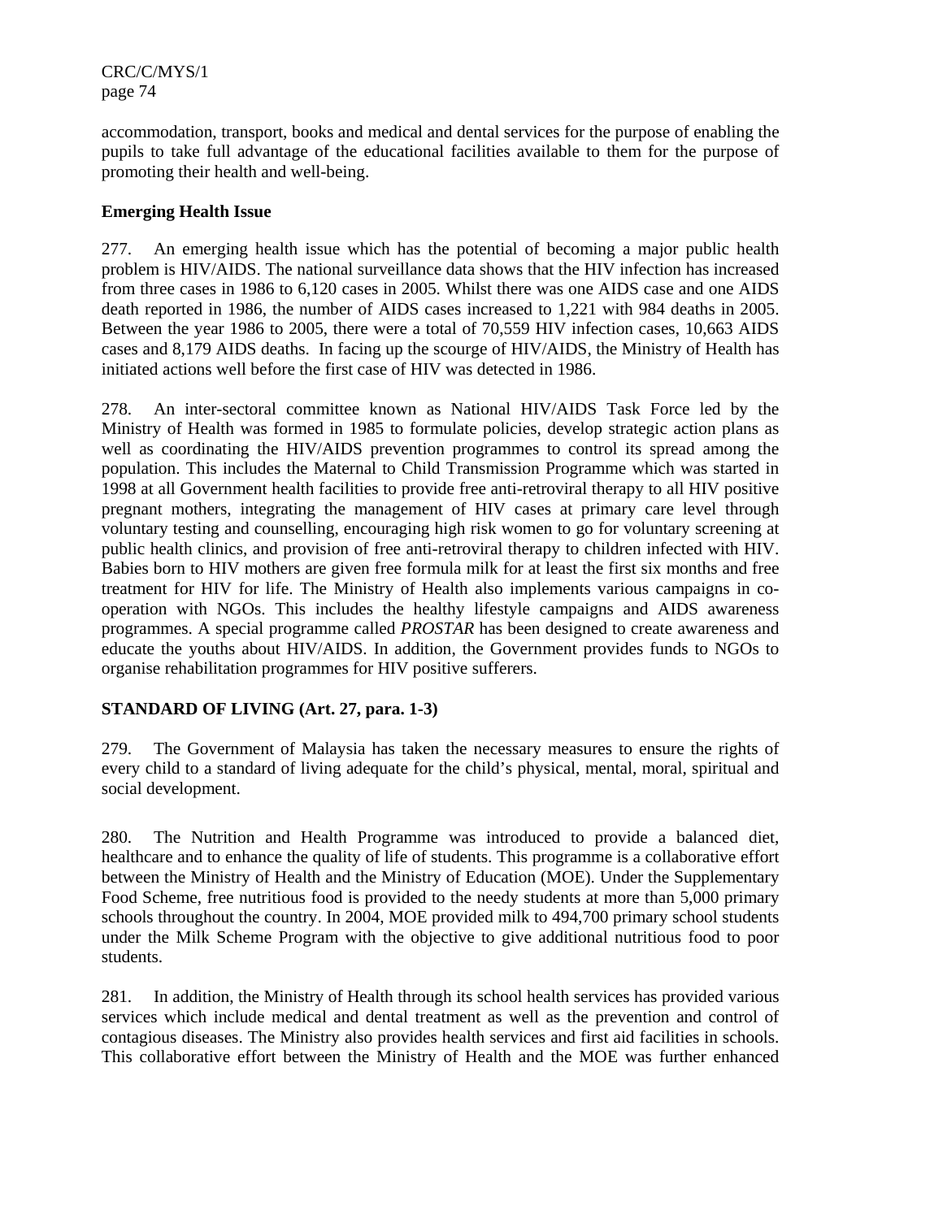accommodation, transport, books and medical and dental services for the purpose of enabling the pupils to take full advantage of the educational facilities available to them for the purpose of promoting their health and well-being.

**Emerging Health Issue**

277. An emerging health issue which has the potential of becoming a major public health problem is HIV/AIDS. The national surveillance data shows that the HIV infection has increased from three cases in 1986 to 6,120 cases in 2005. Whilst there was one AIDS case and one AIDS death reported in 1986, the number of AIDS cases increased to 1,221 with 984 deaths in 2005. Between the year 1986 to 2005, there were a total of 70,559 HIV infection cases, 10,663 AIDS cases and 8,179 AIDS deaths. In facing up the scourge of HIV/AIDS, the Ministry of Health has initiated actions well before the first case of HIV was detected in 1986.

278. An inter-sectoral committee known as National HIV/AIDS Task Force led by the Ministry of Health was formed in 1985 to formulate policies, develop strategic action plans as well as coordinating the HIV/AIDS prevention programmes to control its spread among the population. This includes the Maternal to Child Transmission Programme which was started in 1998 at all Government health facilities to provide free anti-retroviral therapy to all HIV positive pregnant mothers, integrating the management of HIV cases at primary care level through voluntary testing and counselling, encouraging high risk women to go for voluntary screening at public health clinics, and provision of free anti-retroviral therapy to children infected with HIV. Babies born to HIV mothers are given free formula milk for at least the first six months and free treatment for HIV for life. The Ministry of Health also implements various campaigns in co-operation with NGOs. This includes the healthy lifestyle campaigns and AIDS awareness programmes. A special programme called *PROSTAR* has been designed to create awareness and educate the youths about HIV/AIDS. In addition, the Government provides funds to NGOs to organise rehabilitation programmes for HIV positive sufferers.

**STANDARD OF LIVING (Art. 27, para. 1-3)**

279. The Government of Malaysia has taken the necessary measures to ensure the rights of every child to a standard of living adequate for the child's physical, mental, moral, spiritual and social development.

280. The Nutrition and Health Programme was introduced to provide a balanced diet, healthcare and to enhance the quality of life of students. This programme is a collaborative effort between the Ministry of Health and the Ministry of Education (MOE). Under the Supplementary Food Scheme, free nutritious food is provided to the needy students at more than 5,000 primary schools throughout the country. In 2004, MOE provided milk to 494,700 primary school students under the Milk Scheme Program with the objective to give additional nutritious food to poor students.

281. In addition, the Ministry of Health through its school health services has provided various services which include medical and dental treatment as well as the prevention and control of contagious diseases. The Ministry also provides health services and first aid facilities in schools. This collaborative effort between the Ministry of Health and the MOE was further enhanced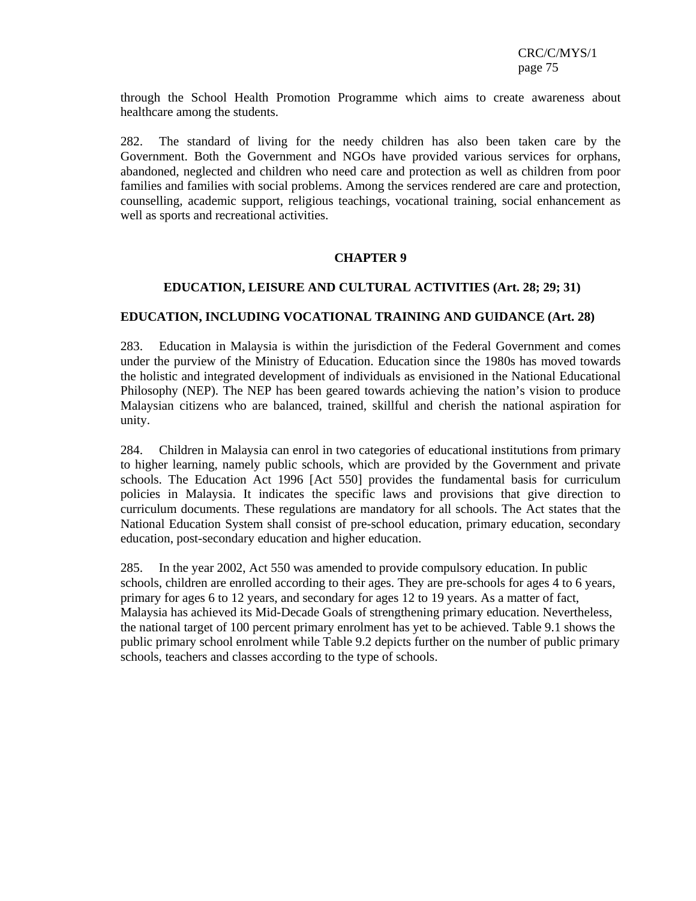through the School Health Promotion Programme which aims to create awareness about healthcare among the students.

282. The standard of living for the needy children has also been taken care by the Government. Both the Government and NGOs have provided various services for orphans, abandoned, neglected and children who need care and protection as well as children from poor families and families with social problems. Among the services rendered are care and protection, counselling, academic support, religious teachings, vocational training, social enhancement as well as sports and recreational activities.

# CHAPTER 9

## EDUCATION, LEISURE AND CULTURAL ACTIVITIES (Art. 28; 29; 31)

### EDUCATION, INCLUDING VOCATIONAL TRAINING AND GUIDANCE (Art. 28)

283. Education in Malaysia is within the jurisdiction of the Federal Government and comes under the purview of the Ministry of Education. Education since the 1980s has moved towards the holistic and integrated development of individuals as envisioned in the National Educational Philosophy (NEP). The NEP has been geared towards achieving the nation's vision to produce Malaysian citizens who are balanced, trained, skillful and cherish the national aspiration for unity.

284. Children in Malaysia can enrol in two categories of educational institutions from primary to higher learning, namely public schools, which are provided by the Government and private schools. The Education Act 1996 [Act 550] provides the fundamental basis for curriculum policies in Malaysia. It indicates the specific laws and provisions that give direction to curriculum documents. These regulations are mandatory for all schools. The Act states that the National Education System shall consist of pre-school education, primary education, secondary education, post-secondary education and higher education.

285. In the year 2002, Act 550 was amended to provide compulsory education. In public schools, children are enrolled according to their ages. They are pre-schools for ages 4 to 6 years, primary for ages 6 to 12 years, and secondary for ages 12 to 19 years. As a matter of fact, Malaysia has achieved its Mid-Decade Goals of strengthening primary education. Nevertheless, the national target of 100 percent primary enrolment has yet to be achieved. Table 9.1 shows the public primary school enrolment while Table 9.2 depicts further on the number of public primary schools, teachers and classes according to the type of schools.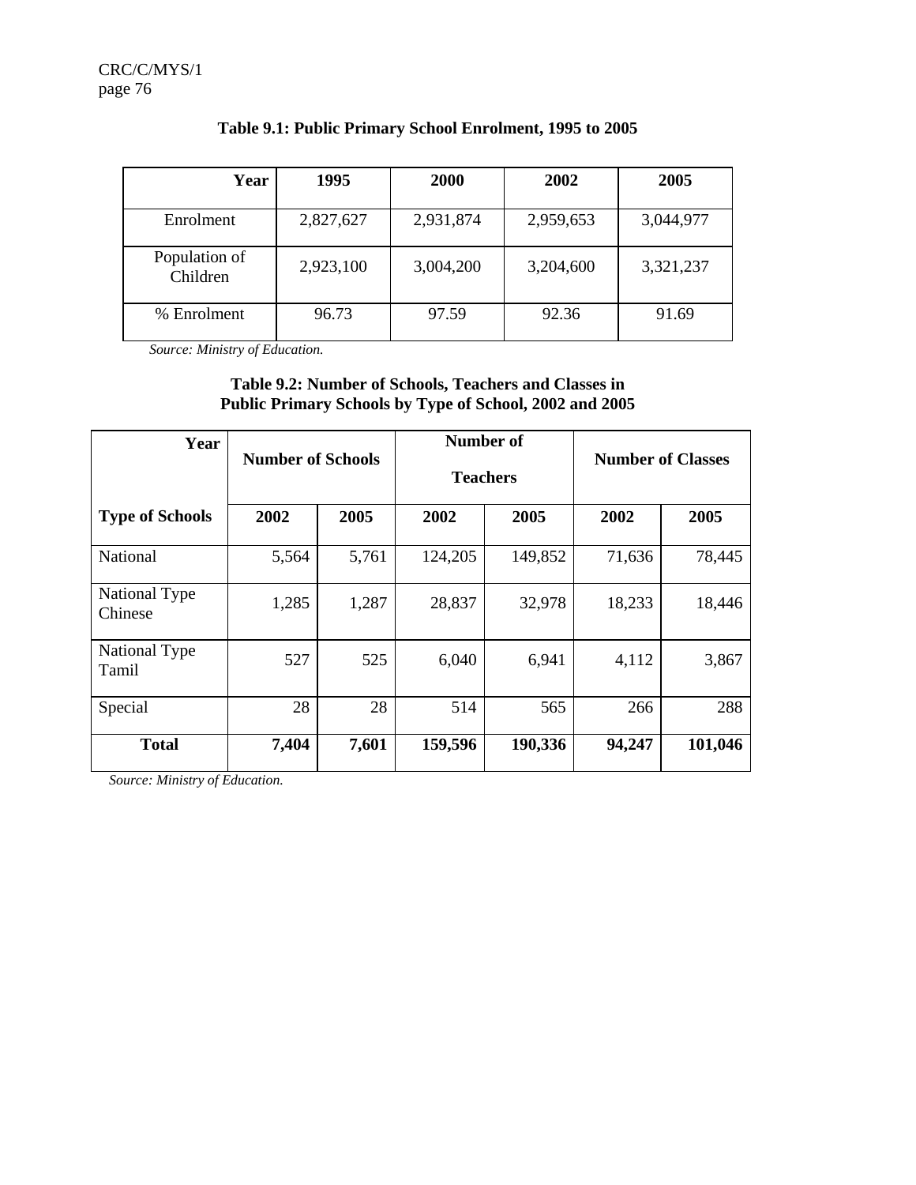**Table 9.1: Public Primary School Enrolment, 1995 to 2005**

| Year | 1995 | 2000 | 2002 | 2005 |
|---|---|---|---|---|
| Enrolment | 2,827,627 | 2,931,874 | 2,959,653 | 3,044,977 |
| Population of Children | 2,923,100 | 3,004,200 | 3,204,600 | 3,321,237 |
| % Enrolment | 96.73 | 97.59 | 92.36 | 91.69 |

*Source: Ministry of Education.*

**Table 9.2: Number of Schools, Teachers and Classes in Public Primary Schools by Type of School, 2002 and 2005**

| Year | Number of Schools | | Number of Teachers | | Number of Classes | |
|---|---|---|---|---|---|---|
| **Type of Schools** | **2002** | **2005** | **2002** | **2005** | **2002** | **2005** |
| National | 5,564 | 5,761 | 124,205 | 149,852 | 71,636 | 78,445 |
| National Type Chinese | 1,285 | 1,287 | 28,837 | 32,978 | 18,233 | 18,446 |
| National Type Tamil | 527 | 525 | 6,040 | 6,941 | 4,112 | 3,867 |
| Special | 28 | 28 | 514 | 565 | 266 | 288 |
| **Total** | **7,404** | **7,601** | **159,596** | **190,336** | **94,247** | **101,046** |

*Source: Ministry of Education.*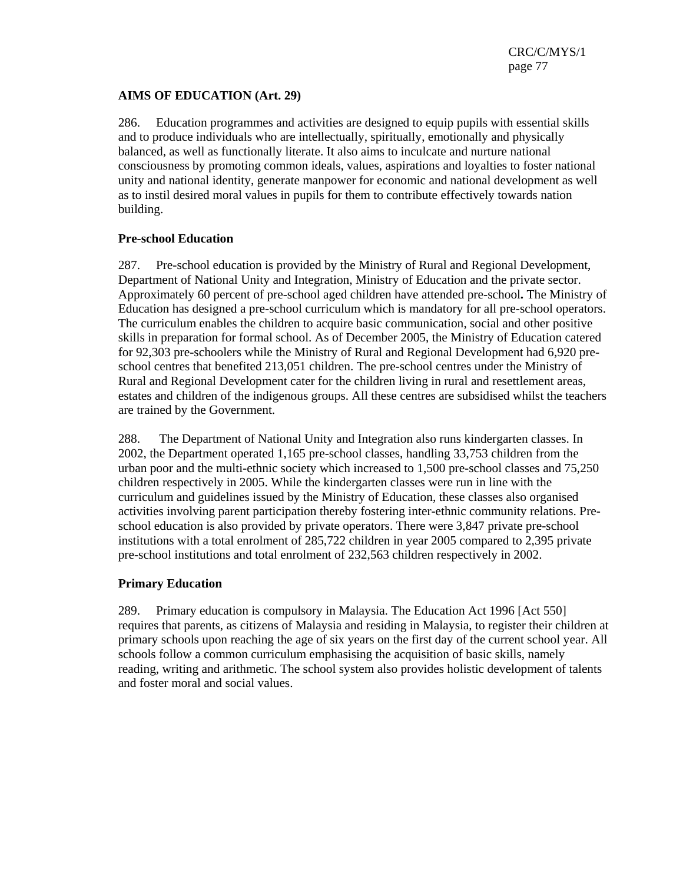**AIMS OF EDUCATION (Art. 29)**

286. Education programmes and activities are designed to equip pupils with essential skills and to produce individuals who are intellectually, spiritually, emotionally and physically balanced, as well as functionally literate. It also aims to inculcate and nurture national consciousness by promoting common ideals, values, aspirations and loyalties to foster national unity and national identity, generate manpower for economic and national development as well as to instil desired moral values in pupils for them to contribute effectively towards nation building.

**Pre-school Education**

287. Pre-school education is provided by the Ministry of Rural and Regional Development, Department of National Unity and Integration, Ministry of Education and the private sector. Approximately 60 percent of pre-school aged children have attended pre-school**.** The Ministry of Education has designed a pre-school curriculum which is mandatory for all pre-school operators. The curriculum enables the children to acquire basic communication, social and other positive skills in preparation for formal school. As of December 2005, the Ministry of Education catered for 92,303 pre-schoolers while the Ministry of Rural and Regional Development had 6,920 pre-school centres that benefited 213,051 children. The pre-school centres under the Ministry of Rural and Regional Development cater for the children living in rural and resettlement areas, estates and children of the indigenous groups. All these centres are subsidised whilst the teachers are trained by the Government.

288. The Department of National Unity and Integration also runs kindergarten classes. In 2002, the Department operated 1,165 pre-school classes, handling 33,753 children from the urban poor and the multi-ethnic society which increased to 1,500 pre-school classes and 75,250 children respectively in 2005. While the kindergarten classes were run in line with the curriculum and guidelines issued by the Ministry of Education, these classes also organised activities involving parent participation thereby fostering inter-ethnic community relations. Pre-school education is also provided by private operators. There were 3,847 private pre-school institutions with a total enrolment of 285,722 children in year 2005 compared to 2,395 private pre-school institutions and total enrolment of 232,563 children respectively in 2002.

**Primary Education**

289. Primary education is compulsory in Malaysia. The Education Act 1996 [Act 550] requires that parents, as citizens of Malaysia and residing in Malaysia, to register their children at primary schools upon reaching the age of six years on the first day of the current school year. All schools follow a common curriculum emphasising the acquisition of basic skills, namely reading, writing and arithmetic. The school system also provides holistic development of talents and foster moral and social values.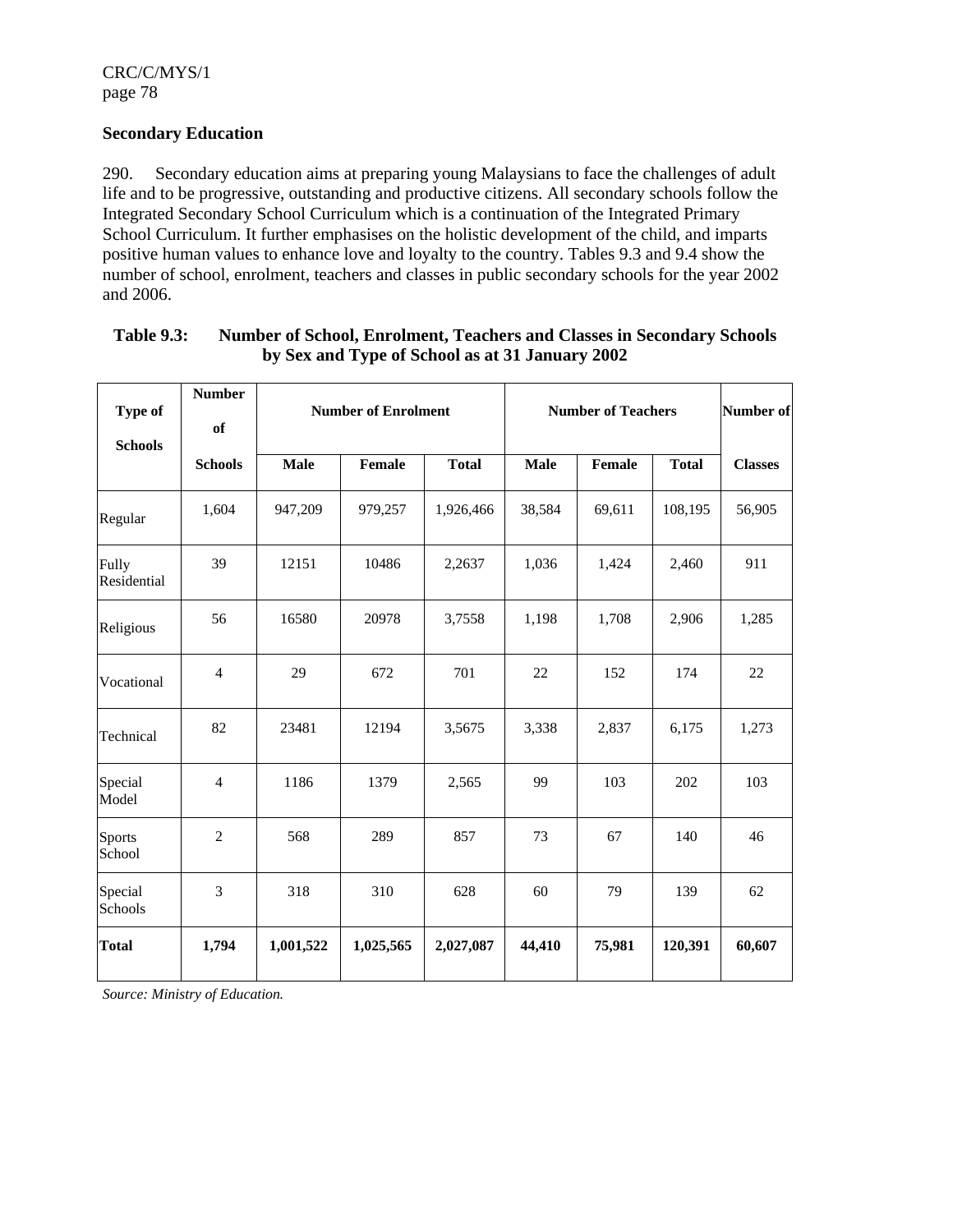## Secondary Education

290. Secondary education aims at preparing young Malaysians to face the challenges of adult life and to be progressive, outstanding and productive citizens. All secondary schools follow the Integrated Secondary School Curriculum which is a continuation of the Integrated Primary School Curriculum. It further emphasises on the holistic development of the child, and imparts positive human values to enhance love and loyalty to the country. Tables 9.3 and 9.4 show the number of school, enrolment, teachers and classes in public secondary schools for the year 2002 and 2006.

**Table 9.3: Number of School, Enrolment, Teachers and Classes in Secondary Schools by Sex and Type of School as at 31 January 2002**

| Type of Schools | Number of Schools | Number of Enrolment | | | Number of Teachers | | | Number of Classes |
|---|---|---|---|---|---|---|---|---|
| | | Male | Female | Total | Male | Female | Total | |
| Regular | 1,604 | 947,209 | 979,257 | 1,926,466 | 38,584 | 69,611 | 108,195 | 56,905 |
| Fully Residential | 39 | 12151 | 10486 | 2,2637 | 1,036 | 1,424 | 2,460 | 911 |
| Religious | 56 | 16580 | 20978 | 3,7558 | 1,198 | 1,708 | 2,906 | 1,285 |
| Vocational | 4 | 29 | 672 | 701 | 22 | 152 | 174 | 22 |
| Technical | 82 | 23481 | 12194 | 3,5675 | 3,338 | 2,837 | 6,175 | 1,273 |
| Special Model | 4 | 1186 | 1379 | 2,565 | 99 | 103 | 202 | 103 |
| Sports School | 2 | 568 | 289 | 857 | 73 | 67 | 140 | 46 |
| Special Schools | 3 | 318 | 310 | 628 | 60 | 79 | 139 | 62 |
| **Total** | **1,794** | **1,001,522** | **1,025,565** | **2,027,087** | **44,410** | **75,981** | **120,391** | **60,607** |

*Source: Ministry of Education.*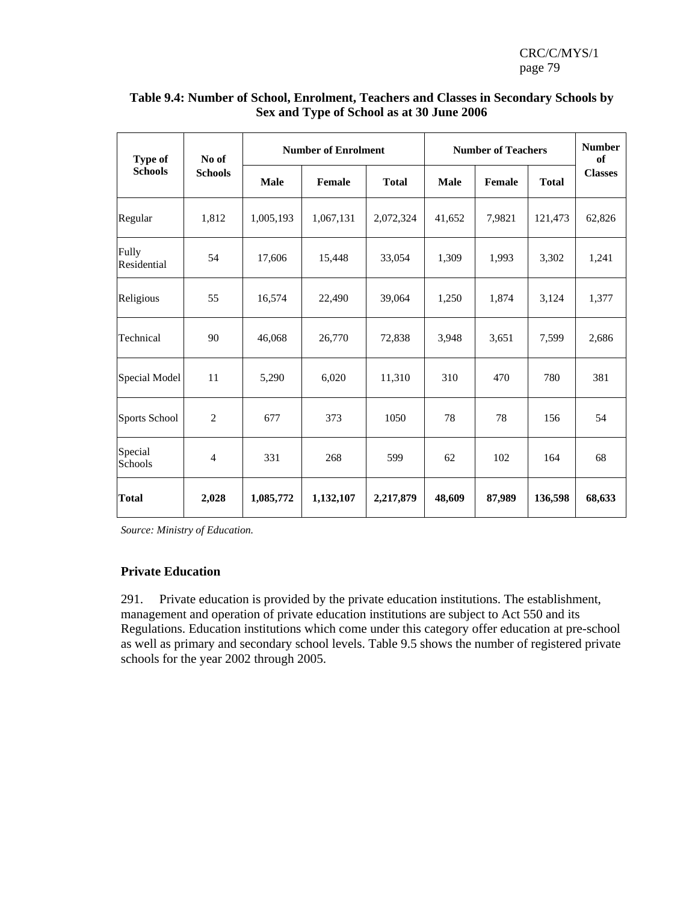**Table 9.4: Number of School, Enrolment, Teachers and Classes in Secondary Schools by Sex and Type of School as at 30 June 2006**

| Type of Schools | No of Schools | Number of Enrolment | | | Number of Teachers | | | Number of Classes |
|---|---|---|---|---|---|---|---|---|
| | | Male | Female | Total | Male | Female | Total | |
| Regular | 1,812 | 1,005,193 | 1,067,131 | 2,072,324 | 41,652 | 7,9821 | 121,473 | 62,826 |
| Fully Residential | 54 | 17,606 | 15,448 | 33,054 | 1,309 | 1,993 | 3,302 | 1,241 |
| Religious | 55 | 16,574 | 22,490 | 39,064 | 1,250 | 1,874 | 3,124 | 1,377 |
| Technical | 90 | 46,068 | 26,770 | 72,838 | 3,948 | 3,651 | 7,599 | 2,686 |
| Special Model | 11 | 5,290 | 6,020 | 11,310 | 310 | 470 | 780 | 381 |
| Sports School | 2 | 677 | 373 | 1050 | 78 | 78 | 156 | 54 |
| Special Schools | 4 | 331 | 268 | 599 | 62 | 102 | 164 | 68 |
| **Total** | **2,028** | **1,085,772** | **1,132,107** | **2,217,879** | **48,609** | **87,989** | **136,598** | **68,633** |

*Source: Ministry of Education.*

### Private Education

291. Private education is provided by the private education institutions. The establishment, management and operation of private education institutions are subject to Act 550 and its Regulations. Education institutions which come under this category offer education at pre-school as well as primary and secondary school levels. Table 9.5 shows the number of registered private schools for the year 2002 through 2005.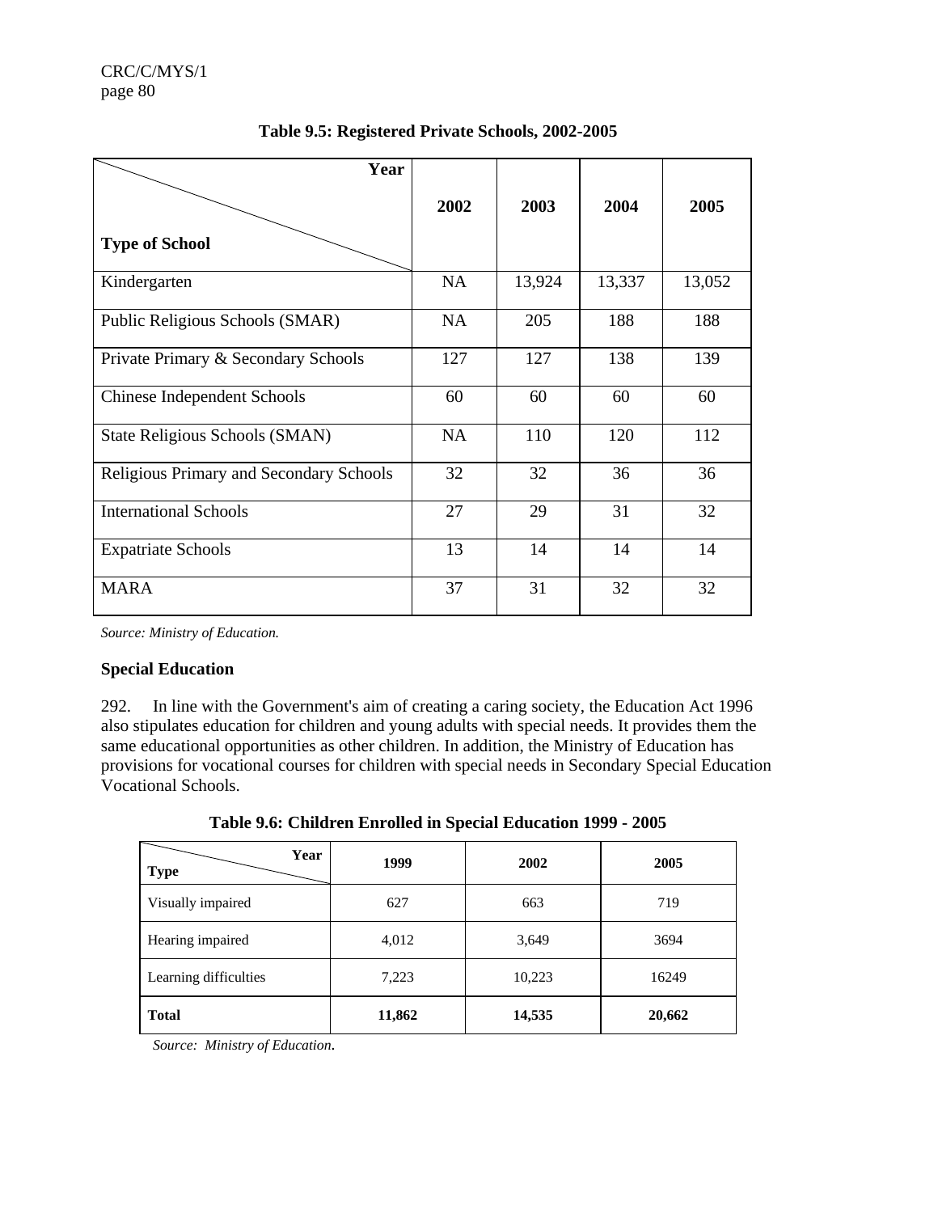**Table 9.5: Registered Private Schools, 2002-2005**

| Type of School \ Year | 2002 | 2003 | 2004 | 2005 |
| --- | --- | --- | --- | --- |
| Kindergarten | NA | 13,924 | 13,337 | 13,052 |
| Public Religious Schools (SMAR) | NA | 205 | 188 | 188 |
| Private Primary & Secondary Schools | 127 | 127 | 138 | 139 |
| Chinese Independent Schools | 60 | 60 | 60 | 60 |
| State Religious Schools (SMAN) | NA | 110 | 120 | 112 |
| Religious Primary and Secondary Schools | 32 | 32 | 36 | 36 |
| International Schools | 27 | 29 | 31 | 32 |
| Expatriate Schools | 13 | 14 | 14 | 14 |
| MARA | 37 | 31 | 32 | 32 |

*Source: Ministry of Education.*

**Special Education**

292. In line with the Government's aim of creating a caring society, the Education Act 1996 also stipulates education for children and young adults with special needs. It provides them the same educational opportunities as other children. In addition, the Ministry of Education has provisions for vocational courses for children with special needs in Secondary Special Education Vocational Schools.

**Table 9.6: Children Enrolled in Special Education 1999 - 2005**

| Type \ Year | 1999 | 2002 | 2005 |
| --- | --- | --- | --- |
| Visually impaired | 627 | 663 | 719 |
| Hearing impaired | 4,012 | 3,649 | 3694 |
| Learning difficulties | 7,223 | 10,223 | 16249 |
| **Total** | **11,862** | **14,535** | **20,662** |

*Source: Ministry of Education.*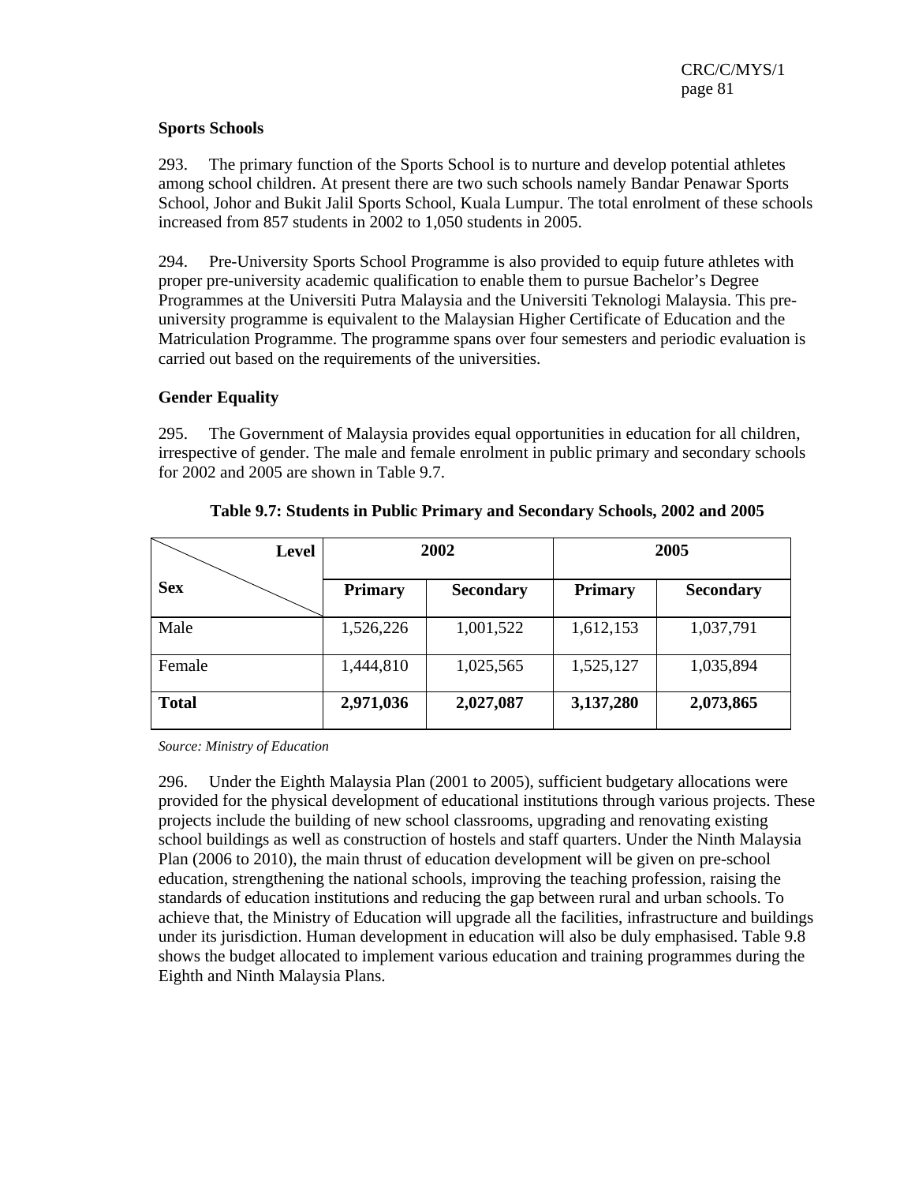**Sports Schools**

293. The primary function of the Sports School is to nurture and develop potential athletes among school children. At present there are two such schools namely Bandar Penawar Sports School, Johor and Bukit Jalil Sports School, Kuala Lumpur. The total enrolment of these schools increased from 857 students in 2002 to 1,050 students in 2005.

294. Pre-University Sports School Programme is also provided to equip future athletes with proper pre-university academic qualification to enable them to pursue Bachelor's Degree Programmes at the Universiti Putra Malaysia and the Universiti Teknologi Malaysia. This pre-university programme is equivalent to the Malaysian Higher Certificate of Education and the Matriculation Programme. The programme spans over four semesters and periodic evaluation is carried out based on the requirements of the universities.

**Gender Equality**

295. The Government of Malaysia provides equal opportunities in education for all children, irrespective of gender. The male and female enrolment in public primary and secondary schools for 2002 and 2005 are shown in Table 9.7.

**Table 9.7: Students in Public Primary and Secondary Schools, 2002 and 2005**

| Level / Sex | 2002 | | 2005 | |
|---|---|---|---|---|
| | **Primary** | **Secondary** | **Primary** | **Secondary** |
| Male | 1,526,226 | 1,001,522 | 1,612,153 | 1,037,791 |
| Female | 1,444,810 | 1,025,565 | 1,525,127 | 1,035,894 |
| **Total** | **2,971,036** | **2,027,087** | **3,137,280** | **2,073,865** |

*Source: Ministry of Education*

296. Under the Eighth Malaysia Plan (2001 to 2005), sufficient budgetary allocations were provided for the physical development of educational institutions through various projects. These projects include the building of new school classrooms, upgrading and renovating existing school buildings as well as construction of hostels and staff quarters. Under the Ninth Malaysia Plan (2006 to 2010), the main thrust of education development will be given on pre-school education, strengthening the national schools, improving the teaching profession, raising the standards of education institutions and reducing the gap between rural and urban schools. To achieve that, the Ministry of Education will upgrade all the facilities, infrastructure and buildings under its jurisdiction. Human development in education will also be duly emphasised. Table 9.8 shows the budget allocated to implement various education and training programmes during the Eighth and Ninth Malaysia Plans.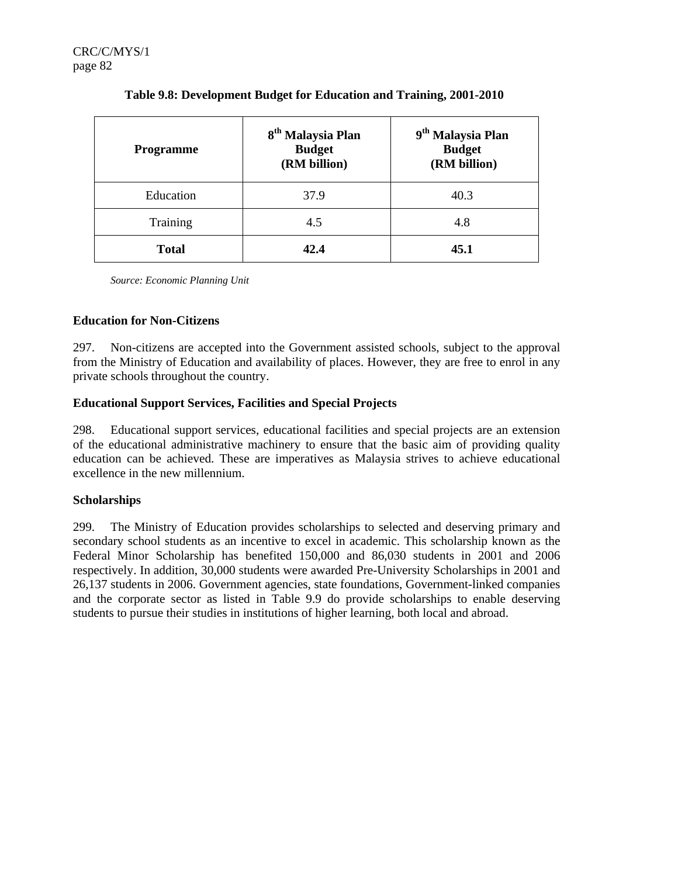**Table 9.8: Development Budget for Education and Training, 2001-2010**

| Programme | 8th Malaysia Plan Budget (RM billion) | 9th Malaysia Plan Budget (RM billion) |
|---|---|---|
| Education | 37.9 | 40.3 |
| Training | 4.5 | 4.8 |
| **Total** | **42.4** | **45.1** |

*Source: Economic Planning Unit*

### Education for Non-Citizens

297. Non-citizens are accepted into the Government assisted schools, subject to the approval from the Ministry of Education and availability of places. However, they are free to enrol in any private schools throughout the country.

### Educational Support Services, Facilities and Special Projects

298. Educational support services, educational facilities and special projects are an extension of the educational administrative machinery to ensure that the basic aim of providing quality education can be achieved. These are imperatives as Malaysia strives to achieve educational excellence in the new millennium.

### Scholarships

299. The Ministry of Education provides scholarships to selected and deserving primary and secondary school students as an incentive to excel in academic. This scholarship known as the Federal Minor Scholarship has benefited 150,000 and 86,030 students in 2001 and 2006 respectively. In addition, 30,000 students were awarded Pre-University Scholarships in 2001 and 26,137 students in 2006. Government agencies, state foundations, Government-linked companies and the corporate sector as listed in Table 9.9 do provide scholarships to enable deserving students to pursue their studies in institutions of higher learning, both local and abroad.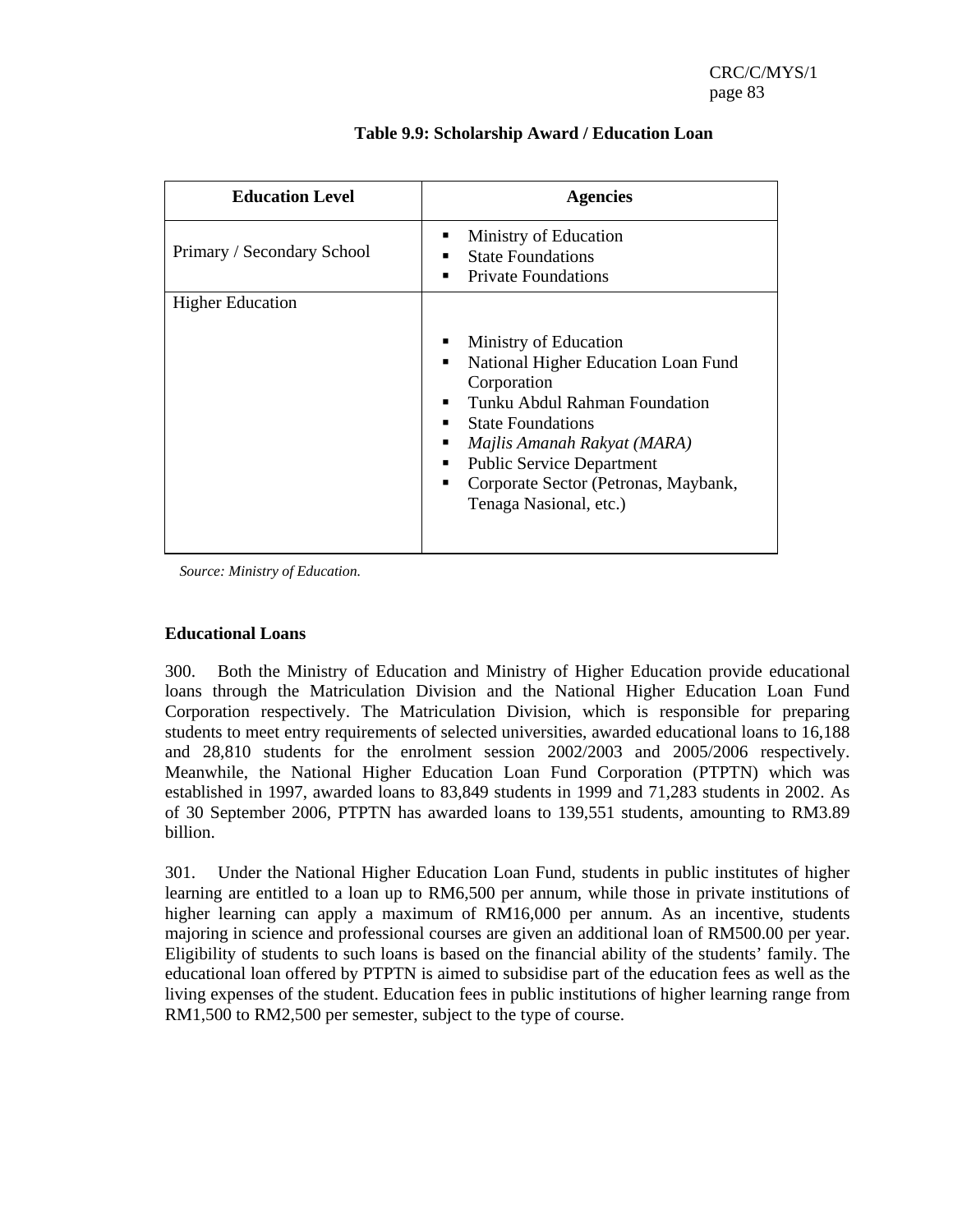**Table 9.9: Scholarship Award / Education Loan**

| Education Level | Agencies |
|---|---|
| Primary / Secondary School | ▪ Ministry of Education<br>▪ State Foundations<br>▪ Private Foundations |
| Higher Education | ▪ Ministry of Education<br>▪ National Higher Education Loan Fund Corporation<br>▪ Tunku Abdul Rahman Foundation<br>▪ State Foundations<br>▪ *Majlis Amanah Rakyat (MARA)*<br>▪ Public Service Department<br>▪ Corporate Sector (Petronas, Maybank, Tenaga Nasional, etc.) |

*Source: Ministry of Education.*

**Educational Loans**

300. Both the Ministry of Education and Ministry of Higher Education provide educational loans through the Matriculation Division and the National Higher Education Loan Fund Corporation respectively. The Matriculation Division, which is responsible for preparing students to meet entry requirements of selected universities, awarded educational loans to 16,188 and 28,810 students for the enrolment session 2002/2003 and 2005/2006 respectively. Meanwhile, the National Higher Education Loan Fund Corporation (PTPTN) which was established in 1997, awarded loans to 83,849 students in 1999 and 71,283 students in 2002. As of 30 September 2006, PTPTN has awarded loans to 139,551 students, amounting to RM3.89 billion.

301. Under the National Higher Education Loan Fund, students in public institutes of higher learning are entitled to a loan up to RM6,500 per annum, while those in private institutions of higher learning can apply a maximum of RM16,000 per annum. As an incentive, students majoring in science and professional courses are given an additional loan of RM500.00 per year. Eligibility of students to such loans is based on the financial ability of the students' family. The educational loan offered by PTPTN is aimed to subsidise part of the education fees as well as the living expenses of the student. Education fees in public institutions of higher learning range from RM1,500 to RM2,500 per semester, subject to the type of course.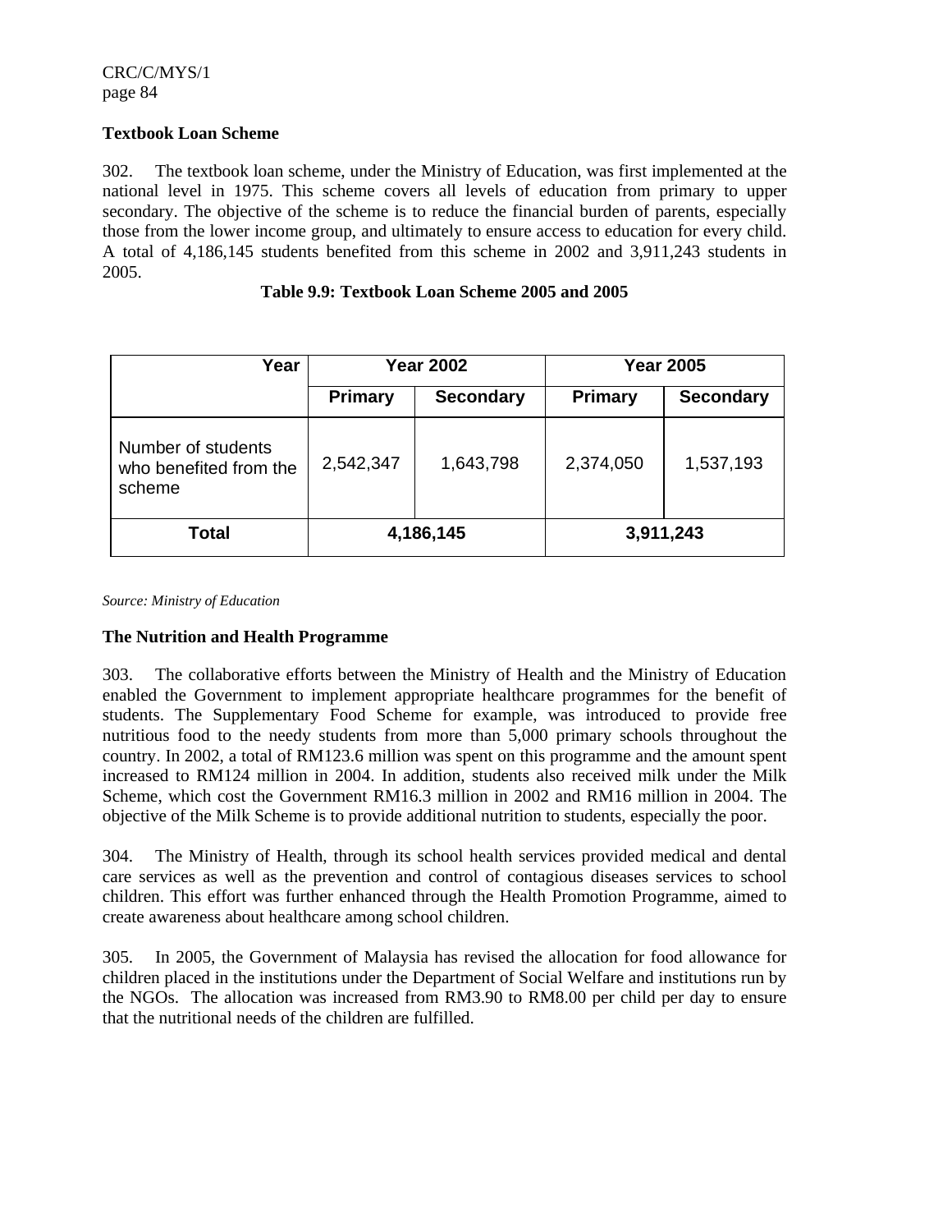**Textbook Loan Scheme**

302. The textbook loan scheme, under the Ministry of Education, was first implemented at the national level in 1975. This scheme covers all levels of education from primary to upper secondary. The objective of the scheme is to reduce the financial burden of parents, especially those from the lower income group, and ultimately to ensure access to education for every child. A total of 4,186,145 students benefited from this scheme in 2002 and 3,911,243 students in 2005.

**Table 9.9: Textbook Loan Scheme 2005 and 2005**

| Year | Year 2002 | | Year 2005 | |
|---|---|---|---|---|
| | Primary | Secondary | Primary | Secondary |
| Number of students who benefited from the scheme | 2,542,347 | 1,643,798 | 2,374,050 | 1,537,193 |
| **Total** | **4,186,145** | | **3,911,243** | |

*Source: Ministry of Education*

**The Nutrition and Health Programme**

303. The collaborative efforts between the Ministry of Health and the Ministry of Education enabled the Government to implement appropriate healthcare programmes for the benefit of students. The Supplementary Food Scheme for example, was introduced to provide free nutritious food to the needy students from more than 5,000 primary schools throughout the country. In 2002, a total of RM123.6 million was spent on this programme and the amount spent increased to RM124 million in 2004. In addition, students also received milk under the Milk Scheme, which cost the Government RM16.3 million in 2002 and RM16 million in 2004. The objective of the Milk Scheme is to provide additional nutrition to students, especially the poor.

304. The Ministry of Health, through its school health services provided medical and dental care services as well as the prevention and control of contagious diseases services to school children. This effort was further enhanced through the Health Promotion Programme, aimed to create awareness about healthcare among school children.

305. In 2005, the Government of Malaysia has revised the allocation for food allowance for children placed in the institutions under the Department of Social Welfare and institutions run by the NGOs. The allocation was increased from RM3.90 to RM8.00 per child per day to ensure that the nutritional needs of the children are fulfilled.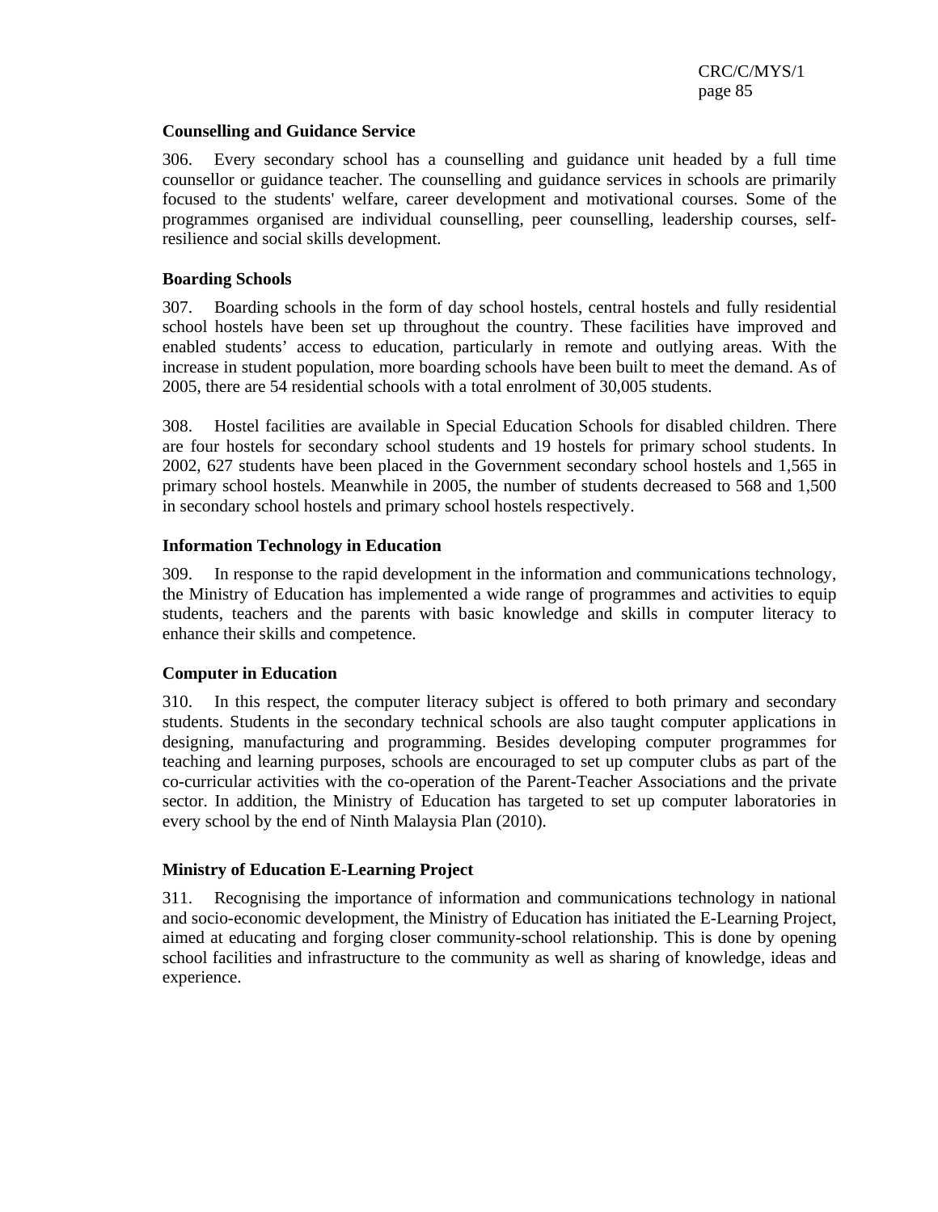**Counselling and Guidance Service**

306. Every secondary school has a counselling and guidance unit headed by a full time counsellor or guidance teacher. The counselling and guidance services in schools are primarily focused to the students' welfare, career development and motivational courses. Some of the programmes organised are individual counselling, peer counselling, leadership courses, self-resilience and social skills development.

**Boarding Schools**

307. Boarding schools in the form of day school hostels, central hostels and fully residential school hostels have been set up throughout the country. These facilities have improved and enabled students' access to education, particularly in remote and outlying areas. With the increase in student population, more boarding schools have been built to meet the demand. As of 2005, there are 54 residential schools with a total enrolment of 30,005 students.

308. Hostel facilities are available in Special Education Schools for disabled children. There are four hostels for secondary school students and 19 hostels for primary school students. In 2002, 627 students have been placed in the Government secondary school hostels and 1,565 in primary school hostels. Meanwhile in 2005, the number of students decreased to 568 and 1,500 in secondary school hostels and primary school hostels respectively.

**Information Technology in Education**

309. In response to the rapid development in the information and communications technology, the Ministry of Education has implemented a wide range of programmes and activities to equip students, teachers and the parents with basic knowledge and skills in computer literacy to enhance their skills and competence.

**Computer in Education**

310. In this respect, the computer literacy subject is offered to both primary and secondary students. Students in the secondary technical schools are also taught computer applications in designing, manufacturing and programming. Besides developing computer programmes for teaching and learning purposes, schools are encouraged to set up computer clubs as part of the co-curricular activities with the co-operation of the Parent-Teacher Associations and the private sector. In addition, the Ministry of Education has targeted to set up computer laboratories in every school by the end of Ninth Malaysia Plan (2010).

**Ministry of Education E-Learning Project**

311. Recognising the importance of information and communications technology in national and socio-economic development, the Ministry of Education has initiated the E-Learning Project, aimed at educating and forging closer community-school relationship. This is done by opening school facilities and infrastructure to the community as well as sharing of knowledge, ideas and experience.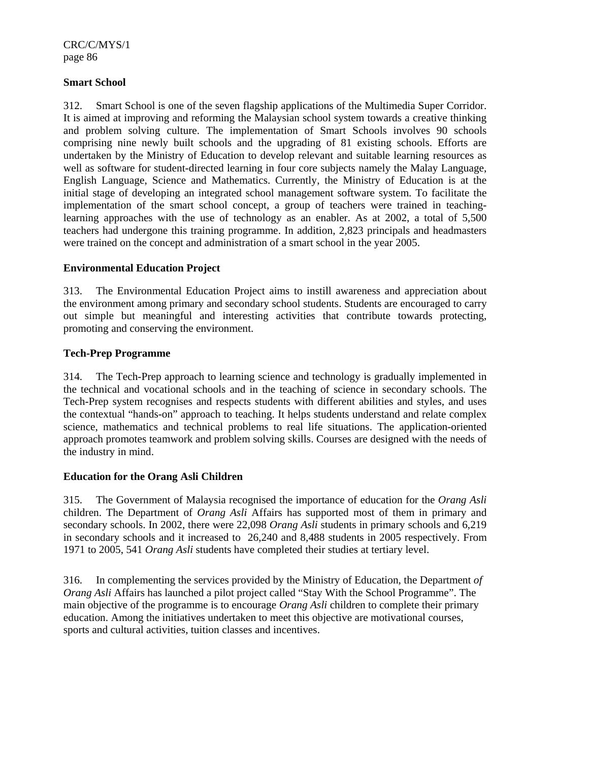**Smart School**

312. Smart School is one of the seven flagship applications of the Multimedia Super Corridor. It is aimed at improving and reforming the Malaysian school system towards a creative thinking and problem solving culture. The implementation of Smart Schools involves 90 schools comprising nine newly built schools and the upgrading of 81 existing schools. Efforts are undertaken by the Ministry of Education to develop relevant and suitable learning resources as well as software for student-directed learning in four core subjects namely the Malay Language, English Language, Science and Mathematics. Currently, the Ministry of Education is at the initial stage of developing an integrated school management software system. To facilitate the implementation of the smart school concept, a group of teachers were trained in teaching-learning approaches with the use of technology as an enabler. As at 2002, a total of 5,500 teachers had undergone this training programme. In addition, 2,823 principals and headmasters were trained on the concept and administration of a smart school in the year 2005.

**Environmental Education Project**

313. The Environmental Education Project aims to instill awareness and appreciation about the environment among primary and secondary school students. Students are encouraged to carry out simple but meaningful and interesting activities that contribute towards protecting, promoting and conserving the environment.

**Tech-Prep Programme**

314. The Tech-Prep approach to learning science and technology is gradually implemented in the technical and vocational schools and in the teaching of science in secondary schools. The Tech-Prep system recognises and respects students with different abilities and styles, and uses the contextual "hands-on" approach to teaching. It helps students understand and relate complex science, mathematics and technical problems to real life situations. The application-oriented approach promotes teamwork and problem solving skills. Courses are designed with the needs of the industry in mind.

**Education for the Orang Asli Children**

315. The Government of Malaysia recognised the importance of education for the *Orang Asli* children. The Department of *Orang Asli* Affairs has supported most of them in primary and secondary schools. In 2002, there were 22,098 *Orang Asli* students in primary schools and 6,219 in secondary schools and it increased to 26,240 and 8,488 students in 2005 respectively. From 1971 to 2005, 541 *Orang Asli* students have completed their studies at tertiary level.

316. In complementing the services provided by the Ministry of Education, the Department *of Orang Asli* Affairs has launched a pilot project called "Stay With the School Programme". The main objective of the programme is to encourage *Orang Asli* children to complete their primary education. Among the initiatives undertaken to meet this objective are motivational courses, sports and cultural activities, tuition classes and incentives.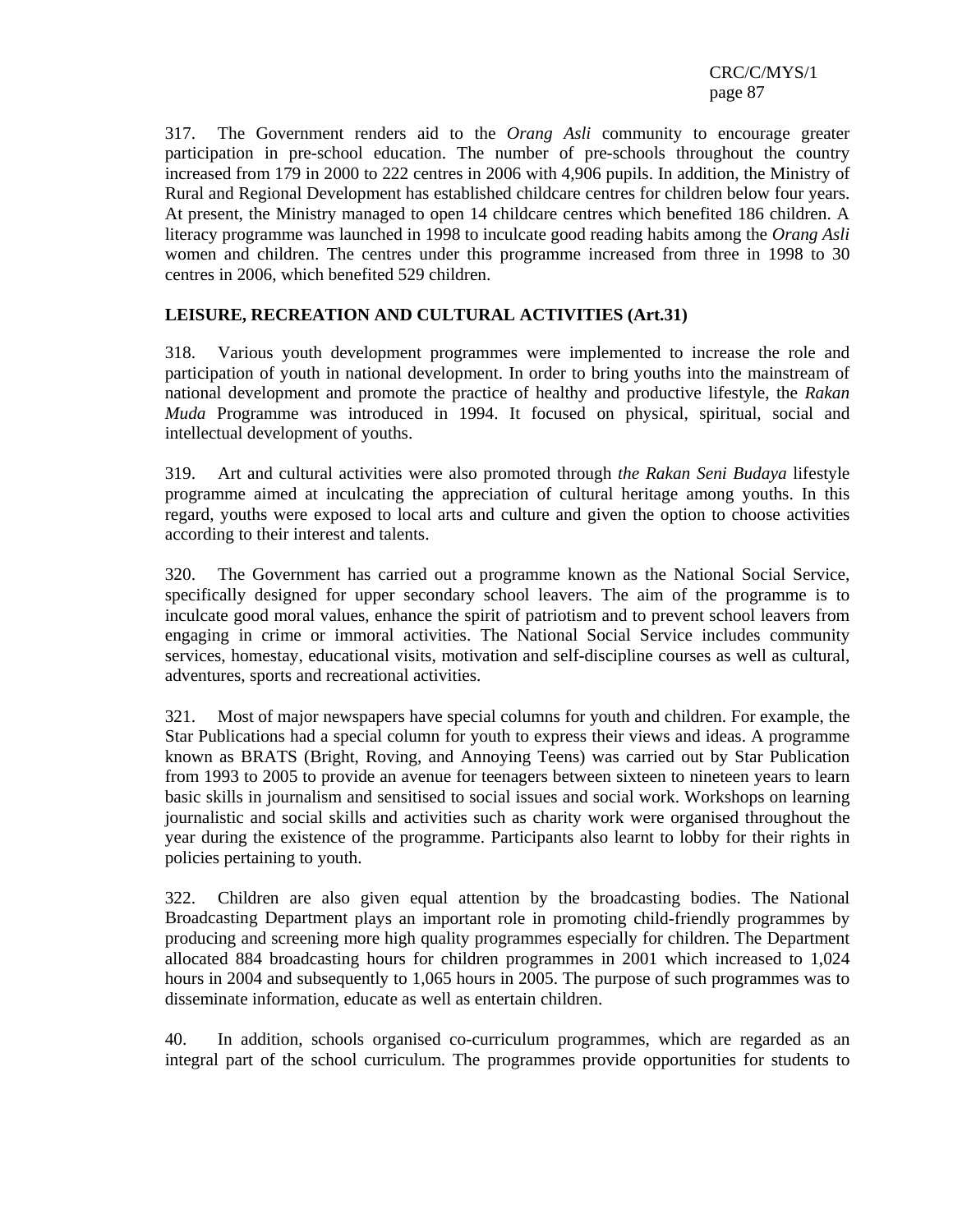317. The Government renders aid to the *Orang Asli* community to encourage greater participation in pre-school education. The number of pre-schools throughout the country increased from 179 in 2000 to 222 centres in 2006 with 4,906 pupils. In addition, the Ministry of Rural and Regional Development has established childcare centres for children below four years. At present, the Ministry managed to open 14 childcare centres which benefited 186 children. A literacy programme was launched in 1998 to inculcate good reading habits among the *Orang Asli* women and children. The centres under this programme increased from three in 1998 to 30 centres in 2006, which benefited 529 children.

**LEISURE, RECREATION AND CULTURAL ACTIVITIES (Art.31)**

318. Various youth development programmes were implemented to increase the role and participation of youth in national development. In order to bring youths into the mainstream of national development and promote the practice of healthy and productive lifestyle, the *Rakan Muda* Programme was introduced in 1994. It focused on physical, spiritual, social and intellectual development of youths.

319. Art and cultural activities were also promoted through *the Rakan Seni Budaya* lifestyle programme aimed at inculcating the appreciation of cultural heritage among youths. In this regard, youths were exposed to local arts and culture and given the option to choose activities according to their interest and talents.

320. The Government has carried out a programme known as the National Social Service, specifically designed for upper secondary school leavers. The aim of the programme is to inculcate good moral values, enhance the spirit of patriotism and to prevent school leavers from engaging in crime or immoral activities. The National Social Service includes community services, homestay, educational visits, motivation and self-discipline courses as well as cultural, adventures, sports and recreational activities.

321. Most of major newspapers have special columns for youth and children. For example, the Star Publications had a special column for youth to express their views and ideas. A programme known as BRATS (Bright, Roving, and Annoying Teens) was carried out by Star Publication from 1993 to 2005 to provide an avenue for teenagers between sixteen to nineteen years to learn basic skills in journalism and sensitised to social issues and social work. Workshops on learning journalistic and social skills and activities such as charity work were organised throughout the year during the existence of the programme. Participants also learnt to lobby for their rights in policies pertaining to youth.

322. Children are also given equal attention by the broadcasting bodies. The National Broadcasting Department plays an important role in promoting child-friendly programmes by producing and screening more high quality programmes especially for children. The Department allocated 884 broadcasting hours for children programmes in 2001 which increased to 1,024 hours in 2004 and subsequently to 1,065 hours in 2005. The purpose of such programmes was to disseminate information, educate as well as entertain children.

40. In addition, schools organised co-curriculum programmes, which are regarded as an integral part of the school curriculum. The programmes provide opportunities for students to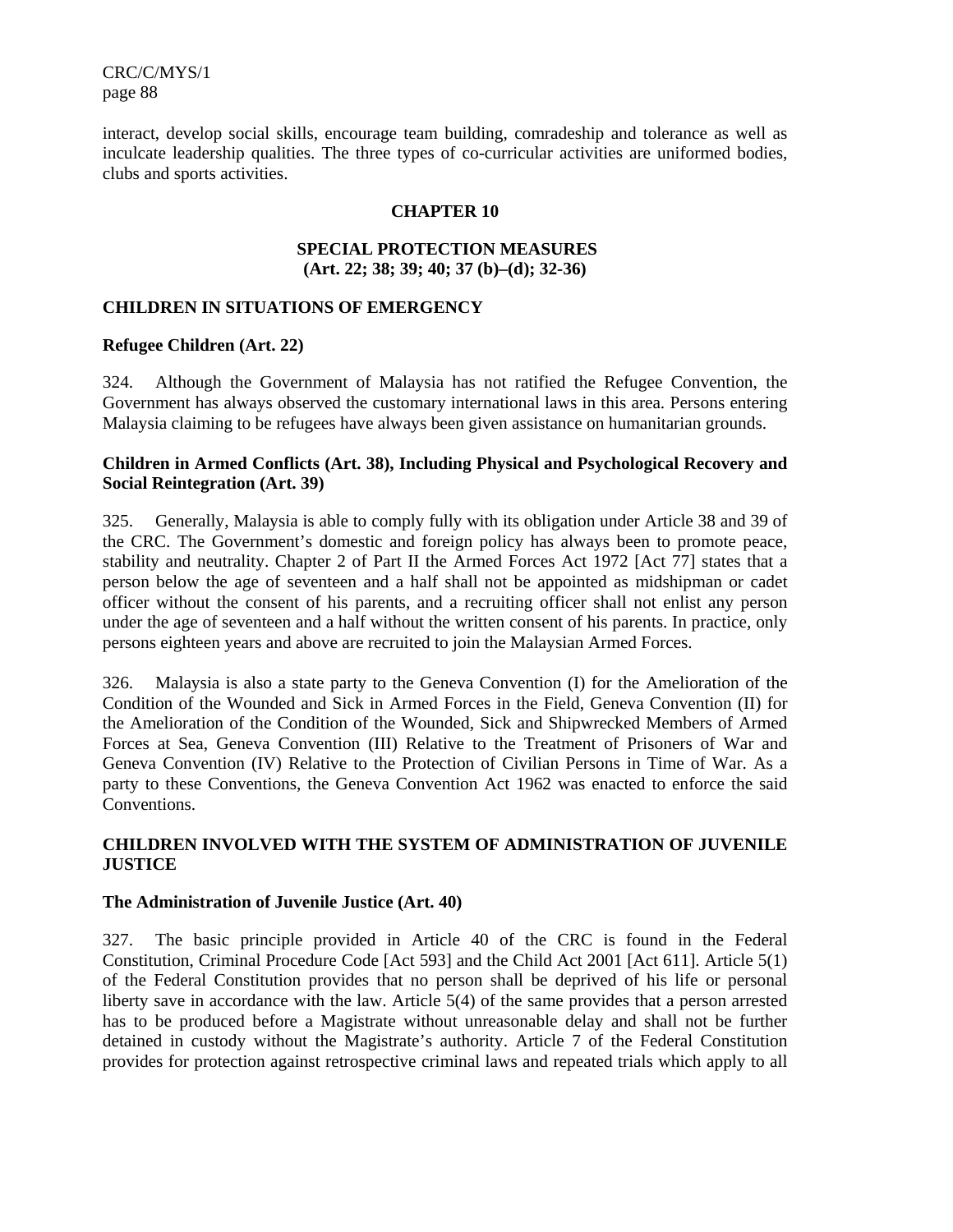interact, develop social skills, encourage team building, comradeship and tolerance as well as inculcate leadership qualities. The three types of co-curricular activities are uniformed bodies, clubs and sports activities.

# CHAPTER 10

## SPECIAL PROTECTION MEASURES
## (Art. 22; 38; 39; 40; 37 (b)–(d); 32-36)

### CHILDREN IN SITUATIONS OF EMERGENCY

#### Refugee Children (Art. 22)

324. Although the Government of Malaysia has not ratified the Refugee Convention, the Government has always observed the customary international laws in this area. Persons entering Malaysia claiming to be refugees have always been given assistance on humanitarian grounds.

#### Children in Armed Conflicts (Art. 38), Including Physical and Psychological Recovery and Social Reintegration (Art. 39)

325. Generally, Malaysia is able to comply fully with its obligation under Article 38 and 39 of the CRC. The Government's domestic and foreign policy has always been to promote peace, stability and neutrality. Chapter 2 of Part II the Armed Forces Act 1972 [Act 77] states that a person below the age of seventeen and a half shall not be appointed as midshipman or cadet officer without the consent of his parents, and a recruiting officer shall not enlist any person under the age of seventeen and a half without the written consent of his parents. In practice, only persons eighteen years and above are recruited to join the Malaysian Armed Forces.

326. Malaysia is also a state party to the Geneva Convention (I) for the Amelioration of the Condition of the Wounded and Sick in Armed Forces in the Field, Geneva Convention (II) for the Amelioration of the Condition of the Wounded, Sick and Shipwrecked Members of Armed Forces at Sea, Geneva Convention (III) Relative to the Treatment of Prisoners of War and Geneva Convention (IV) Relative to the Protection of Civilian Persons in Time of War. As a party to these Conventions, the Geneva Convention Act 1962 was enacted to enforce the said Conventions.

### CHILDREN INVOLVED WITH THE SYSTEM OF ADMINISTRATION OF JUVENILE JUSTICE

#### The Administration of Juvenile Justice (Art. 40)

327. The basic principle provided in Article 40 of the CRC is found in the Federal Constitution, Criminal Procedure Code [Act 593] and the Child Act 2001 [Act 611]. Article 5(1) of the Federal Constitution provides that no person shall be deprived of his life or personal liberty save in accordance with the law. Article 5(4) of the same provides that a person arrested has to be produced before a Magistrate without unreasonable delay and shall not be further detained in custody without the Magistrate's authority. Article 7 of the Federal Constitution provides for protection against retrospective criminal laws and repeated trials which apply to all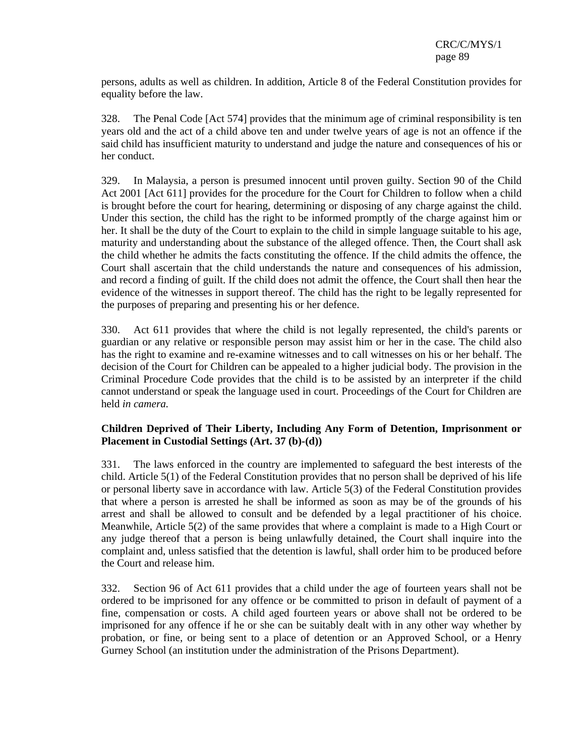persons, adults as well as children. In addition, Article 8 of the Federal Constitution provides for equality before the law.

328. The Penal Code [Act 574] provides that the minimum age of criminal responsibility is ten years old and the act of a child above ten and under twelve years of age is not an offence if the said child has insufficient maturity to understand and judge the nature and consequences of his or her conduct.

329. In Malaysia, a person is presumed innocent until proven guilty. Section 90 of the Child Act 2001 [Act 611] provides for the procedure for the Court for Children to follow when a child is brought before the court for hearing, determining or disposing of any charge against the child. Under this section, the child has the right to be informed promptly of the charge against him or her. It shall be the duty of the Court to explain to the child in simple language suitable to his age, maturity and understanding about the substance of the alleged offence. Then, the Court shall ask the child whether he admits the facts constituting the offence. If the child admits the offence, the Court shall ascertain that the child understands the nature and consequences of his admission, and record a finding of guilt. If the child does not admit the offence, the Court shall then hear the evidence of the witnesses in support thereof. The child has the right to be legally represented for the purposes of preparing and presenting his or her defence.

330. Act 611 provides that where the child is not legally represented, the child's parents or guardian or any relative or responsible person may assist him or her in the case. The child also has the right to examine and re-examine witnesses and to call witnesses on his or her behalf. The decision of the Court for Children can be appealed to a higher judicial body. The provision in the Criminal Procedure Code provides that the child is to be assisted by an interpreter if the child cannot understand or speak the language used in court. Proceedings of the Court for Children are held *in camera.*

**Children Deprived of Their Liberty, Including Any Form of Detention, Imprisonment or Placement in Custodial Settings (Art. 37 (b)-(d))**

331. The laws enforced in the country are implemented to safeguard the best interests of the child. Article 5(1) of the Federal Constitution provides that no person shall be deprived of his life or personal liberty save in accordance with law. Article 5(3) of the Federal Constitution provides that where a person is arrested he shall be informed as soon as may be of the grounds of his arrest and shall be allowed to consult and be defended by a legal practitioner of his choice. Meanwhile, Article 5(2) of the same provides that where a complaint is made to a High Court or any judge thereof that a person is being unlawfully detained, the Court shall inquire into the complaint and, unless satisfied that the detention is lawful, shall order him to be produced before the Court and release him.

332. Section 96 of Act 611 provides that a child under the age of fourteen years shall not be ordered to be imprisoned for any offence or be committed to prison in default of payment of a fine, compensation or costs. A child aged fourteen years or above shall not be ordered to be imprisoned for any offence if he or she can be suitably dealt with in any other way whether by probation, or fine, or being sent to a place of detention or an Approved School, or a Henry Gurney School (an institution under the administration of the Prisons Department).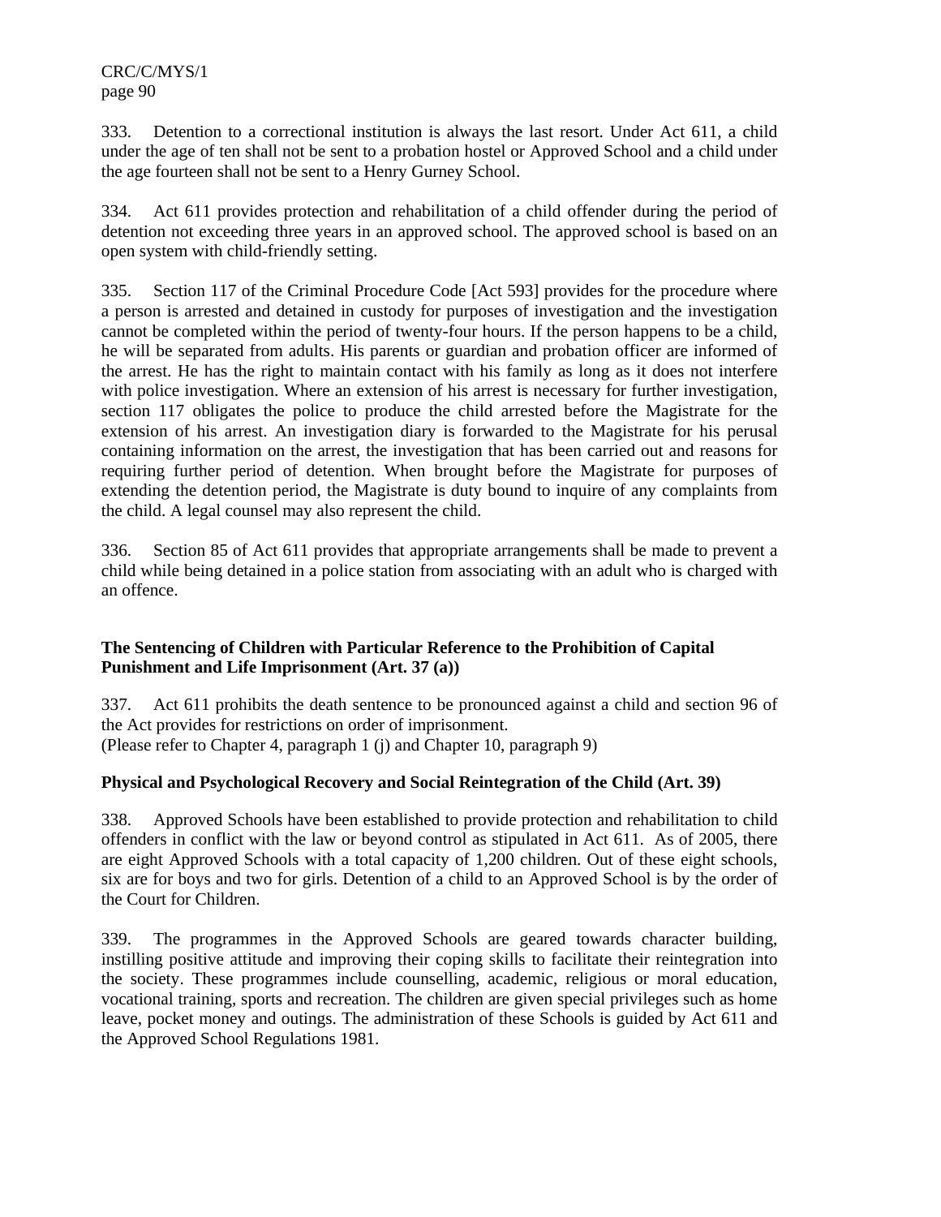333. Detention to a correctional institution is always the last resort. Under Act 611, a child under the age of ten shall not be sent to a probation hostel or Approved School and a child under the age fourteen shall not be sent to a Henry Gurney School.

334. Act 611 provides protection and rehabilitation of a child offender during the period of detention not exceeding three years in an approved school. The approved school is based on an open system with child-friendly setting.

335. Section 117 of the Criminal Procedure Code [Act 593] provides for the procedure where a person is arrested and detained in custody for purposes of investigation and the investigation cannot be completed within the period of twenty-four hours. If the person happens to be a child, he will be separated from adults. His parents or guardian and probation officer are informed of the arrest. He has the right to maintain contact with his family as long as it does not interfere with police investigation. Where an extension of his arrest is necessary for further investigation, section 117 obligates the police to produce the child arrested before the Magistrate for the extension of his arrest. An investigation diary is forwarded to the Magistrate for his perusal containing information on the arrest, the investigation that has been carried out and reasons for requiring further period of detention. When brought before the Magistrate for purposes of extending the detention period, the Magistrate is duty bound to inquire of any complaints from the child. A legal counsel may also represent the child.

336. Section 85 of Act 611 provides that appropriate arrangements shall be made to prevent a child while being detained in a police station from associating with an adult who is charged with an offence.

**The Sentencing of Children with Particular Reference to the Prohibition of Capital Punishment and Life Imprisonment (Art. 37 (a))**

337. Act 611 prohibits the death sentence to be pronounced against a child and section 96 of the Act provides for restrictions on order of imprisonment.
(Please refer to Chapter 4, paragraph 1 (j) and Chapter 10, paragraph 9)

**Physical and Psychological Recovery and Social Reintegration of the Child (Art. 39)**

338. Approved Schools have been established to provide protection and rehabilitation to child offenders in conflict with the law or beyond control as stipulated in Act 611. As of 2005, there are eight Approved Schools with a total capacity of 1,200 children. Out of these eight schools, six are for boys and two for girls. Detention of a child to an Approved School is by the order of the Court for Children.

339. The programmes in the Approved Schools are geared towards character building, instilling positive attitude and improving their coping skills to facilitate their reintegration into the society. These programmes include counselling, academic, religious or moral education, vocational training, sports and recreation. The children are given special privileges such as home leave, pocket money and outings. The administration of these Schools is guided by Act 611 and the Approved School Regulations 1981.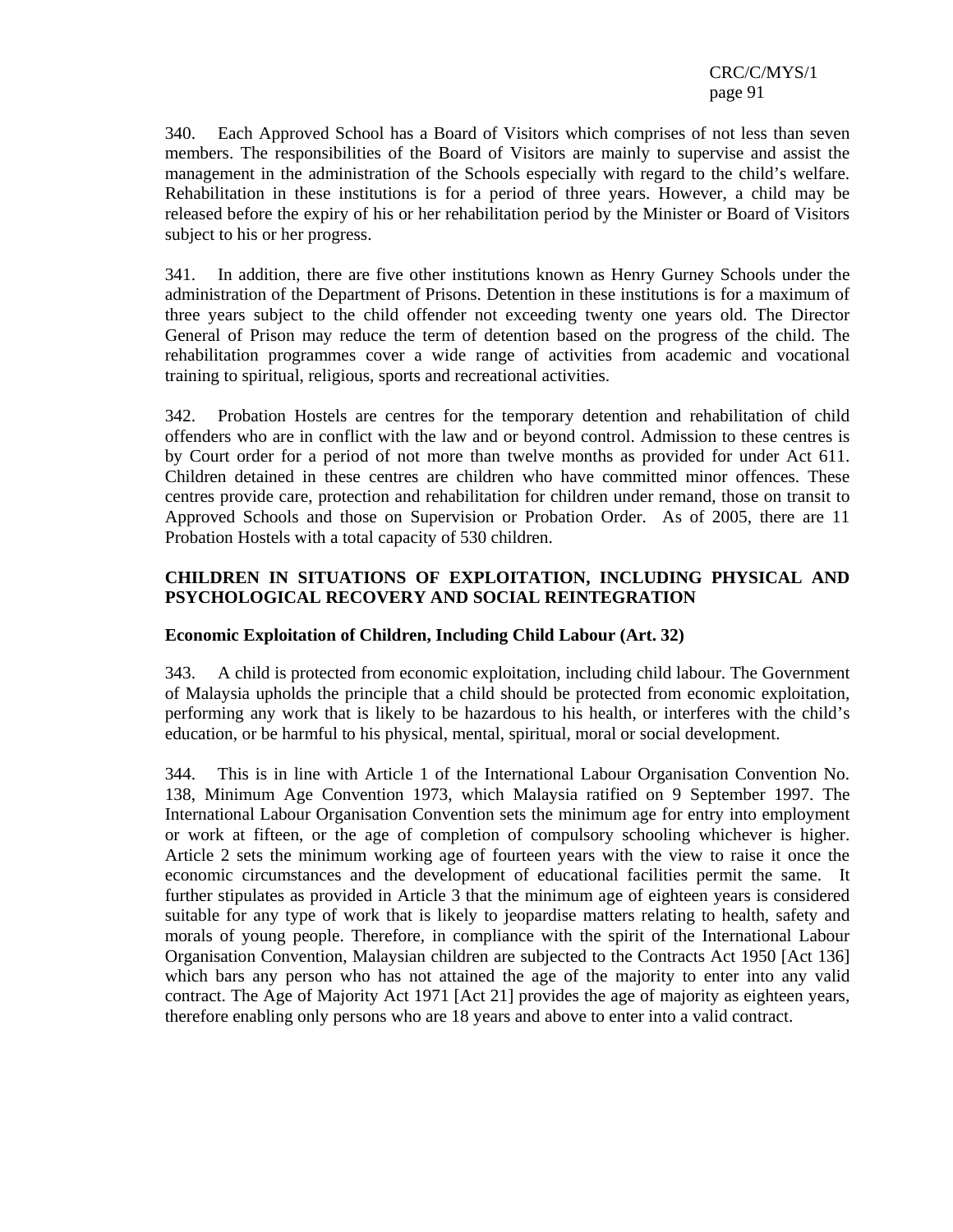340. Each Approved School has a Board of Visitors which comprises of not less than seven members. The responsibilities of the Board of Visitors are mainly to supervise and assist the management in the administration of the Schools especially with regard to the child's welfare. Rehabilitation in these institutions is for a period of three years. However, a child may be released before the expiry of his or her rehabilitation period by the Minister or Board of Visitors subject to his or her progress.

341. In addition, there are five other institutions known as Henry Gurney Schools under the administration of the Department of Prisons. Detention in these institutions is for a maximum of three years subject to the child offender not exceeding twenty one years old. The Director General of Prison may reduce the term of detention based on the progress of the child. The rehabilitation programmes cover a wide range of activities from academic and vocational training to spiritual, religious, sports and recreational activities.

342. Probation Hostels are centres for the temporary detention and rehabilitation of child offenders who are in conflict with the law and or beyond control. Admission to these centres is by Court order for a period of not more than twelve months as provided for under Act 611. Children detained in these centres are children who have committed minor offences. These centres provide care, protection and rehabilitation for children under remand, those on transit to Approved Schools and those on Supervision or Probation Order. As of 2005, there are 11 Probation Hostels with a total capacity of 530 children.

## CHILDREN IN SITUATIONS OF EXPLOITATION, INCLUDING PHYSICAL AND PSYCHOLOGICAL RECOVERY AND SOCIAL REINTEGRATION

### Economic Exploitation of Children, Including Child Labour (Art. 32)

343. A child is protected from economic exploitation, including child labour. The Government of Malaysia upholds the principle that a child should be protected from economic exploitation, performing any work that is likely to be hazardous to his health, or interferes with the child's education, or be harmful to his physical, mental, spiritual, moral or social development.

344. This is in line with Article 1 of the International Labour Organisation Convention No. 138, Minimum Age Convention 1973, which Malaysia ratified on 9 September 1997. The International Labour Organisation Convention sets the minimum age for entry into employment or work at fifteen, or the age of completion of compulsory schooling whichever is higher. Article 2 sets the minimum working age of fourteen years with the view to raise it once the economic circumstances and the development of educational facilities permit the same. It further stipulates as provided in Article 3 that the minimum age of eighteen years is considered suitable for any type of work that is likely to jeopardise matters relating to health, safety and morals of young people. Therefore, in compliance with the spirit of the International Labour Organisation Convention, Malaysian children are subjected to the Contracts Act 1950 [Act 136] which bars any person who has not attained the age of the majority to enter into any valid contract. The Age of Majority Act 1971 [Act 21] provides the age of majority as eighteen years, therefore enabling only persons who are 18 years and above to enter into a valid contract.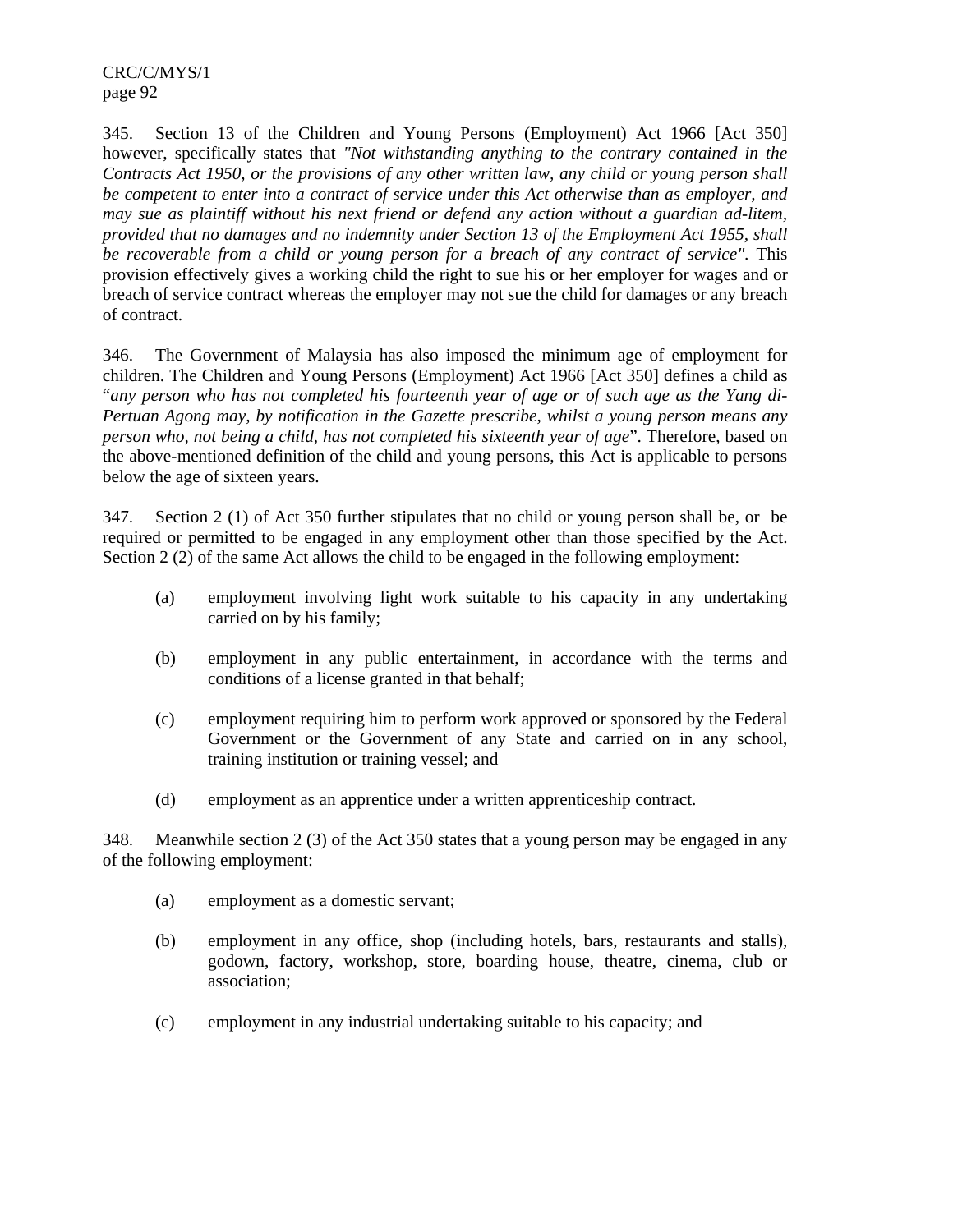345. Section 13 of the Children and Young Persons (Employment) Act 1966 [Act 350] however, specifically states that *"Not withstanding anything to the contrary contained in the Contracts Act 1950, or the provisions of any other written law, any child or young person shall be competent to enter into a contract of service under this Act otherwise than as employer, and may sue as plaintiff without his next friend or defend any action without a guardian ad-litem, provided that no damages and no indemnity under Section 13 of the Employment Act 1955, shall be recoverable from a child or young person for a breach of any contract of service".* This provision effectively gives a working child the right to sue his or her employer for wages and or breach of service contract whereas the employer may not sue the child for damages or any breach of contract.

346. The Government of Malaysia has also imposed the minimum age of employment for children. The Children and Young Persons (Employment) Act 1966 [Act 350] defines a child as "*any person who has not completed his fourteenth year of age or of such age as the Yang di-Pertuan Agong may, by notification in the Gazette prescribe, whilst a young person means any person who, not being a child, has not completed his sixteenth year of age*". Therefore, based on the above-mentioned definition of the child and young persons, this Act is applicable to persons below the age of sixteen years.

347. Section 2 (1) of Act 350 further stipulates that no child or young person shall be, or be required or permitted to be engaged in any employment other than those specified by the Act. Section 2 (2) of the same Act allows the child to be engaged in the following employment:

(a) employment involving light work suitable to his capacity in any undertaking carried on by his family;

(b) employment in any public entertainment, in accordance with the terms and conditions of a license granted in that behalf;

(c) employment requiring him to perform work approved or sponsored by the Federal Government or the Government of any State and carried on in any school, training institution or training vessel; and

(d) employment as an apprentice under a written apprenticeship contract.

348. Meanwhile section 2 (3) of the Act 350 states that a young person may be engaged in any of the following employment:

(a) employment as a domestic servant;

(b) employment in any office, shop (including hotels, bars, restaurants and stalls), godown, factory, workshop, store, boarding house, theatre, cinema, club or association;

(c) employment in any industrial undertaking suitable to his capacity; and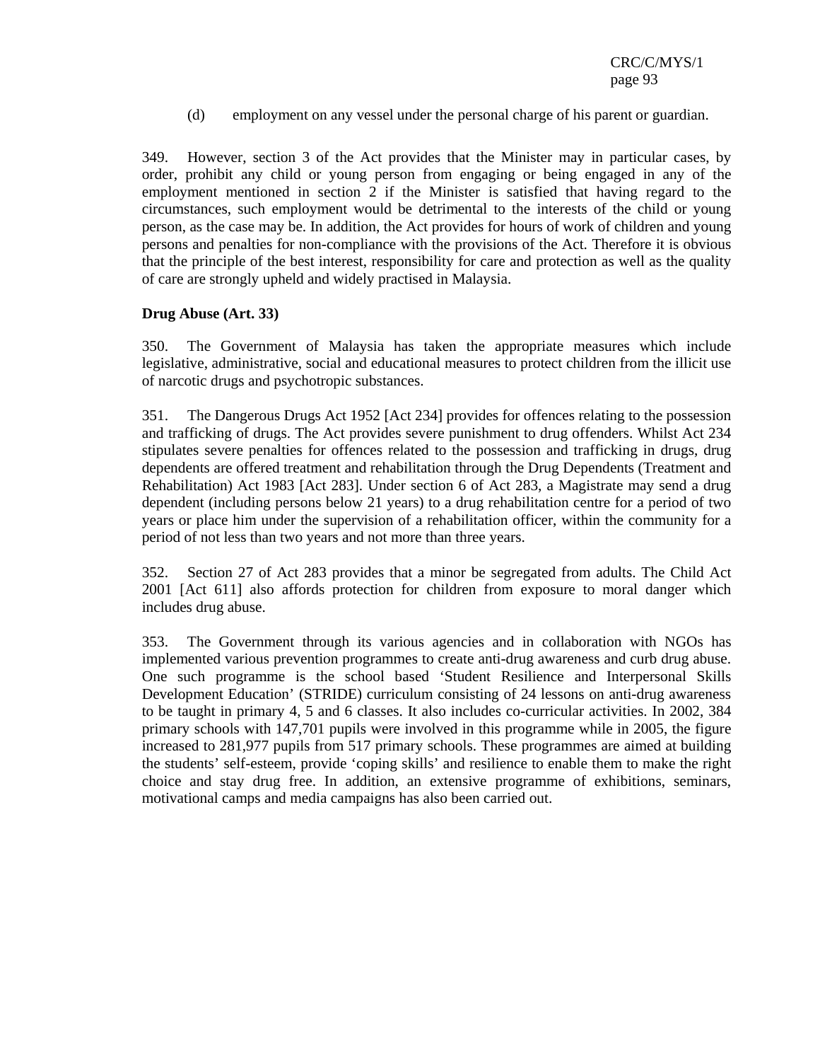(d) employment on any vessel under the personal charge of his parent or guardian.

349. However, section 3 of the Act provides that the Minister may in particular cases, by order, prohibit any child or young person from engaging or being engaged in any of the employment mentioned in section 2 if the Minister is satisfied that having regard to the circumstances, such employment would be detrimental to the interests of the child or young person, as the case may be. In addition, the Act provides for hours of work of children and young persons and penalties for non-compliance with the provisions of the Act. Therefore it is obvious that the principle of the best interest, responsibility for care and protection as well as the quality of care are strongly upheld and widely practised in Malaysia.

**Drug Abuse (Art. 33)**

350. The Government of Malaysia has taken the appropriate measures which include legislative, administrative, social and educational measures to protect children from the illicit use of narcotic drugs and psychotropic substances.

351. The Dangerous Drugs Act 1952 [Act 234] provides for offences relating to the possession and trafficking of drugs. The Act provides severe punishment to drug offenders. Whilst Act 234 stipulates severe penalties for offences related to the possession and trafficking in drugs, drug dependents are offered treatment and rehabilitation through the Drug Dependents (Treatment and Rehabilitation) Act 1983 [Act 283]. Under section 6 of Act 283, a Magistrate may send a drug dependent (including persons below 21 years) to a drug rehabilitation centre for a period of two years or place him under the supervision of a rehabilitation officer, within the community for a period of not less than two years and not more than three years.

352. Section 27 of Act 283 provides that a minor be segregated from adults. The Child Act 2001 [Act 611] also affords protection for children from exposure to moral danger which includes drug abuse.

353. The Government through its various agencies and in collaboration with NGOs has implemented various prevention programmes to create anti-drug awareness and curb drug abuse. One such programme is the school based 'Student Resilience and Interpersonal Skills Development Education' (STRIDE) curriculum consisting of 24 lessons on anti-drug awareness to be taught in primary 4, 5 and 6 classes. It also includes co-curricular activities. In 2002, 384 primary schools with 147,701 pupils were involved in this programme while in 2005, the figure increased to 281,977 pupils from 517 primary schools. These programmes are aimed at building the students' self-esteem, provide 'coping skills' and resilience to enable them to make the right choice and stay drug free. In addition, an extensive programme of exhibitions, seminars, motivational camps and media campaigns has also been carried out.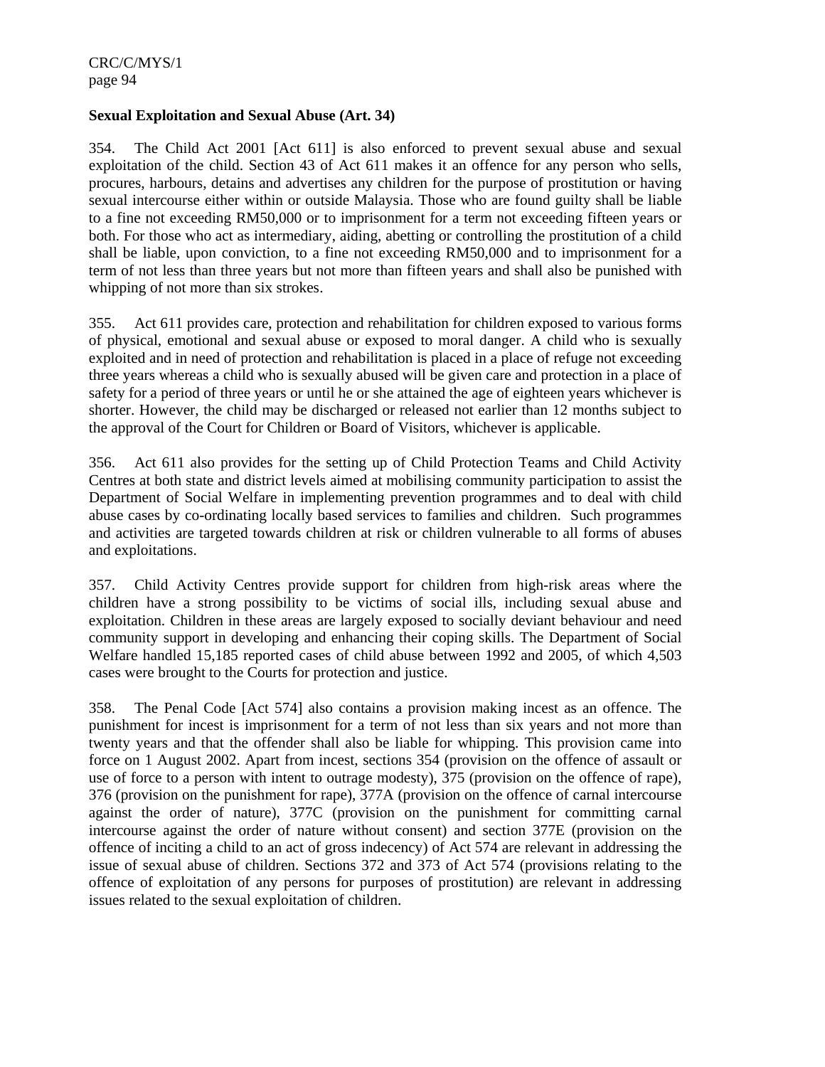**Sexual Exploitation and Sexual Abuse (Art. 34)**

354. The Child Act 2001 [Act 611] is also enforced to prevent sexual abuse and sexual exploitation of the child. Section 43 of Act 611 makes it an offence for any person who sells, procures, harbours, detains and advertises any children for the purpose of prostitution or having sexual intercourse either within or outside Malaysia. Those who are found guilty shall be liable to a fine not exceeding RM50,000 or to imprisonment for a term not exceeding fifteen years or both. For those who act as intermediary, aiding, abetting or controlling the prostitution of a child shall be liable, upon conviction, to a fine not exceeding RM50,000 and to imprisonment for a term of not less than three years but not more than fifteen years and shall also be punished with whipping of not more than six strokes.

355. Act 611 provides care, protection and rehabilitation for children exposed to various forms of physical, emotional and sexual abuse or exposed to moral danger. A child who is sexually exploited and in need of protection and rehabilitation is placed in a place of refuge not exceeding three years whereas a child who is sexually abused will be given care and protection in a place of safety for a period of three years or until he or she attained the age of eighteen years whichever is shorter. However, the child may be discharged or released not earlier than 12 months subject to the approval of the Court for Children or Board of Visitors, whichever is applicable.

356. Act 611 also provides for the setting up of Child Protection Teams and Child Activity Centres at both state and district levels aimed at mobilising community participation to assist the Department of Social Welfare in implementing prevention programmes and to deal with child abuse cases by co-ordinating locally based services to families and children. Such programmes and activities are targeted towards children at risk or children vulnerable to all forms of abuses and exploitations.

357. Child Activity Centres provide support for children from high-risk areas where the children have a strong possibility to be victims of social ills, including sexual abuse and exploitation. Children in these areas are largely exposed to socially deviant behaviour and need community support in developing and enhancing their coping skills. The Department of Social Welfare handled 15,185 reported cases of child abuse between 1992 and 2005, of which 4,503 cases were brought to the Courts for protection and justice.

358. The Penal Code [Act 574] also contains a provision making incest as an offence. The punishment for incest is imprisonment for a term of not less than six years and not more than twenty years and that the offender shall also be liable for whipping. This provision came into force on 1 August 2002. Apart from incest, sections 354 (provision on the offence of assault or use of force to a person with intent to outrage modesty), 375 (provision on the offence of rape), 376 (provision on the punishment for rape), 377A (provision on the offence of carnal intercourse against the order of nature), 377C (provision on the punishment for committing carnal intercourse against the order of nature without consent) and section 377E (provision on the offence of inciting a child to an act of gross indecency) of Act 574 are relevant in addressing the issue of sexual abuse of children. Sections 372 and 373 of Act 574 (provisions relating to the offence of exploitation of any persons for purposes of prostitution) are relevant in addressing issues related to the sexual exploitation of children.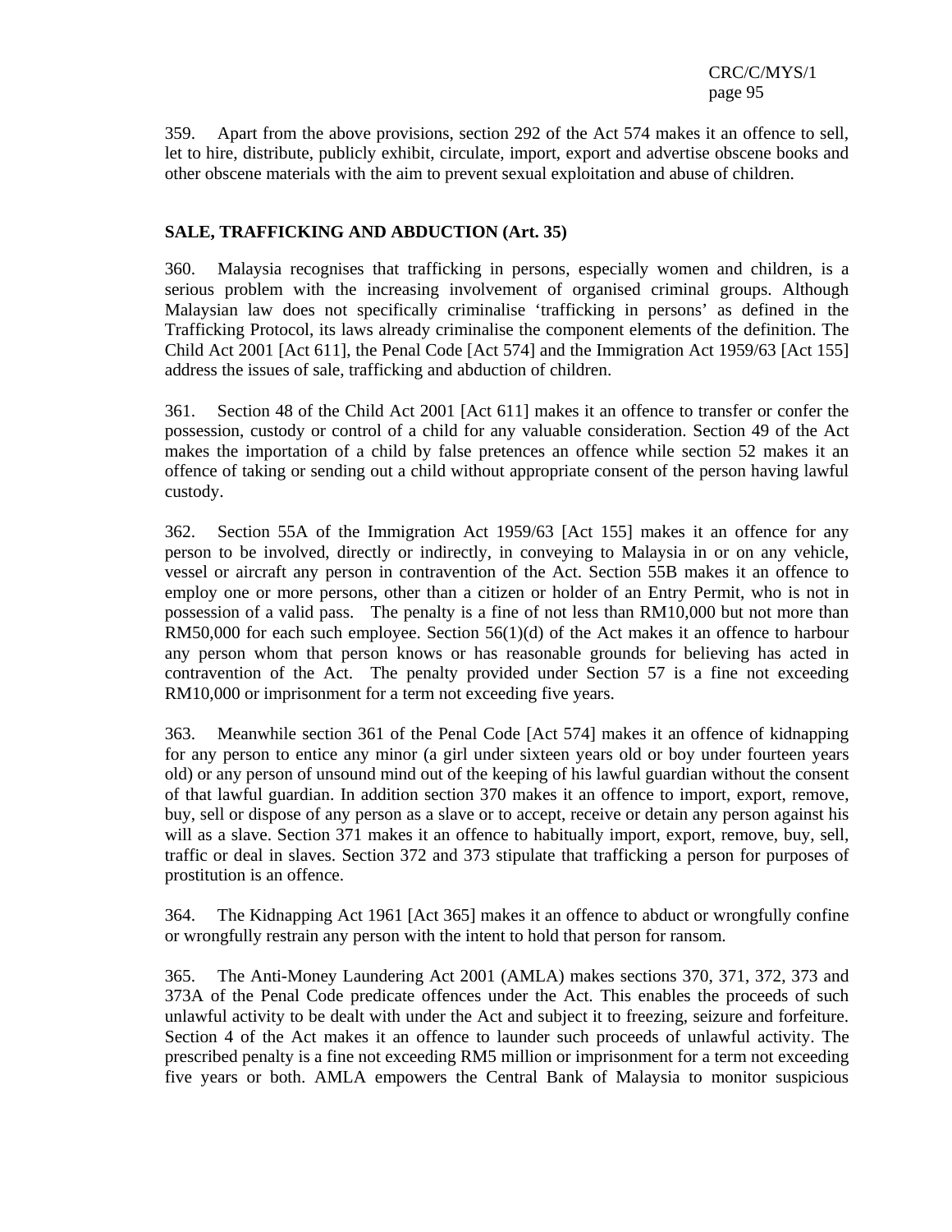359. Apart from the above provisions, section 292 of the Act 574 makes it an offence to sell, let to hire, distribute, publicly exhibit, circulate, import, export and advertise obscene books and other obscene materials with the aim to prevent sexual exploitation and abuse of children.

## SALE, TRAFFICKING AND ABDUCTION (Art. 35)

360. Malaysia recognises that trafficking in persons, especially women and children, is a serious problem with the increasing involvement of organised criminal groups. Although Malaysian law does not specifically criminalise 'trafficking in persons' as defined in the Trafficking Protocol, its laws already criminalise the component elements of the definition. The Child Act 2001 [Act 611], the Penal Code [Act 574] and the Immigration Act 1959/63 [Act 155] address the issues of sale, trafficking and abduction of children.

361. Section 48 of the Child Act 2001 [Act 611] makes it an offence to transfer or confer the possession, custody or control of a child for any valuable consideration. Section 49 of the Act makes the importation of a child by false pretences an offence while section 52 makes it an offence of taking or sending out a child without appropriate consent of the person having lawful custody.

362. Section 55A of the Immigration Act 1959/63 [Act 155] makes it an offence for any person to be involved, directly or indirectly, in conveying to Malaysia in or on any vehicle, vessel or aircraft any person in contravention of the Act. Section 55B makes it an offence to employ one or more persons, other than a citizen or holder of an Entry Permit, who is not in possession of a valid pass. The penalty is a fine of not less than RM10,000 but not more than RM50,000 for each such employee. Section 56(1)(d) of the Act makes it an offence to harbour any person whom that person knows or has reasonable grounds for believing has acted in contravention of the Act. The penalty provided under Section 57 is a fine not exceeding RM10,000 or imprisonment for a term not exceeding five years.

363. Meanwhile section 361 of the Penal Code [Act 574] makes it an offence of kidnapping for any person to entice any minor (a girl under sixteen years old or boy under fourteen years old) or any person of unsound mind out of the keeping of his lawful guardian without the consent of that lawful guardian. In addition section 370 makes it an offence to import, export, remove, buy, sell or dispose of any person as a slave or to accept, receive or detain any person against his will as a slave. Section 371 makes it an offence to habitually import, export, remove, buy, sell, traffic or deal in slaves. Section 372 and 373 stipulate that trafficking a person for purposes of prostitution is an offence.

364. The Kidnapping Act 1961 [Act 365] makes it an offence to abduct or wrongfully confine or wrongfully restrain any person with the intent to hold that person for ransom.

365. The Anti-Money Laundering Act 2001 (AMLA) makes sections 370, 371, 372, 373 and 373A of the Penal Code predicate offences under the Act. This enables the proceeds of such unlawful activity to be dealt with under the Act and subject it to freezing, seizure and forfeiture. Section 4 of the Act makes it an offence to launder such proceeds of unlawful activity. The prescribed penalty is a fine not exceeding RM5 million or imprisonment for a term not exceeding five years or both. AMLA empowers the Central Bank of Malaysia to monitor suspicious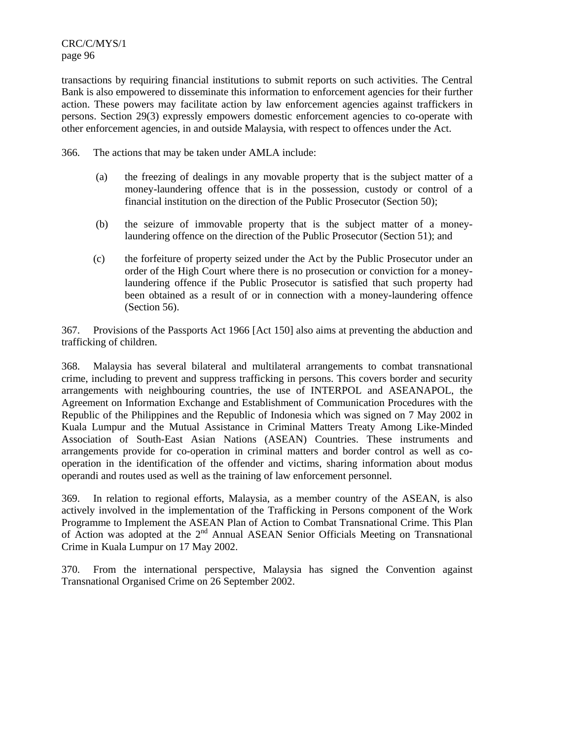transactions by requiring financial institutions to submit reports on such activities. The Central Bank is also empowered to disseminate this information to enforcement agencies for their further action. These powers may facilitate action by law enforcement agencies against traffickers in persons. Section 29(3) expressly empowers domestic enforcement agencies to co-operate with other enforcement agencies, in and outside Malaysia, with respect to offences under the Act.

366. The actions that may be taken under AMLA include:

(a) the freezing of dealings in any movable property that is the subject matter of a money-laundering offence that is in the possession, custody or control of a financial institution on the direction of the Public Prosecutor (Section 50);

(b) the seizure of immovable property that is the subject matter of a money-laundering offence on the direction of the Public Prosecutor (Section 51); and

(c) the forfeiture of property seized under the Act by the Public Prosecutor under an order of the High Court where there is no prosecution or conviction for a money-laundering offence if the Public Prosecutor is satisfied that such property had been obtained as a result of or in connection with a money-laundering offence (Section 56).

367. Provisions of the Passports Act 1966 [Act 150] also aims at preventing the abduction and trafficking of children.

368. Malaysia has several bilateral and multilateral arrangements to combat transnational crime, including to prevent and suppress trafficking in persons. This covers border and security arrangements with neighbouring countries, the use of INTERPOL and ASEANAPOL, the Agreement on Information Exchange and Establishment of Communication Procedures with the Republic of the Philippines and the Republic of Indonesia which was signed on 7 May 2002 in Kuala Lumpur and the Mutual Assistance in Criminal Matters Treaty Among Like-Minded Association of South-East Asian Nations (ASEAN) Countries. These instruments and arrangements provide for co-operation in criminal matters and border control as well as co-operation in the identification of the offender and victims, sharing information about modus operandi and routes used as well as the training of law enforcement personnel.

369. In relation to regional efforts, Malaysia, as a member country of the ASEAN, is also actively involved in the implementation of the Trafficking in Persons component of the Work Programme to Implement the ASEAN Plan of Action to Combat Transnational Crime. This Plan of Action was adopted at the 2nd Annual ASEAN Senior Officials Meeting on Transnational Crime in Kuala Lumpur on 17 May 2002.

370. From the international perspective, Malaysia has signed the Convention against Transnational Organised Crime on 26 September 2002.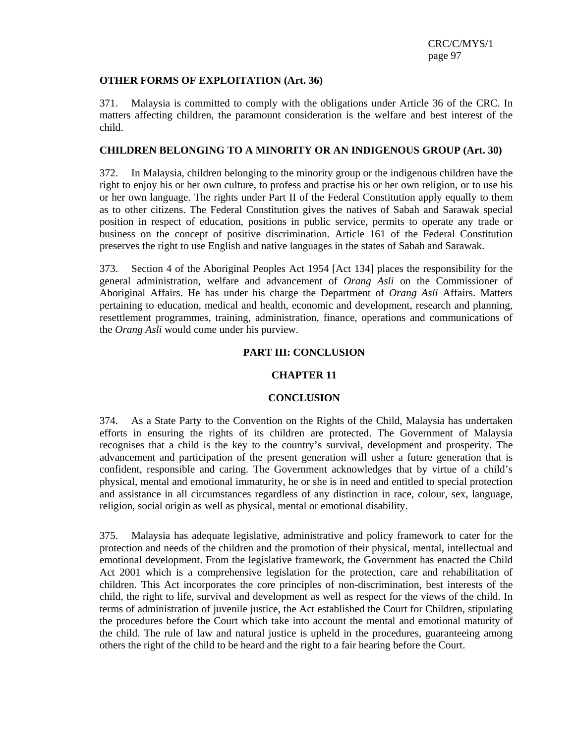**OTHER FORMS OF EXPLOITATION (Art. 36)**

371. Malaysia is committed to comply with the obligations under Article 36 of the CRC. In matters affecting children, the paramount consideration is the welfare and best interest of the child.

**CHILDREN BELONGING TO A MINORITY OR AN INDIGENOUS GROUP (Art. 30)**

372. In Malaysia, children belonging to the minority group or the indigenous children have the right to enjoy his or her own culture, to profess and practise his or her own religion, or to use his or her own language. The rights under Part II of the Federal Constitution apply equally to them as to other citizens. The Federal Constitution gives the natives of Sabah and Sarawak special position in respect of education, positions in public service, permits to operate any trade or business on the concept of positive discrimination. Article 161 of the Federal Constitution preserves the right to use English and native languages in the states of Sabah and Sarawak.

373. Section 4 of the Aboriginal Peoples Act 1954 [Act 134] places the responsibility for the general administration, welfare and advancement of *Orang Asli* on the Commissioner of Aboriginal Affairs. He has under his charge the Department of *Orang Asli* Affairs. Matters pertaining to education, medical and health, economic and development, research and planning, resettlement programmes, training, administration, finance, operations and communications of the *Orang Asli* would come under his purview.

# PART III: CONCLUSION

## CHAPTER 11

## CONCLUSION

374. As a State Party to the Convention on the Rights of the Child, Malaysia has undertaken efforts in ensuring the rights of its children are protected. The Government of Malaysia recognises that a child is the key to the country's survival, development and prosperity. The advancement and participation of the present generation will usher a future generation that is confident, responsible and caring. The Government acknowledges that by virtue of a child's physical, mental and emotional immaturity, he or she is in need and entitled to special protection and assistance in all circumstances regardless of any distinction in race, colour, sex, language, religion, social origin as well as physical, mental or emotional disability.

375. Malaysia has adequate legislative, administrative and policy framework to cater for the protection and needs of the children and the promotion of their physical, mental, intellectual and emotional development. From the legislative framework, the Government has enacted the Child Act 2001 which is a comprehensive legislation for the protection, care and rehabilitation of children. This Act incorporates the core principles of non-discrimination, best interests of the child, the right to life, survival and development as well as respect for the views of the child. In terms of administration of juvenile justice, the Act established the Court for Children, stipulating the procedures before the Court which take into account the mental and emotional maturity of the child. The rule of law and natural justice is upheld in the procedures, guaranteeing among others the right of the child to be heard and the right to a fair hearing before the Court.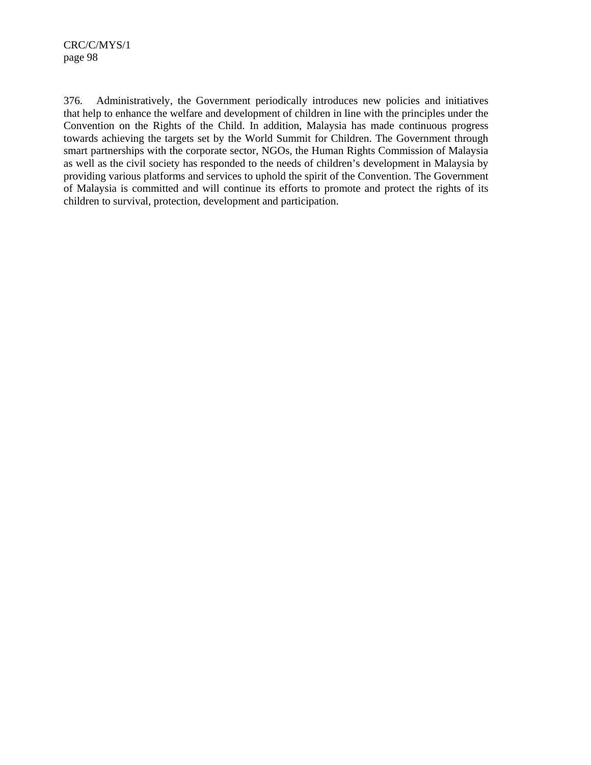376. Administratively, the Government periodically introduces new policies and initiatives that help to enhance the welfare and development of children in line with the principles under the Convention on the Rights of the Child. In addition, Malaysia has made continuous progress towards achieving the targets set by the World Summit for Children. The Government through smart partnerships with the corporate sector, NGOs, the Human Rights Commission of Malaysia as well as the civil society has responded to the needs of children's development in Malaysia by providing various platforms and services to uphold the spirit of the Convention. The Government of Malaysia is committed and will continue its efforts to promote and protect the rights of its children to survival, protection, development and participation.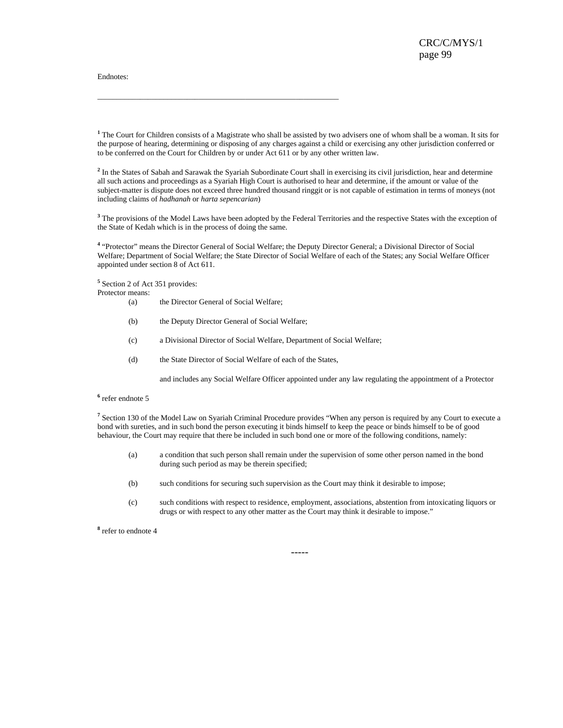Endnotes:

---

[1] The Court for Children consists of a Magistrate who shall be assisted by two advisers one of whom shall be a woman. It sits for the purpose of hearing, determining or disposing of any charges against a child or exercising any other jurisdiction conferred or to be conferred on the Court for Children by or under Act 611 or by any other written law.

[2] In the States of Sabah and Sarawak the Syariah Subordinate Court shall in exercising its civil jurisdiction, hear and determine all such actions and proceedings as a Syariah High Court is authorised to hear and determine, if the amount or value of the subject-matter is dispute does not exceed three hundred thousand ringgit or is not capable of estimation in terms of moneys (not including claims of *hadhanah* or *harta sepencarian*)

[3] The provisions of the Model Laws have been adopted by the Federal Territories and the respective States with the exception of the State of Kedah which is in the process of doing the same.

[4] "Protector" means the Director General of Social Welfare; the Deputy Director General; a Divisional Director of Social Welfare; Department of Social Welfare; the State Director of Social Welfare of each of the States; any Social Welfare Officer appointed under section 8 of Act 611.

[5] Section 2 of Act 351 provides:
Protector means:

(a) the Director General of Social Welfare;

(b) the Deputy Director General of Social Welfare;

(c) a Divisional Director of Social Welfare, Department of Social Welfare;

(d) the State Director of Social Welfare of each of the States,

and includes any Social Welfare Officer appointed under any law regulating the appointment of a Protector

[6] refer endnote 5

[7] Section 130 of the Model Law on Syariah Criminal Procedure provides "When any person is required by any Court to execute a bond with sureties, and in such bond the person executing it binds himself to keep the peace or binds himself to be of good behaviour, the Court may require that there be included in such bond one or more of the following conditions, namely:

(a) a condition that such person shall remain under the supervision of some other person named in the bond during such period as may be therein specified;

(b) such conditions for securing such supervision as the Court may think it desirable to impose;

(c) such conditions with respect to residence, employment, associations, abstention from intoxicating liquors or drugs or with respect to any other matter as the Court may think it desirable to impose."

[8] refer to endnote 4

-----